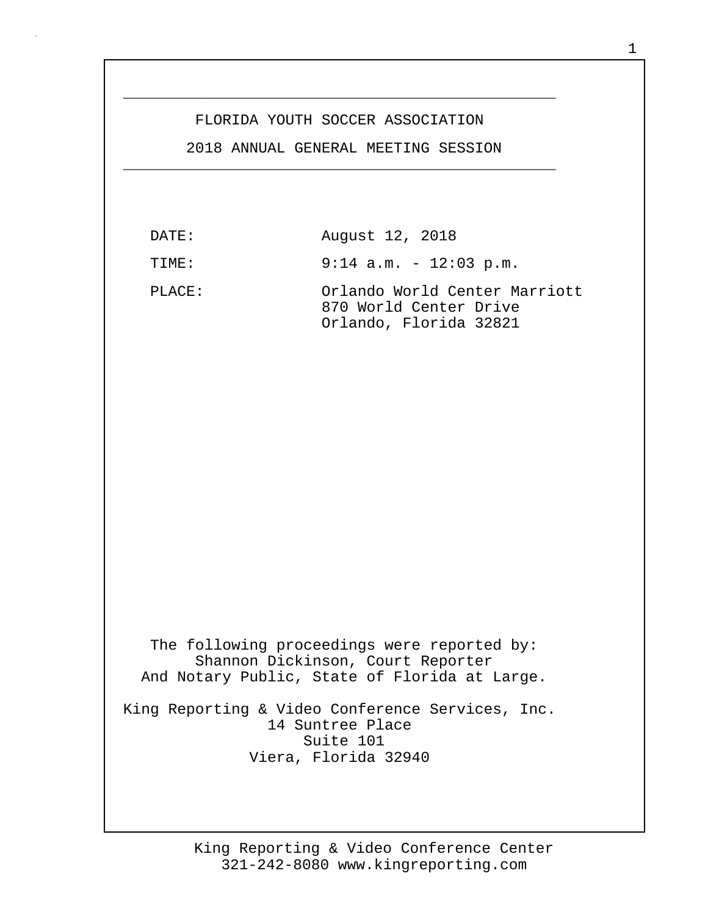# FLORIDA YOUTH SOCCER ASSOCIATION

## 2018 ANNUAL GENERAL MEETING SESSION

DATE: August 12, 2018

TIME: 9:14 a.m. - 12:03 p.m.

PLACE: Orlando World Center Marriott
870 World Center Drive
Orlando, Florida 32821

The following proceedings were reported by:
Shannon Dickinson, Court Reporter
And Notary Public, State of Florida at Large.

King Reporting & Video Conference Services, Inc.
14 Suntree Place
Suite 101
Viera, Florida 32940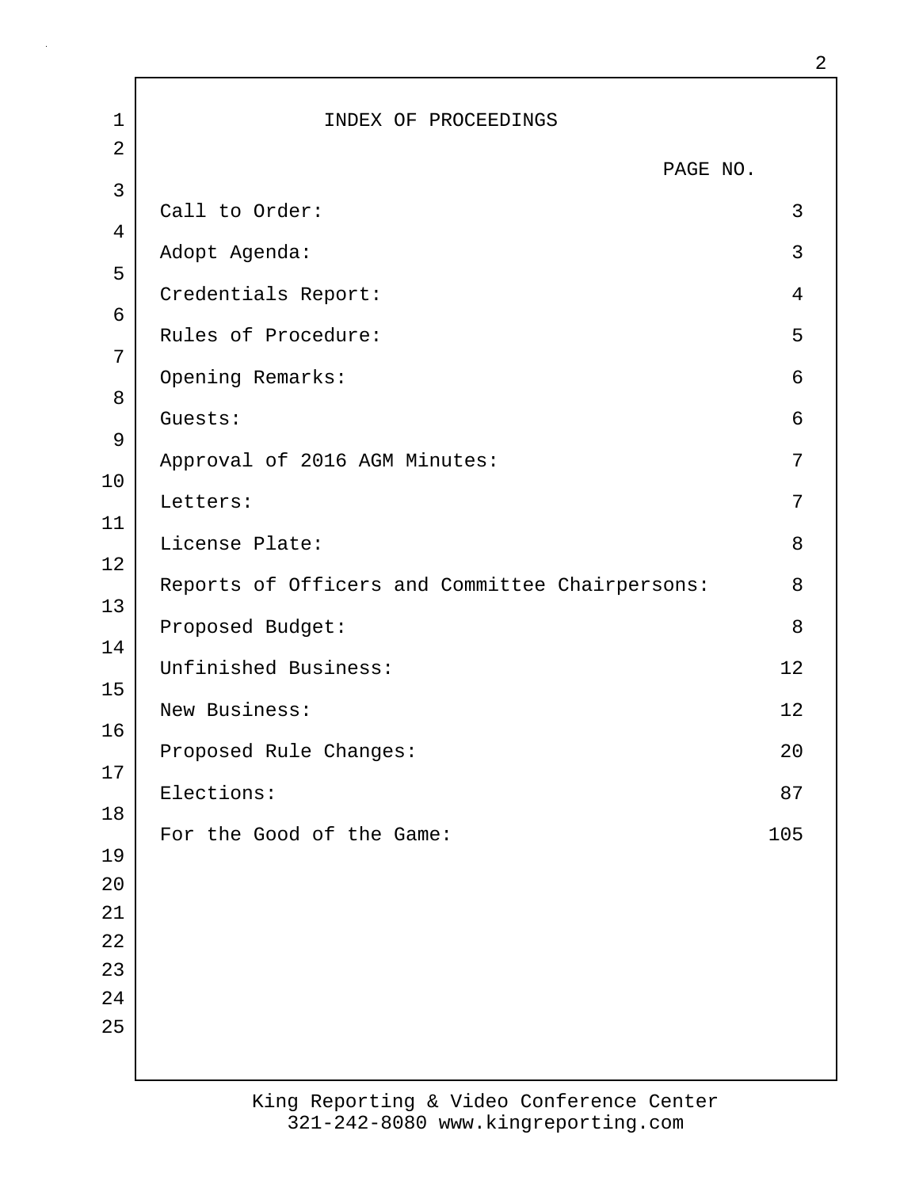# INDEX OF PROCEEDINGS

| | PAGE NO. |
|---|---|
| Call to Order: | 3 |
| Adopt Agenda: | 3 |
| Credentials Report: | 4 |
| Rules of Procedure: | 5 |
| Opening Remarks: | 6 |
| Guests: | 6 |
| Approval of 2016 AGM Minutes: | 7 |
| Letters: | 7 |
| License Plate: | 8 |
| Reports of Officers and Committee Chairpersons: | 8 |
| Proposed Budget: | 8 |
| Unfinished Business: | 12 |
| New Business: | 12 |
| Proposed Rule Changes: | 20 |
| Elections: | 87 |
| For the Good of the Game: | 105 |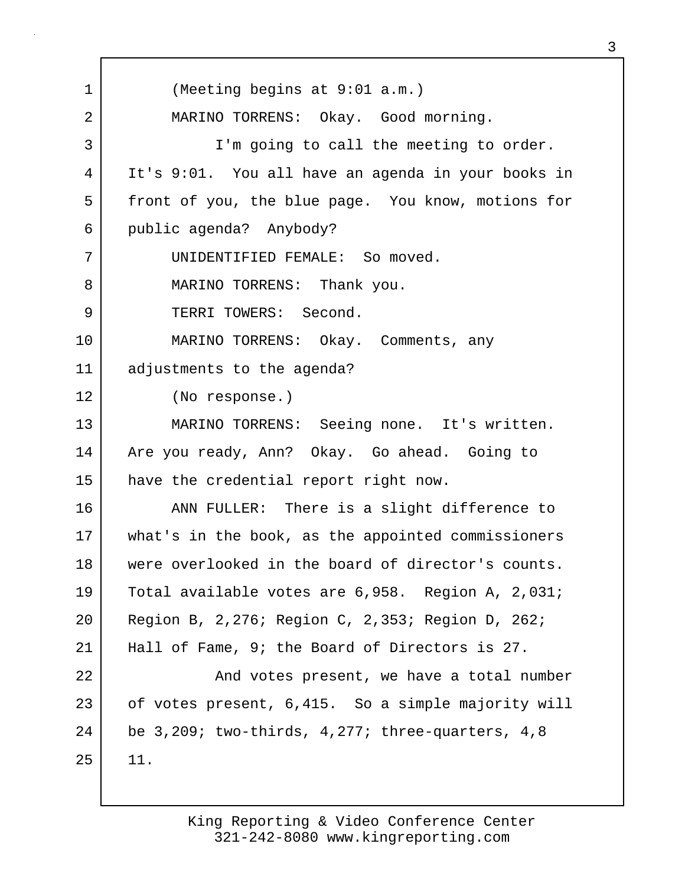(Meeting begins at 9:01 a.m.)

MARINO TORRENS: Okay. Good morning.

I'm going to call the meeting to order. It's 9:01. You all have an agenda in your books in front of you, the blue page. You know, motions for public agenda? Anybody?

UNIDENTIFIED FEMALE: So moved.

MARINO TORRENS: Thank you.

TERRI TOWERS: Second.

MARINO TORRENS: Okay. Comments, any adjustments to the agenda?

(No response.)

MARINO TORRENS: Seeing none. It's written. Are you ready, Ann? Okay. Go ahead. Going to have the credential report right now.

ANN FULLER: There is a slight difference to what's in the book, as the appointed commissioners were overlooked in the board of director's counts. Total available votes are 6,958. Region A, 2,031; Region B, 2,276; Region C, 2,353; Region D, 262; Hall of Fame, 9; the Board of Directors is 27.

And votes present, we have a total number of votes present, 6,415. So a simple majority will be 3,209; two-thirds, 4,277; three-quarters, 4,8 11.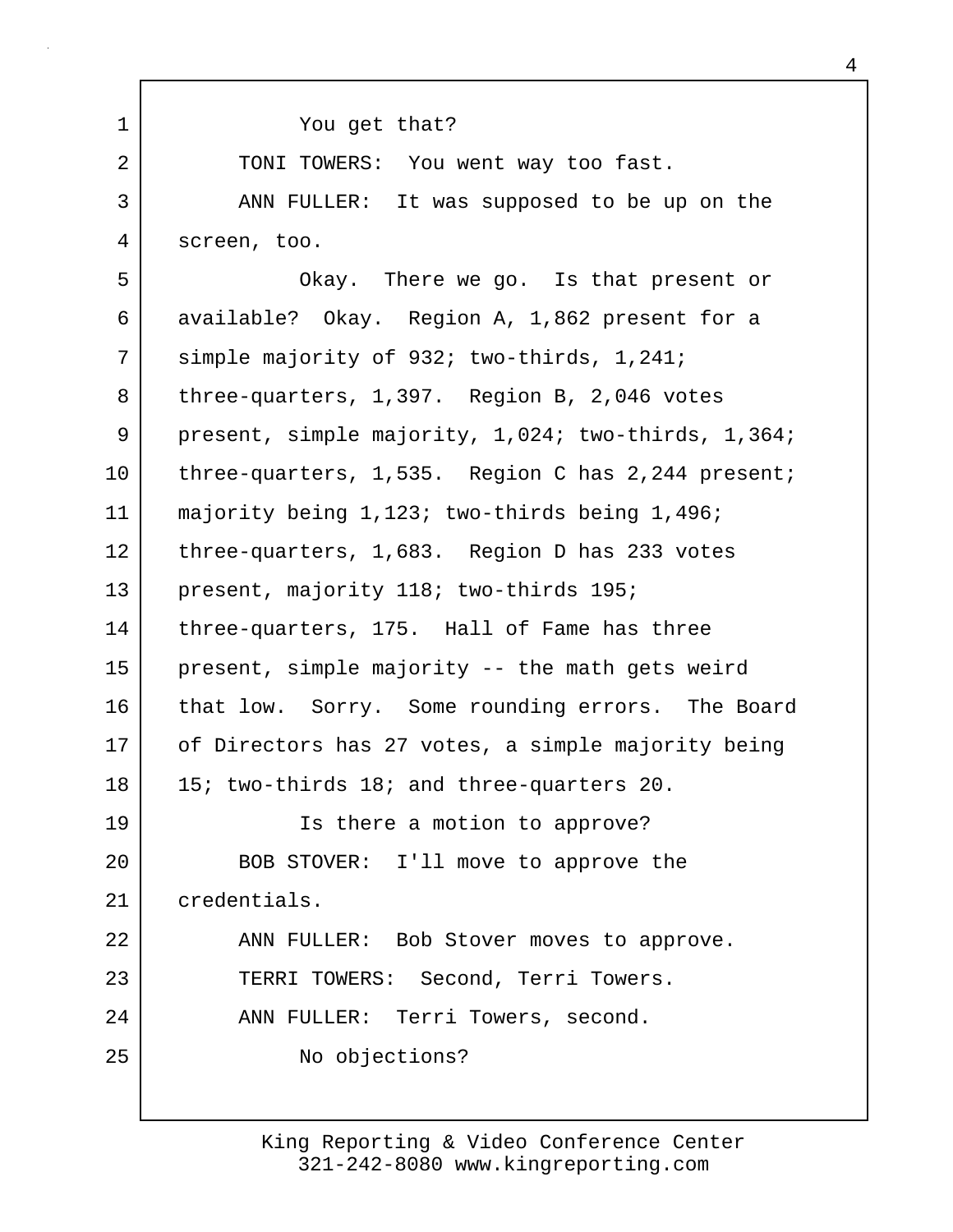You get that?

TONI TOWERS: You went way too fast.

ANN FULLER: It was supposed to be up on the screen, too.

Okay. There we go. Is that present or available? Okay. Region A, 1,862 present for a simple majority of 932; two-thirds, 1,241; three-quarters, 1,397. Region B, 2,046 votes present, simple majority, 1,024; two-thirds, 1,364; three-quarters, 1,535. Region C has 2,244 present; majority being 1,123; two-thirds being 1,496; three-quarters, 1,683. Region D has 233 votes present, majority 118; two-thirds 195; three-quarters, 175. Hall of Fame has three present, simple majority -- the math gets weird that low. Sorry. Some rounding errors. The Board of Directors has 27 votes, a simple majority being 15; two-thirds 18; and three-quarters 20.

Is there a motion to approve?

BOB STOVER: I'll move to approve the credentials.

ANN FULLER: Bob Stover moves to approve.

TERRI TOWERS: Second, Terri Towers.

ANN FULLER: Terri Towers, second.

No objections?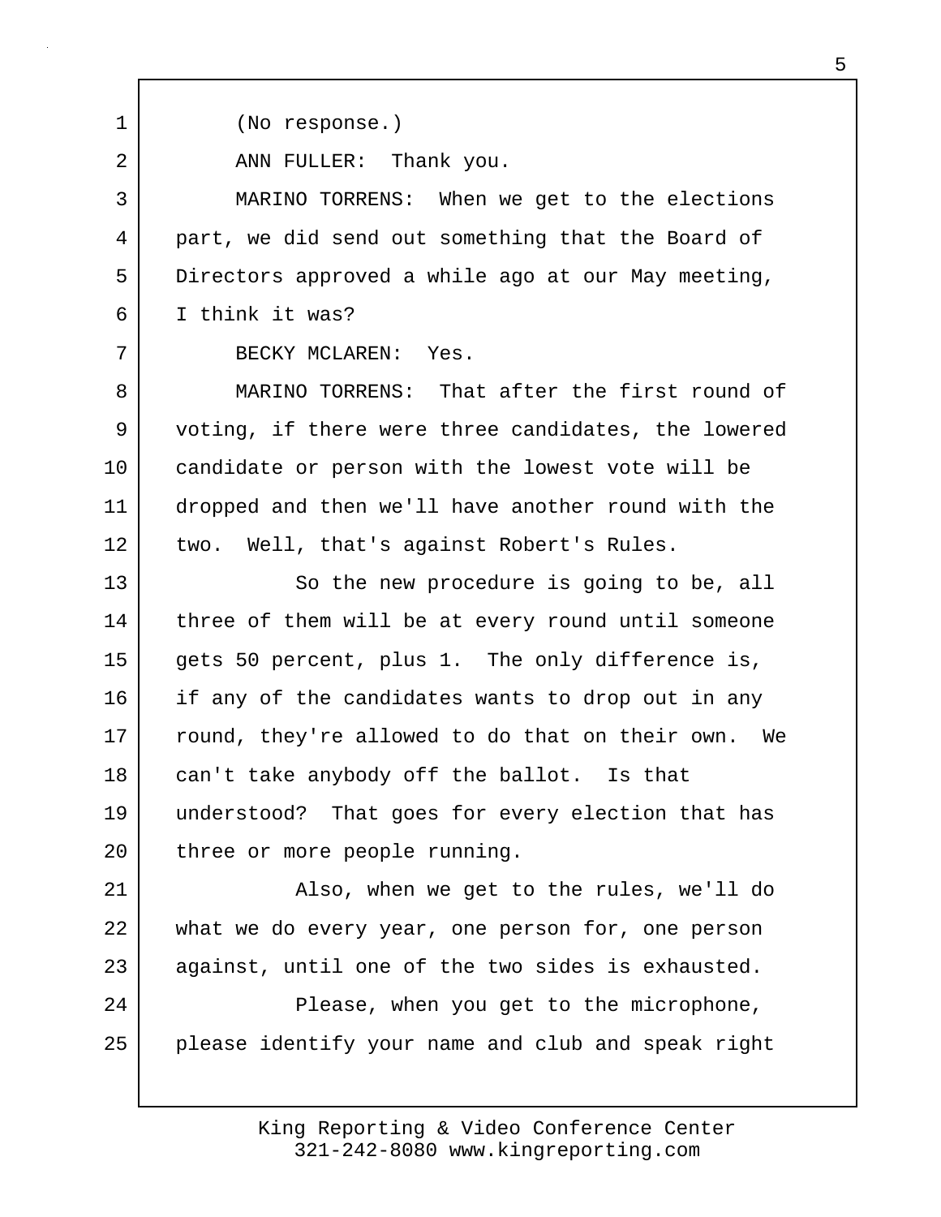(No response.)

ANN FULLER: Thank you.

MARINO TORRENS: When we get to the elections part, we did send out something that the Board of Directors approved a while ago at our May meeting, I think it was?

BECKY MCLAREN: Yes.

MARINO TORRENS: That after the first round of voting, if there were three candidates, the lowered candidate or person with the lowest vote will be dropped and then we'll have another round with the two. Well, that's against Robert's Rules.

So the new procedure is going to be, all three of them will be at every round until someone gets 50 percent, plus 1. The only difference is, if any of the candidates wants to drop out in any round, they're allowed to do that on their own. We can't take anybody off the ballot. Is that understood? That goes for every election that has three or more people running.

Also, when we get to the rules, we'll do what we do every year, one person for, one person against, until one of the two sides is exhausted.

Please, when you get to the microphone, please identify your name and club and speak right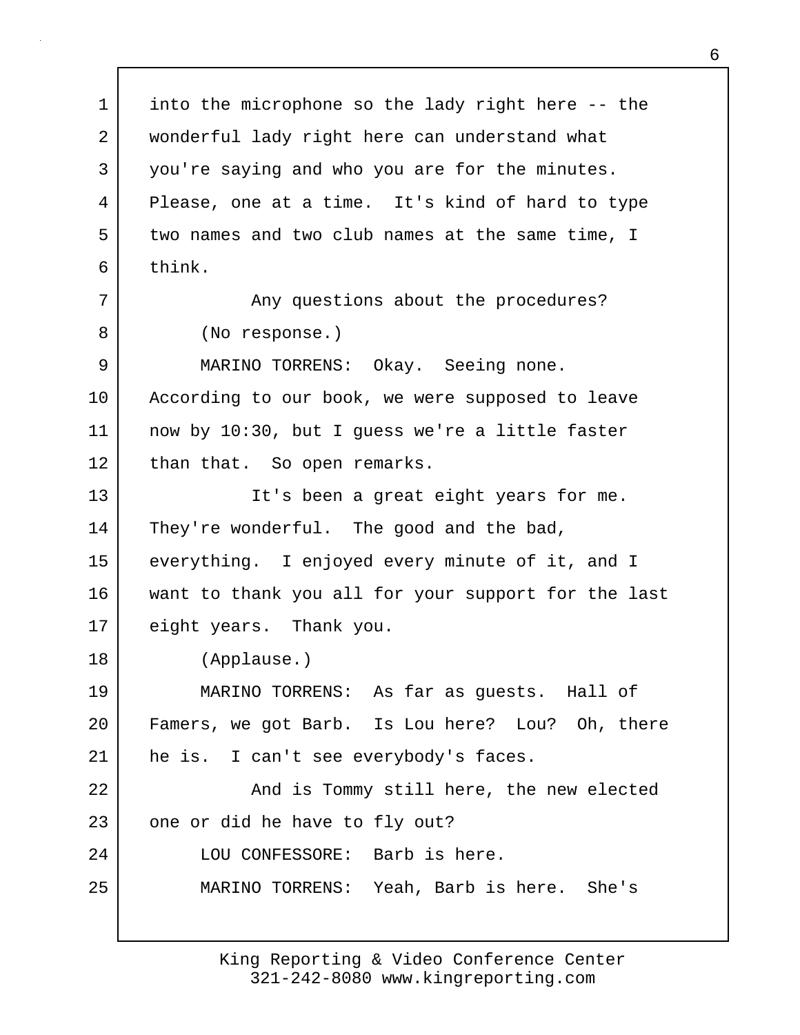into the microphone so the lady right here -- the wonderful lady right here can understand what you're saying and who you are for the minutes. Please, one at a time. It's kind of hard to type two names and two club names at the same time, I think.

Any questions about the procedures?

(No response.)

MARINO TORRENS: Okay. Seeing none. According to our book, we were supposed to leave now by 10:30, but I guess we're a little faster than that. So open remarks.

It's been a great eight years for me. They're wonderful. The good and the bad, everything. I enjoyed every minute of it, and I want to thank you all for your support for the last eight years. Thank you.

(Applause.)

MARINO TORRENS: As far as guests. Hall of Famers, we got Barb. Is Lou here? Lou? Oh, there he is. I can't see everybody's faces.

And is Tommy still here, the new elected one or did he have to fly out?

LOU CONFESSORE: Barb is here.

MARINO TORRENS: Yeah, Barb is here. She's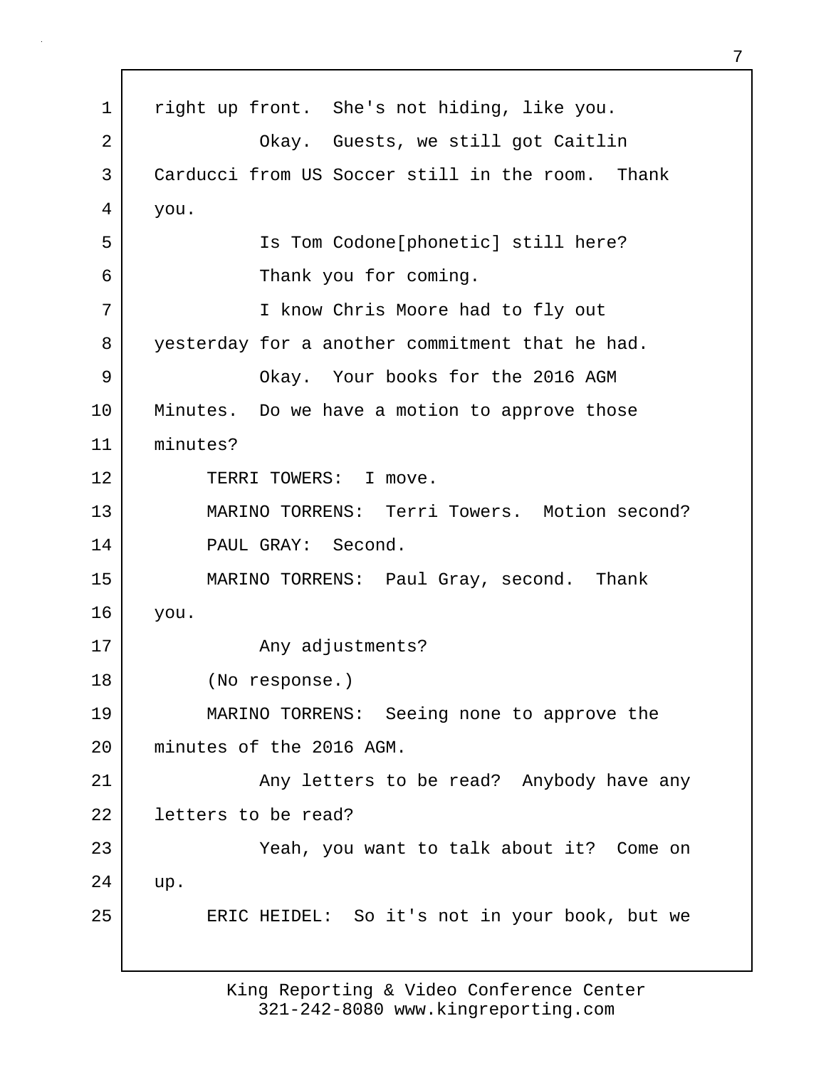right up front. She's not hiding, like you.

Okay. Guests, we still got Caitlin Carducci from US Soccer still in the room. Thank you.

Is Tom Codone[phonetic] still here?

Thank you for coming.

I know Chris Moore had to fly out yesterday for a another commitment that he had.

Okay. Your books for the 2016 AGM Minutes. Do we have a motion to approve those minutes?

TERRI TOWERS: I move.

MARINO TORRENS: Terri Towers. Motion second?

PAUL GRAY: Second.

MARINO TORRENS: Paul Gray, second. Thank you.

Any adjustments?

(No response.)

MARINO TORRENS: Seeing none to approve the minutes of the 2016 AGM.

Any letters to be read? Anybody have any letters to be read?

Yeah, you want to talk about it? Come on up.

ERIC HEIDEL: So it's not in your book, but we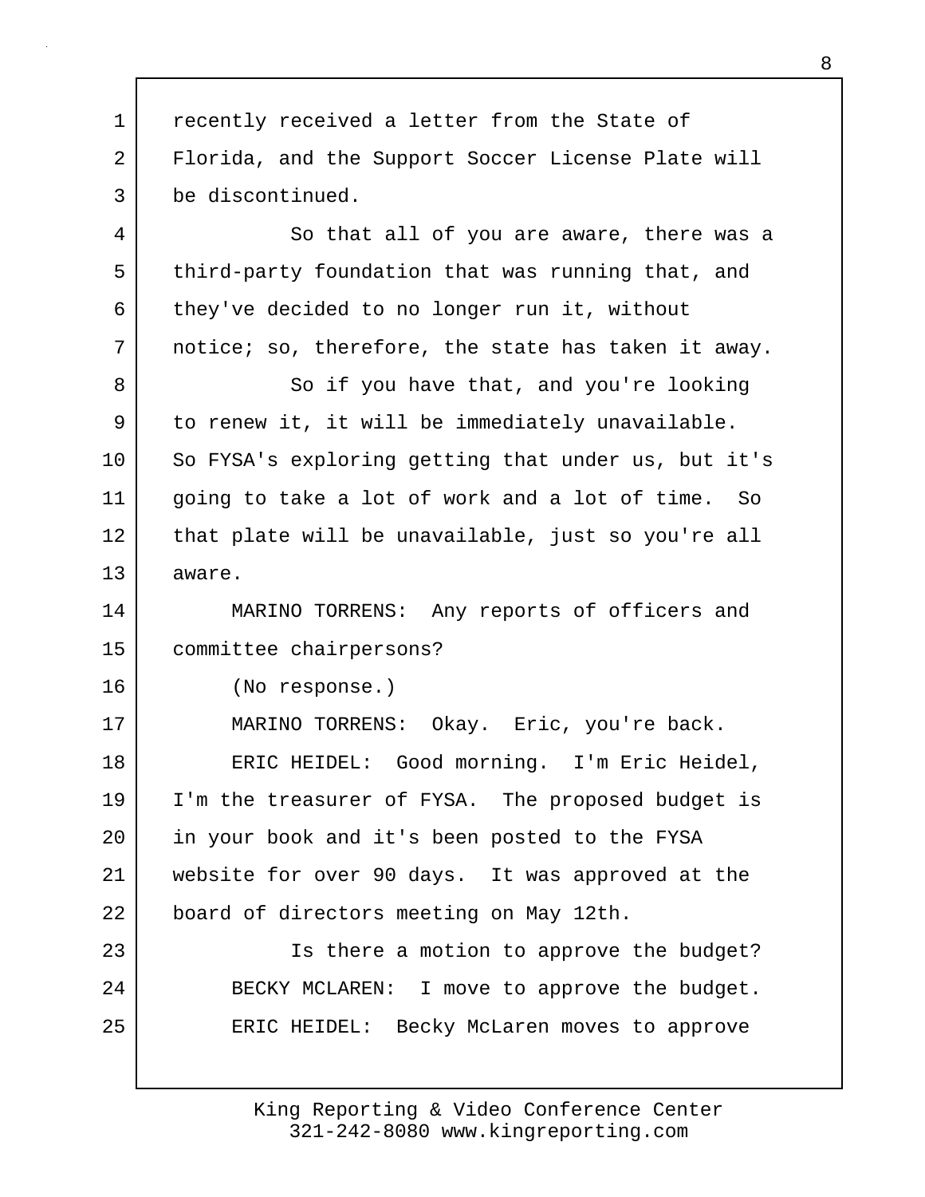recently received a letter from the State of Florida, and the Support Soccer License Plate will be discontinued.

So that all of you are aware, there was a third-party foundation that was running that, and they've decided to no longer run it, without notice; so, therefore, the state has taken it away.

So if you have that, and you're looking to renew it, it will be immediately unavailable. So FYSA's exploring getting that under us, but it's going to take a lot of work and a lot of time. So that plate will be unavailable, just so you're all aware.

MARINO TORRENS: Any reports of officers and committee chairpersons?

(No response.)

MARINO TORRENS: Okay. Eric, you're back.

ERIC HEIDEL: Good morning. I'm Eric Heidel, I'm the treasurer of FYSA. The proposed budget is in your book and it's been posted to the FYSA website for over 90 days. It was approved at the board of directors meeting on May 12th.

Is there a motion to approve the budget?

BECKY MCLAREN: I move to approve the budget.

ERIC HEIDEL: Becky McLaren moves to approve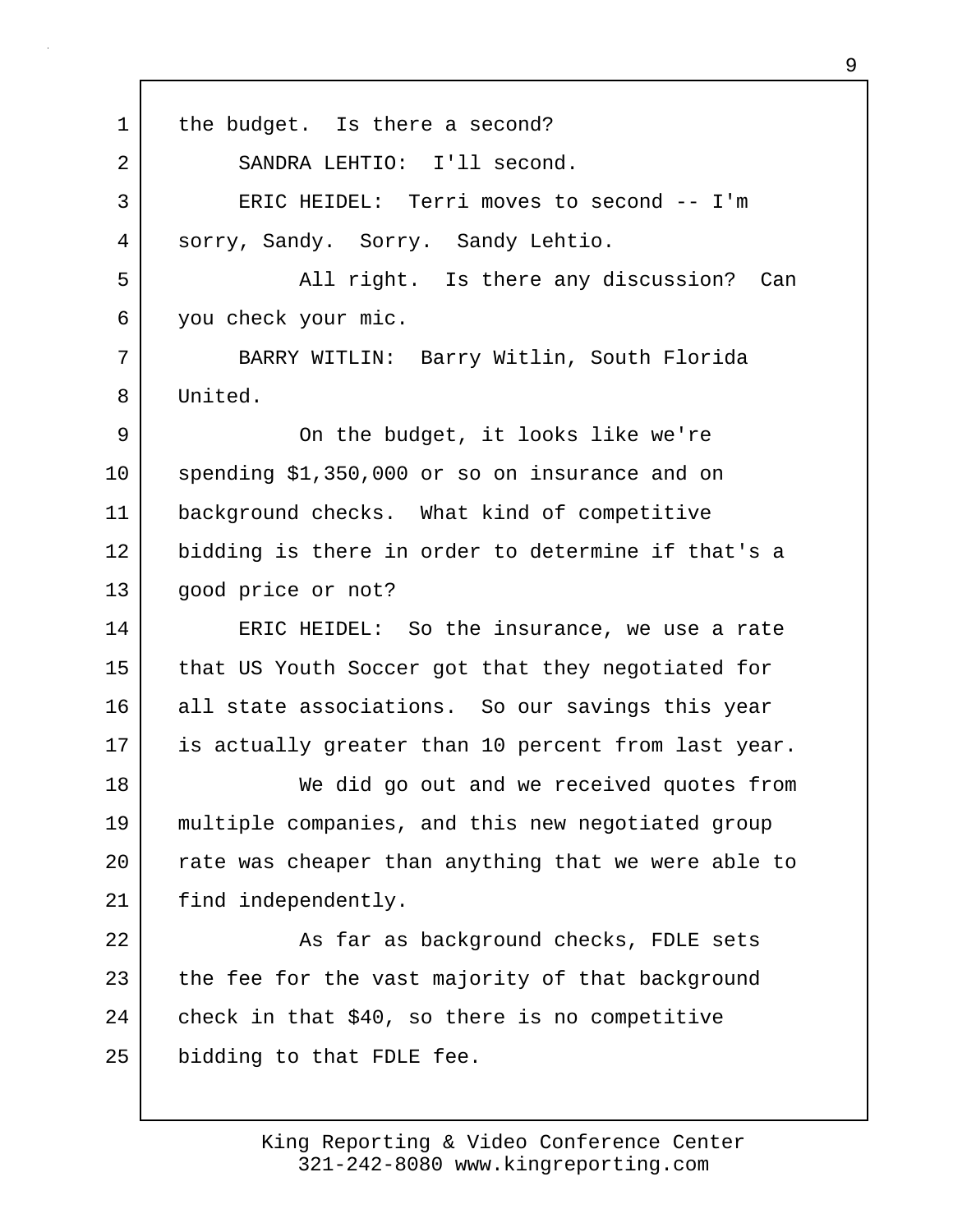the budget. Is there a second?

SANDRA LEHTIO: I'll second.

ERIC HEIDEL: Terri moves to second -- I'm sorry, Sandy. Sorry. Sandy Lehtio.

All right. Is there any discussion? Can you check your mic.

BARRY WITLIN: Barry Witlin, South Florida United.

On the budget, it looks like we're spending $1,350,000 or so on insurance and on background checks. What kind of competitive bidding is there in order to determine if that's a good price or not?

ERIC HEIDEL: So the insurance, we use a rate that US Youth Soccer got that they negotiated for all state associations. So our savings this year is actually greater than 10 percent from last year.

We did go out and we received quotes from multiple companies, and this new negotiated group rate was cheaper than anything that we were able to find independently.

As far as background checks, FDLE sets the fee for the vast majority of that background check in that $40, so there is no competitive bidding to that FDLE fee.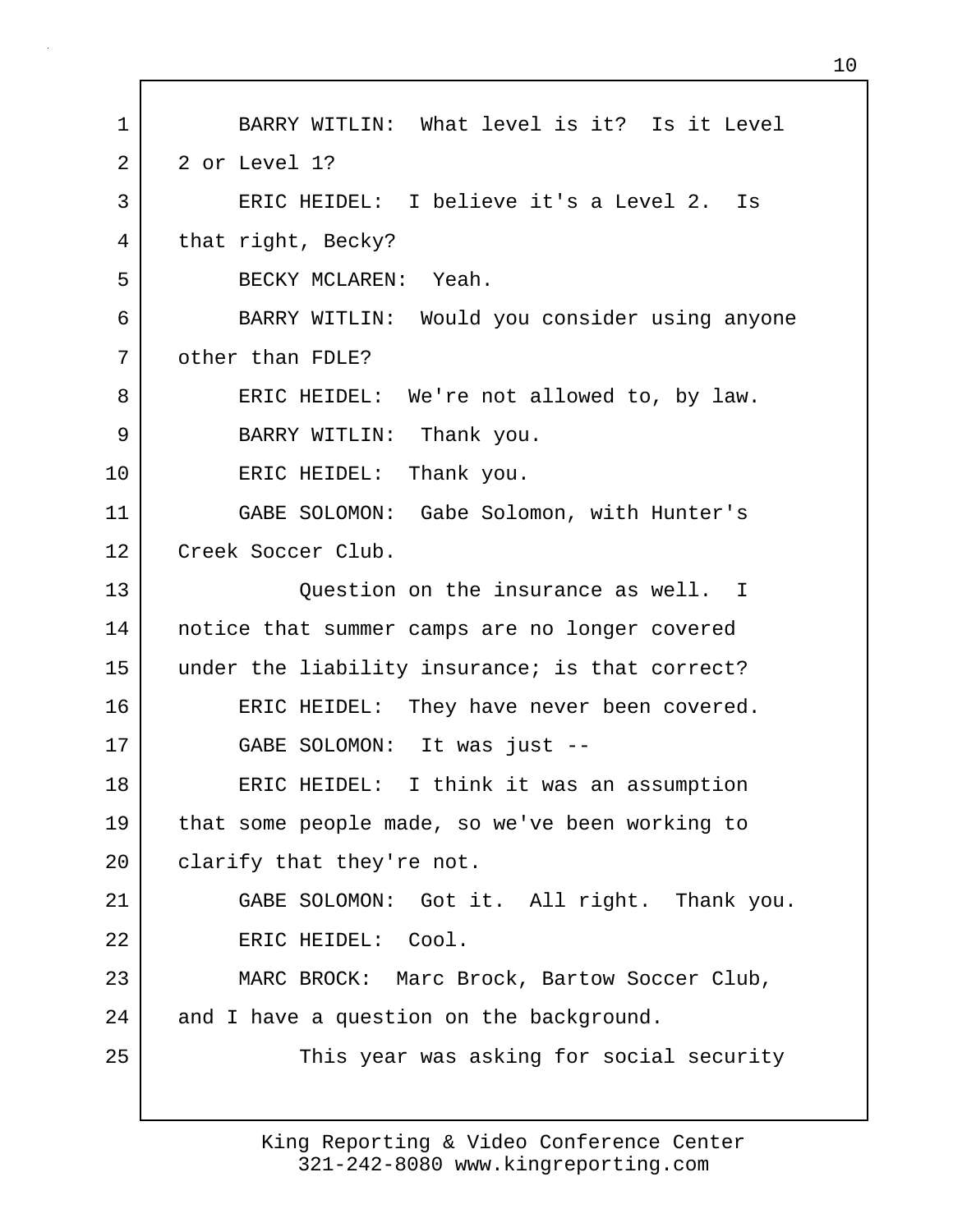BARRY WITLIN: What level is it? Is it Level 2 or Level 1?

ERIC HEIDEL: I believe it's a Level 2. Is that right, Becky?

BECKY MCLAREN: Yeah.

BARRY WITLIN: Would you consider using anyone other than FDLE?

ERIC HEIDEL: We're not allowed to, by law.

BARRY WITLIN: Thank you.

ERIC HEIDEL: Thank you.

GABE SOLOMON: Gabe Solomon, with Hunter's Creek Soccer Club.

Question on the insurance as well. I notice that summer camps are no longer covered under the liability insurance; is that correct?

ERIC HEIDEL: They have never been covered.

GABE SOLOMON: It was just --

ERIC HEIDEL: I think it was an assumption that some people made, so we've been working to clarify that they're not.

GABE SOLOMON: Got it. All right. Thank you.

ERIC HEIDEL: Cool.

MARC BROCK: Marc Brock, Bartow Soccer Club, and I have a question on the background.

This year was asking for social security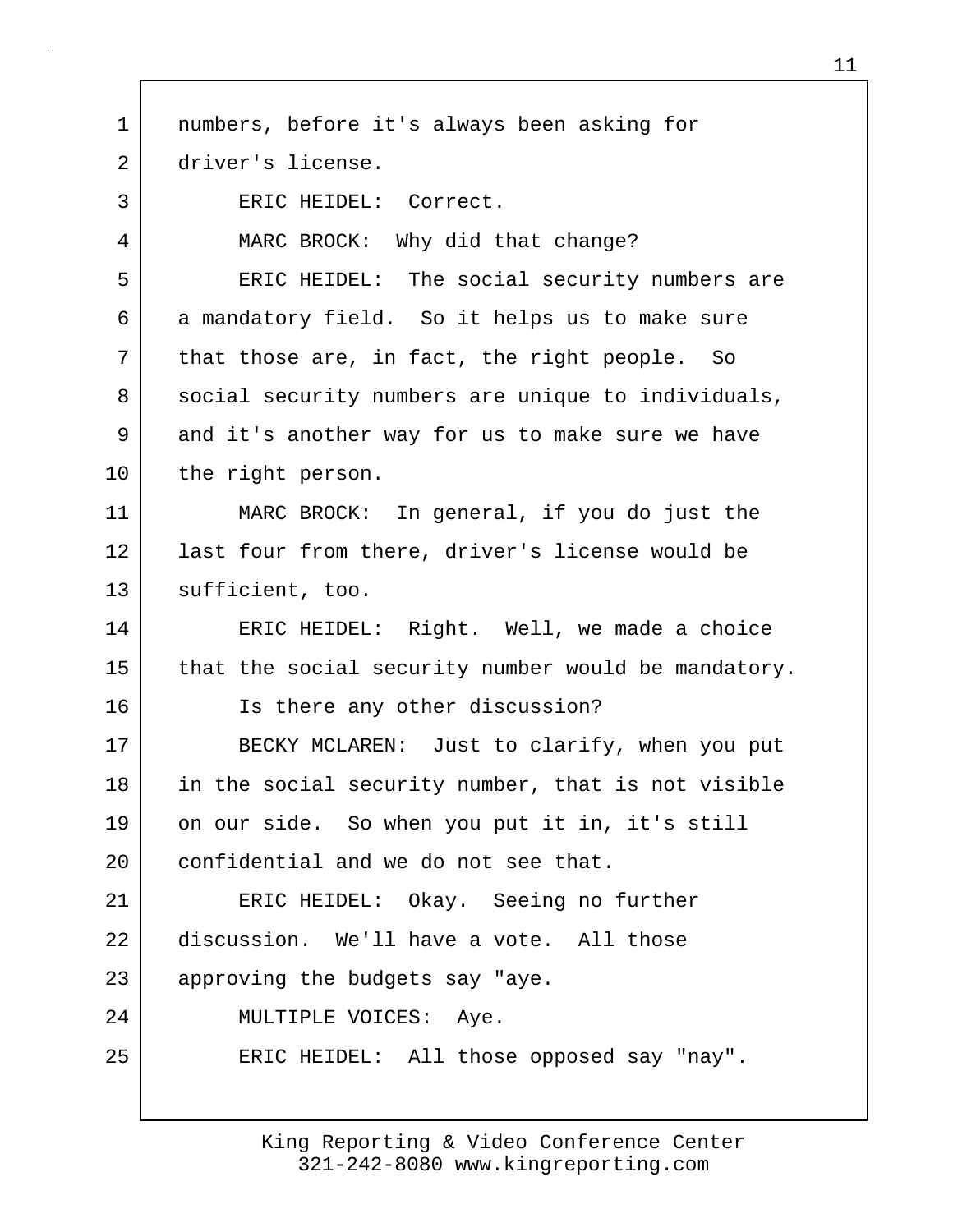numbers, before it's always been asking for driver's license.

ERIC HEIDEL: Correct.

MARC BROCK: Why did that change?

ERIC HEIDEL: The social security numbers are a mandatory field. So it helps us to make sure that those are, in fact, the right people. So social security numbers are unique to individuals, and it's another way for us to make sure we have the right person.

MARC BROCK: In general, if you do just the last four from there, driver's license would be sufficient, too.

ERIC HEIDEL: Right. Well, we made a choice that the social security number would be mandatory.

Is there any other discussion?

BECKY MCLAREN: Just to clarify, when you put in the social security number, that is not visible on our side. So when you put it in, it's still confidential and we do not see that.

ERIC HEIDEL: Okay. Seeing no further discussion. We'll have a vote. All those approving the budgets say "aye.

MULTIPLE VOICES: Aye.

ERIC HEIDEL: All those opposed say "nay".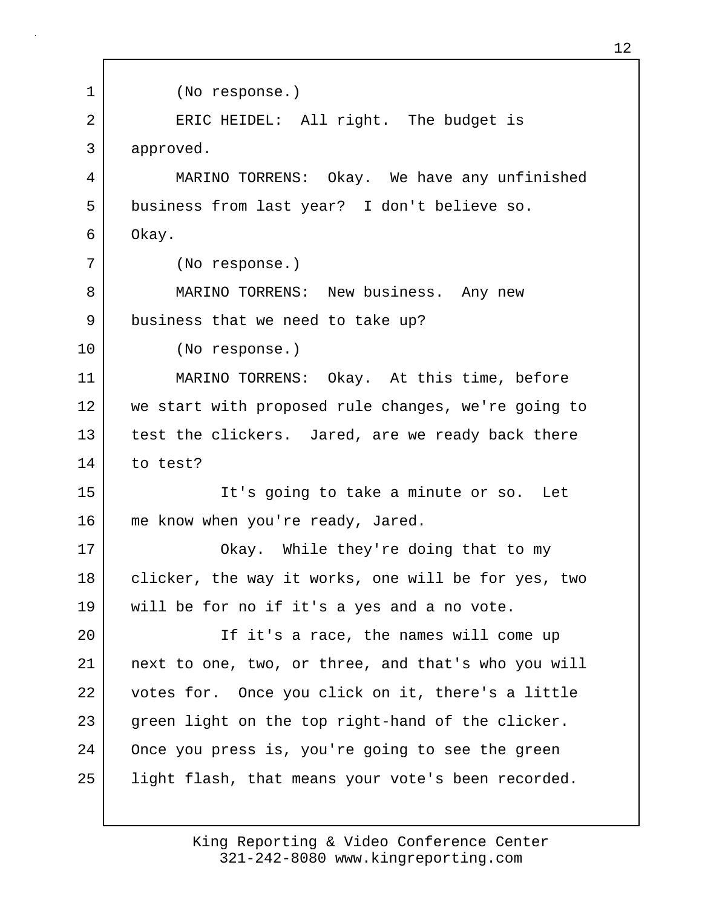(No response.)

ERIC HEIDEL: All right. The budget is approved.

MARINO TORRENS: Okay. We have any unfinished business from last year? I don't believe so. Okay.

(No response.)

MARINO TORRENS: New business. Any new business that we need to take up?

(No response.)

MARINO TORRENS: Okay. At this time, before we start with proposed rule changes, we're going to test the clickers. Jared, are we ready back there to test?

It's going to take a minute or so. Let me know when you're ready, Jared.

Okay. While they're doing that to my clicker, the way it works, one will be for yes, two will be for no if it's a yes and a no vote.

If it's a race, the names will come up next to one, two, or three, and that's who you will votes for. Once you click on it, there's a little green light on the top right-hand of the clicker. Once you press is, you're going to see the green light flash, that means your vote's been recorded.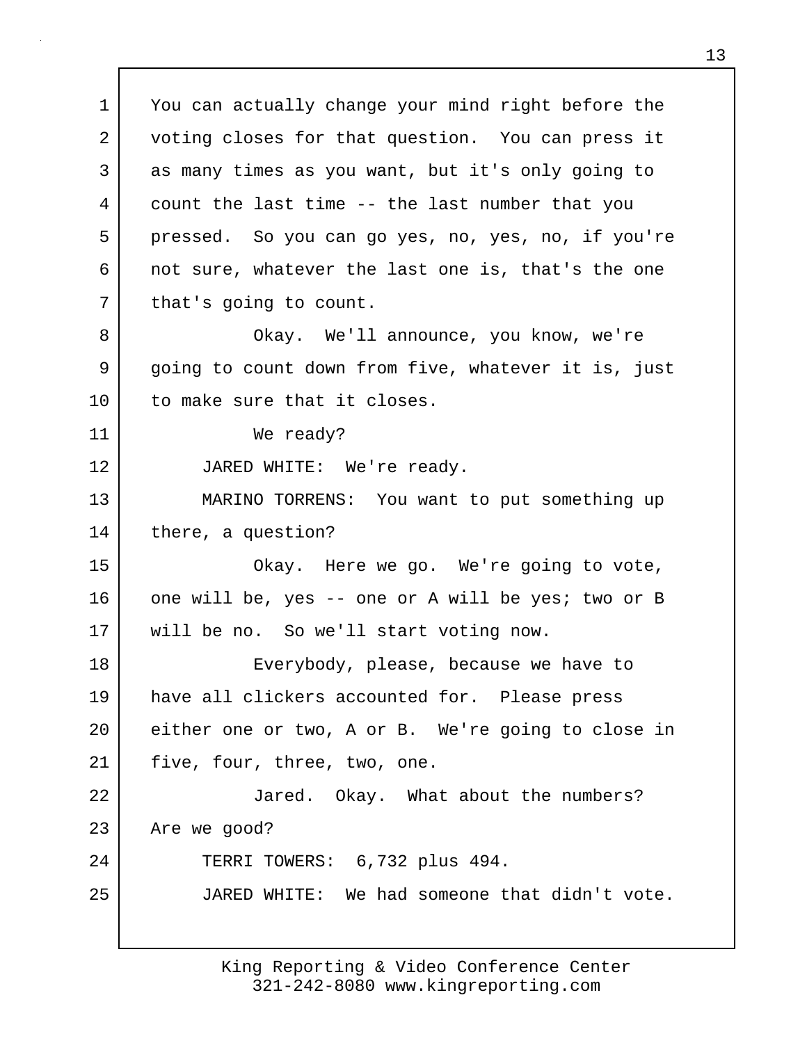You can actually change your mind right before the voting closes for that question. You can press it as many times as you want, but it's only going to count the last time -- the last number that you pressed. So you can go yes, no, yes, no, if you're not sure, whatever the last one is, that's the one that's going to count.

Okay. We'll announce, you know, we're going to count down from five, whatever it is, just to make sure that it closes.

We ready?

JARED WHITE: We're ready.

MARINO TORRENS: You want to put something up there, a question?

Okay. Here we go. We're going to vote, one will be, yes -- one or A will be yes; two or B will be no. So we'll start voting now.

Everybody, please, because we have to have all clickers accounted for. Please press either one or two, A or B. We're going to close in five, four, three, two, one.

Jared. Okay. What about the numbers? Are we good?

TERRI TOWERS: 6,732 plus 494.

JARED WHITE: We had someone that didn't vote.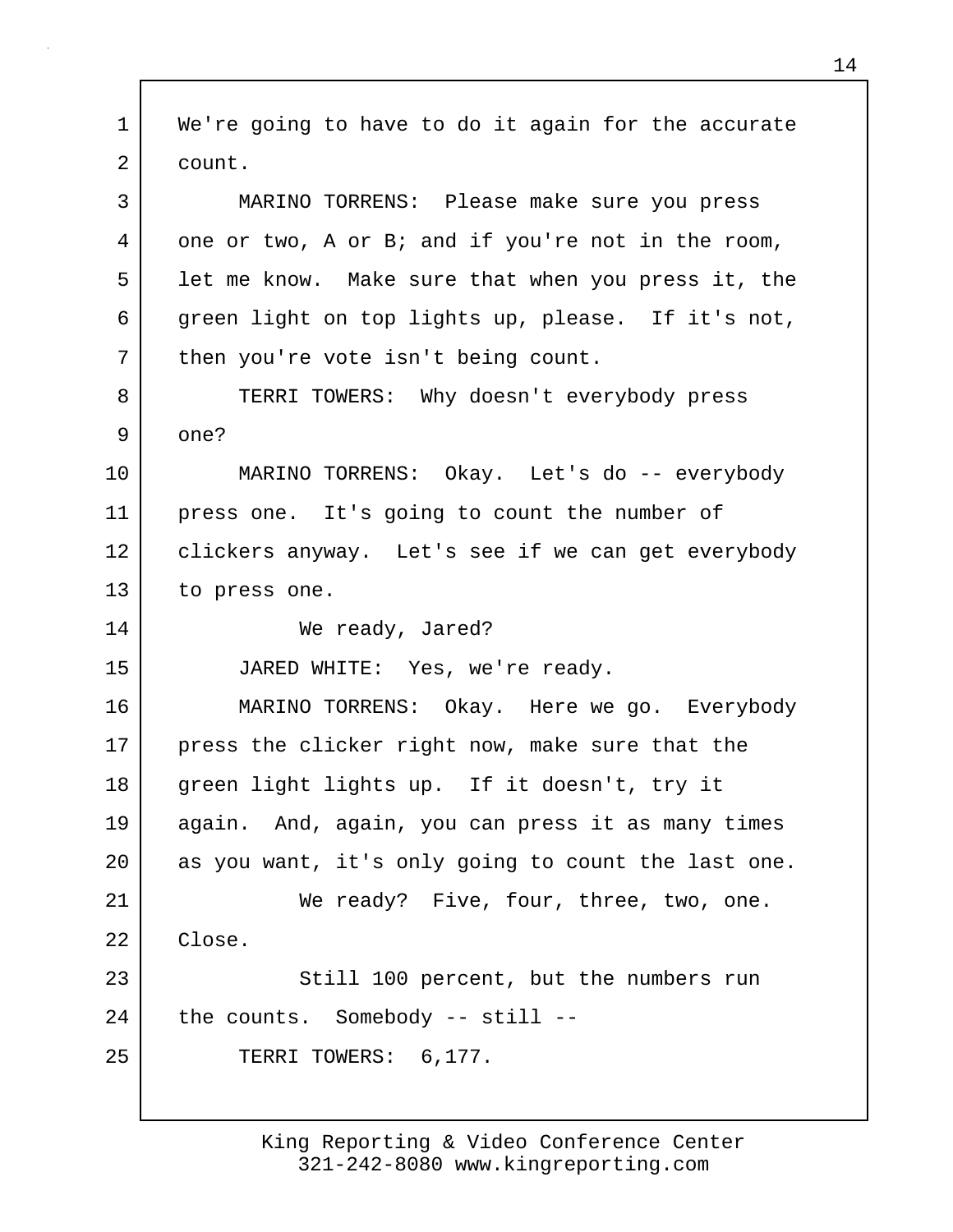We're going to have to do it again for the accurate count.

MARINO TORRENS: Please make sure you press one or two, A or B; and if you're not in the room, let me know. Make sure that when you press it, the green light on top lights up, please. If it's not, then you're vote isn't being count.

TERRI TOWERS: Why doesn't everybody press one?

MARINO TORRENS: Okay. Let's do -- everybody press one. It's going to count the number of clickers anyway. Let's see if we can get everybody to press one.

We ready, Jared?

JARED WHITE: Yes, we're ready.

MARINO TORRENS: Okay. Here we go. Everybody press the clicker right now, make sure that the green light lights up. If it doesn't, try it again. And, again, you can press it as many times as you want, it's only going to count the last one.

We ready? Five, four, three, two, one. Close.

Still 100 percent, but the numbers run the counts. Somebody -- still --

TERRI TOWERS: 6,177.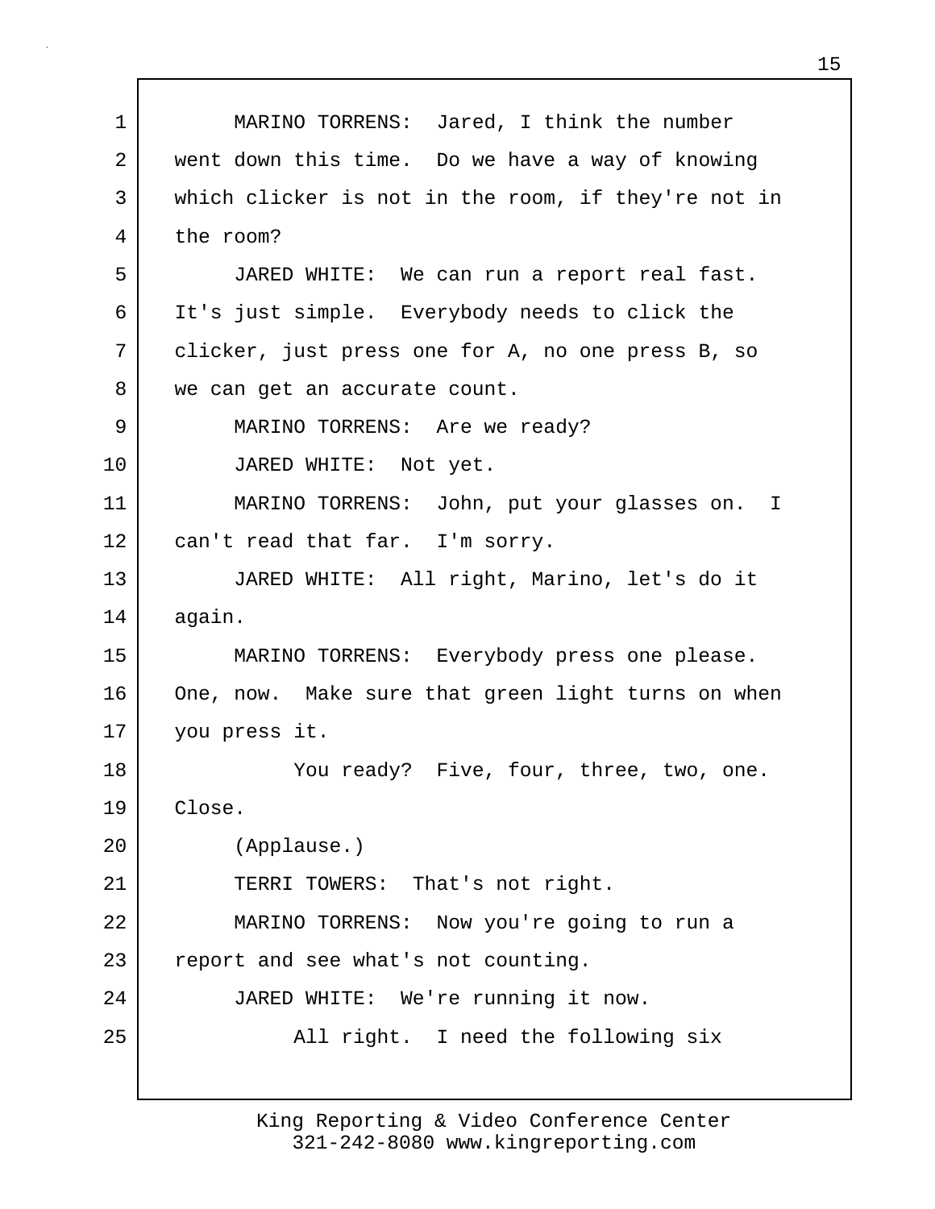MARINO TORRENS: Jared, I think the number went down this time. Do we have a way of knowing which clicker is not in the room, if they're not in the room?

JARED WHITE: We can run a report real fast. It's just simple. Everybody needs to click the clicker, just press one for A, no one press B, so we can get an accurate count.

MARINO TORRENS: Are we ready?

JARED WHITE: Not yet.

MARINO TORRENS: John, put your glasses on. I can't read that far. I'm sorry.

JARED WHITE: All right, Marino, let's do it again.

MARINO TORRENS: Everybody press one please. One, now. Make sure that green light turns on when you press it.

You ready? Five, four, three, two, one. Close.

(Applause.)

TERRI TOWERS: That's not right.

MARINO TORRENS: Now you're going to run a report and see what's not counting.

JARED WHITE: We're running it now.

All right. I need the following six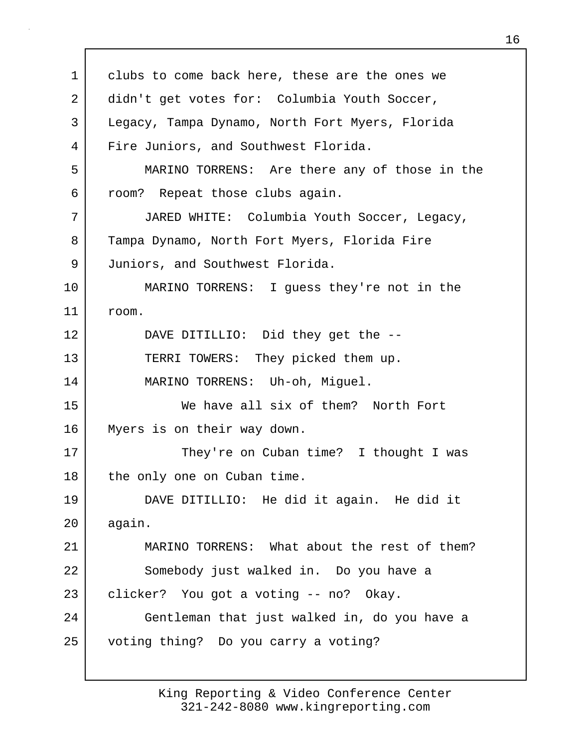clubs to come back here, these are the ones we didn't get votes for: Columbia Youth Soccer, Legacy, Tampa Dynamo, North Fort Myers, Florida Fire Juniors, and Southwest Florida.

MARINO TORRENS: Are there any of those in the room? Repeat those clubs again.

JARED WHITE: Columbia Youth Soccer, Legacy, Tampa Dynamo, North Fort Myers, Florida Fire Juniors, and Southwest Florida.

MARINO TORRENS: I guess they're not in the room.

DAVE DITILLIO: Did they get the --

TERRI TOWERS: They picked them up.

MARINO TORRENS: Uh-oh, Miguel.

We have all six of them? North Fort Myers is on their way down.

They're on Cuban time? I thought I was the only one on Cuban time.

DAVE DITILLIO: He did it again. He did it again.

MARINO TORRENS: What about the rest of them?

Somebody just walked in. Do you have a clicker? You got a voting -- no? Okay.

Gentleman that just walked in, do you have a voting thing? Do you carry a voting?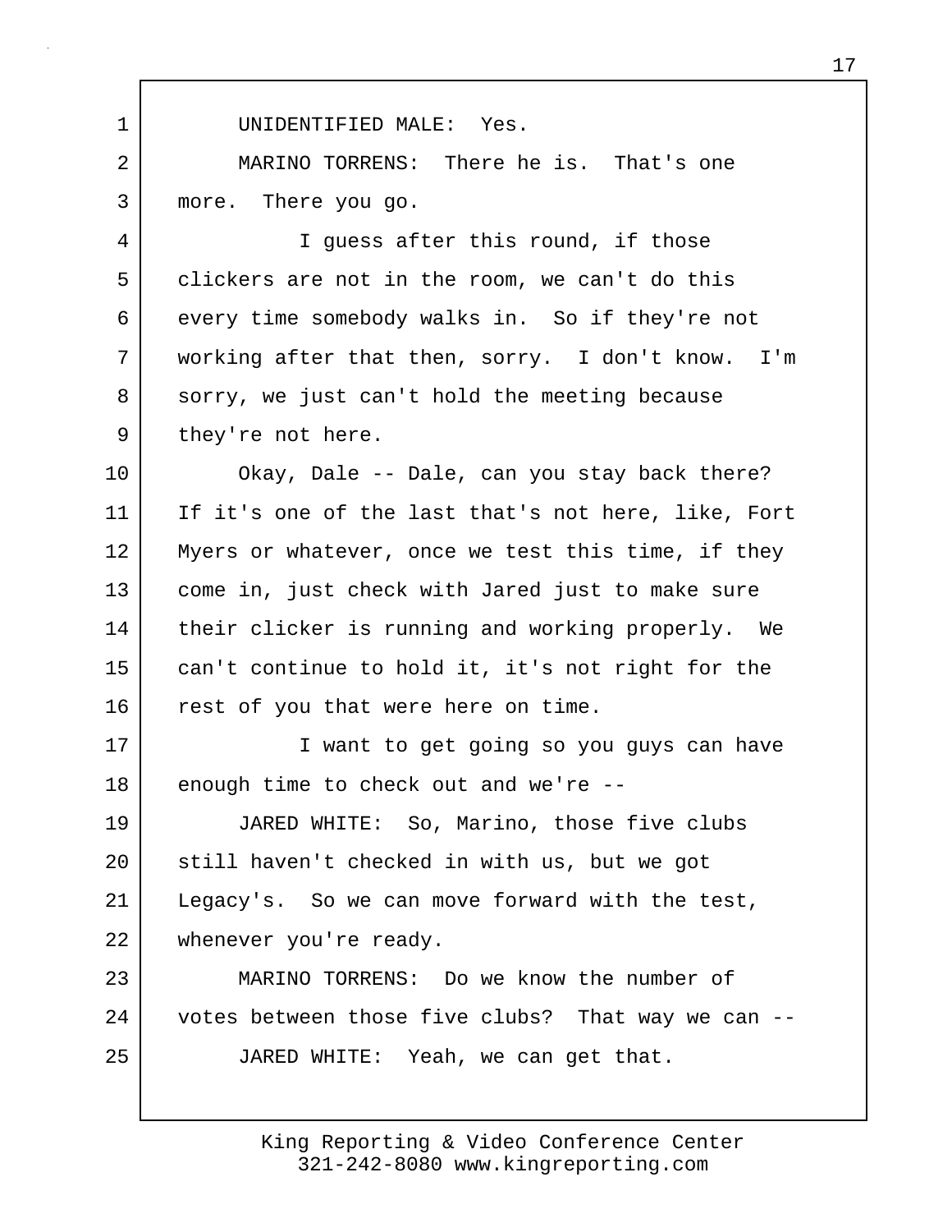UNIDENTIFIED MALE: Yes.

MARINO TORRENS: There he is. That's one more. There you go.

I guess after this round, if those clickers are not in the room, we can't do this every time somebody walks in. So if they're not working after that then, sorry. I don't know. I'm sorry, we just can't hold the meeting because they're not here.

Okay, Dale -- Dale, can you stay back there? If it's one of the last that's not here, like, Fort Myers or whatever, once we test this time, if they come in, just check with Jared just to make sure their clicker is running and working properly. We can't continue to hold it, it's not right for the rest of you that were here on time.

I want to get going so you guys can have enough time to check out and we're --

JARED WHITE: So, Marino, those five clubs still haven't checked in with us, but we got Legacy's. So we can move forward with the test, whenever you're ready.

MARINO TORRENS: Do we know the number of votes between those five clubs? That way we can --

JARED WHITE: Yeah, we can get that.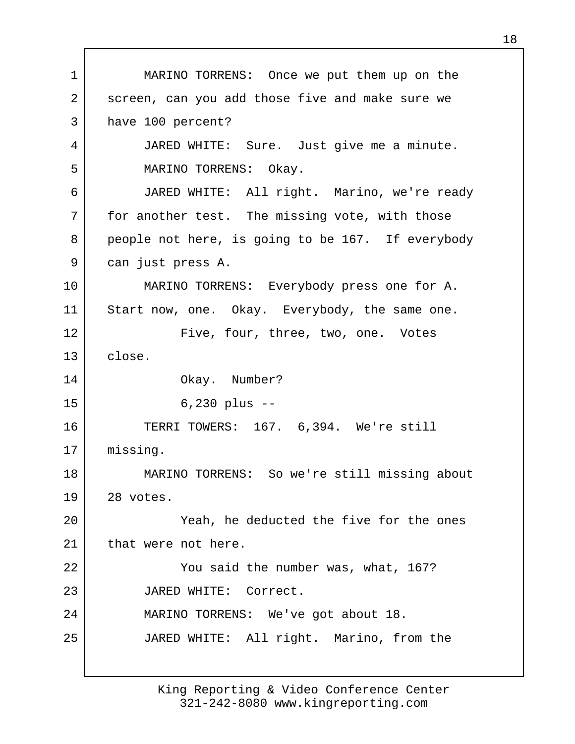MARINO TORRENS: Once we put them up on the screen, can you add those five and make sure we have 100 percent?

JARED WHITE: Sure. Just give me a minute.

MARINO TORRENS: Okay.

JARED WHITE: All right. Marino, we're ready for another test. The missing vote, with those people not here, is going to be 167. If everybody can just press A.

MARINO TORRENS: Everybody press one for A. Start now, one. Okay. Everybody, the same one.

Five, four, three, two, one. Votes close.

Okay. Number?

6,230 plus --

TERRI TOWERS: 167. 6,394. We're still missing.

MARINO TORRENS: So we're still missing about 28 votes.

Yeah, he deducted the five for the ones that were not here.

You said the number was, what, 167?

JARED WHITE: Correct.

MARINO TORRENS: We've got about 18.

JARED WHITE: All right. Marino, from the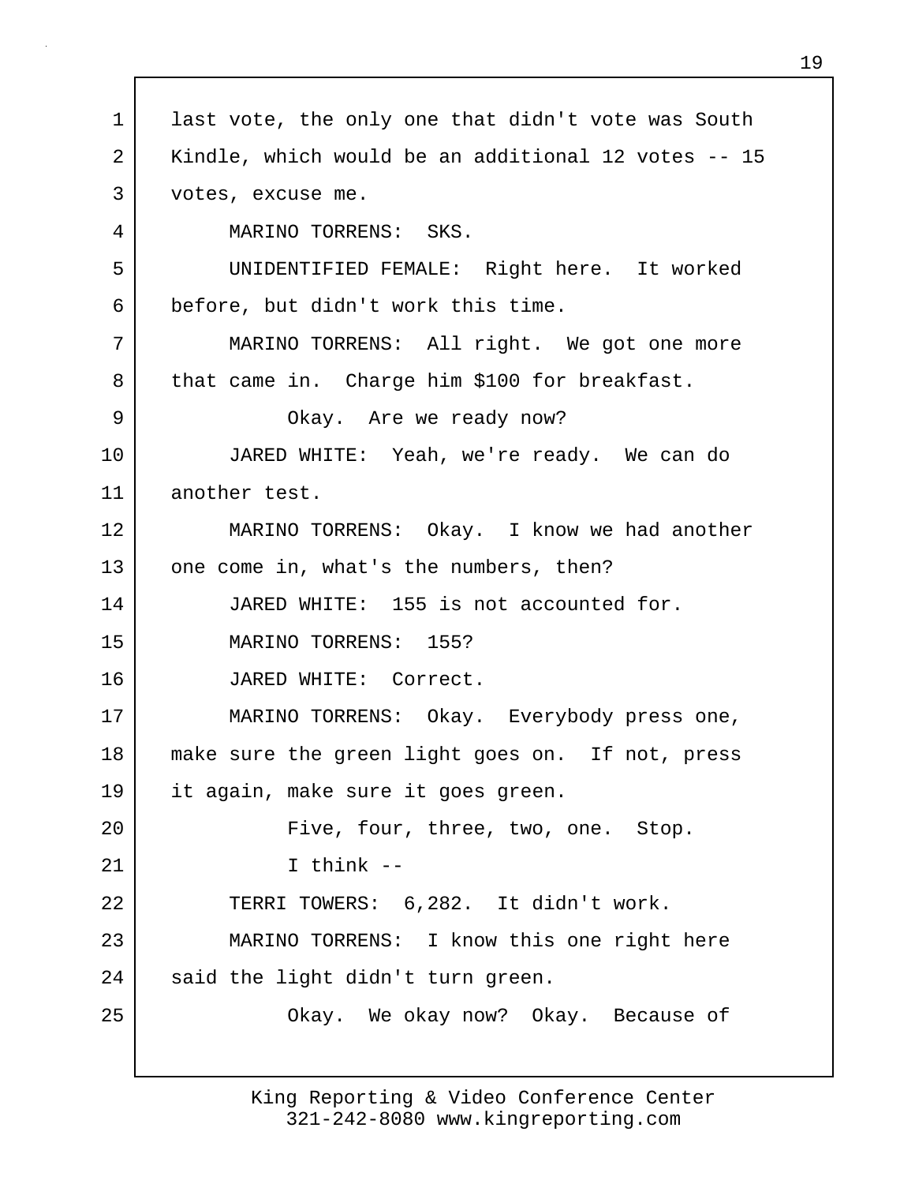1 last vote, the only one that didn't vote was South
2 Kindle, which would be an additional 12 votes -- 15
3 votes, excuse me.

4 MARINO TORRENS: SKS.

5 UNIDENTIFIED FEMALE: Right here. It worked
6 before, but didn't work this time.

7 MARINO TORRENS: All right. We got one more
8 that came in. Charge him $100 for breakfast.

9 Okay. Are we ready now?

10 JARED WHITE: Yeah, we're ready. We can do
11 another test.

12 MARINO TORRENS: Okay. I know we had another
13 one come in, what's the numbers, then?

14 JARED WHITE: 155 is not accounted for.

15 MARINO TORRENS: 155?

16 JARED WHITE: Correct.

17 MARINO TORRENS: Okay. Everybody press one,
18 make sure the green light goes on. If not, press
19 it again, make sure it goes green.

20 Five, four, three, two, one. Stop.

21 I think --

22 TERRI TOWERS: 6,282. It didn't work.

23 MARINO TORRENS: I know this one right here
24 said the light didn't turn green.

25 Okay. We okay now? Okay. Because of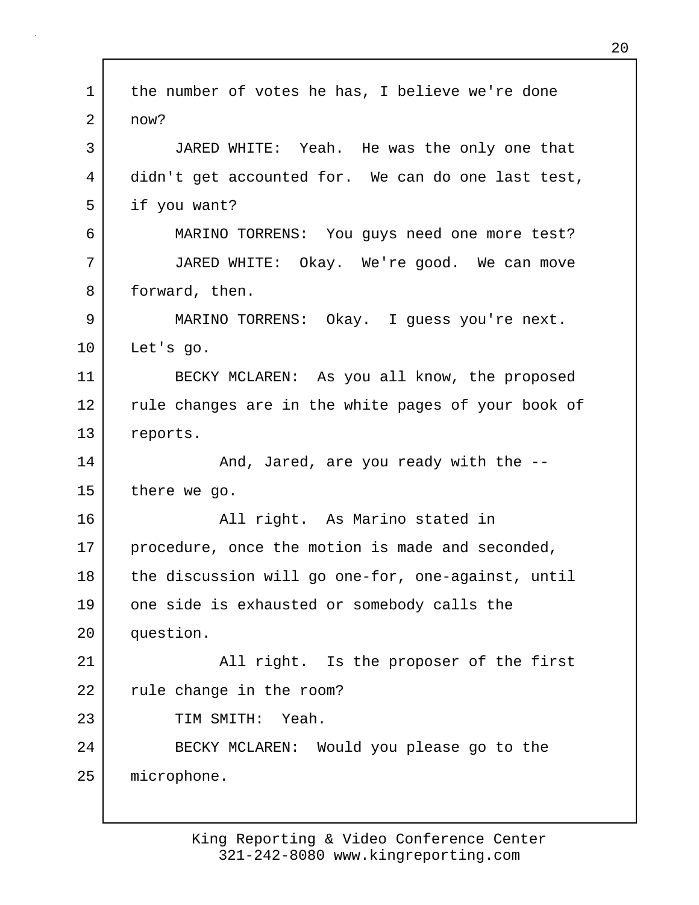the number of votes he has, I believe we're done now?

JARED WHITE: Yeah. He was the only one that didn't get accounted for. We can do one last test, if you want?

MARINO TORRENS: You guys need one more test?

JARED WHITE: Okay. We're good. We can move forward, then.

MARINO TORRENS: Okay. I guess you're next. Let's go.

BECKY MCLAREN: As you all know, the proposed rule changes are in the white pages of your book of reports.

And, Jared, are you ready with the -- there we go.

All right. As Marino stated in procedure, once the motion is made and seconded, the discussion will go one-for, one-against, until one side is exhausted or somebody calls the question.

All right. Is the proposer of the first rule change in the room?

TIM SMITH: Yeah.

BECKY MCLAREN: Would you please go to the microphone.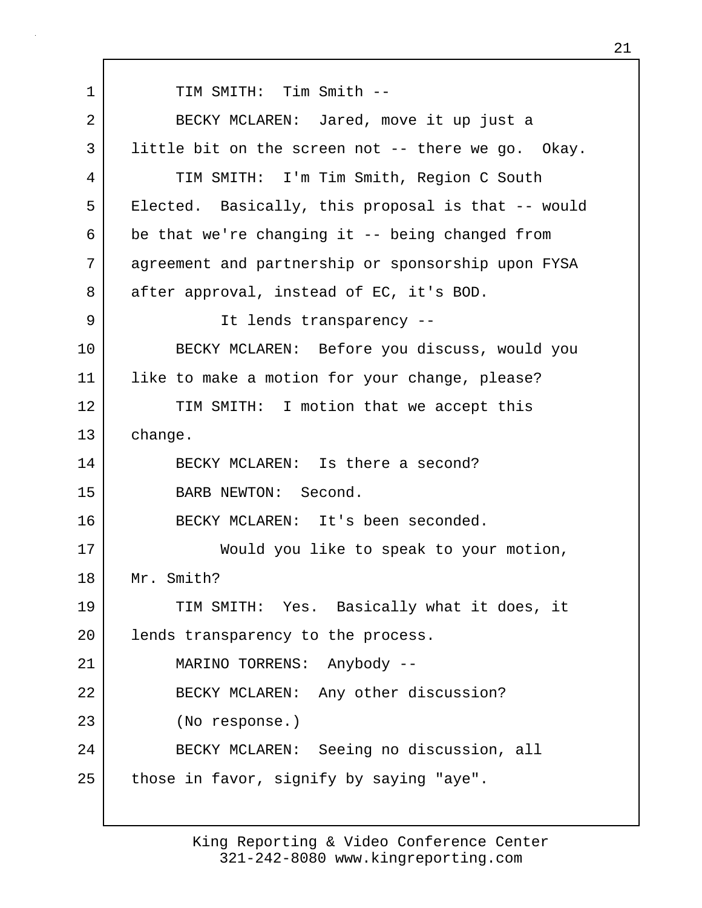TIM SMITH: Tim Smith --

BECKY MCLAREN: Jared, move it up just a little bit on the screen not -- there we go. Okay.

TIM SMITH: I'm Tim Smith, Region C South Elected. Basically, this proposal is that -- would be that we're changing it -- being changed from agreement and partnership or sponsorship upon FYSA after approval, instead of EC, it's BOD.

It lends transparency --

BECKY MCLAREN: Before you discuss, would you like to make a motion for your change, please?

TIM SMITH: I motion that we accept this change.

BECKY MCLAREN: Is there a second?

BARB NEWTON: Second.

BECKY MCLAREN: It's been seconded.

Would you like to speak to your motion, Mr. Smith?

TIM SMITH: Yes. Basically what it does, it lends transparency to the process.

MARINO TORRENS: Anybody --

BECKY MCLAREN: Any other discussion?

(No response.)

BECKY MCLAREN: Seeing no discussion, all those in favor, signify by saying "aye".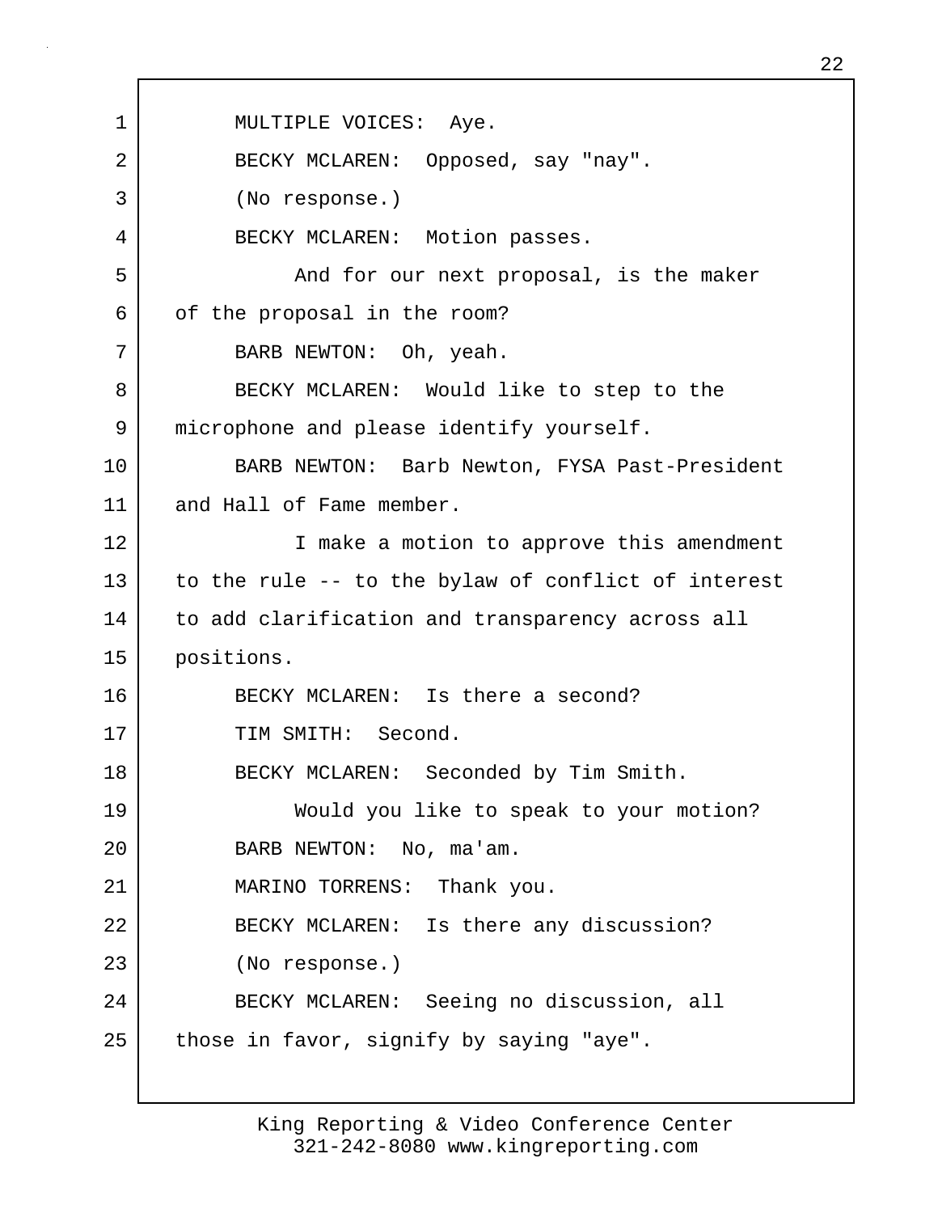MULTIPLE VOICES: Aye.

BECKY MCLAREN: Opposed, say "nay".

(No response.)

BECKY MCLAREN: Motion passes.

And for our next proposal, is the maker of the proposal in the room?

BARB NEWTON: Oh, yeah.

BECKY MCLAREN: Would like to step to the microphone and please identify yourself.

BARB NEWTON: Barb Newton, FYSA Past-President and Hall of Fame member.

I make a motion to approve this amendment to the rule -- to the bylaw of conflict of interest to add clarification and transparency across all positions.

BECKY MCLAREN: Is there a second?

TIM SMITH: Second.

BECKY MCLAREN: Seconded by Tim Smith.

Would you like to speak to your motion?

BARB NEWTON: No, ma'am.

MARINO TORRENS: Thank you.

BECKY MCLAREN: Is there any discussion?

(No response.)

BECKY MCLAREN: Seeing no discussion, all those in favor, signify by saying "aye".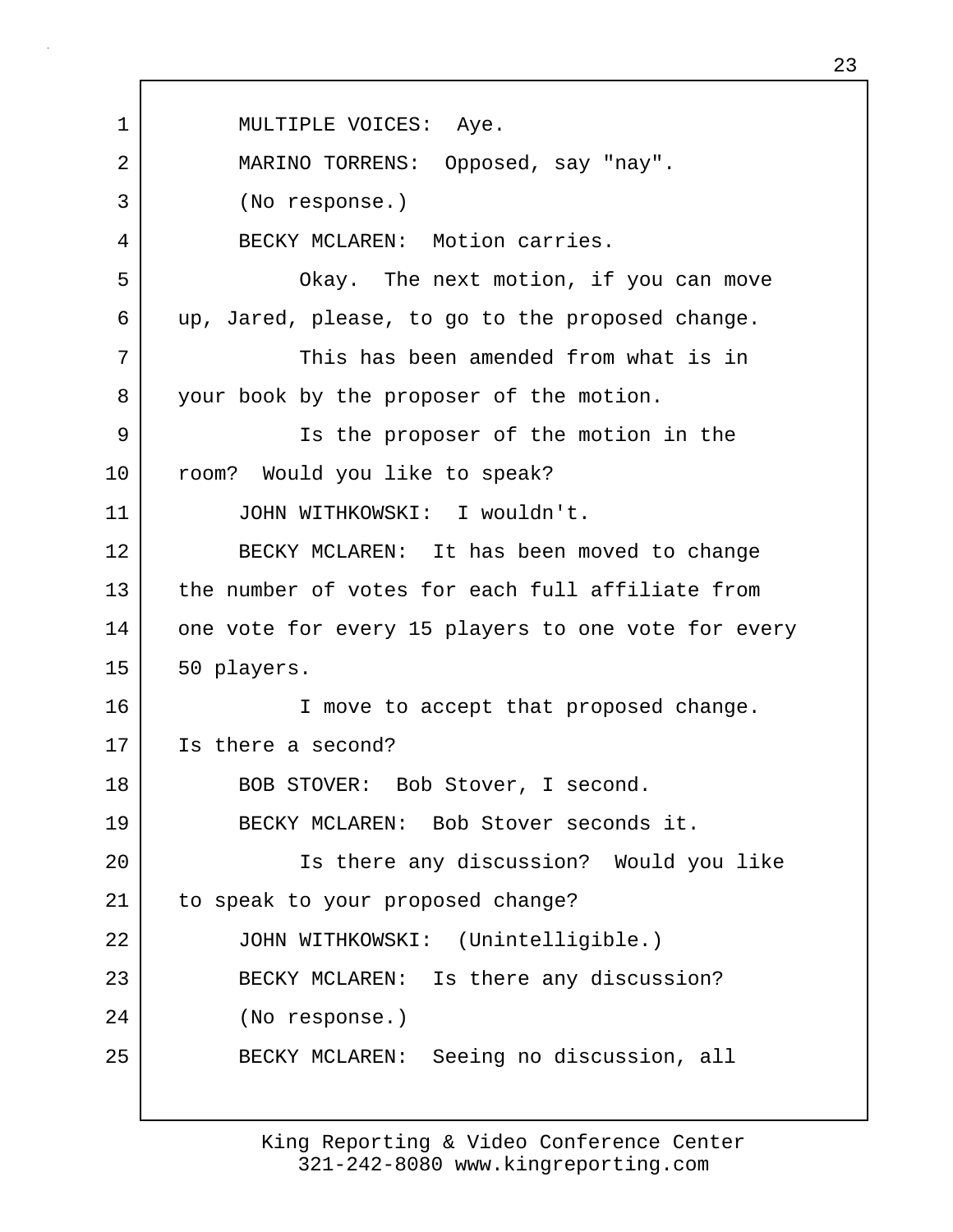MULTIPLE VOICES: Aye.

MARINO TORRENS: Opposed, say "nay".

(No response.)

BECKY MCLAREN: Motion carries.

Okay. The next motion, if you can move up, Jared, please, to go to the proposed change.

This has been amended from what is in your book by the proposer of the motion.

Is the proposer of the motion in the room? Would you like to speak?

JOHN WITHKOWSKI: I wouldn't.

BECKY MCLAREN: It has been moved to change the number of votes for each full affiliate from one vote for every 15 players to one vote for every 50 players.

I move to accept that proposed change. Is there a second?

BOB STOVER: Bob Stover, I second.

BECKY MCLAREN: Bob Stover seconds it.

Is there any discussion? Would you like to speak to your proposed change?

JOHN WITHKOWSKI: (Unintelligible.)

BECKY MCLAREN: Is there any discussion?

(No response.)

BECKY MCLAREN: Seeing no discussion, all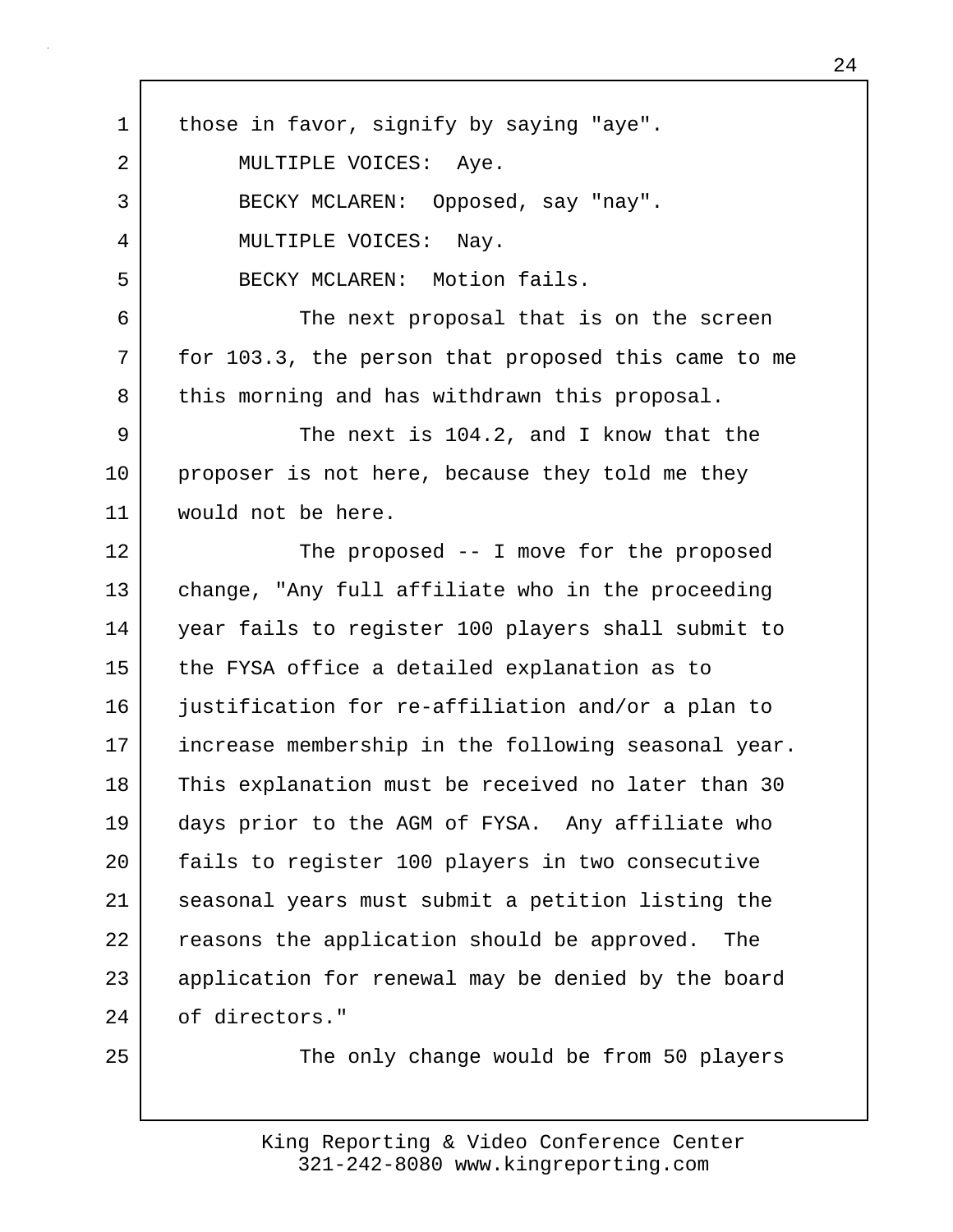those in favor, signify by saying "aye".

MULTIPLE VOICES: Aye.

BECKY MCLAREN: Opposed, say "nay".

MULTIPLE VOICES: Nay.

BECKY MCLAREN: Motion fails.

The next proposal that is on the screen for 103.3, the person that proposed this came to me this morning and has withdrawn this proposal.

The next is 104.2, and I know that the proposer is not here, because they told me they would not be here.

The proposed -- I move for the proposed change, "Any full affiliate who in the proceeding year fails to register 100 players shall submit to the FYSA office a detailed explanation as to justification for re-affiliation and/or a plan to increase membership in the following seasonal year. This explanation must be received no later than 30 days prior to the AGM of FYSA. Any affiliate who fails to register 100 players in two consecutive seasonal years must submit a petition listing the reasons the application should be approved. The application for renewal may be denied by the board of directors."

The only change would be from 50 players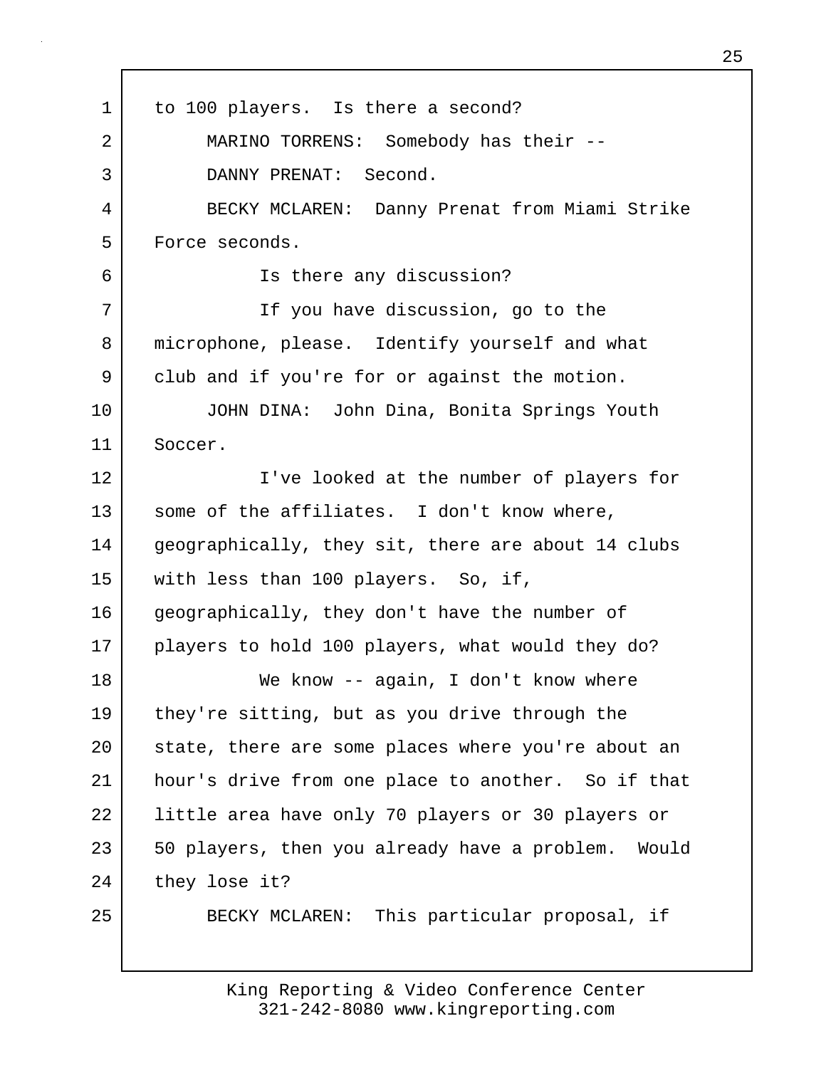to 100 players. Is there a second?

MARINO TORRENS: Somebody has their --

DANNY PRENAT: Second.

BECKY MCLAREN: Danny Prenat from Miami Strike Force seconds.

Is there any discussion?

If you have discussion, go to the microphone, please. Identify yourself and what club and if you're for or against the motion.

JOHN DINA: John Dina, Bonita Springs Youth Soccer.

I've looked at the number of players for some of the affiliates. I don't know where, geographically, they sit, there are about 14 clubs with less than 100 players. So, if, geographically, they don't have the number of players to hold 100 players, what would they do?

We know -- again, I don't know where they're sitting, but as you drive through the state, there are some places where you're about an hour's drive from one place to another. So if that little area have only 70 players or 30 players or 50 players, then you already have a problem. Would they lose it?

BECKY MCLAREN: This particular proposal, if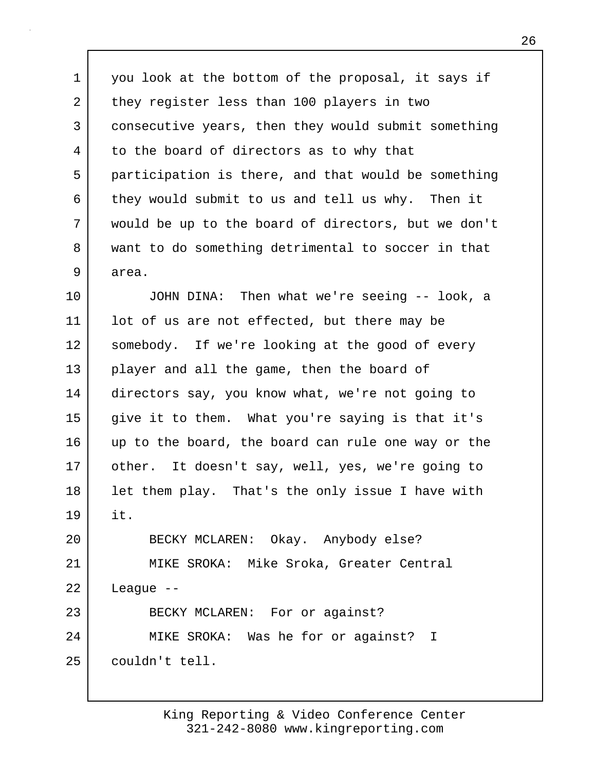you look at the bottom of the proposal, it says if they register less than 100 players in two consecutive years, then they would submit something to the board of directors as to why that participation is there, and that would be something they would submit to us and tell us why. Then it would be up to the board of directors, but we don't want to do something detrimental to soccer in that area.

JOHN DINA: Then what we're seeing -- look, a lot of us are not effected, but there may be somebody. If we're looking at the good of every player and all the game, then the board of directors say, you know what, we're not going to give it to them. What you're saying is that it's up to the board, the board can rule one way or the other. It doesn't say, well, yes, we're going to let them play. That's the only issue I have with it.

BECKY MCLAREN: Okay. Anybody else?

MIKE SROKA: Mike Sroka, Greater Central League --

BECKY MCLAREN: For or against?

MIKE SROKA: Was he for or against? I couldn't tell.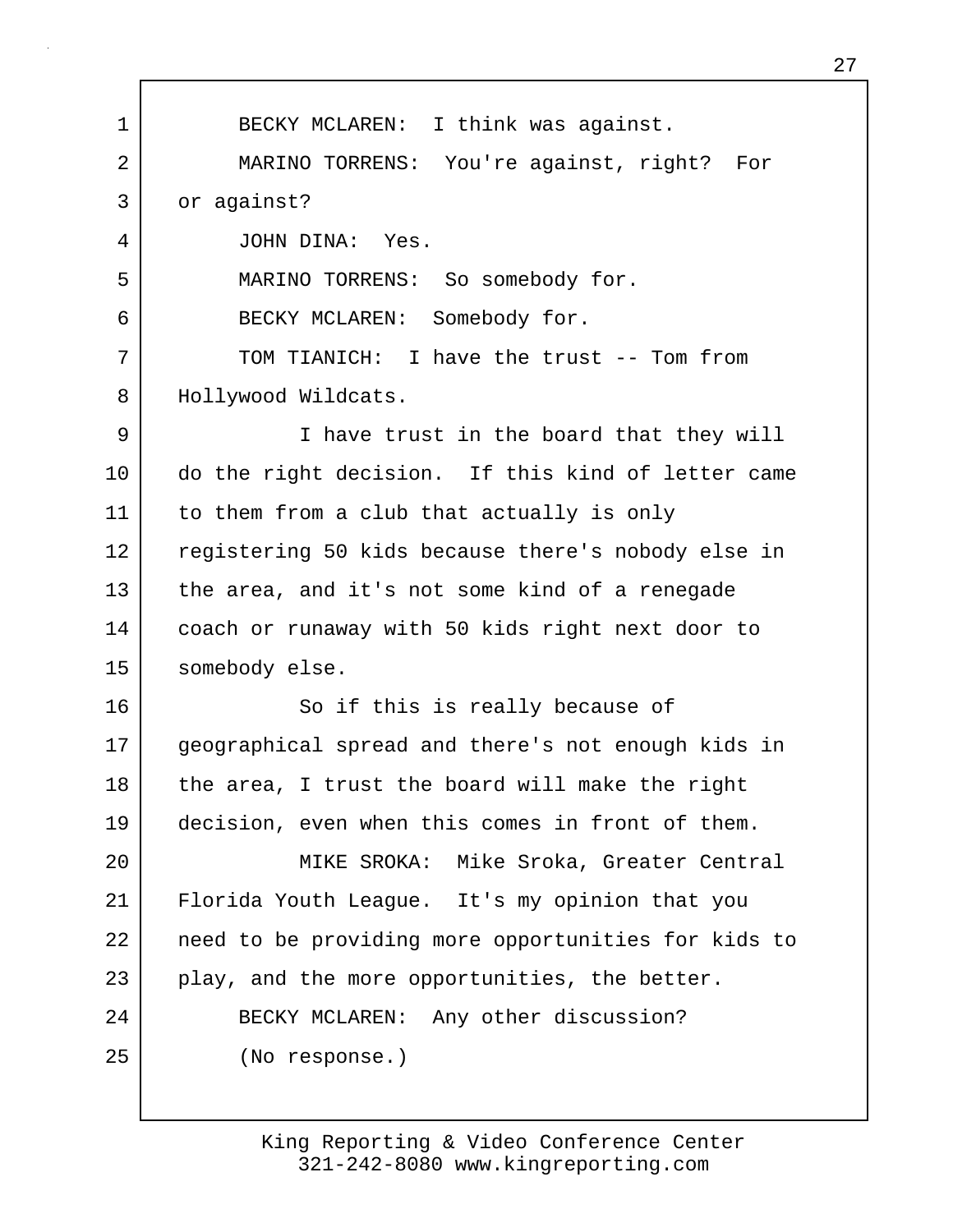BECKY MCLAREN: I think was against.

MARINO TORRENS: You're against, right? For or against?

JOHN DINA: Yes.

MARINO TORRENS: So somebody for.

BECKY MCLAREN: Somebody for.

TOM TIANICH: I have the trust -- Tom from Hollywood Wildcats.

I have trust in the board that they will do the right decision. If this kind of letter came to them from a club that actually is only registering 50 kids because there's nobody else in the area, and it's not some kind of a renegade coach or runaway with 50 kids right next door to somebody else.

So if this is really because of geographical spread and there's not enough kids in the area, I trust the board will make the right decision, even when this comes in front of them.

MIKE SROKA: Mike Sroka, Greater Central Florida Youth League. It's my opinion that you need to be providing more opportunities for kids to play, and the more opportunities, the better.

BECKY MCLAREN: Any other discussion?

(No response.)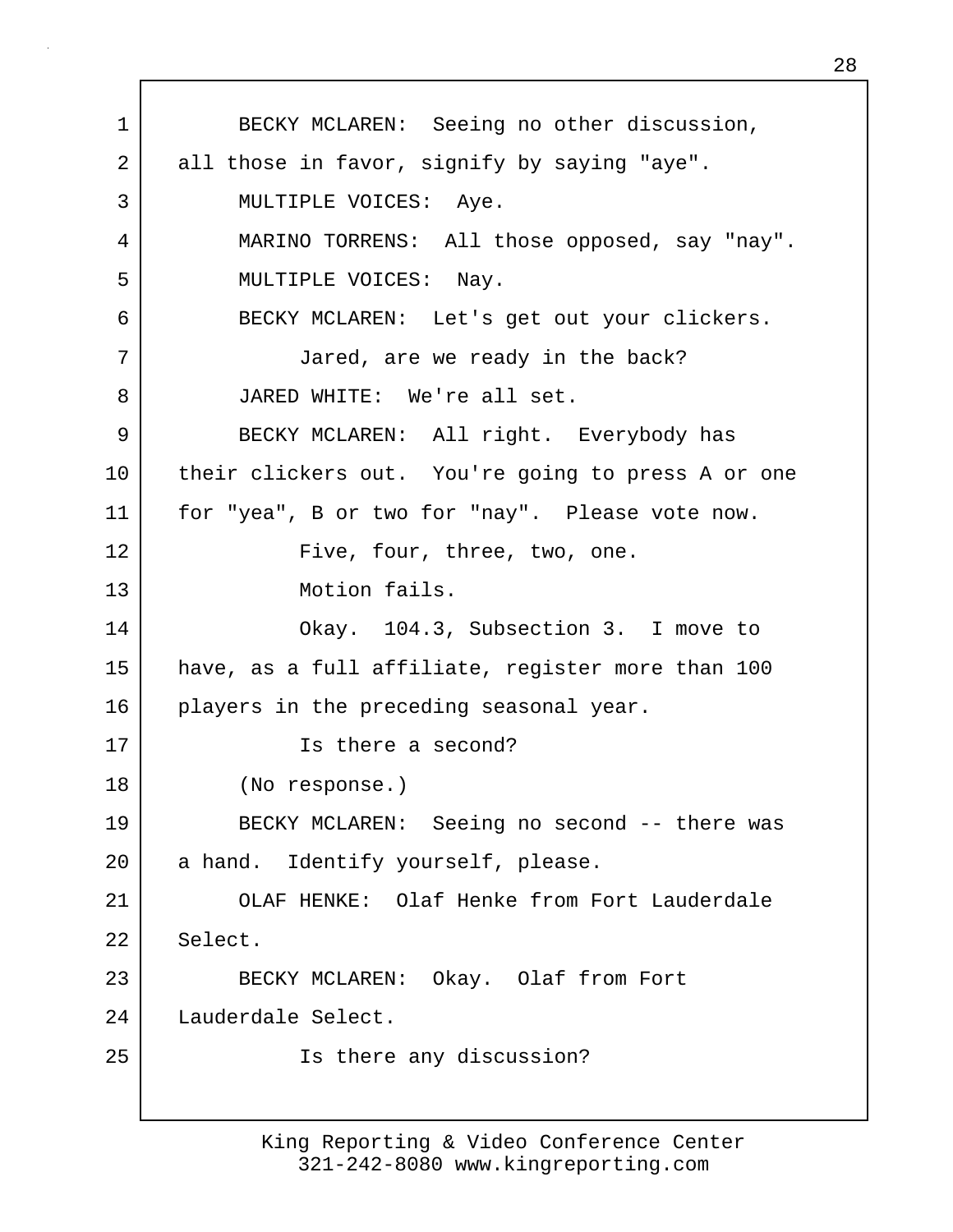BECKY MCLAREN: Seeing no other discussion, all those in favor, signify by saying "aye".

MULTIPLE VOICES: Aye.

MARINO TORRENS: All those opposed, say "nay".

MULTIPLE VOICES: Nay.

BECKY MCLAREN: Let's get out your clickers.

Jared, are we ready in the back?

JARED WHITE: We're all set.

BECKY MCLAREN: All right. Everybody has their clickers out. You're going to press A or one for "yea", B or two for "nay". Please vote now.

Five, four, three, two, one.

Motion fails.

Okay. 104.3, Subsection 3. I move to have, as a full affiliate, register more than 100 players in the preceding seasonal year.

Is there a second?

(No response.)

BECKY MCLAREN: Seeing no second -- there was a hand. Identify yourself, please.

OLAF HENKE: Olaf Henke from Fort Lauderdale Select.

BECKY MCLAREN: Okay. Olaf from Fort Lauderdale Select.

Is there any discussion?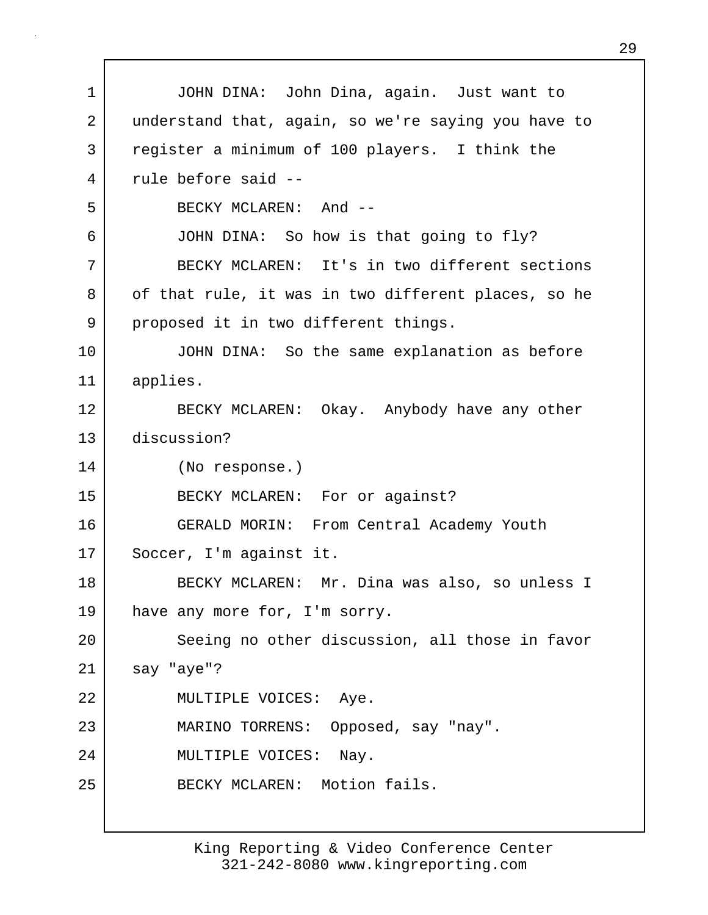JOHN DINA: John Dina, again. Just want to understand that, again, so we're saying you have to register a minimum of 100 players. I think the rule before said --

BECKY MCLAREN: And --

JOHN DINA: So how is that going to fly?

BECKY MCLAREN: It's in two different sections of that rule, it was in two different places, so he proposed it in two different things.

JOHN DINA: So the same explanation as before applies.

BECKY MCLAREN: Okay. Anybody have any other discussion?

(No response.)

BECKY MCLAREN: For or against?

GERALD MORIN: From Central Academy Youth Soccer, I'm against it.

BECKY MCLAREN: Mr. Dina was also, so unless I have any more for, I'm sorry.

Seeing no other discussion, all those in favor say "aye"?

MULTIPLE VOICES: Aye.

MARINO TORRENS: Opposed, say "nay".

MULTIPLE VOICES: Nay.

BECKY MCLAREN: Motion fails.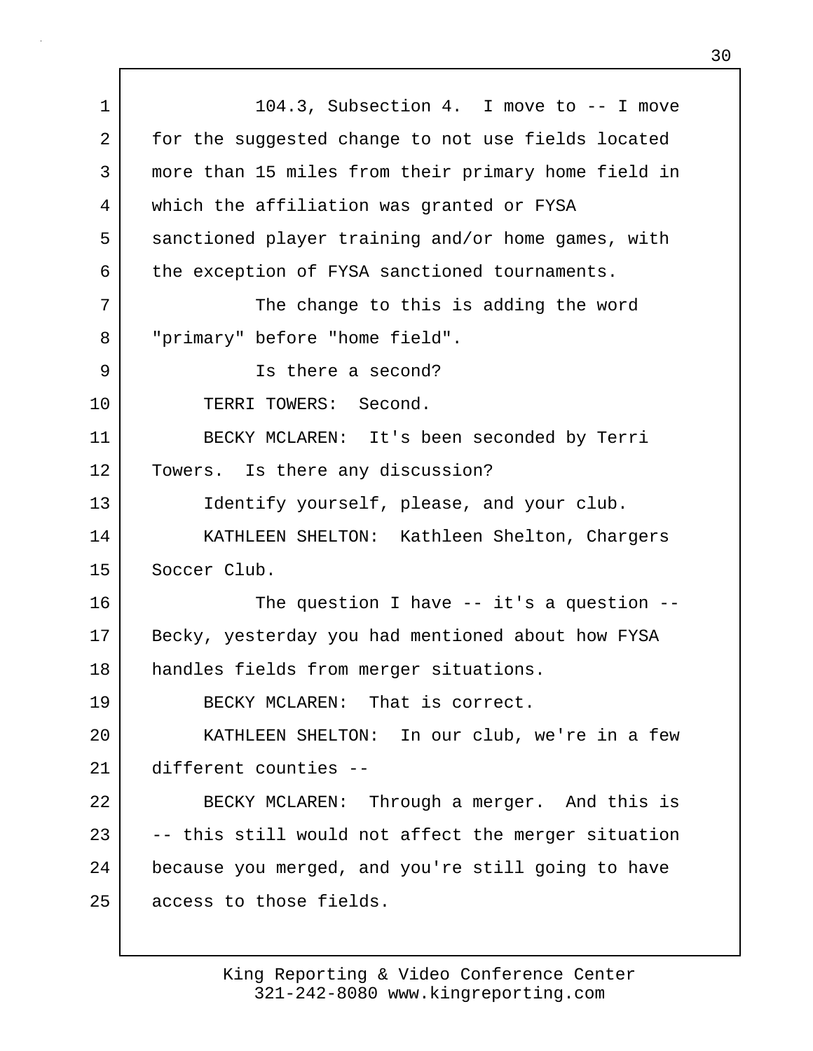104.3, Subsection 4. I move to -- I move for the suggested change to not use fields located more than 15 miles from their primary home field in which the affiliation was granted or FYSA sanctioned player training and/or home games, with the exception of FYSA sanctioned tournaments.

The change to this is adding the word "primary" before "home field".

Is there a second?

TERRI TOWERS: Second.

BECKY MCLAREN: It's been seconded by Terri Towers. Is there any discussion?

Identify yourself, please, and your club.

KATHLEEN SHELTON: Kathleen Shelton, Chargers Soccer Club.

The question I have -- it's a question -- Becky, yesterday you had mentioned about how FYSA handles fields from merger situations.

BECKY MCLAREN: That is correct.

KATHLEEN SHELTON: In our club, we're in a few different counties --

BECKY MCLAREN: Through a merger. And this is -- this still would not affect the merger situation because you merged, and you're still going to have access to those fields.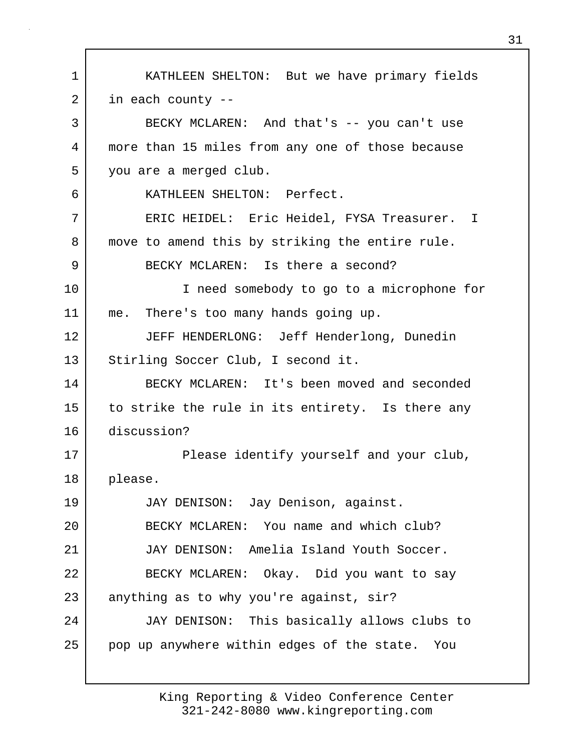KATHLEEN SHELTON: But we have primary fields in each county --

BECKY MCLAREN: And that's -- you can't use more than 15 miles from any one of those because you are a merged club.

KATHLEEN SHELTON: Perfect.

ERIC HEIDEL: Eric Heidel, FYSA Treasurer. I move to amend this by striking the entire rule.

BECKY MCLAREN: Is there a second?

I need somebody to go to a microphone for me. There's too many hands going up.

JEFF HENDERLONG: Jeff Henderlong, Dunedin Stirling Soccer Club, I second it.

BECKY MCLAREN: It's been moved and seconded to strike the rule in its entirety. Is there any discussion?

Please identify yourself and your club, please.

JAY DENISON: Jay Denison, against.

BECKY MCLAREN: You name and which club?

JAY DENISON: Amelia Island Youth Soccer.

BECKY MCLAREN: Okay. Did you want to say anything as to why you're against, sir?

JAY DENISON: This basically allows clubs to pop up anywhere within edges of the state. You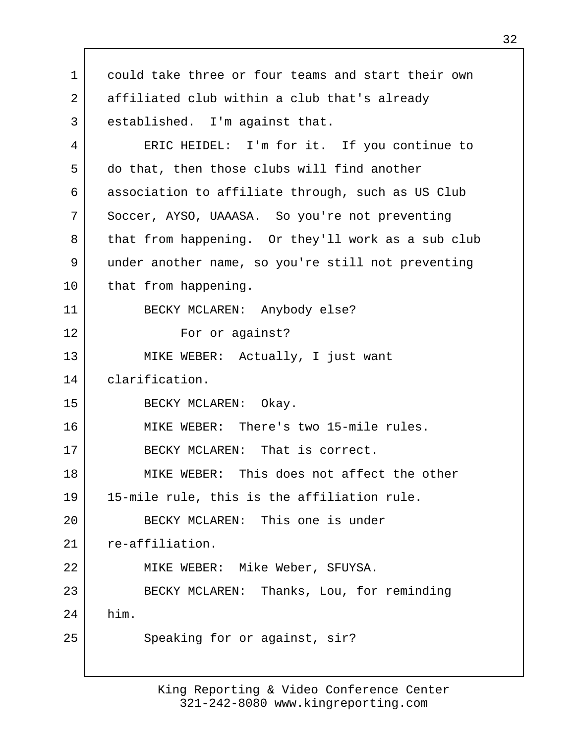could take three or four teams and start their own affiliated club within a club that's already established. I'm against that.

ERIC HEIDEL: I'm for it. If you continue to do that, then those clubs will find another association to affiliate through, such as US Club Soccer, AYSO, UAAASA. So you're not preventing that from happening. Or they'll work as a sub club under another name, so you're still not preventing that from happening.

BECKY MCLAREN: Anybody else?

For or against?

MIKE WEBER: Actually, I just want clarification.

BECKY MCLAREN: Okay.

MIKE WEBER: There's two 15-mile rules.

BECKY MCLAREN: That is correct.

MIKE WEBER: This does not affect the other 15-mile rule, this is the affiliation rule.

BECKY MCLAREN: This one is under re-affiliation.

MIKE WEBER: Mike Weber, SFUYSA.

BECKY MCLAREN: Thanks, Lou, for reminding him.

Speaking for or against, sir?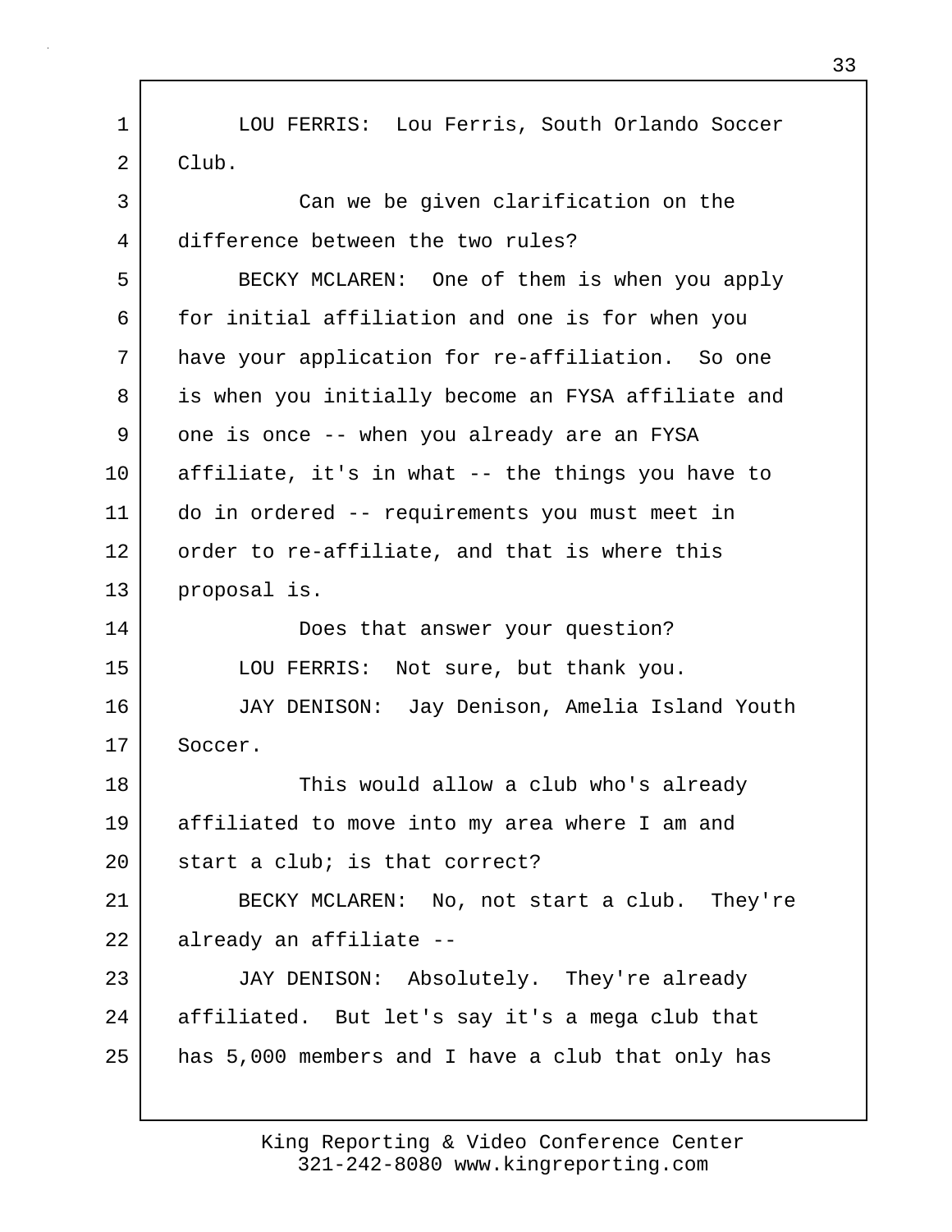LOU FERRIS: Lou Ferris, South Orlando Soccer Club.

Can we be given clarification on the difference between the two rules?

BECKY MCLAREN: One of them is when you apply for initial affiliation and one is for when you have your application for re-affiliation. So one is when you initially become an FYSA affiliate and one is once -- when you already are an FYSA affiliate, it's in what -- the things you have to do in ordered -- requirements you must meet in order to re-affiliate, and that is where this proposal is.

Does that answer your question?

LOU FERRIS: Not sure, but thank you.

JAY DENISON: Jay Denison, Amelia Island Youth Soccer.

This would allow a club who's already affiliated to move into my area where I am and start a club; is that correct?

BECKY MCLAREN: No, not start a club. They're already an affiliate --

JAY DENISON: Absolutely. They're already affiliated. But let's say it's a mega club that has 5,000 members and I have a club that only has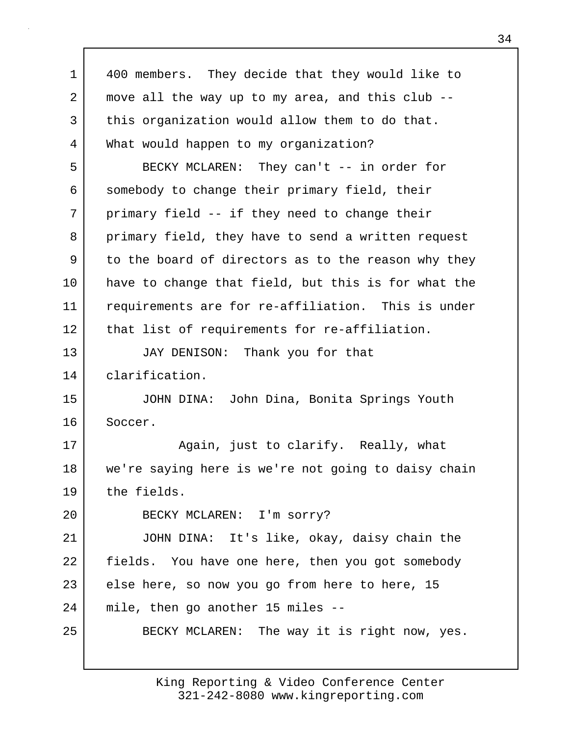400 members. They decide that they would like to move all the way up to my area, and this club -- this organization would allow them to do that. What would happen to my organization?

BECKY MCLAREN: They can't -- in order for somebody to change their primary field, their primary field -- if they need to change their primary field, they have to send a written request to the board of directors as to the reason why they have to change that field, but this is for what the requirements are for re-affiliation. This is under that list of requirements for re-affiliation.

JAY DENISON: Thank you for that clarification.

JOHN DINA: John Dina, Bonita Springs Youth Soccer.

Again, just to clarify. Really, what we're saying here is we're not going to daisy chain the fields.

BECKY MCLAREN: I'm sorry?

JOHN DINA: It's like, okay, daisy chain the fields. You have one here, then you got somebody else here, so now you go from here to here, 15 mile, then go another 15 miles --

BECKY MCLAREN: The way it is right now, yes.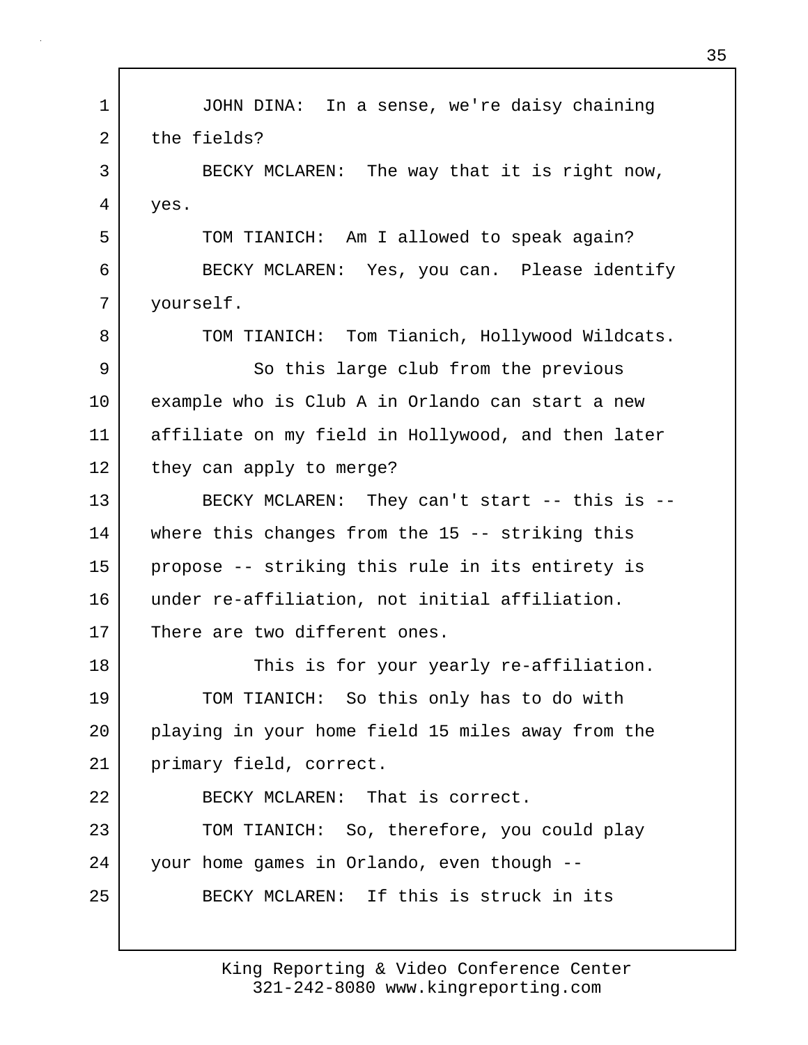JOHN DINA: In a sense, we're daisy chaining the fields?

BECKY MCLAREN: The way that it is right now, yes.

TOM TIANICH: Am I allowed to speak again?

BECKY MCLAREN: Yes, you can. Please identify yourself.

TOM TIANICH: Tom Tianich, Hollywood Wildcats.

So this large club from the previous example who is Club A in Orlando can start a new affiliate on my field in Hollywood, and then later they can apply to merge?

BECKY MCLAREN: They can't start -- this is -- where this changes from the 15 -- striking this propose -- striking this rule in its entirety is under re-affiliation, not initial affiliation. There are two different ones.

This is for your yearly re-affiliation.

TOM TIANICH: So this only has to do with playing in your home field 15 miles away from the primary field, correct.

BECKY MCLAREN: That is correct.

TOM TIANICH: So, therefore, you could play your home games in Orlando, even though --

BECKY MCLAREN: If this is struck in its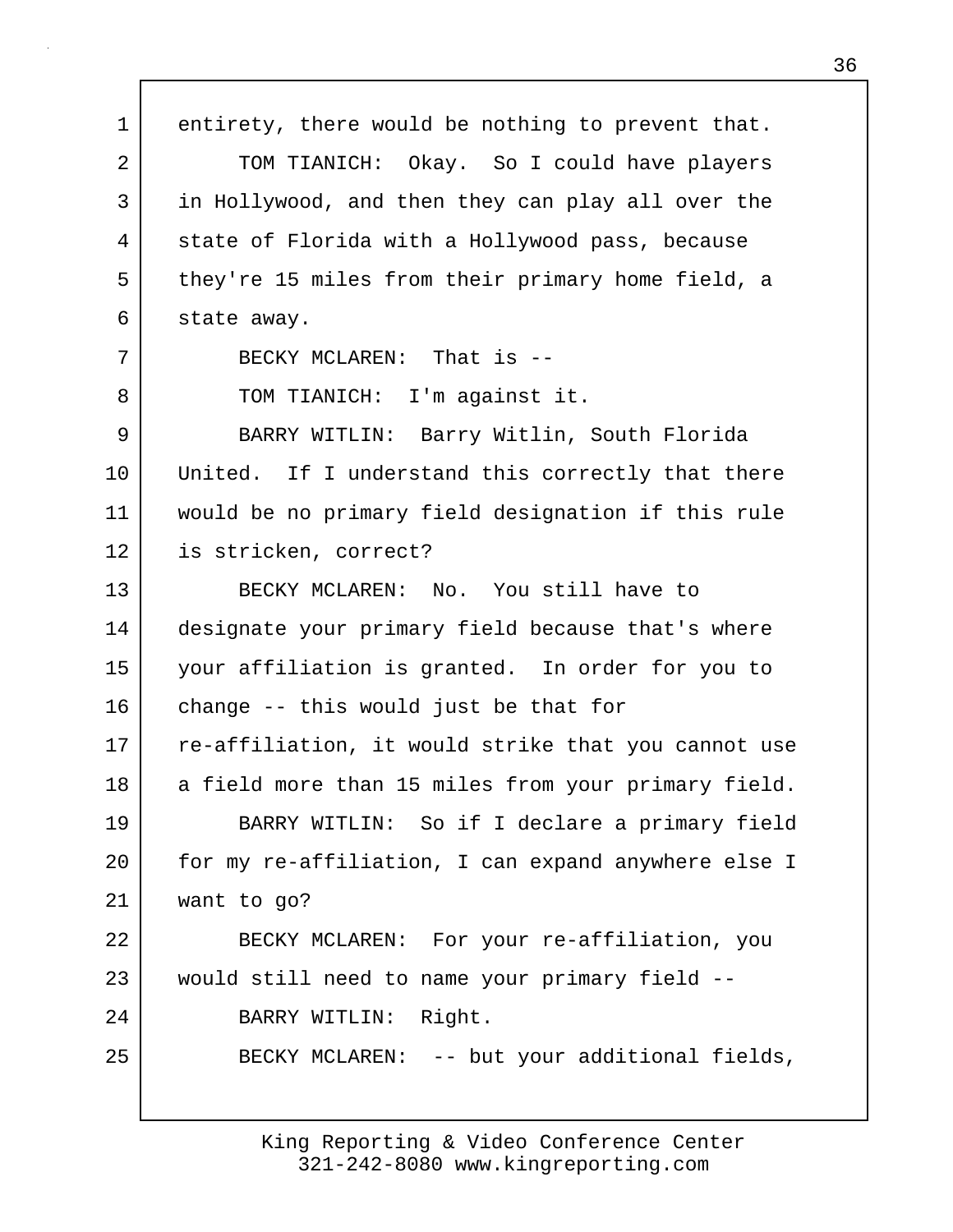entirety, there would be nothing to prevent that.

TOM TIANICH: Okay. So I could have players in Hollywood, and then they can play all over the state of Florida with a Hollywood pass, because they're 15 miles from their primary home field, a state away.

BECKY MCLAREN: That is --

TOM TIANICH: I'm against it.

BARRY WITLIN: Barry Witlin, South Florida United. If I understand this correctly that there would be no primary field designation if this rule is stricken, correct?

BECKY MCLAREN: No. You still have to designate your primary field because that's where your affiliation is granted. In order for you to change -- this would just be that for re-affiliation, it would strike that you cannot use a field more than 15 miles from your primary field.

BARRY WITLIN: So if I declare a primary field for my re-affiliation, I can expand anywhere else I want to go?

BECKY MCLAREN: For your re-affiliation, you would still need to name your primary field --

BARRY WITLIN: Right.

BECKY MCLAREN: -- but your additional fields,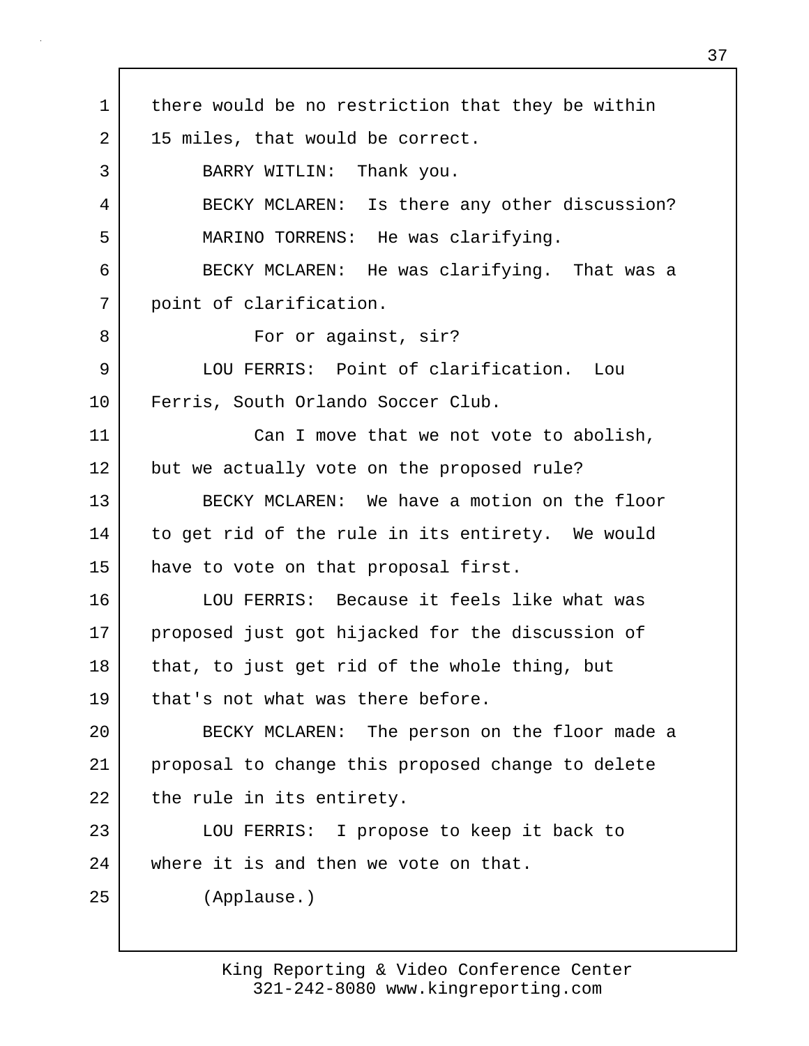there would be no restriction that they be within 15 miles, that would be correct.

BARRY WITLIN: Thank you.

BECKY MCLAREN: Is there any other discussion?

MARINO TORRENS: He was clarifying.

BECKY MCLAREN: He was clarifying. That was a point of clarification.

For or against, sir?

LOU FERRIS: Point of clarification. Lou Ferris, South Orlando Soccer Club.

Can I move that we not vote to abolish, but we actually vote on the proposed rule?

BECKY MCLAREN: We have a motion on the floor to get rid of the rule in its entirety. We would have to vote on that proposal first.

LOU FERRIS: Because it feels like what was proposed just got hijacked for the discussion of that, to just get rid of the whole thing, but that's not what was there before.

BECKY MCLAREN: The person on the floor made a proposal to change this proposed change to delete the rule in its entirety.

LOU FERRIS: I propose to keep it back to where it is and then we vote on that.

(Applause.)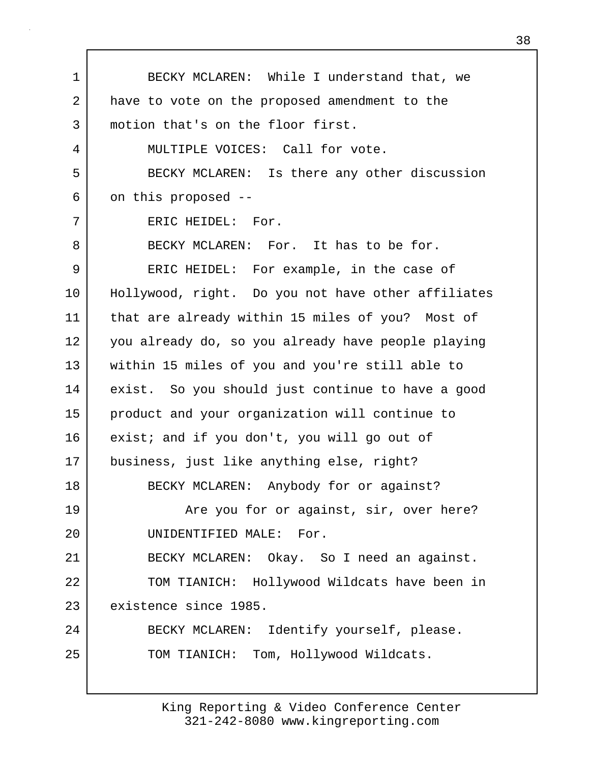BECKY MCLAREN: While I understand that, we have to vote on the proposed amendment to the motion that's on the floor first.

MULTIPLE VOICES: Call for vote.

BECKY MCLAREN: Is there any other discussion on this proposed --

ERIC HEIDEL: For.

BECKY MCLAREN: For. It has to be for.

ERIC HEIDEL: For example, in the case of Hollywood, right. Do you not have other affiliates that are already within 15 miles of you? Most of you already do, so you already have people playing within 15 miles of you and you're still able to exist. So you should just continue to have a good product and your organization will continue to exist; and if you don't, you will go out of business, just like anything else, right?

BECKY MCLAREN: Anybody for or against?

Are you for or against, sir, over here?

UNIDENTIFIED MALE: For.

BECKY MCLAREN: Okay. So I need an against.

TOM TIANICH: Hollywood Wildcats have been in existence since 1985.

BECKY MCLAREN: Identify yourself, please.

TOM TIANICH: Tom, Hollywood Wildcats.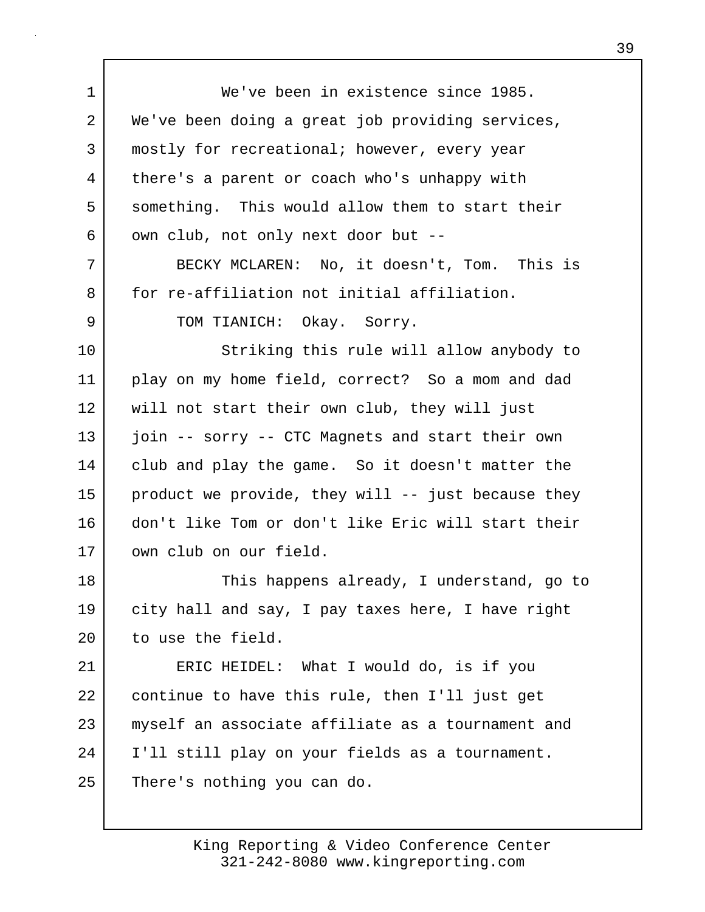We've been in existence since 1985. We've been doing a great job providing services, mostly for recreational; however, every year there's a parent or coach who's unhappy with something. This would allow them to start their own club, not only next door but --

BECKY MCLAREN: No, it doesn't, Tom. This is for re-affiliation not initial affiliation.

TOM TIANICH: Okay. Sorry.

Striking this rule will allow anybody to play on my home field, correct? So a mom and dad will not start their own club, they will just join -- sorry -- CTC Magnets and start their own club and play the game. So it doesn't matter the product we provide, they will -- just because they don't like Tom or don't like Eric will start their own club on our field.

This happens already, I understand, go to city hall and say, I pay taxes here, I have right to use the field.

ERIC HEIDEL: What I would do, is if you continue to have this rule, then I'll just get myself an associate affiliate as a tournament and I'll still play on your fields as a tournament. There's nothing you can do.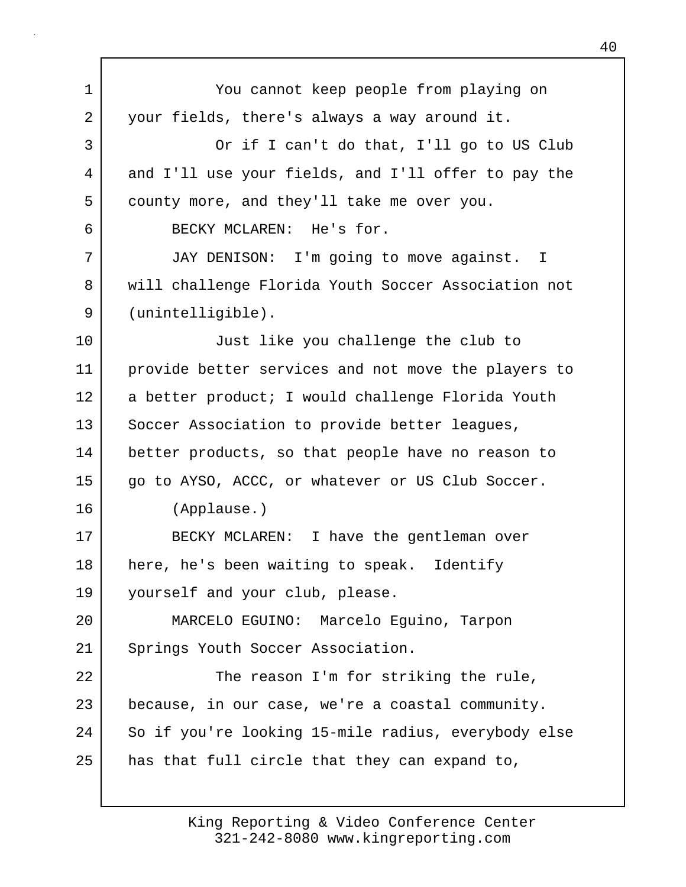You cannot keep people from playing on your fields, there's always a way around it.

Or if I can't do that, I'll go to US Club and I'll use your fields, and I'll offer to pay the county more, and they'll take me over you.

BECKY MCLAREN: He's for.

JAY DENISON: I'm going to move against. I will challenge Florida Youth Soccer Association not (unintelligible).

Just like you challenge the club to provide better services and not move the players to a better product; I would challenge Florida Youth Soccer Association to provide better leagues, better products, so that people have no reason to go to AYSO, ACCC, or whatever or US Club Soccer.

(Applause.)

BECKY MCLAREN: I have the gentleman over here, he's been waiting to speak. Identify yourself and your club, please.

MARCELO EGUINO: Marcelo Eguino, Tarpon Springs Youth Soccer Association.

The reason I'm for striking the rule, because, in our case, we're a coastal community. So if you're looking 15-mile radius, everybody else has that full circle that they can expand to,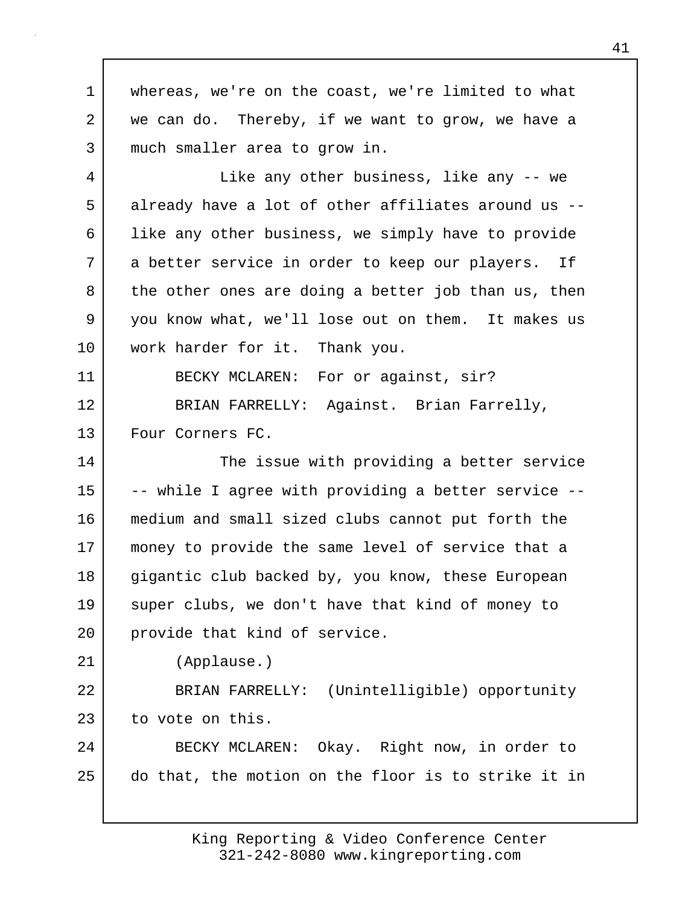whereas, we're on the coast, we're limited to what we can do. Thereby, if we want to grow, we have a much smaller area to grow in.

Like any other business, like any -- we already have a lot of other affiliates around us -- like any other business, we simply have to provide a better service in order to keep our players. If the other ones are doing a better job than us, then you know what, we'll lose out on them. It makes us work harder for it. Thank you.

BECKY MCLAREN: For or against, sir?

BRIAN FARRELLY: Against. Brian Farrelly, Four Corners FC.

The issue with providing a better service -- while I agree with providing a better service -- medium and small sized clubs cannot put forth the money to provide the same level of service that a gigantic club backed by, you know, these European super clubs, we don't have that kind of money to provide that kind of service.

(Applause.)

BRIAN FARRELLY: (Unintelligible) opportunity to vote on this.

BECKY MCLAREN: Okay. Right now, in order to do that, the motion on the floor is to strike it in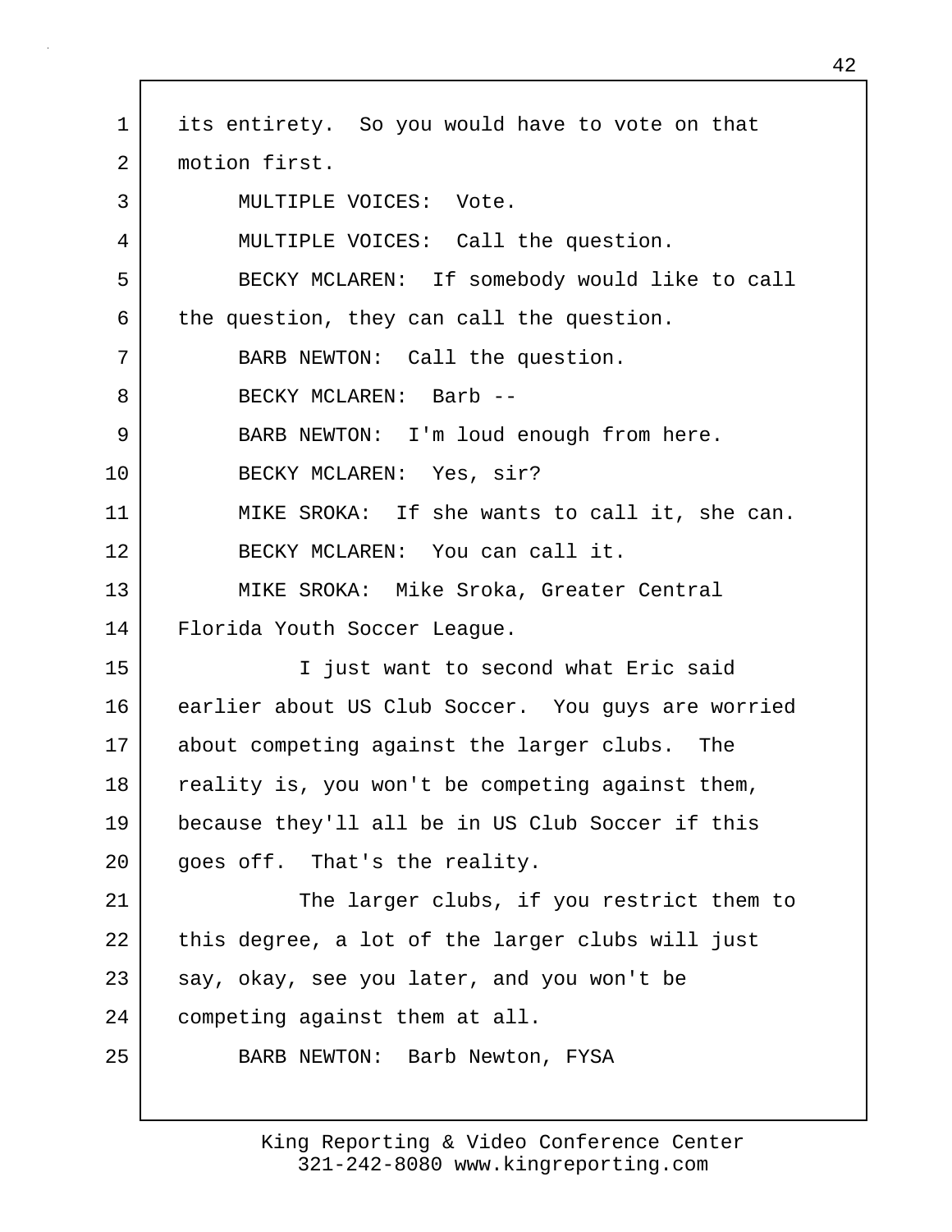its entirety. So you would have to vote on that motion first.

MULTIPLE VOICES: Vote.

MULTIPLE VOICES: Call the question.

BECKY MCLAREN: If somebody would like to call the question, they can call the question.

BARB NEWTON: Call the question.

BECKY MCLAREN: Barb --

BARB NEWTON: I'm loud enough from here.

BECKY MCLAREN: Yes, sir?

MIKE SROKA: If she wants to call it, she can.

BECKY MCLAREN: You can call it.

MIKE SROKA: Mike Sroka, Greater Central Florida Youth Soccer League.

I just want to second what Eric said earlier about US Club Soccer. You guys are worried about competing against the larger clubs. The reality is, you won't be competing against them, because they'll all be in US Club Soccer if this goes off. That's the reality.

The larger clubs, if you restrict them to this degree, a lot of the larger clubs will just say, okay, see you later, and you won't be competing against them at all.

BARB NEWTON: Barb Newton, FYSA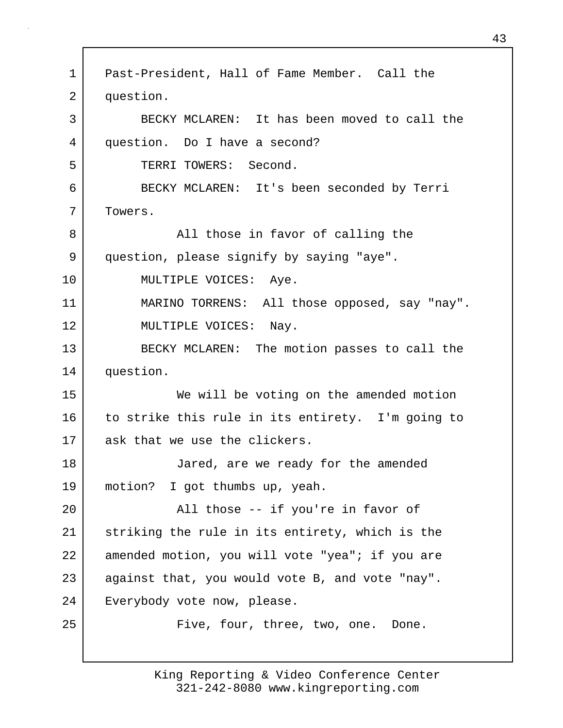Past-President, Hall of Fame Member. Call the question.

BECKY MCLAREN: It has been moved to call the question. Do I have a second?

TERRI TOWERS: Second.

BECKY MCLAREN: It's been seconded by Terri Towers.

All those in favor of calling the question, please signify by saying "aye".

MULTIPLE VOICES: Aye.

MARINO TORRENS: All those opposed, say "nay".

MULTIPLE VOICES: Nay.

BECKY MCLAREN: The motion passes to call the question.

We will be voting on the amended motion to strike this rule in its entirety. I'm going to ask that we use the clickers.

Jared, are we ready for the amended motion? I got thumbs up, yeah.

All those -- if you're in favor of striking the rule in its entirety, which is the amended motion, you will vote "yea"; if you are against that, you would vote B, and vote "nay". Everybody vote now, please.

Five, four, three, two, one. Done.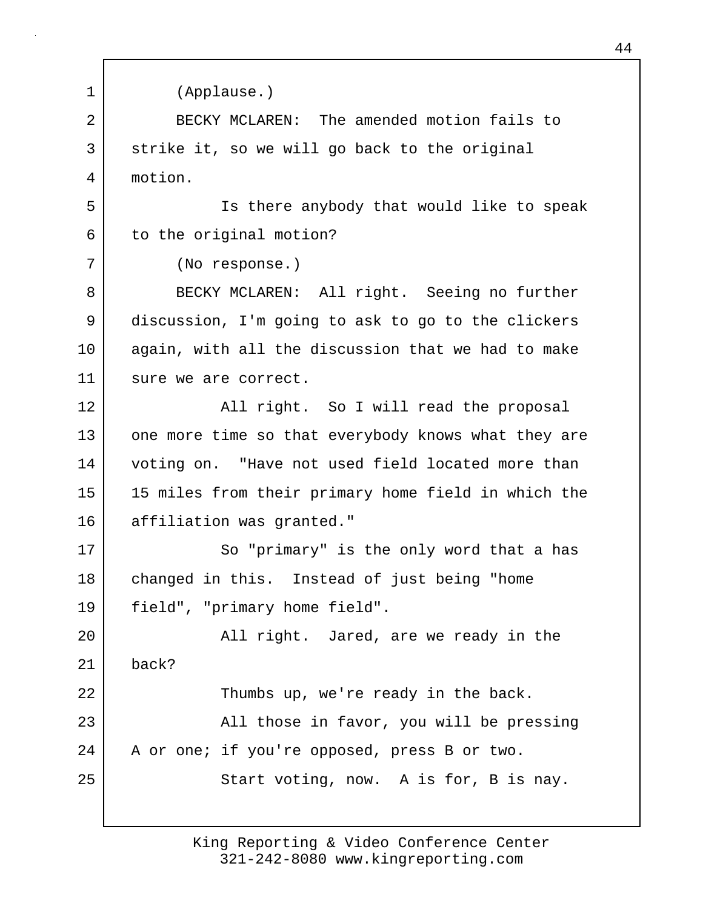(Applause.)

BECKY MCLAREN: The amended motion fails to strike it, so we will go back to the original motion.

Is there anybody that would like to speak to the original motion?

(No response.)

BECKY MCLAREN: All right. Seeing no further discussion, I'm going to ask to go to the clickers again, with all the discussion that we had to make sure we are correct.

All right. So I will read the proposal one more time so that everybody knows what they are voting on. "Have not used field located more than 15 miles from their primary home field in which the affiliation was granted."

So "primary" is the only word that a has changed in this. Instead of just being "home field", "primary home field".

All right. Jared, are we ready in the back?

Thumbs up, we're ready in the back.

All those in favor, you will be pressing A or one; if you're opposed, press B or two.

Start voting, now. A is for, B is nay.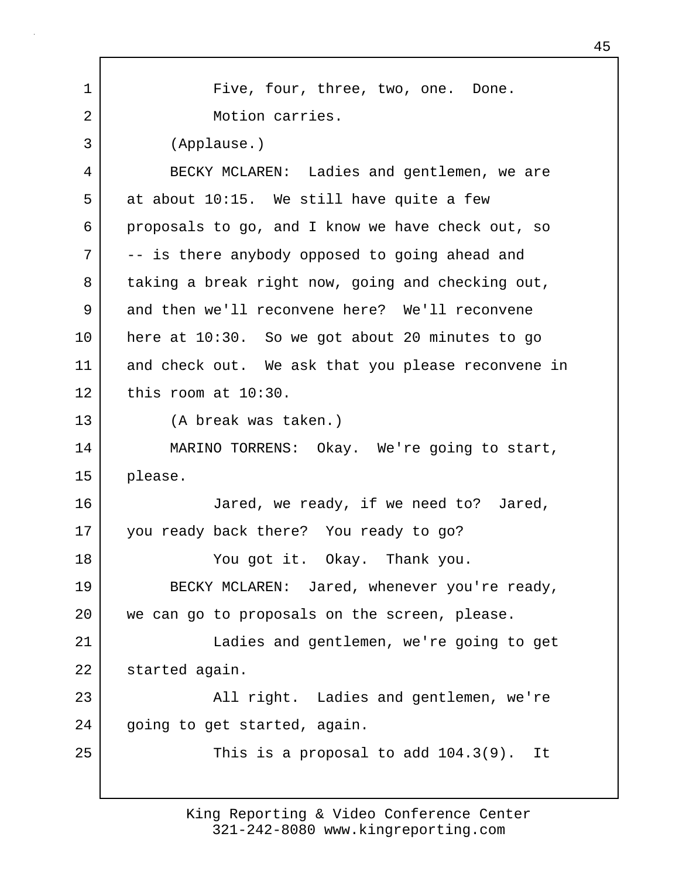Five, four, three, two, one. Done.

Motion carries.

(Applause.)

BECKY MCLAREN: Ladies and gentlemen, we are at about 10:15. We still have quite a few proposals to go, and I know we have check out, so -- is there anybody opposed to going ahead and taking a break right now, going and checking out, and then we'll reconvene here? We'll reconvene here at 10:30. So we got about 20 minutes to go and check out. We ask that you please reconvene in this room at 10:30.

(A break was taken.)

MARINO TORRENS: Okay. We're going to start, please.

Jared, we ready, if we need to? Jared, you ready back there? You ready to go?

You got it. Okay. Thank you.

BECKY MCLAREN: Jared, whenever you're ready, we can go to proposals on the screen, please.

Ladies and gentlemen, we're going to get started again.

All right. Ladies and gentlemen, we're going to get started, again.

This is a proposal to add 104.3(9). It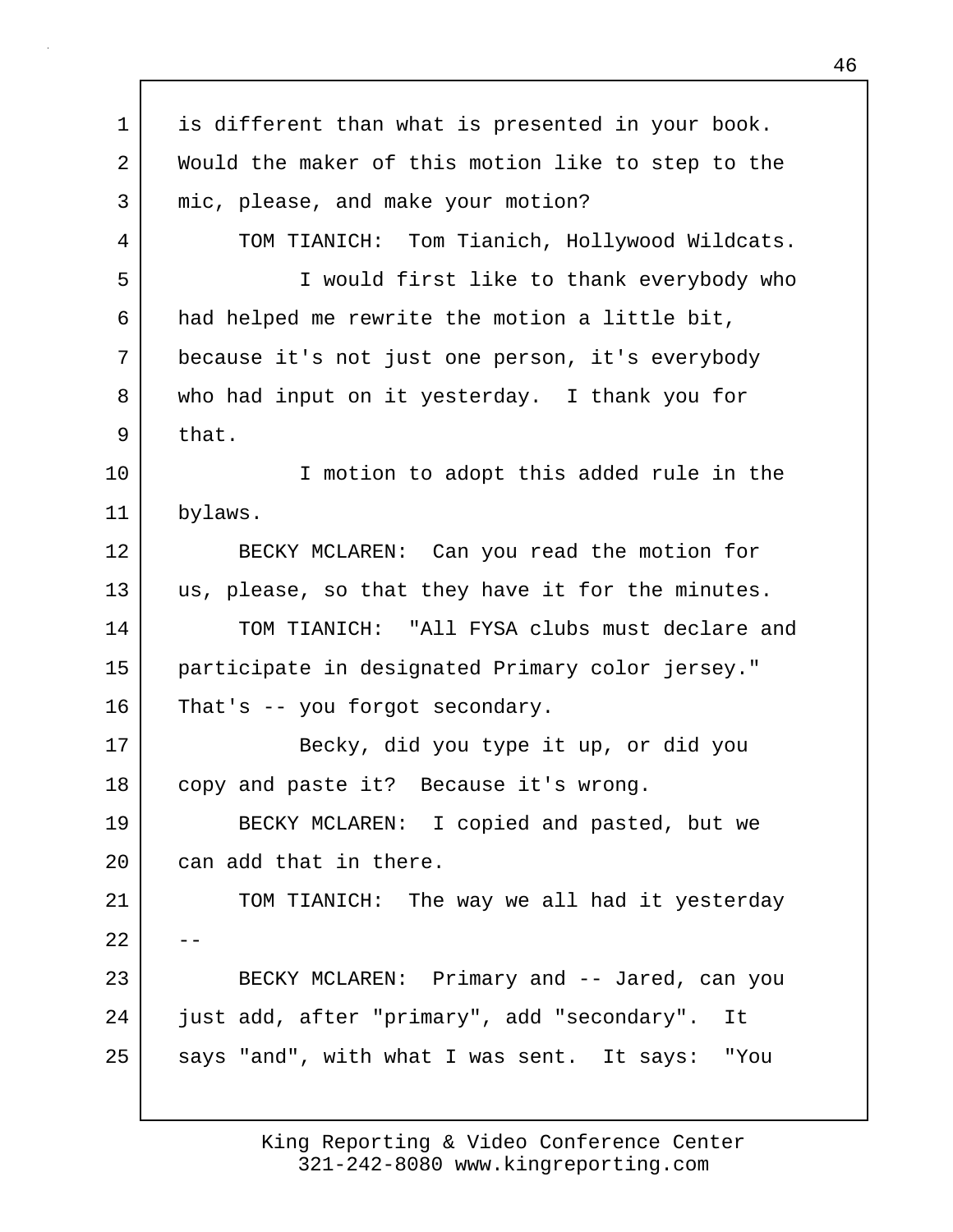is different than what is presented in your book. Would the maker of this motion like to step to the mic, please, and make your motion?

TOM TIANICH: Tom Tianich, Hollywood Wildcats.

I would first like to thank everybody who had helped me rewrite the motion a little bit, because it's not just one person, it's everybody who had input on it yesterday. I thank you for that.

I motion to adopt this added rule in the bylaws.

BECKY MCLAREN: Can you read the motion for us, please, so that they have it for the minutes.

TOM TIANICH: "All FYSA clubs must declare and participate in designated Primary color jersey." That's -- you forgot secondary.

Becky, did you type it up, or did you copy and paste it? Because it's wrong.

BECKY MCLAREN: I copied and pasted, but we can add that in there.

TOM TIANICH: The way we all had it yesterday --

BECKY MCLAREN: Primary and -- Jared, can you just add, after "primary", add "secondary". It says "and", with what I was sent. It says: "You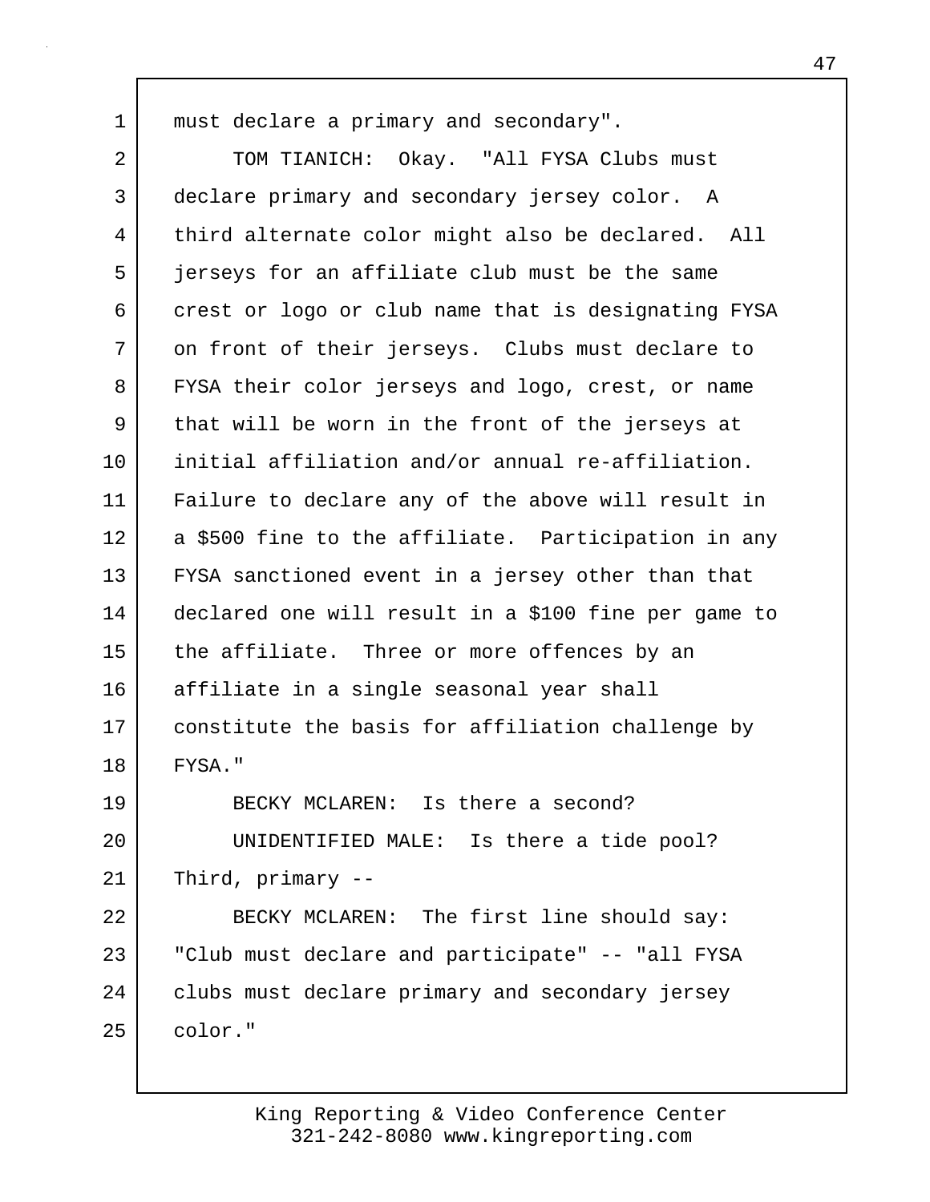must declare a primary and secondary".

TOM TIANICH: Okay. "All FYSA Clubs must declare primary and secondary jersey color. A third alternate color might also be declared. All jerseys for an affiliate club must be the same crest or logo or club name that is designating FYSA on front of their jerseys. Clubs must declare to FYSA their color jerseys and logo, crest, or name that will be worn in the front of the jerseys at initial affiliation and/or annual re-affiliation. Failure to declare any of the above will result in a $500 fine to the affiliate. Participation in any FYSA sanctioned event in a jersey other than that declared one will result in a $100 fine per game to the affiliate. Three or more offences by an affiliate in a single seasonal year shall constitute the basis for affiliation challenge by FYSA."

BECKY MCLAREN: Is there a second?

UNIDENTIFIED MALE: Is there a tide pool? Third, primary --

BECKY MCLAREN: The first line should say: "Club must declare and participate" -- "all FYSA clubs must declare primary and secondary jersey color."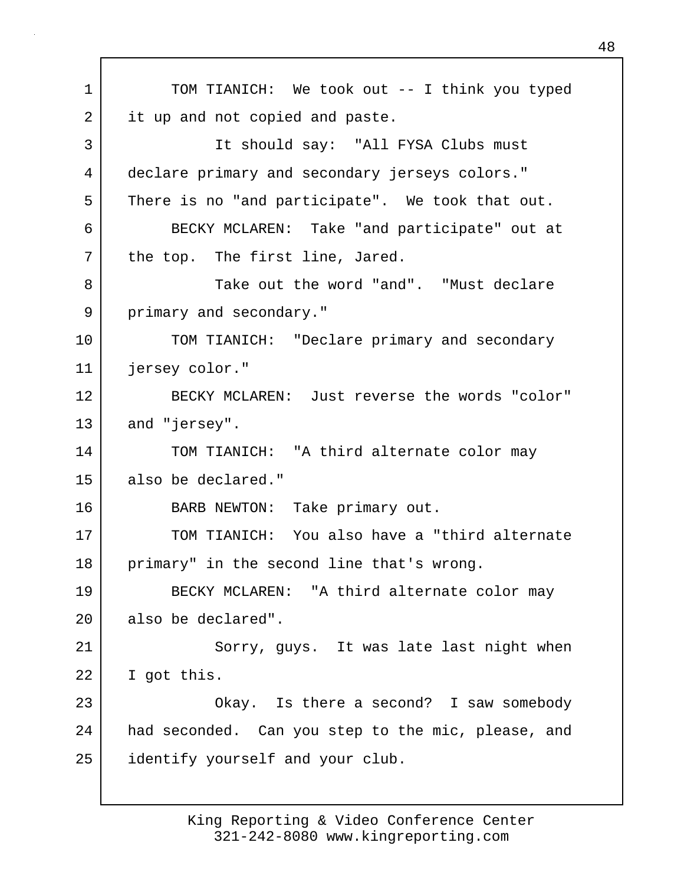TOM TIANICH: We took out -- I think you typed it up and not copied and paste.

It should say: "All FYSA Clubs must declare primary and secondary jerseys colors." There is no "and participate". We took that out.

BECKY MCLAREN: Take "and participate" out at the top. The first line, Jared.

Take out the word "and". "Must declare primary and secondary."

TOM TIANICH: "Declare primary and secondary jersey color."

BECKY MCLAREN: Just reverse the words "color" and "jersey".

TOM TIANICH: "A third alternate color may also be declared."

BARB NEWTON: Take primary out.

TOM TIANICH: You also have a "third alternate primary" in the second line that's wrong.

BECKY MCLAREN: "A third alternate color may also be declared".

Sorry, guys. It was late last night when I got this.

Okay. Is there a second? I saw somebody had seconded. Can you step to the mic, please, and identify yourself and your club.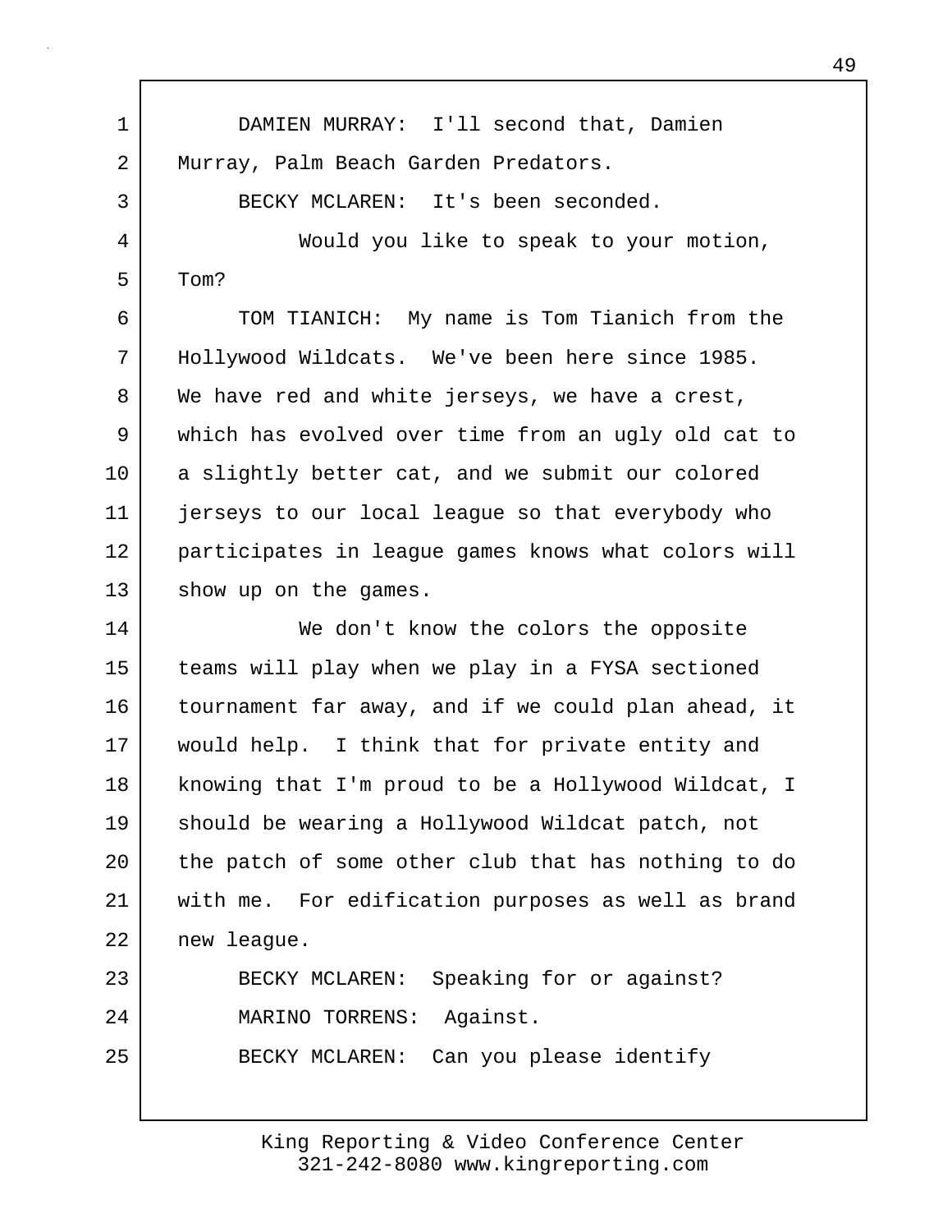DAMIEN MURRAY: I'll second that, Damien Murray, Palm Beach Garden Predators.

BECKY MCLAREN: It's been seconded.

Would you like to speak to your motion, Tom?

TOM TIANICH: My name is Tom Tianich from the Hollywood Wildcats. We've been here since 1985. We have red and white jerseys, we have a crest, which has evolved over time from an ugly old cat to a slightly better cat, and we submit our colored jerseys to our local league so that everybody who participates in league games knows what colors will show up on the games.

We don't know the colors the opposite teams will play when we play in a FYSA sectioned tournament far away, and if we could plan ahead, it would help. I think that for private entity and knowing that I'm proud to be a Hollywood Wildcat, I should be wearing a Hollywood Wildcat patch, not the patch of some other club that has nothing to do with me. For edification purposes as well as brand new league.

BECKY MCLAREN: Speaking for or against?

MARINO TORRENS: Against.

BECKY MCLAREN: Can you please identify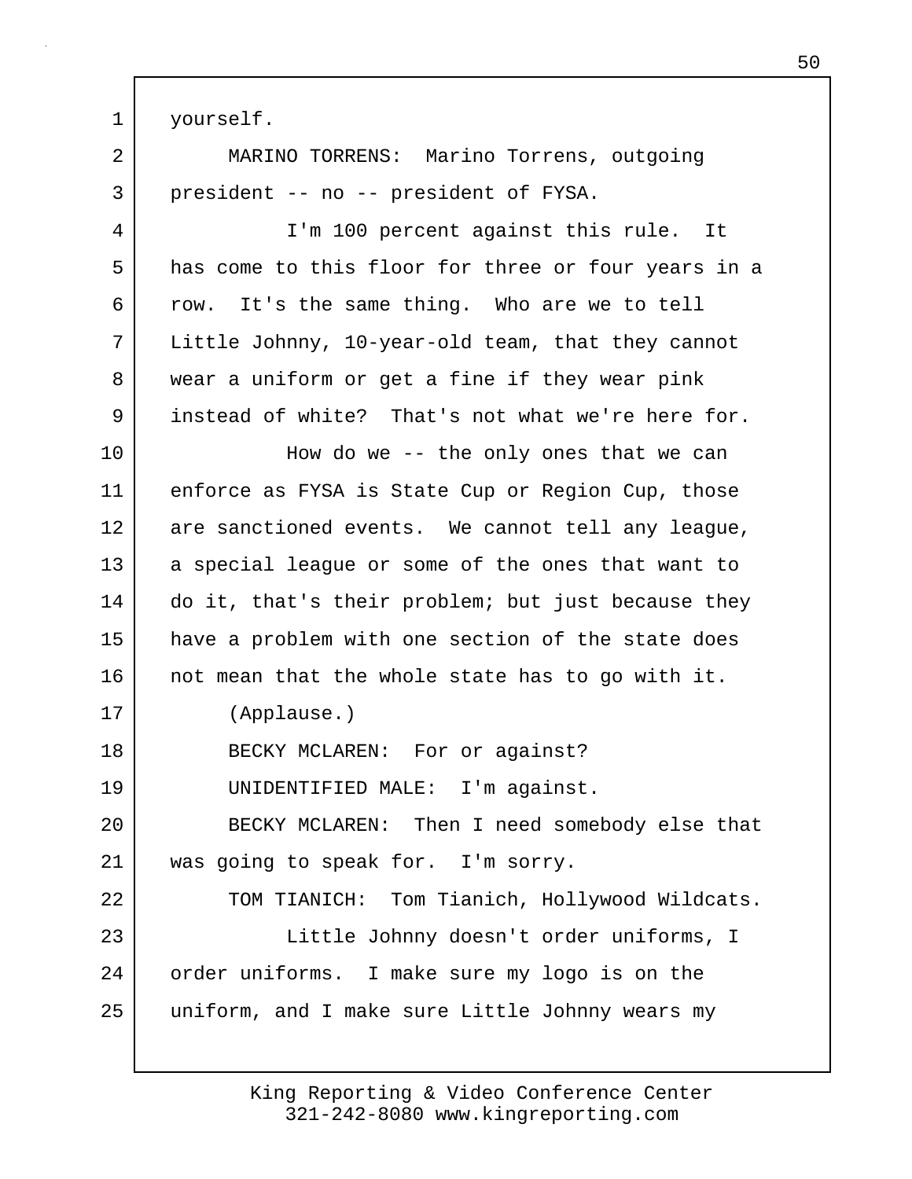yourself.

MARINO TORRENS: Marino Torrens, outgoing president -- no -- president of FYSA.

I'm 100 percent against this rule. It has come to this floor for three or four years in a row. It's the same thing. Who are we to tell Little Johnny, 10-year-old team, that they cannot wear a uniform or get a fine if they wear pink instead of white? That's not what we're here for.

How do we -- the only ones that we can enforce as FYSA is State Cup or Region Cup, those are sanctioned events. We cannot tell any league, a special league or some of the ones that want to do it, that's their problem; but just because they have a problem with one section of the state does not mean that the whole state has to go with it.

(Applause.)

BECKY MCLAREN: For or against?

UNIDENTIFIED MALE: I'm against.

BECKY MCLAREN: Then I need somebody else that was going to speak for. I'm sorry.

TOM TIANICH: Tom Tianich, Hollywood Wildcats.

Little Johnny doesn't order uniforms, I order uniforms. I make sure my logo is on the uniform, and I make sure Little Johnny wears my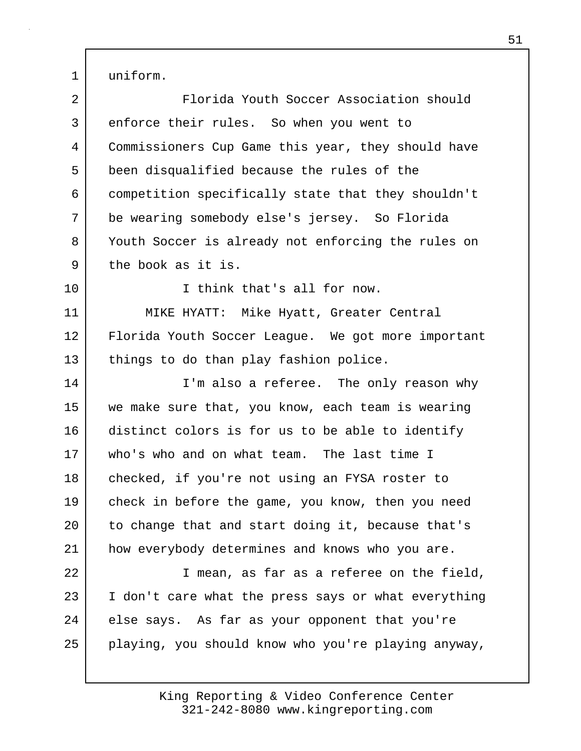uniform.

Florida Youth Soccer Association should enforce their rules. So when you went to Commissioners Cup Game this year, they should have been disqualified because the rules of the competition specifically state that they shouldn't be wearing somebody else's jersey. So Florida Youth Soccer is already not enforcing the rules on the book as it is.

I think that's all for now.

MIKE HYATT: Mike Hyatt, Greater Central Florida Youth Soccer League. We got more important things to do than play fashion police.

I'm also a referee. The only reason why we make sure that, you know, each team is wearing distinct colors is for us to be able to identify who's who and on what team. The last time I checked, if you're not using an FYSA roster to check in before the game, you know, then you need to change that and start doing it, because that's how everybody determines and knows who you are.

I mean, as far as a referee on the field, I don't care what the press says or what everything else says. As far as your opponent that you're playing, you should know who you're playing anyway,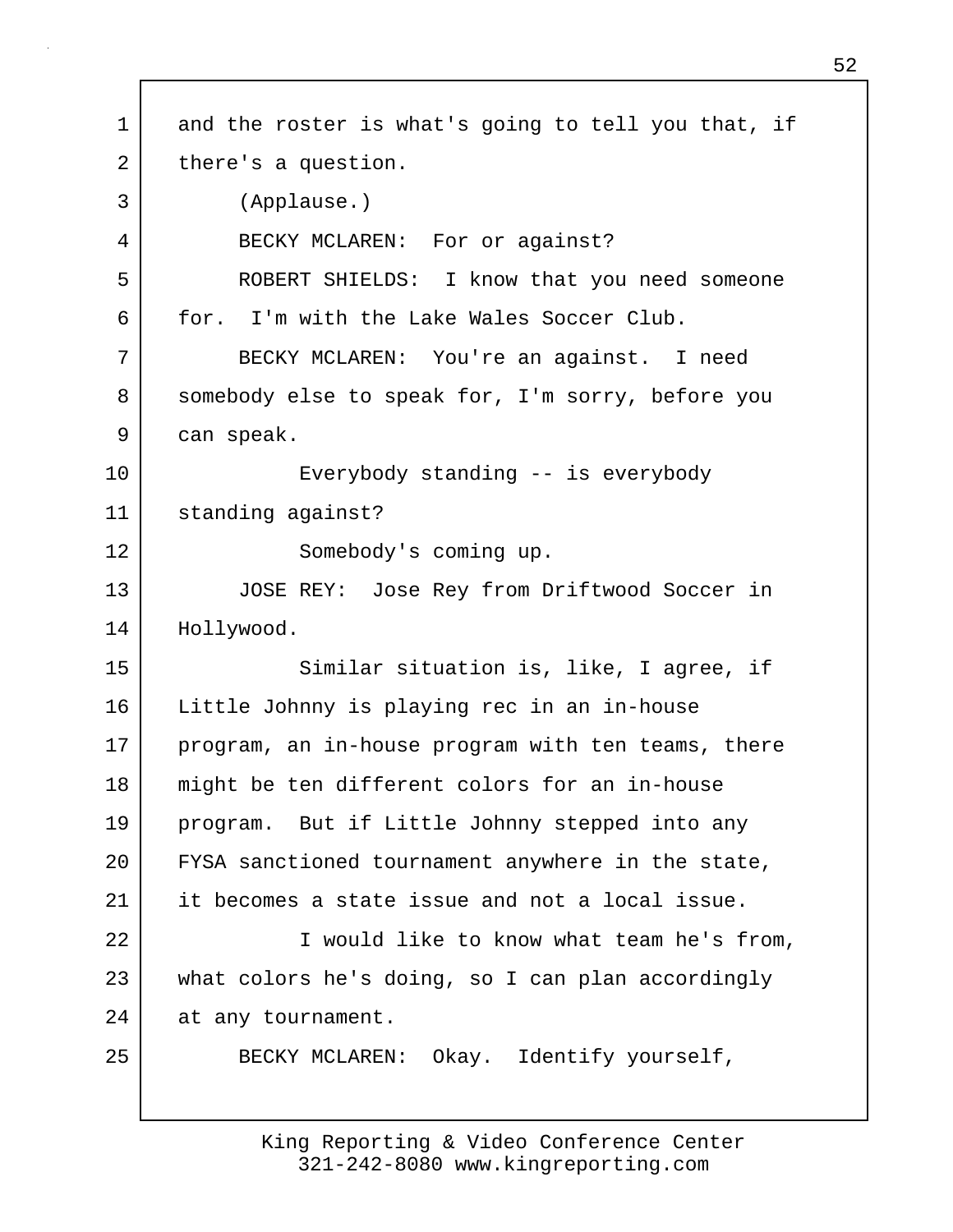1 and the roster is what's going to tell you that, if
2 there's a question.
3 (Applause.)
4 BECKY MCLAREN: For or against?
5 ROBERT SHIELDS: I know that you need someone
6 for. I'm with the Lake Wales Soccer Club.
7 BECKY MCLAREN: You're an against. I need
8 somebody else to speak for, I'm sorry, before you
9 can speak.
10 Everybody standing -- is everybody
11 standing against?
12 Somebody's coming up.
13 JOSE REY: Jose Rey from Driftwood Soccer in
14 Hollywood.
15 Similar situation is, like, I agree, if
16 Little Johnny is playing rec in an in-house
17 program, an in-house program with ten teams, there
18 might be ten different colors for an in-house
19 program. But if Little Johnny stepped into any
20 FYSA sanctioned tournament anywhere in the state,
21 it becomes a state issue and not a local issue.
22 I would like to know what team he's from,
23 what colors he's doing, so I can plan accordingly
24 at any tournament.
25 BECKY MCLAREN: Okay. Identify yourself,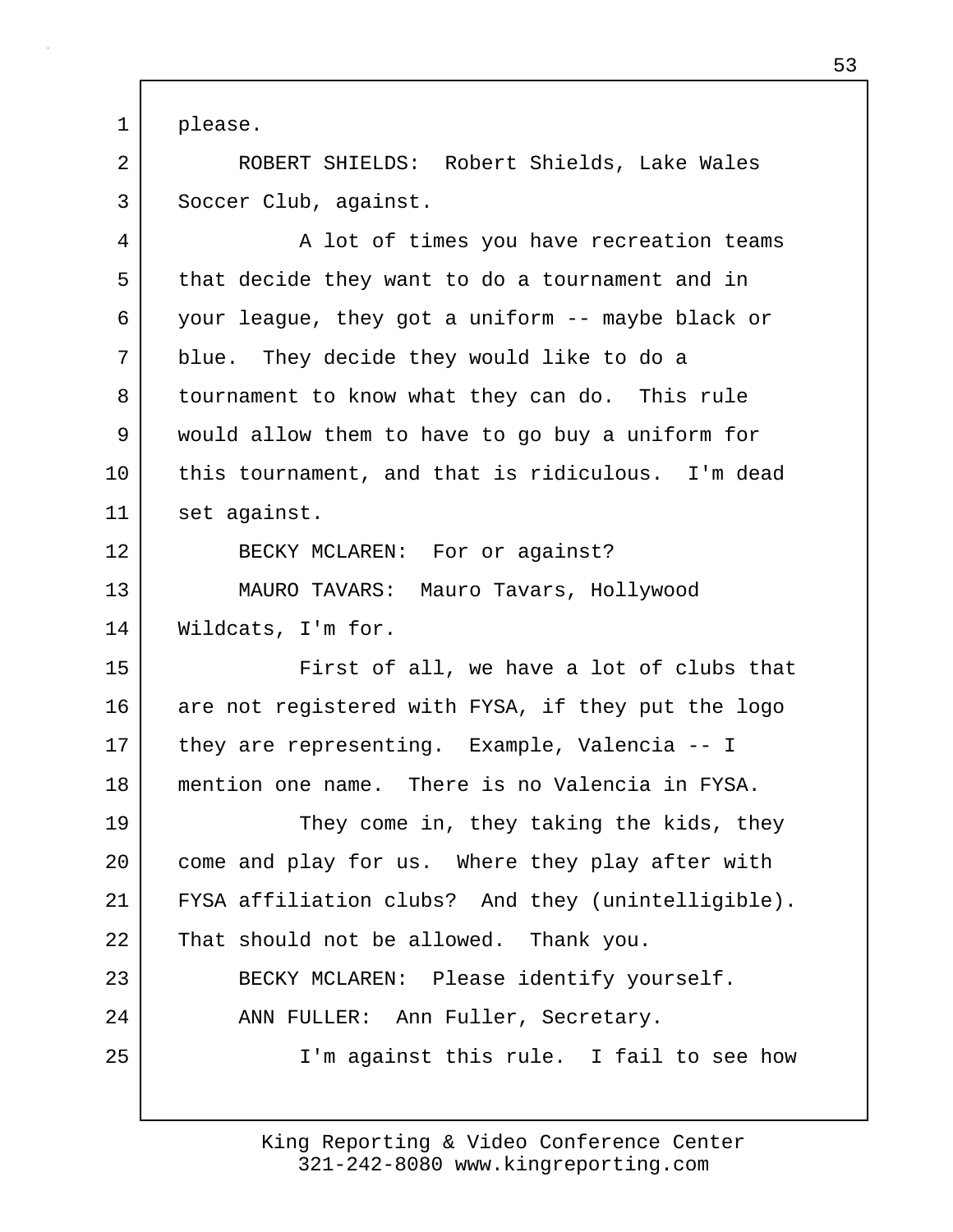please.

ROBERT SHIELDS: Robert Shields, Lake Wales Soccer Club, against.

A lot of times you have recreation teams that decide they want to do a tournament and in your league, they got a uniform -- maybe black or blue. They decide they would like to do a tournament to know what they can do. This rule would allow them to have to go buy a uniform for this tournament, and that is ridiculous. I'm dead set against.

BECKY MCLAREN: For or against?

MAURO TAVARS: Mauro Tavars, Hollywood Wildcats, I'm for.

First of all, we have a lot of clubs that are not registered with FYSA, if they put the logo they are representing. Example, Valencia -- I mention one name. There is no Valencia in FYSA.

They come in, they taking the kids, they come and play for us. Where they play after with FYSA affiliation clubs? And they (unintelligible). That should not be allowed. Thank you.

BECKY MCLAREN: Please identify yourself.

ANN FULLER: Ann Fuller, Secretary.

I'm against this rule. I fail to see how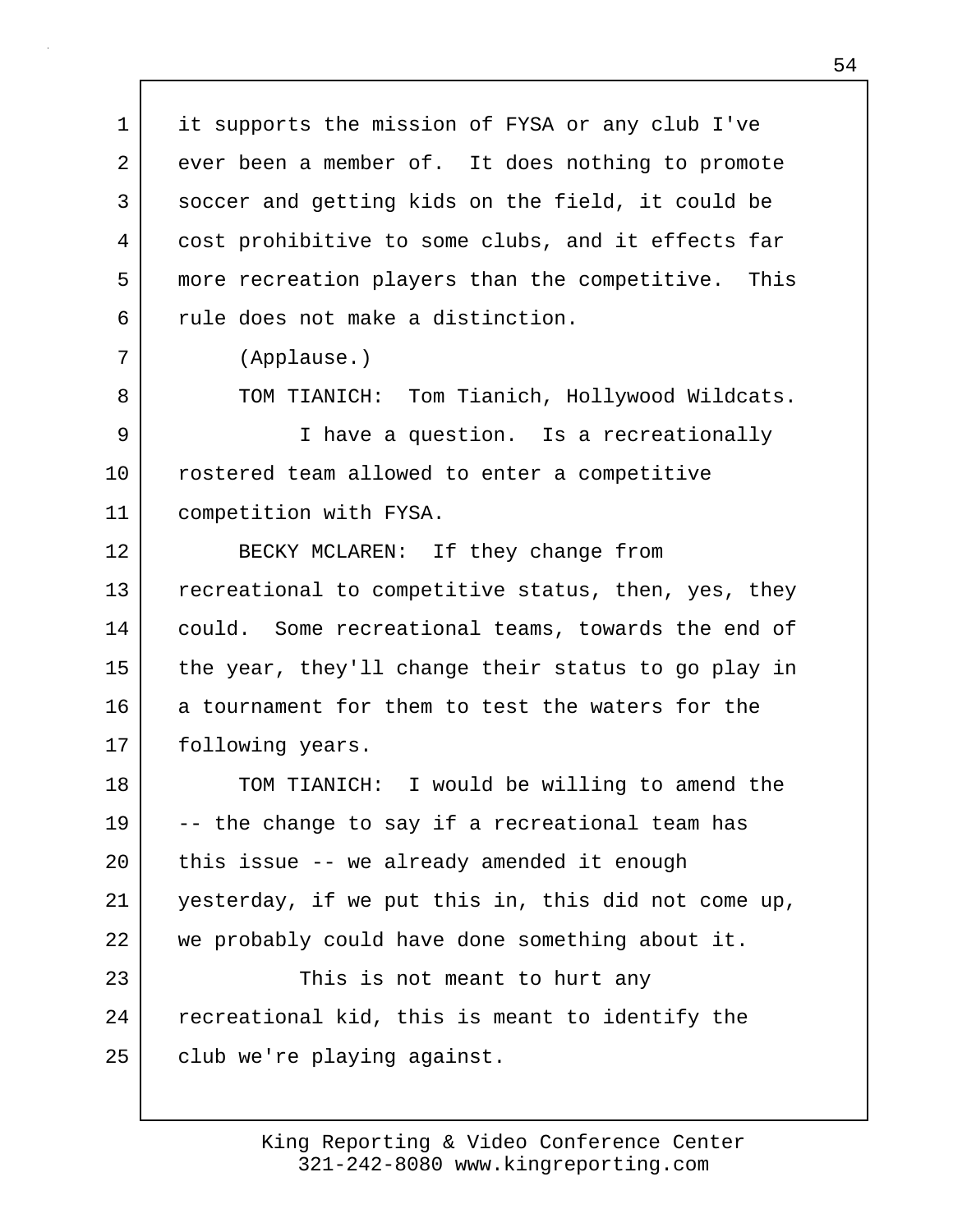it supports the mission of FYSA or any club I've ever been a member of. It does nothing to promote soccer and getting kids on the field, it could be cost prohibitive to some clubs, and it effects far more recreation players than the competitive. This rule does not make a distinction.

(Applause.)

TOM TIANICH: Tom Tianich, Hollywood Wildcats.

I have a question. Is a recreationally rostered team allowed to enter a competitive competition with FYSA.

BECKY MCLAREN: If they change from recreational to competitive status, then, yes, they could. Some recreational teams, towards the end of the year, they'll change their status to go play in a tournament for them to test the waters for the following years.

TOM TIANICH: I would be willing to amend the -- the change to say if a recreational team has this issue -- we already amended it enough yesterday, if we put this in, this did not come up, we probably could have done something about it.

This is not meant to hurt any recreational kid, this is meant to identify the club we're playing against.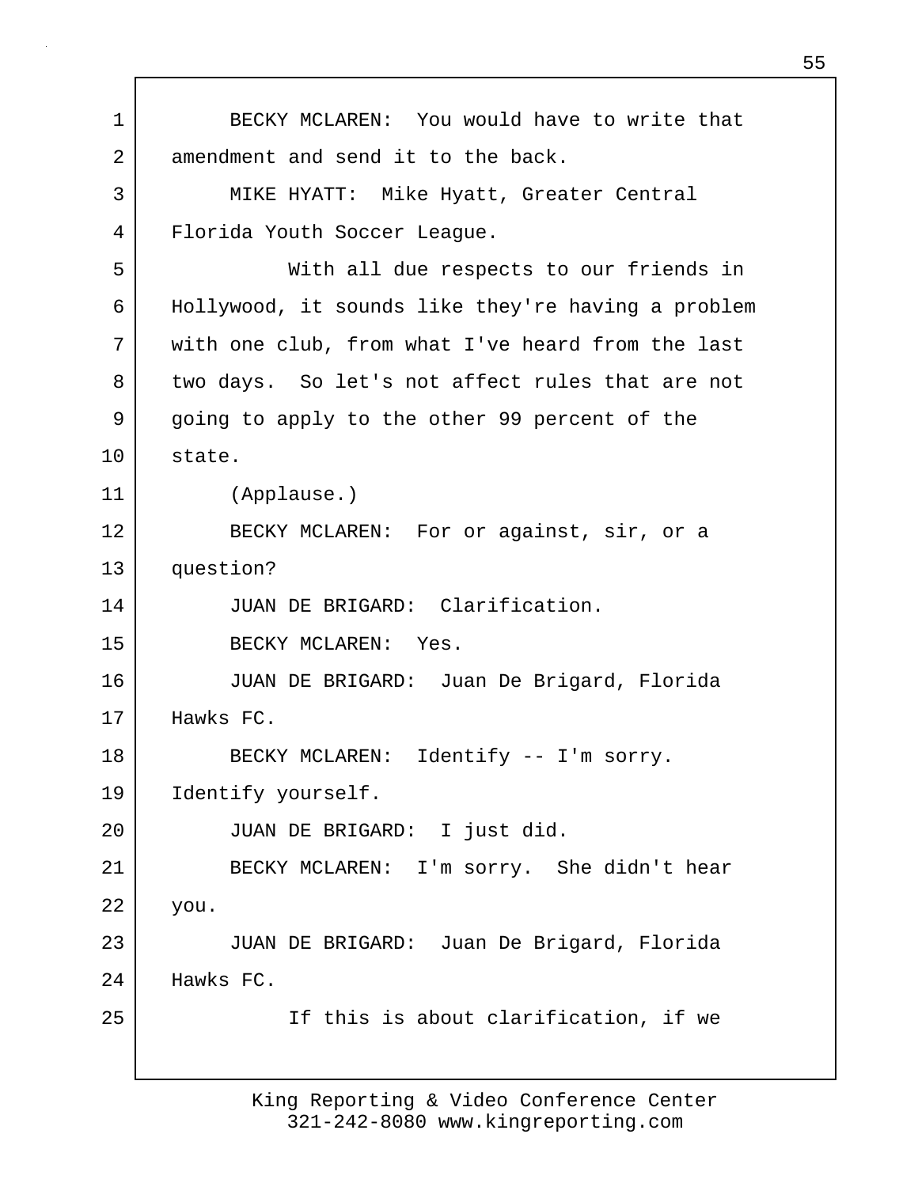BECKY MCLAREN: You would have to write that amendment and send it to the back.

MIKE HYATT: Mike Hyatt, Greater Central Florida Youth Soccer League.

With all due respects to our friends in Hollywood, it sounds like they're having a problem with one club, from what I've heard from the last two days. So let's not affect rules that are not going to apply to the other 99 percent of the state.

(Applause.)

BECKY MCLAREN: For or against, sir, or a question?

JUAN DE BRIGARD: Clarification.

BECKY MCLAREN: Yes.

JUAN DE BRIGARD: Juan De Brigard, Florida Hawks FC.

BECKY MCLAREN: Identify -- I'm sorry. Identify yourself.

JUAN DE BRIGARD: I just did.

BECKY MCLAREN: I'm sorry. She didn't hear you.

JUAN DE BRIGARD: Juan De Brigard, Florida Hawks FC.

If this is about clarification, if we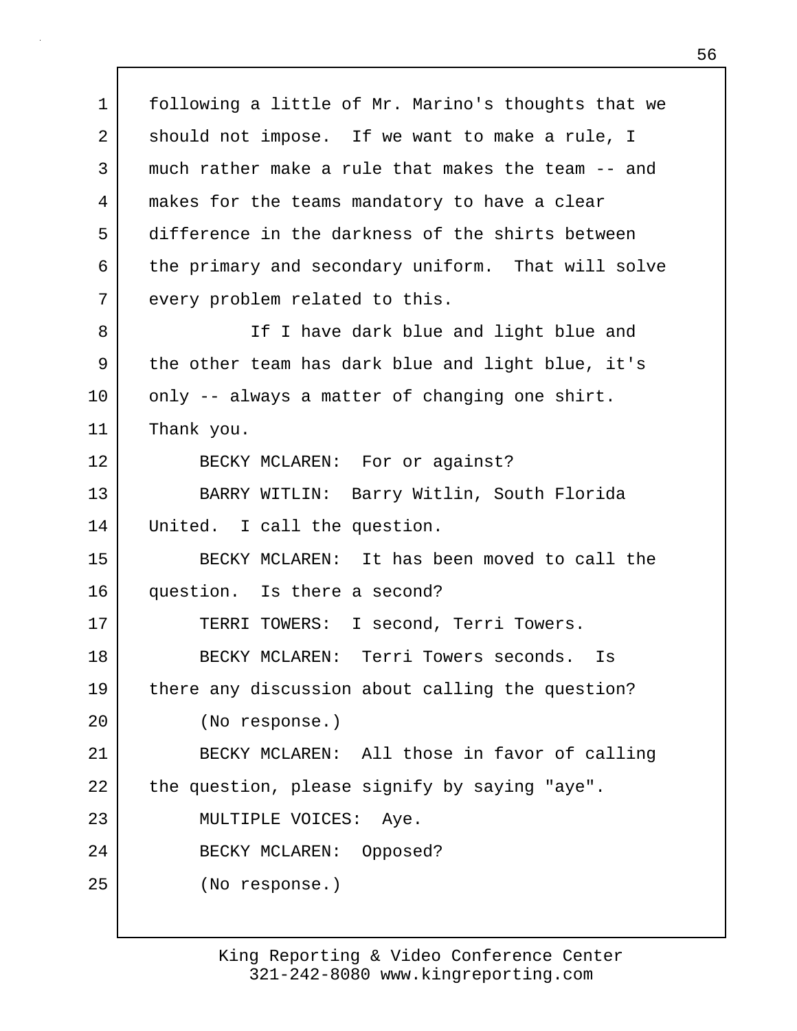following a little of Mr. Marino's thoughts that we should not impose. If we want to make a rule, I much rather make a rule that makes the team -- and makes for the teams mandatory to have a clear difference in the darkness of the shirts between the primary and secondary uniform. That will solve every problem related to this.

If I have dark blue and light blue and the other team has dark blue and light blue, it's only -- always a matter of changing one shirt. Thank you.

BECKY MCLAREN: For or against?

BARRY WITLIN: Barry Witlin, South Florida United. I call the question.

BECKY MCLAREN: It has been moved to call the question. Is there a second?

TERRI TOWERS: I second, Terri Towers.

BECKY MCLAREN: Terri Towers seconds. Is there any discussion about calling the question?

(No response.)

BECKY MCLAREN: All those in favor of calling the question, please signify by saying "aye".

MULTIPLE VOICES: Aye.

BECKY MCLAREN: Opposed?

(No response.)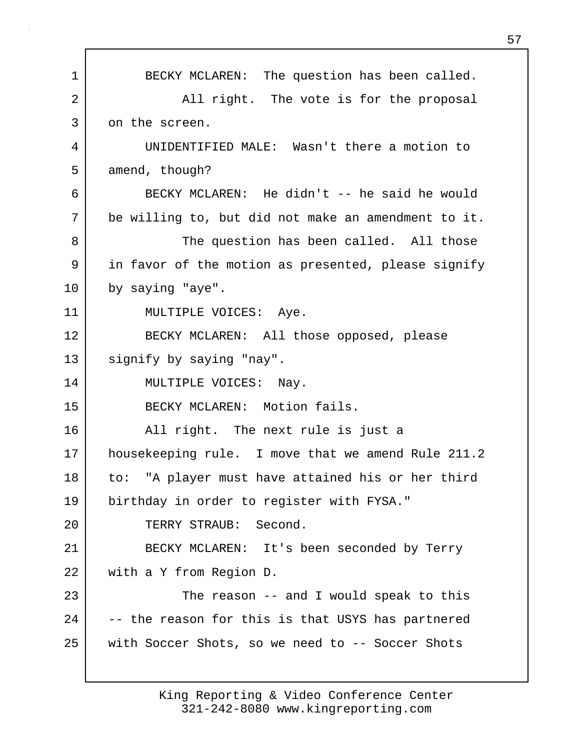BECKY MCLAREN: The question has been called.

All right. The vote is for the proposal on the screen.

UNIDENTIFIED MALE: Wasn't there a motion to amend, though?

BECKY MCLAREN: He didn't -- he said he would be willing to, but did not make an amendment to it.

The question has been called. All those in favor of the motion as presented, please signify by saying "aye".

MULTIPLE VOICES: Aye.

BECKY MCLAREN: All those opposed, please signify by saying "nay".

MULTIPLE VOICES: Nay.

BECKY MCLAREN: Motion fails.

All right. The next rule is just a housekeeping rule. I move that we amend Rule 211.2 to: "A player must have attained his or her third birthday in order to register with FYSA."

TERRY STRAUB: Second.

BECKY MCLAREN: It's been seconded by Terry with a Y from Region D.

The reason -- and I would speak to this -- the reason for this is that USYS has partnered with Soccer Shots, so we need to -- Soccer Shots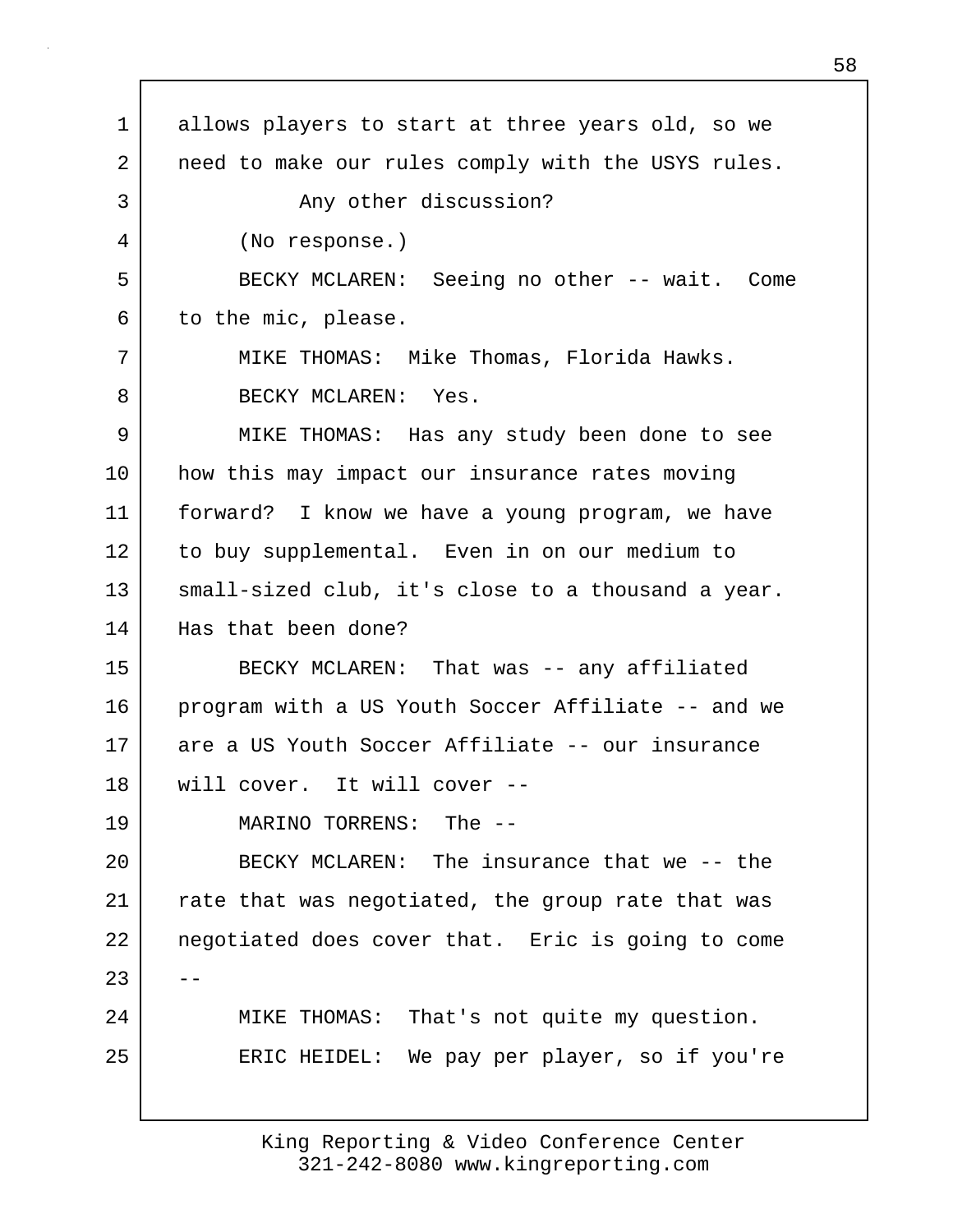allows players to start at three years old, so we need to make our rules comply with the USYS rules.

Any other discussion?

(No response.)

BECKY MCLAREN: Seeing no other -- wait. Come to the mic, please.

MIKE THOMAS: Mike Thomas, Florida Hawks.

BECKY MCLAREN: Yes.

MIKE THOMAS: Has any study been done to see how this may impact our insurance rates moving forward? I know we have a young program, we have to buy supplemental. Even in on our medium to small-sized club, it's close to a thousand a year. Has that been done?

BECKY MCLAREN: That was -- any affiliated program with a US Youth Soccer Affiliate -- and we are a US Youth Soccer Affiliate -- our insurance will cover. It will cover --

MARINO TORRENS: The --

BECKY MCLAREN: The insurance that we -- the rate that was negotiated, the group rate that was negotiated does cover that. Eric is going to come --

MIKE THOMAS: That's not quite my question.

ERIC HEIDEL: We pay per player, so if you're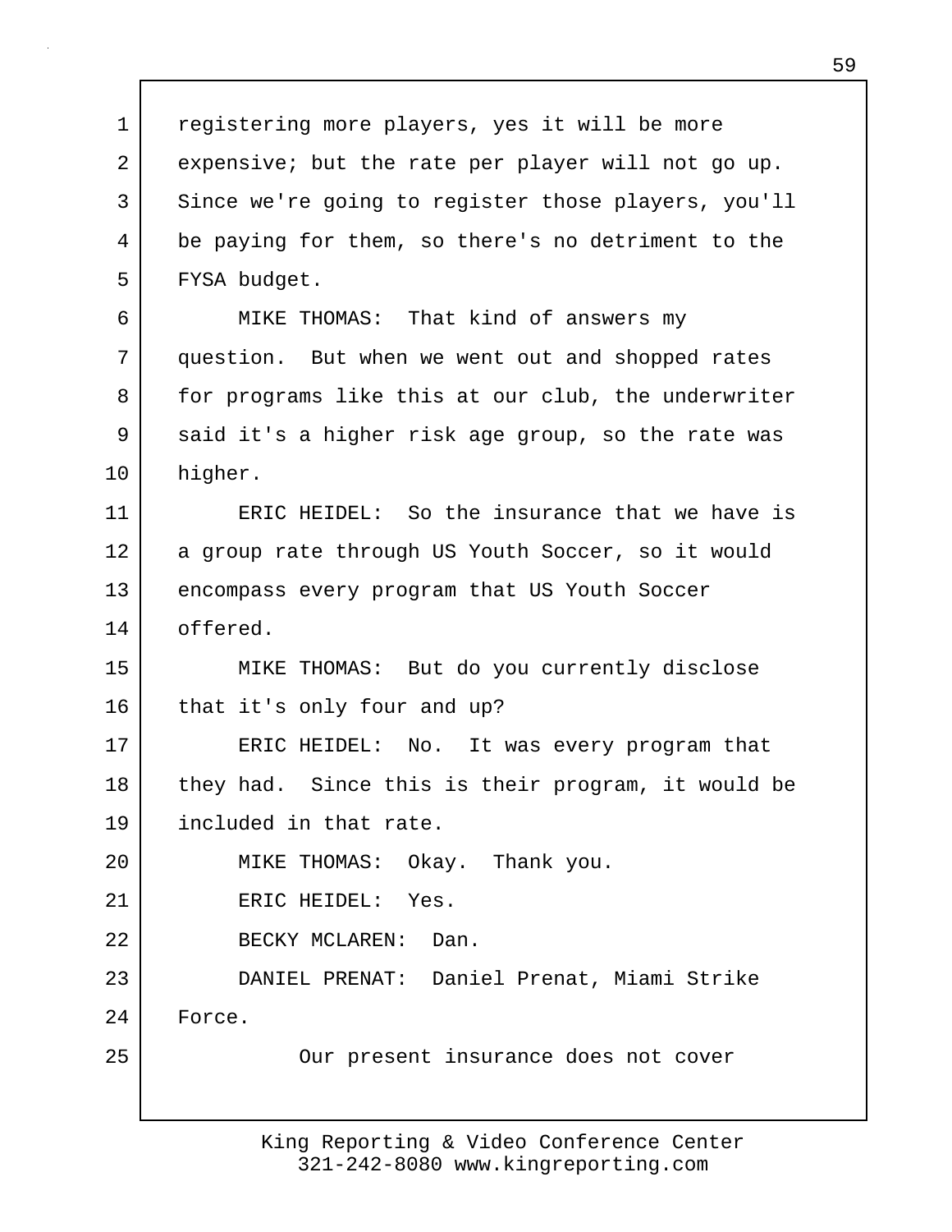registering more players, yes it will be more expensive; but the rate per player will not go up. Since we're going to register those players, you'll be paying for them, so there's no detriment to the FYSA budget.

MIKE THOMAS: That kind of answers my question. But when we went out and shopped rates for programs like this at our club, the underwriter said it's a higher risk age group, so the rate was higher.

ERIC HEIDEL: So the insurance that we have is a group rate through US Youth Soccer, so it would encompass every program that US Youth Soccer offered.

MIKE THOMAS: But do you currently disclose that it's only four and up?

ERIC HEIDEL: No. It was every program that they had. Since this is their program, it would be included in that rate.

MIKE THOMAS: Okay. Thank you.

ERIC HEIDEL: Yes.

BECKY MCLAREN: Dan.

DANIEL PRENAT: Daniel Prenat, Miami Strike Force.

Our present insurance does not cover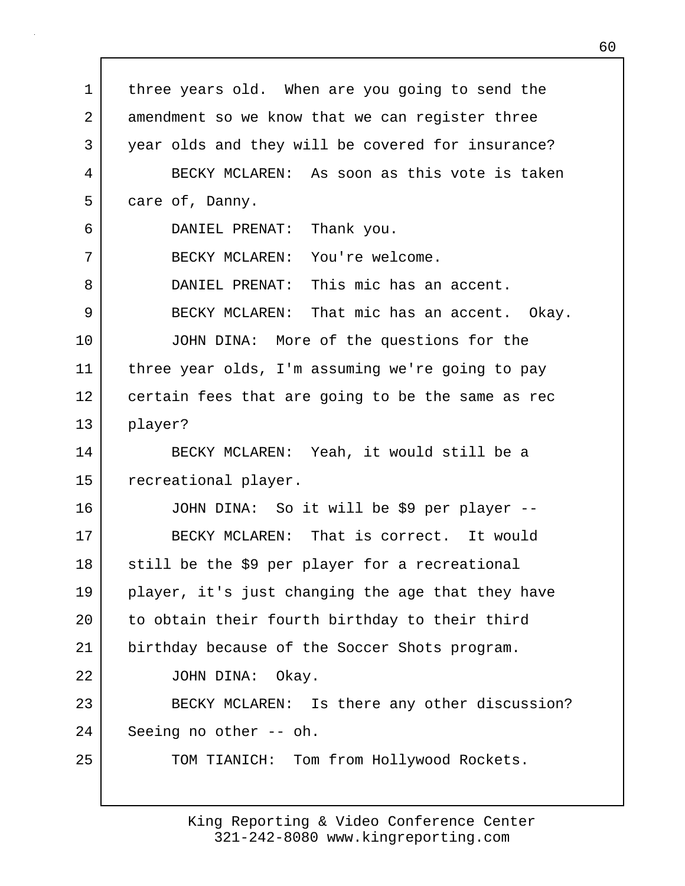three years old. When are you going to send the amendment so we know that we can register three year olds and they will be covered for insurance?

BECKY MCLAREN: As soon as this vote is taken care of, Danny.

DANIEL PRENAT: Thank you.

BECKY MCLAREN: You're welcome.

DANIEL PRENAT: This mic has an accent.

BECKY MCLAREN: That mic has an accent. Okay.

JOHN DINA: More of the questions for the three year olds, I'm assuming we're going to pay certain fees that are going to be the same as rec player?

BECKY MCLAREN: Yeah, it would still be a recreational player.

JOHN DINA: So it will be $9 per player --

BECKY MCLAREN: That is correct. It would still be the $9 per player for a recreational player, it's just changing the age that they have to obtain their fourth birthday to their third birthday because of the Soccer Shots program.

JOHN DINA: Okay.

BECKY MCLAREN: Is there any other discussion? Seeing no other -- oh.

TOM TIANICH: Tom from Hollywood Rockets.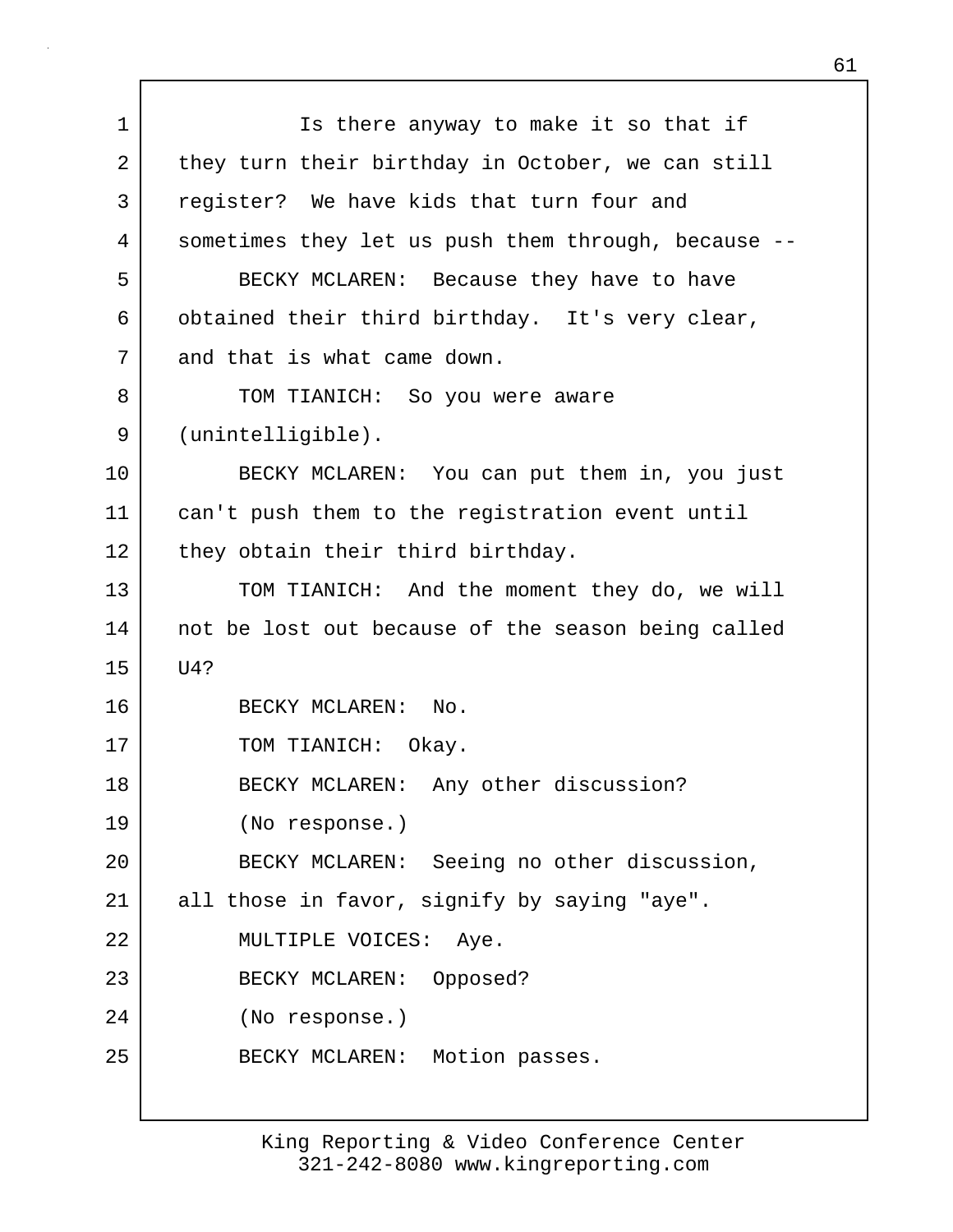Is there anyway to make it so that if they turn their birthday in October, we can still register? We have kids that turn four and sometimes they let us push them through, because --

BECKY MCLAREN: Because they have to have obtained their third birthday. It's very clear, and that is what came down.

TOM TIANICH: So you were aware (unintelligible).

BECKY MCLAREN: You can put them in, you just can't push them to the registration event until they obtain their third birthday.

TOM TIANICH: And the moment they do, we will not be lost out because of the season being called U4?

BECKY MCLAREN: No.

TOM TIANICH: Okay.

BECKY MCLAREN: Any other discussion?

(No response.)

BECKY MCLAREN: Seeing no other discussion, all those in favor, signify by saying "aye".

MULTIPLE VOICES: Aye.

BECKY MCLAREN: Opposed?

(No response.)

BECKY MCLAREN: Motion passes.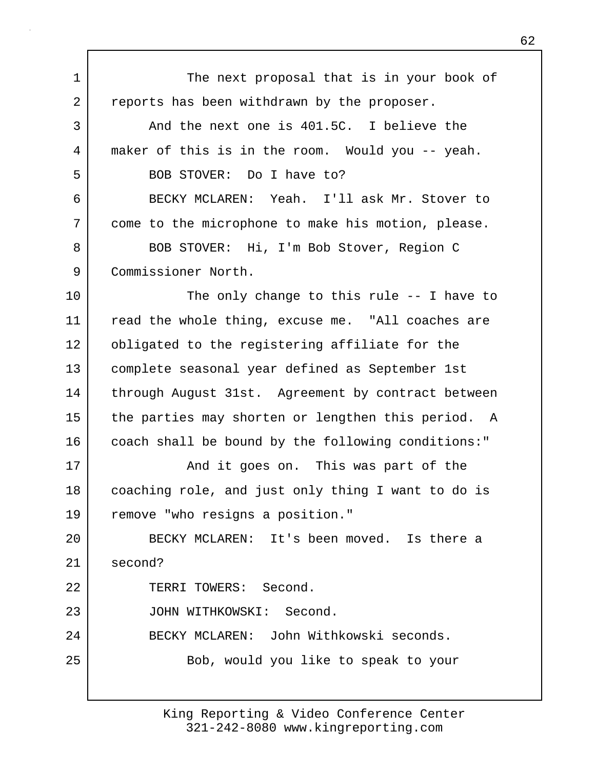The next proposal that is in your book of reports has been withdrawn by the proposer.

And the next one is 401.5C. I believe the maker of this is in the room. Would you -- yeah.

BOB STOVER: Do I have to?

BECKY MCLAREN: Yeah. I'll ask Mr. Stover to come to the microphone to make his motion, please.

BOB STOVER: Hi, I'm Bob Stover, Region C Commissioner North.

The only change to this rule -- I have to read the whole thing, excuse me. "All coaches are obligated to the registering affiliate for the complete seasonal year defined as September 1st through August 31st. Agreement by contract between the parties may shorten or lengthen this period. A coach shall be bound by the following conditions:"

And it goes on. This was part of the coaching role, and just only thing I want to do is remove "who resigns a position."

BECKY MCLAREN: It's been moved. Is there a second?

TERRI TOWERS: Second.

JOHN WITHKOWSKI: Second.

BECKY MCLAREN: John Withkowski seconds.

Bob, would you like to speak to your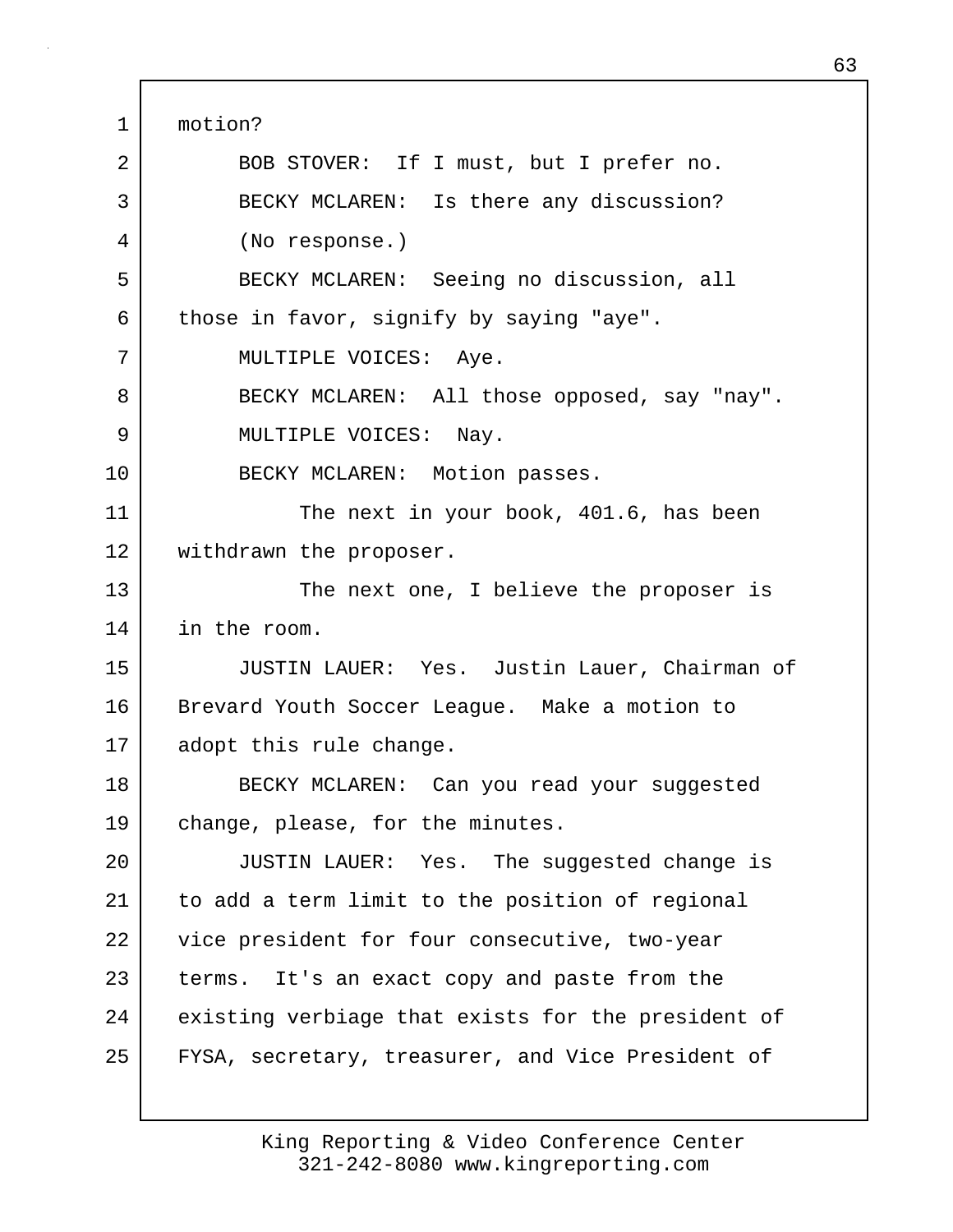motion?

BOB STOVER: If I must, but I prefer no.

BECKY MCLAREN: Is there any discussion?

(No response.)

BECKY MCLAREN: Seeing no discussion, all those in favor, signify by saying "aye".

MULTIPLE VOICES: Aye.

BECKY MCLAREN: All those opposed, say "nay".

MULTIPLE VOICES: Nay.

BECKY MCLAREN: Motion passes.

The next in your book, 401.6, has been withdrawn the proposer.

The next one, I believe the proposer is in the room.

JUSTIN LAUER: Yes. Justin Lauer, Chairman of Brevard Youth Soccer League. Make a motion to adopt this rule change.

BECKY MCLAREN: Can you read your suggested change, please, for the minutes.

JUSTIN LAUER: Yes. The suggested change is to add a term limit to the position of regional vice president for four consecutive, two-year terms. It's an exact copy and paste from the existing verbiage that exists for the president of FYSA, secretary, treasurer, and Vice President of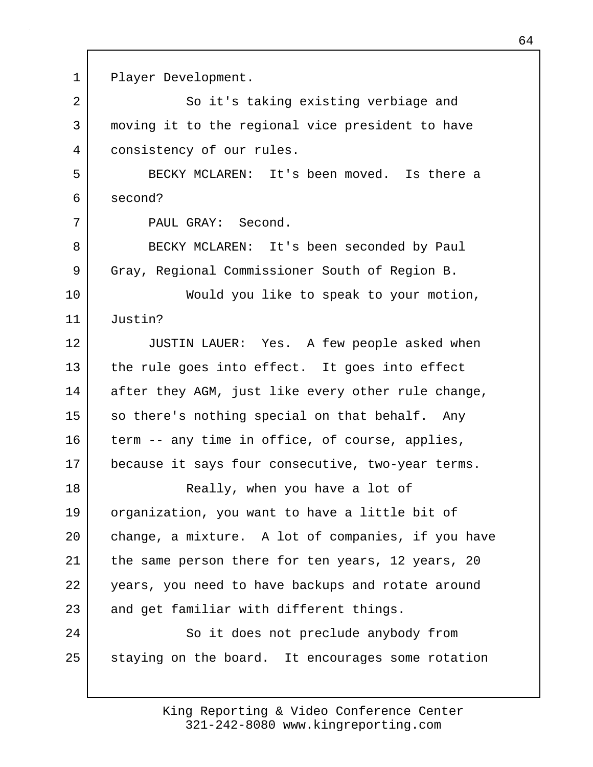Player Development.

So it's taking existing verbiage and moving it to the regional vice president to have consistency of our rules.

BECKY MCLAREN: It's been moved. Is there a second?

PAUL GRAY: Second.

BECKY MCLAREN: It's been seconded by Paul Gray, Regional Commissioner South of Region B.

Would you like to speak to your motion, Justin?

JUSTIN LAUER: Yes. A few people asked when the rule goes into effect. It goes into effect after they AGM, just like every other rule change, so there's nothing special on that behalf. Any term -- any time in office, of course, applies, because it says four consecutive, two-year terms.

Really, when you have a lot of organization, you want to have a little bit of change, a mixture. A lot of companies, if you have the same person there for ten years, 12 years, 20 years, you need to have backups and rotate around and get familiar with different things.

So it does not preclude anybody from staying on the board. It encourages some rotation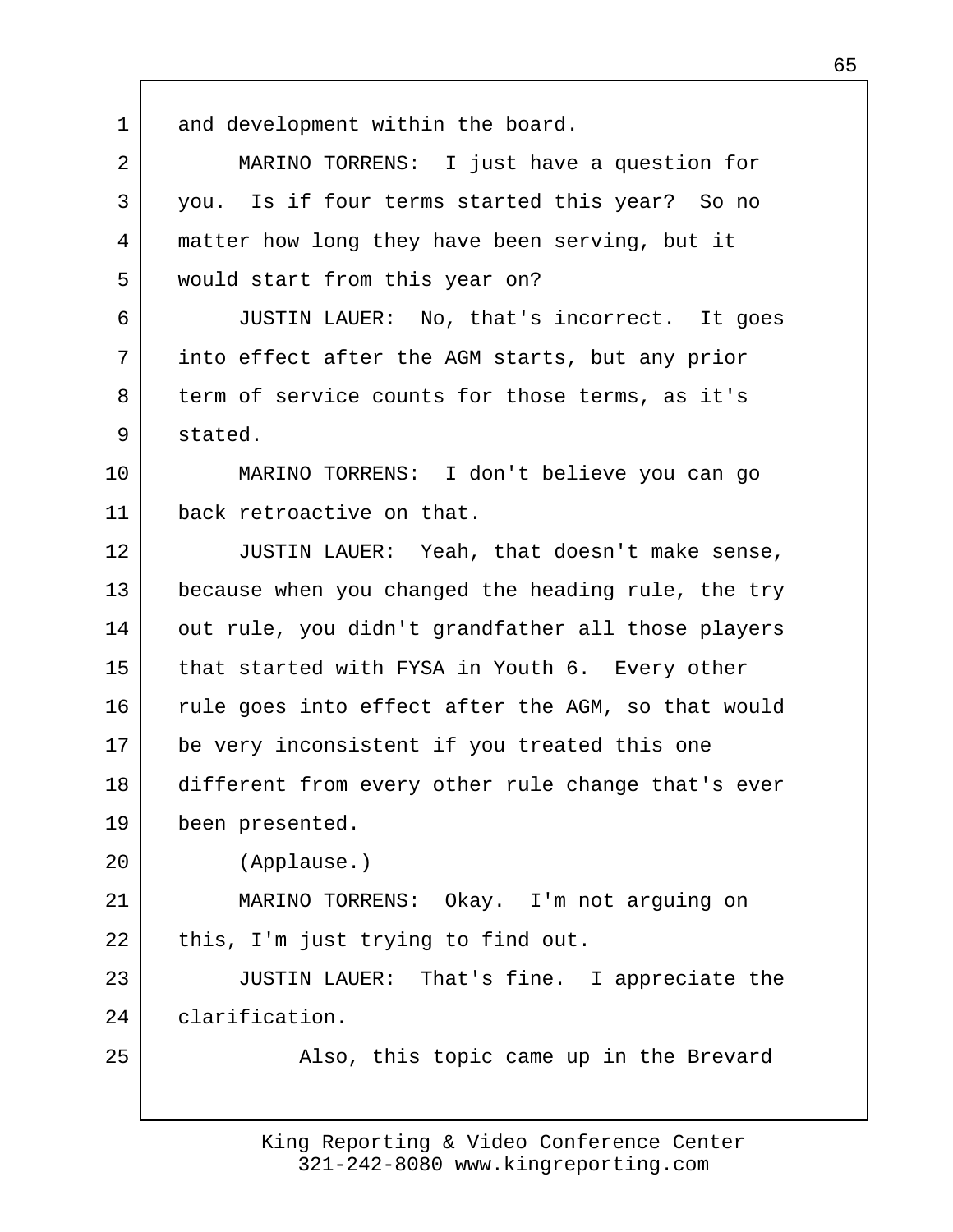and development within the board.

MARINO TORRENS: I just have a question for you. Is if four terms started this year? So no matter how long they have been serving, but it would start from this year on?

JUSTIN LAUER: No, that's incorrect. It goes into effect after the AGM starts, but any prior term of service counts for those terms, as it's stated.

MARINO TORRENS: I don't believe you can go back retroactive on that.

JUSTIN LAUER: Yeah, that doesn't make sense, because when you changed the heading rule, the try out rule, you didn't grandfather all those players that started with FYSA in Youth 6. Every other rule goes into effect after the AGM, so that would be very inconsistent if you treated this one different from every other rule change that's ever been presented.

(Applause.)

MARINO TORRENS: Okay. I'm not arguing on this, I'm just trying to find out.

JUSTIN LAUER: That's fine. I appreciate the clarification.

Also, this topic came up in the Brevard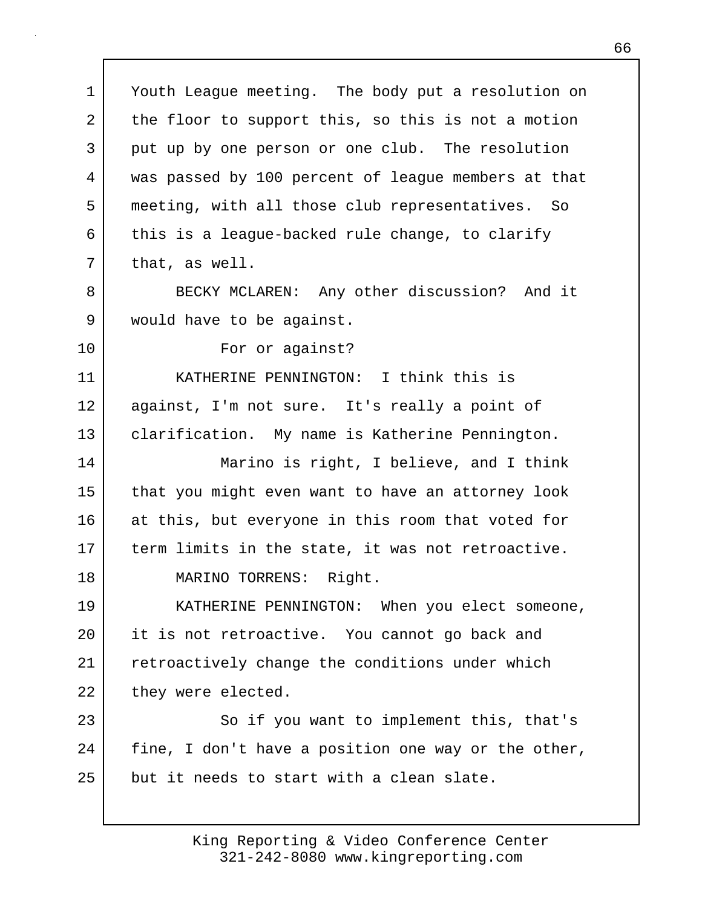Youth League meeting. The body put a resolution on the floor to support this, so this is not a motion put up by one person or one club. The resolution was passed by 100 percent of league members at that meeting, with all those club representatives. So this is a league-backed rule change, to clarify that, as well.

BECKY MCLAREN: Any other discussion? And it would have to be against.

For or against?

KATHERINE PENNINGTON: I think this is against, I'm not sure. It's really a point of clarification. My name is Katherine Pennington.

Marino is right, I believe, and I think that you might even want to have an attorney look at this, but everyone in this room that voted for term limits in the state, it was not retroactive.

MARINO TORRENS: Right.

KATHERINE PENNINGTON: When you elect someone, it is not retroactive. You cannot go back and retroactively change the conditions under which they were elected.

So if you want to implement this, that's fine, I don't have a position one way or the other, but it needs to start with a clean slate.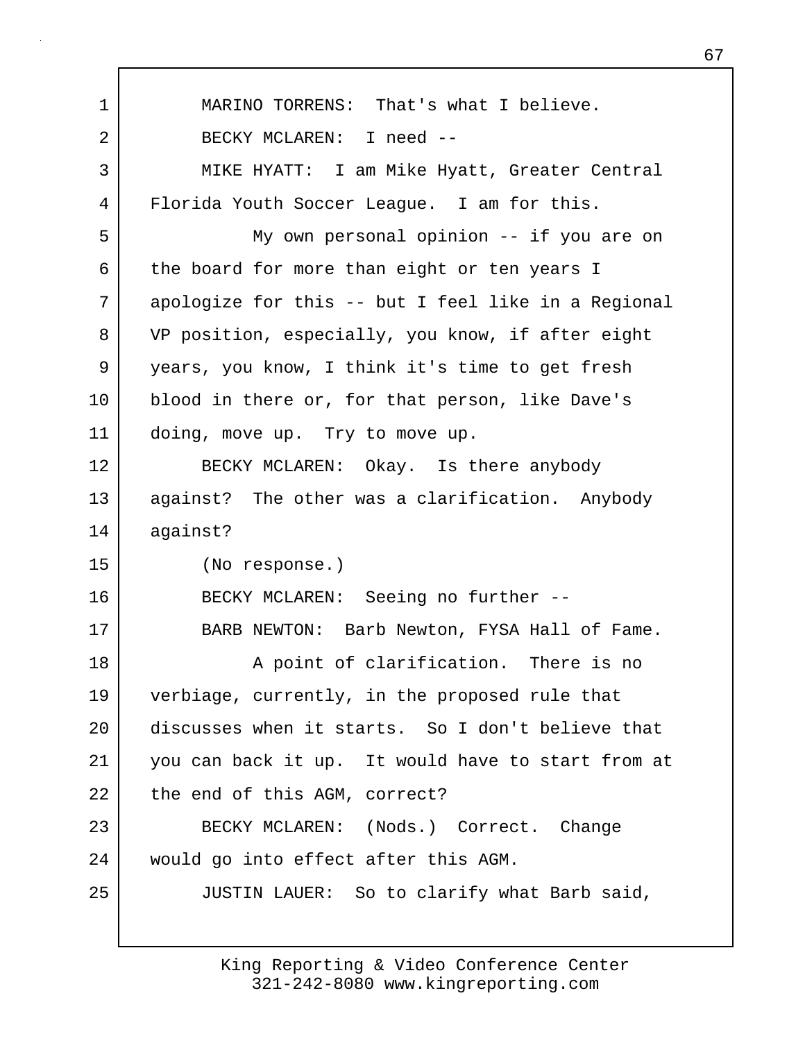MARINO TORRENS: That's what I believe.

BECKY MCLAREN: I need --

MIKE HYATT: I am Mike Hyatt, Greater Central Florida Youth Soccer League. I am for this.

My own personal opinion -- if you are on the board for more than eight or ten years I apologize for this -- but I feel like in a Regional VP position, especially, you know, if after eight years, you know, I think it's time to get fresh blood in there or, for that person, like Dave's doing, move up. Try to move up.

BECKY MCLAREN: Okay. Is there anybody against? The other was a clarification. Anybody against?

(No response.)

BECKY MCLAREN: Seeing no further --

BARB NEWTON: Barb Newton, FYSA Hall of Fame.

A point of clarification. There is no verbiage, currently, in the proposed rule that discusses when it starts. So I don't believe that you can back it up. It would have to start from at the end of this AGM, correct?

BECKY MCLAREN: (Nods.) Correct. Change would go into effect after this AGM.

JUSTIN LAUER: So to clarify what Barb said,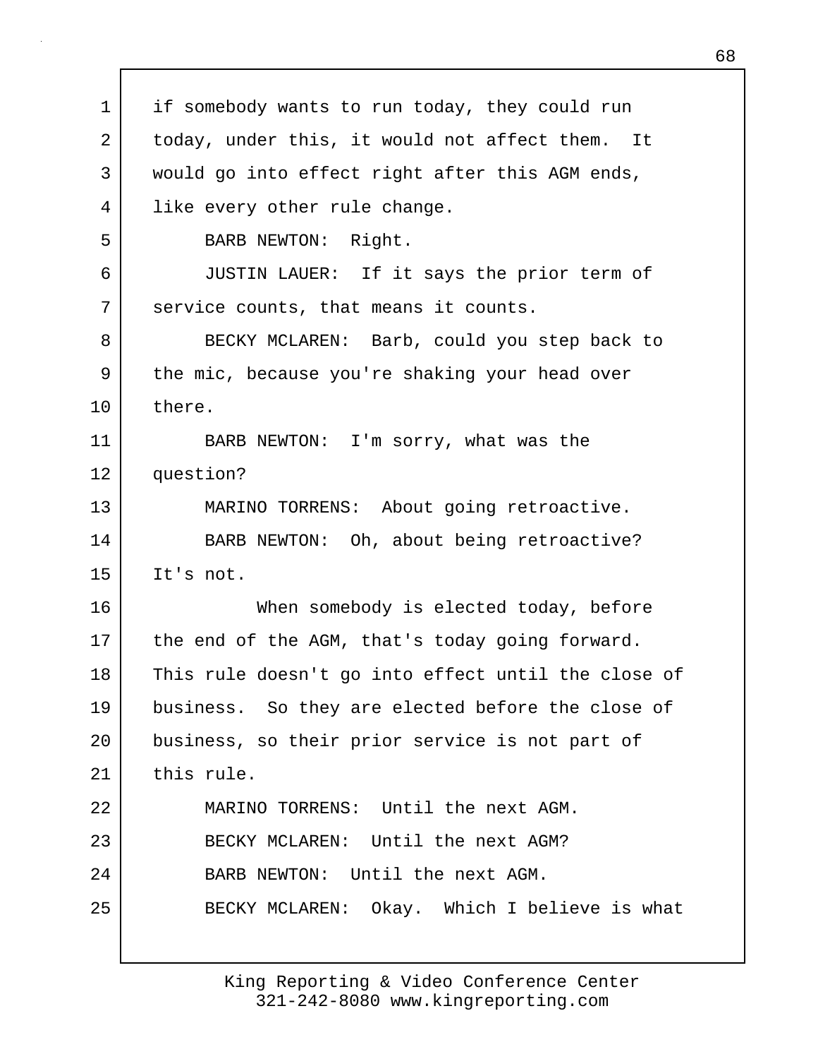1 if somebody wants to run today, they could run
2 today, under this, it would not affect them. It
3 would go into effect right after this AGM ends,
4 like every other rule change.
5 BARB NEWTON: Right.
6 JUSTIN LAUER: If it says the prior term of
7 service counts, that means it counts.
8 BECKY MCLAREN: Barb, could you step back to
9 the mic, because you're shaking your head over
10 there.
11 BARB NEWTON: I'm sorry, what was the
12 question?
13 MARINO TORRENS: About going retroactive.
14 BARB NEWTON: Oh, about being retroactive?
15 It's not.
16 When somebody is elected today, before
17 the end of the AGM, that's today going forward.
18 This rule doesn't go into effect until the close of
19 business. So they are elected before the close of
20 business, so their prior service is not part of
21 this rule.
22 MARINO TORRENS: Until the next AGM.
23 BECKY MCLAREN: Until the next AGM?
24 BARB NEWTON: Until the next AGM.
25 BECKY MCLAREN: Okay. Which I believe is what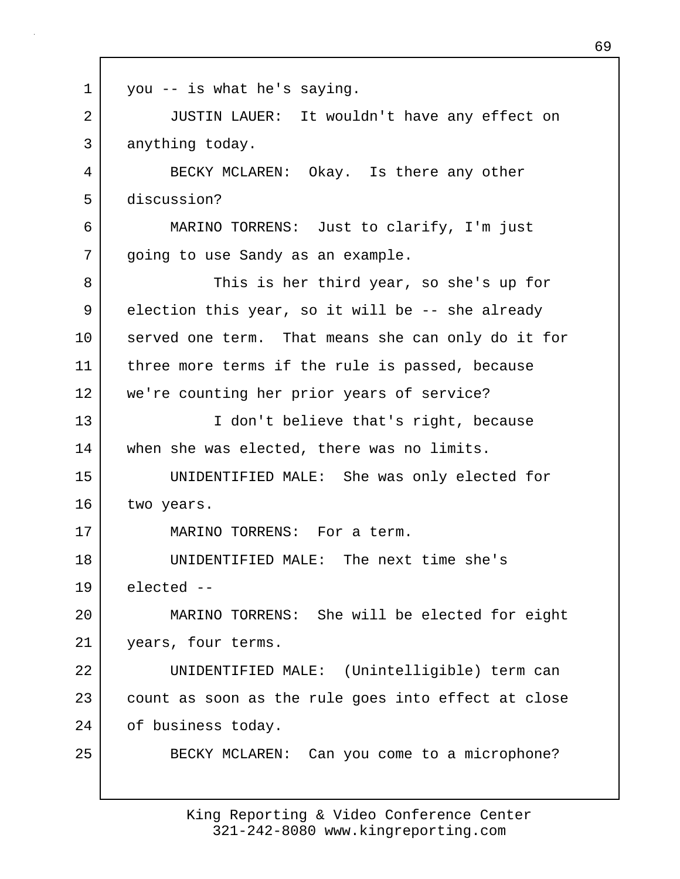you -- is what he's saying.

JUSTIN LAUER: It wouldn't have any effect on anything today.

BECKY MCLAREN: Okay. Is there any other discussion?

MARINO TORRENS: Just to clarify, I'm just going to use Sandy as an example.

This is her third year, so she's up for election this year, so it will be -- she already served one term. That means she can only do it for three more terms if the rule is passed, because we're counting her prior years of service?

I don't believe that's right, because when she was elected, there was no limits.

UNIDENTIFIED MALE: She was only elected for two years.

MARINO TORRENS: For a term.

UNIDENTIFIED MALE: The next time she's elected --

MARINO TORRENS: She will be elected for eight years, four terms.

UNIDENTIFIED MALE: (Unintelligible) term can count as soon as the rule goes into effect at close of business today.

BECKY MCLAREN: Can you come to a microphone?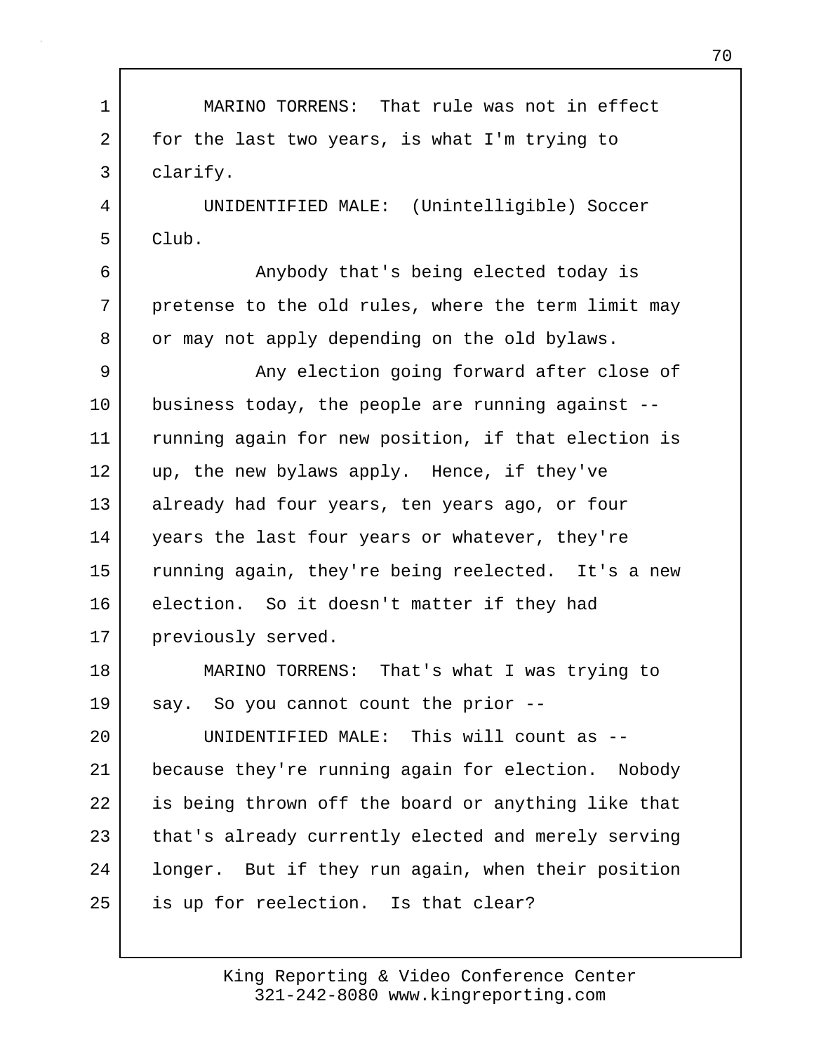MARINO TORRENS: That rule was not in effect for the last two years, is what I'm trying to clarify.

UNIDENTIFIED MALE: (Unintelligible) Soccer Club.

Anybody that's being elected today is pretense to the old rules, where the term limit may or may not apply depending on the old bylaws.

Any election going forward after close of business today, the people are running against -- running again for new position, if that election is up, the new bylaws apply. Hence, if they've already had four years, ten years ago, or four years the last four years or whatever, they're running again, they're being reelected. It's a new election. So it doesn't matter if they had previously served.

MARINO TORRENS: That's what I was trying to say. So you cannot count the prior --

UNIDENTIFIED MALE: This will count as -- because they're running again for election. Nobody is being thrown off the board or anything like that that's already currently elected and merely serving longer. But if they run again, when their position is up for reelection. Is that clear?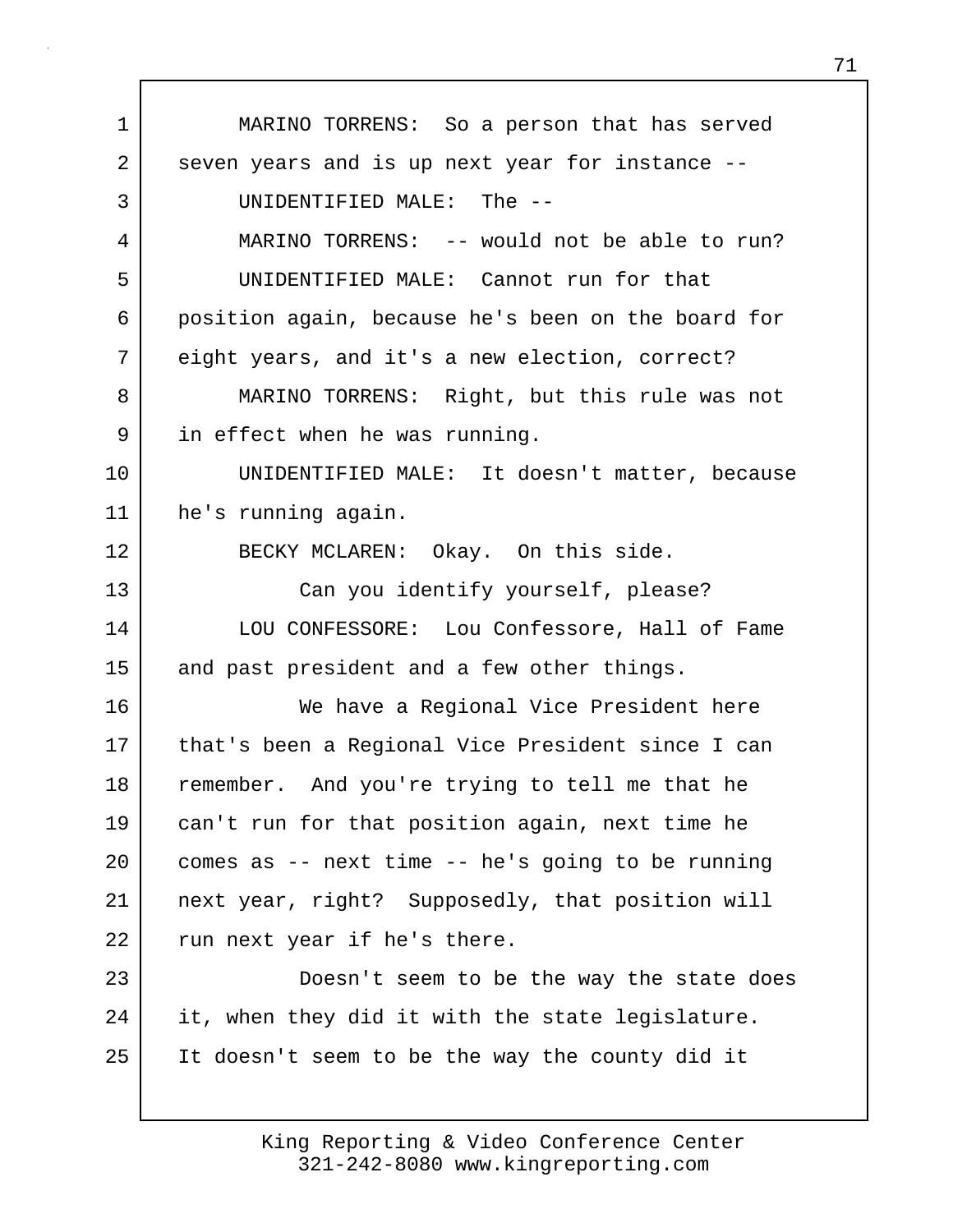MARINO TORRENS: So a person that has served seven years and is up next year for instance --

UNIDENTIFIED MALE: The --

MARINO TORRENS: -- would not be able to run?

UNIDENTIFIED MALE: Cannot run for that position again, because he's been on the board for eight years, and it's a new election, correct?

MARINO TORRENS: Right, but this rule was not in effect when he was running.

UNIDENTIFIED MALE: It doesn't matter, because he's running again.

BECKY MCLAREN: Okay. On this side.

Can you identify yourself, please?

LOU CONFESSORE: Lou Confessore, Hall of Fame and past president and a few other things.

We have a Regional Vice President here that's been a Regional Vice President since I can remember. And you're trying to tell me that he can't run for that position again, next time he comes as -- next time -- he's going to be running next year, right? Supposedly, that position will run next year if he's there.

Doesn't seem to be the way the state does it, when they did it with the state legislature. It doesn't seem to be the way the county did it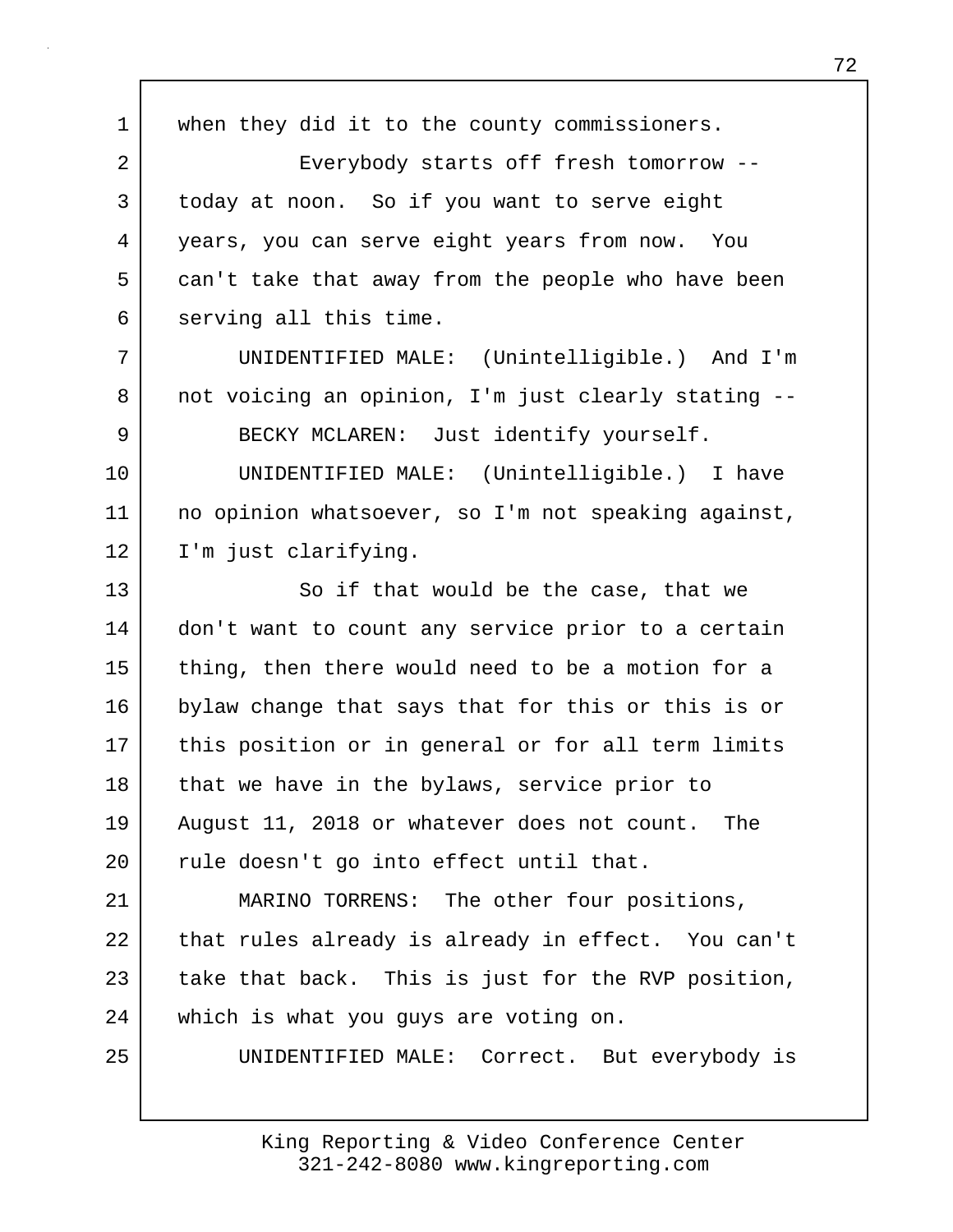when they did it to the county commissioners.

Everybody starts off fresh tomorrow -- today at noon. So if you want to serve eight years, you can serve eight years from now. You can't take that away from the people who have been serving all this time.

UNIDENTIFIED MALE: (Unintelligible.) And I'm not voicing an opinion, I'm just clearly stating --

BECKY MCLAREN: Just identify yourself.

UNIDENTIFIED MALE: (Unintelligible.) I have no opinion whatsoever, so I'm not speaking against, I'm just clarifying.

So if that would be the case, that we don't want to count any service prior to a certain thing, then there would need to be a motion for a bylaw change that says that for this or this is or this position or in general or for all term limits that we have in the bylaws, service prior to August 11, 2018 or whatever does not count. The rule doesn't go into effect until that.

MARINO TORRENS: The other four positions, that rules already is already in effect. You can't take that back. This is just for the RVP position, which is what you guys are voting on.

UNIDENTIFIED MALE: Correct. But everybody is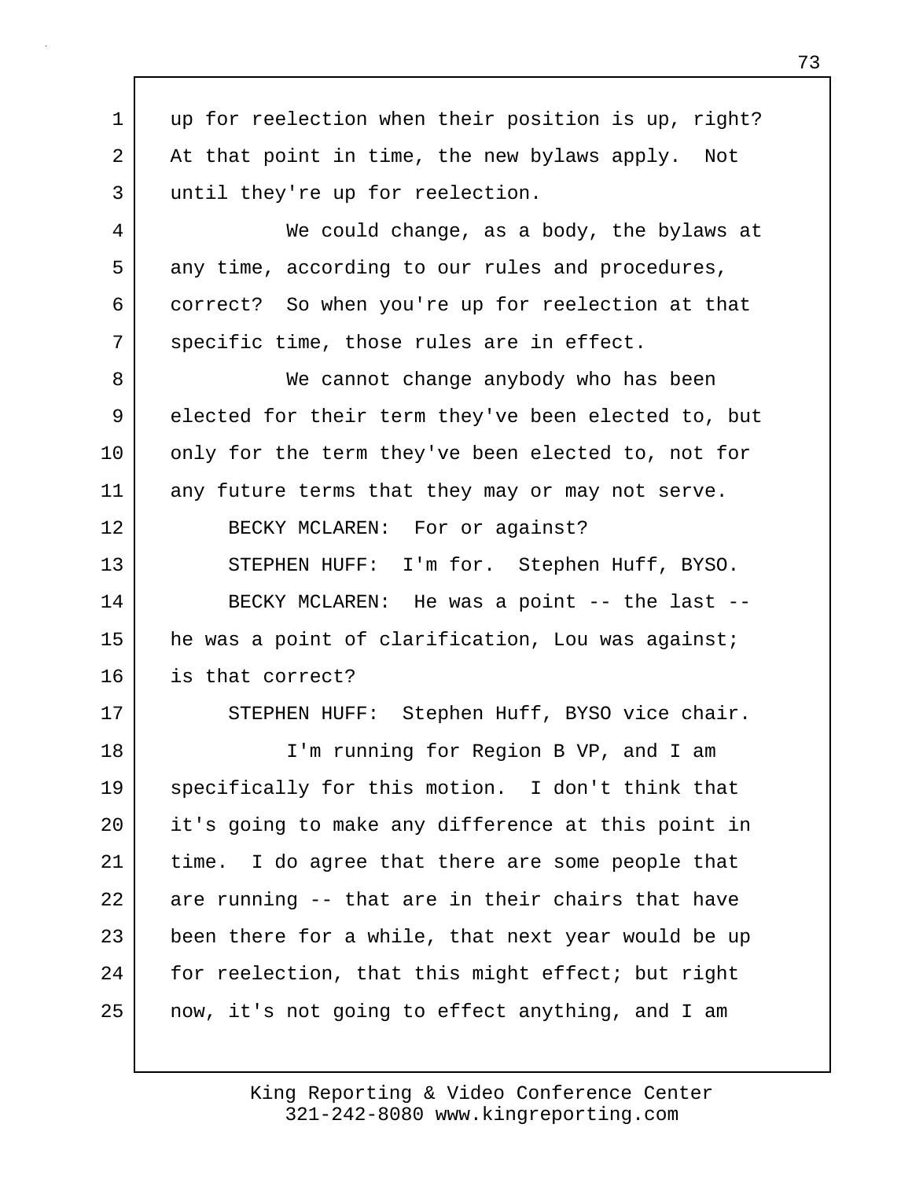up for reelection when their position is up, right? At that point in time, the new bylaws apply. Not until they're up for reelection.

We could change, as a body, the bylaws at any time, according to our rules and procedures, correct? So when you're up for reelection at that specific time, those rules are in effect.

We cannot change anybody who has been elected for their term they've been elected to, but only for the term they've been elected to, not for any future terms that they may or may not serve.

BECKY MCLAREN: For or against?

STEPHEN HUFF: I'm for. Stephen Huff, BYSO.

BECKY MCLAREN: He was a point -- the last -- he was a point of clarification, Lou was against; is that correct?

STEPHEN HUFF: Stephen Huff, BYSO vice chair.

I'm running for Region B VP, and I am specifically for this motion. I don't think that it's going to make any difference at this point in time. I do agree that there are some people that are running -- that are in their chairs that have been there for a while, that next year would be up for reelection, that this might effect; but right now, it's not going to effect anything, and I am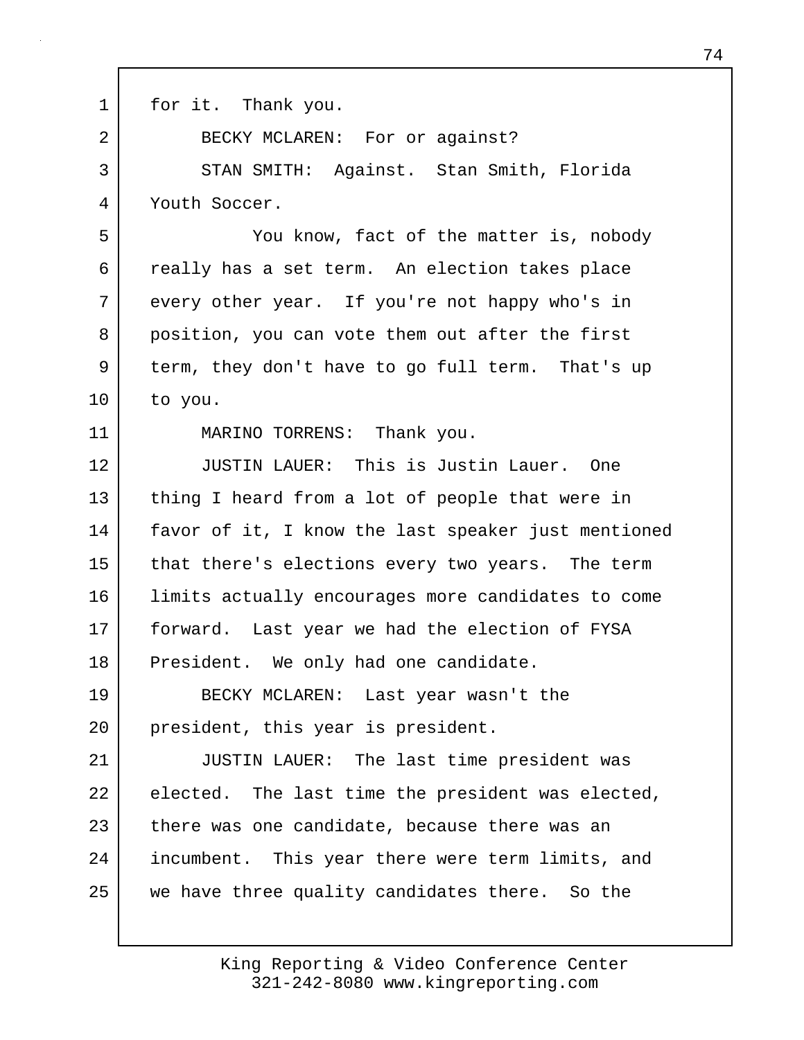for it. Thank you.

BECKY MCLAREN: For or against?

STAN SMITH: Against. Stan Smith, Florida Youth Soccer.

You know, fact of the matter is, nobody really has a set term. An election takes place every other year. If you're not happy who's in position, you can vote them out after the first term, they don't have to go full term. That's up to you.

MARINO TORRENS: Thank you.

JUSTIN LAUER: This is Justin Lauer. One thing I heard from a lot of people that were in favor of it, I know the last speaker just mentioned that there's elections every two years. The term limits actually encourages more candidates to come forward. Last year we had the election of FYSA President. We only had one candidate.

BECKY MCLAREN: Last year wasn't the president, this year is president.

JUSTIN LAUER: The last time president was elected. The last time the president was elected, there was one candidate, because there was an incumbent. This year there were term limits, and we have three quality candidates there. So the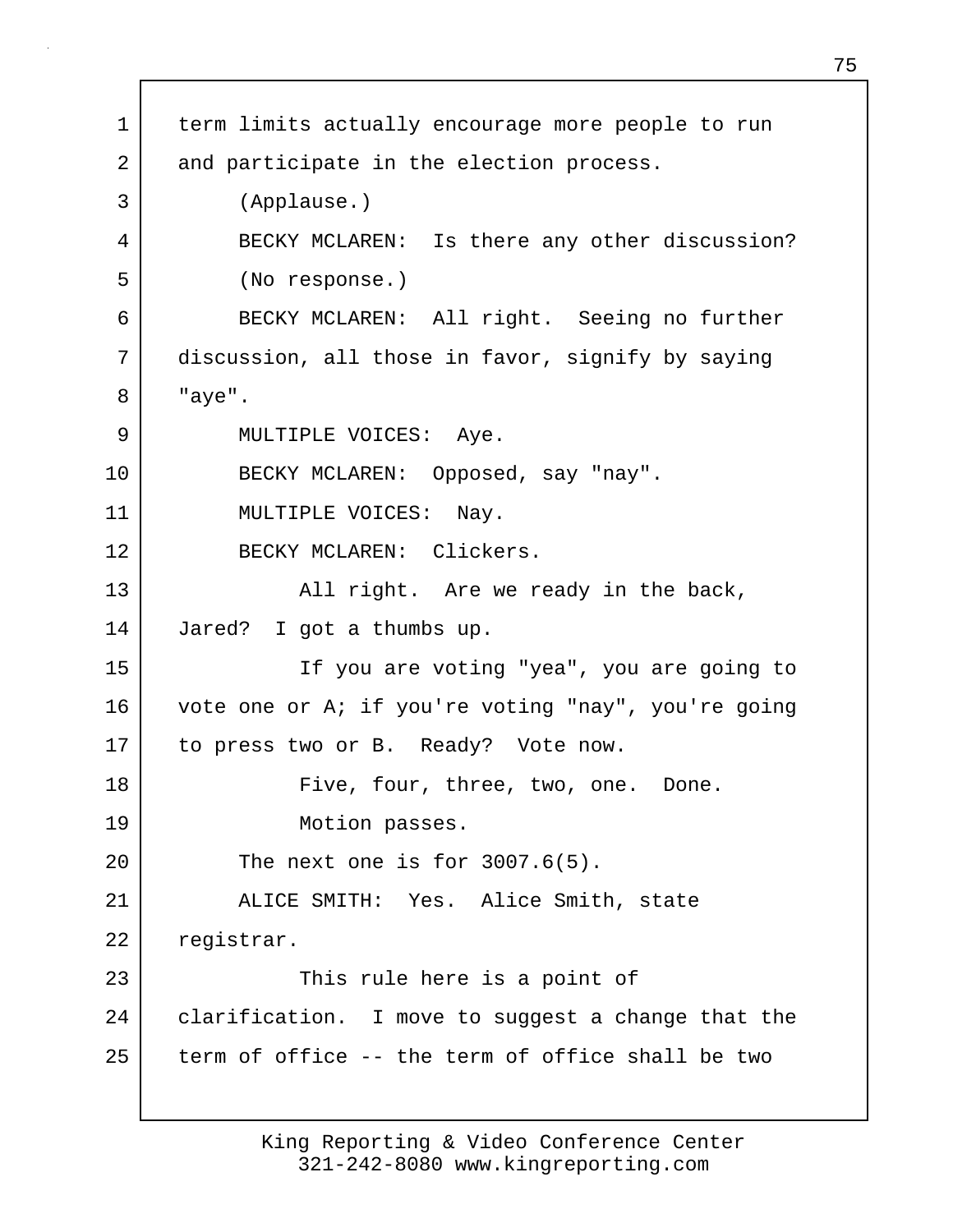term limits actually encourage more people to run and participate in the election process.

(Applause.)

BECKY MCLAREN: Is there any other discussion?

(No response.)

BECKY MCLAREN: All right. Seeing no further discussion, all those in favor, signify by saying "aye".

MULTIPLE VOICES: Aye.

BECKY MCLAREN: Opposed, say "nay".

MULTIPLE VOICES: Nay.

BECKY MCLAREN: Clickers.

All right. Are we ready in the back, Jared? I got a thumbs up.

If you are voting "yea", you are going to vote one or A; if you're voting "nay", you're going to press two or B. Ready? Vote now.

Five, four, three, two, one. Done.

Motion passes.

The next one is for 3007.6(5).

ALICE SMITH: Yes. Alice Smith, state registrar.

This rule here is a point of clarification. I move to suggest a change that the term of office -- the term of office shall be two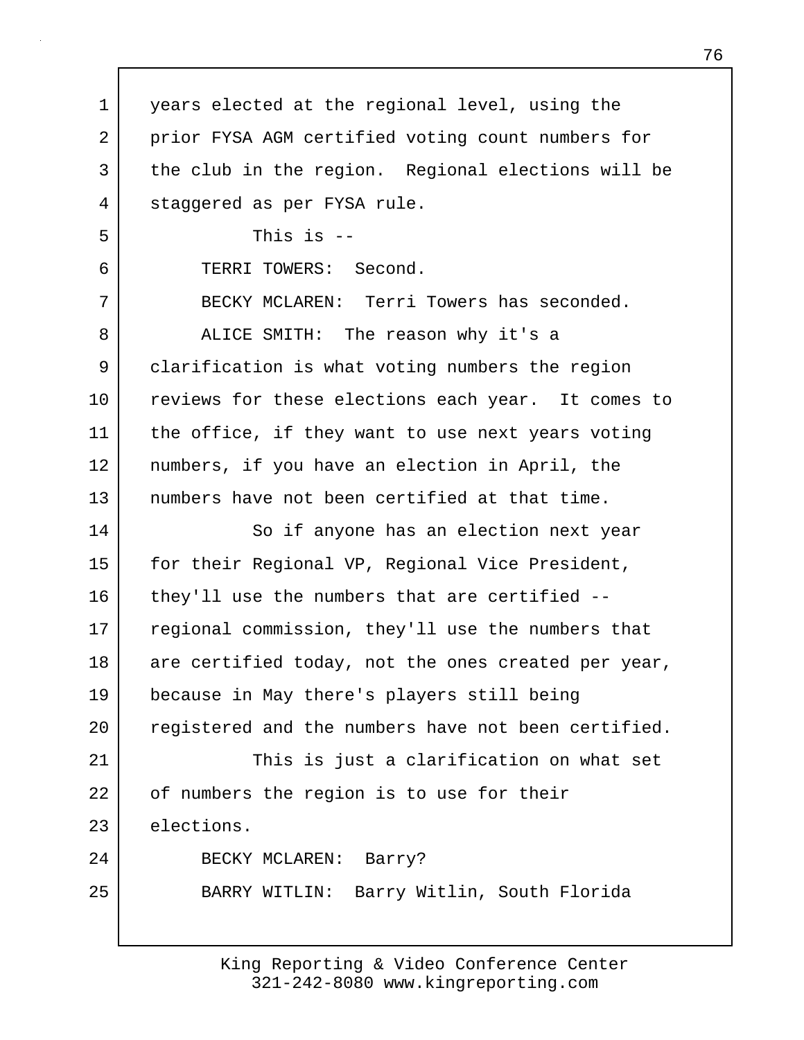years elected at the regional level, using the prior FYSA AGM certified voting count numbers for the club in the region. Regional elections will be staggered as per FYSA rule.

This is --

TERRI TOWERS: Second.

BECKY MCLAREN: Terri Towers has seconded.

ALICE SMITH: The reason why it's a clarification is what voting numbers the region reviews for these elections each year. It comes to the office, if they want to use next years voting numbers, if you have an election in April, the numbers have not been certified at that time.

So if anyone has an election next year for their Regional VP, Regional Vice President, they'll use the numbers that are certified -- regional commission, they'll use the numbers that are certified today, not the ones created per year, because in May there's players still being registered and the numbers have not been certified.

This is just a clarification on what set of numbers the region is to use for their elections.

BECKY MCLAREN: Barry?

BARRY WITLIN: Barry Witlin, South Florida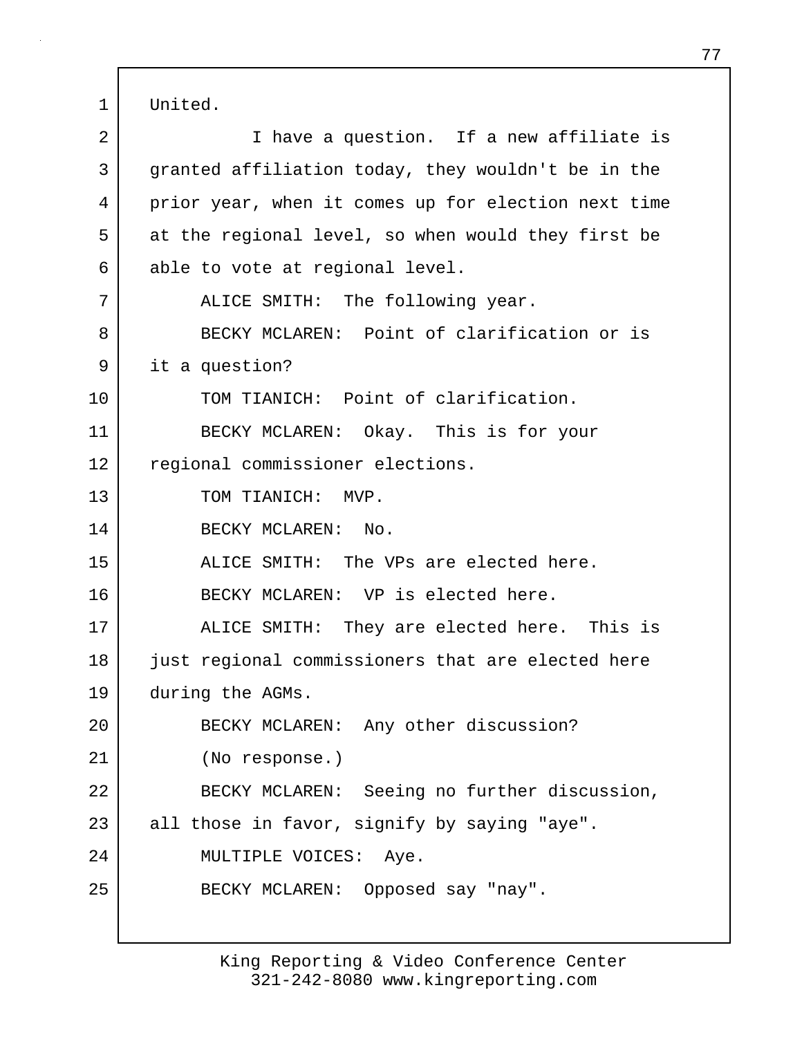United.

I have a question. If a new affiliate is granted affiliation today, they wouldn't be in the prior year, when it comes up for election next time at the regional level, so when would they first be able to vote at regional level.

ALICE SMITH: The following year.

BECKY MCLAREN: Point of clarification or is it a question?

TOM TIANICH: Point of clarification.

BECKY MCLAREN: Okay. This is for your regional commissioner elections.

TOM TIANICH: MVP.

BECKY MCLAREN: No.

ALICE SMITH: The VPs are elected here.

BECKY MCLAREN: VP is elected here.

ALICE SMITH: They are elected here. This is just regional commissioners that are elected here during the AGMs.

BECKY MCLAREN: Any other discussion?

(No response.)

BECKY MCLAREN: Seeing no further discussion, all those in favor, signify by saying "aye".

MULTIPLE VOICES: Aye.

BECKY MCLAREN: Opposed say "nay".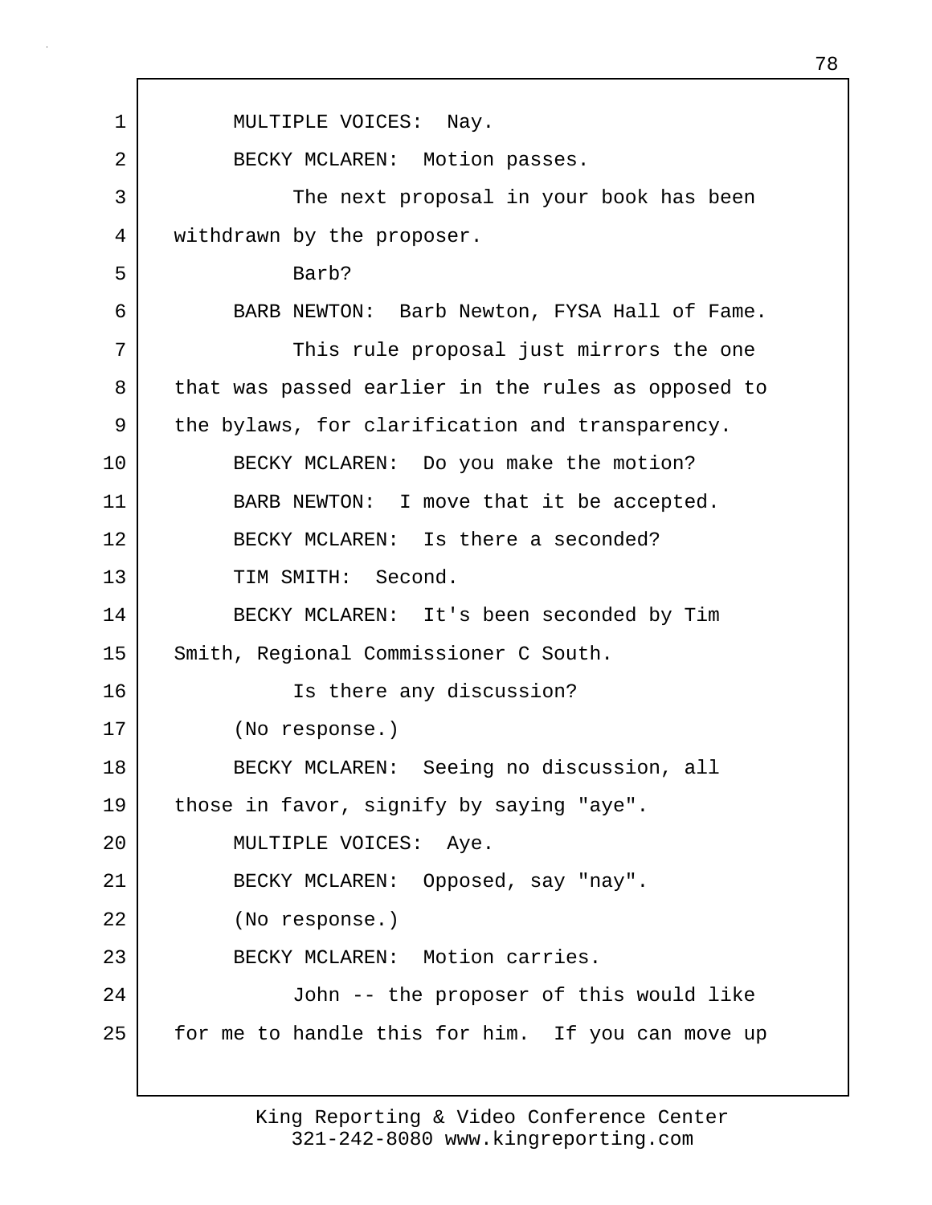MULTIPLE VOICES: Nay.

BECKY MCLAREN: Motion passes.

The next proposal in your book has been withdrawn by the proposer.

Barb?

BARB NEWTON: Barb Newton, FYSA Hall of Fame.

This rule proposal just mirrors the one that was passed earlier in the rules as opposed to the bylaws, for clarification and transparency.

BECKY MCLAREN: Do you make the motion?

BARB NEWTON: I move that it be accepted.

BECKY MCLAREN: Is there a seconded?

TIM SMITH: Second.

BECKY MCLAREN: It's been seconded by Tim Smith, Regional Commissioner C South.

Is there any discussion?

(No response.)

BECKY MCLAREN: Seeing no discussion, all those in favor, signify by saying "aye".

MULTIPLE VOICES: Aye.

BECKY MCLAREN: Opposed, say "nay".

(No response.)

BECKY MCLAREN: Motion carries.

John -- the proposer of this would like for me to handle this for him. If you can move up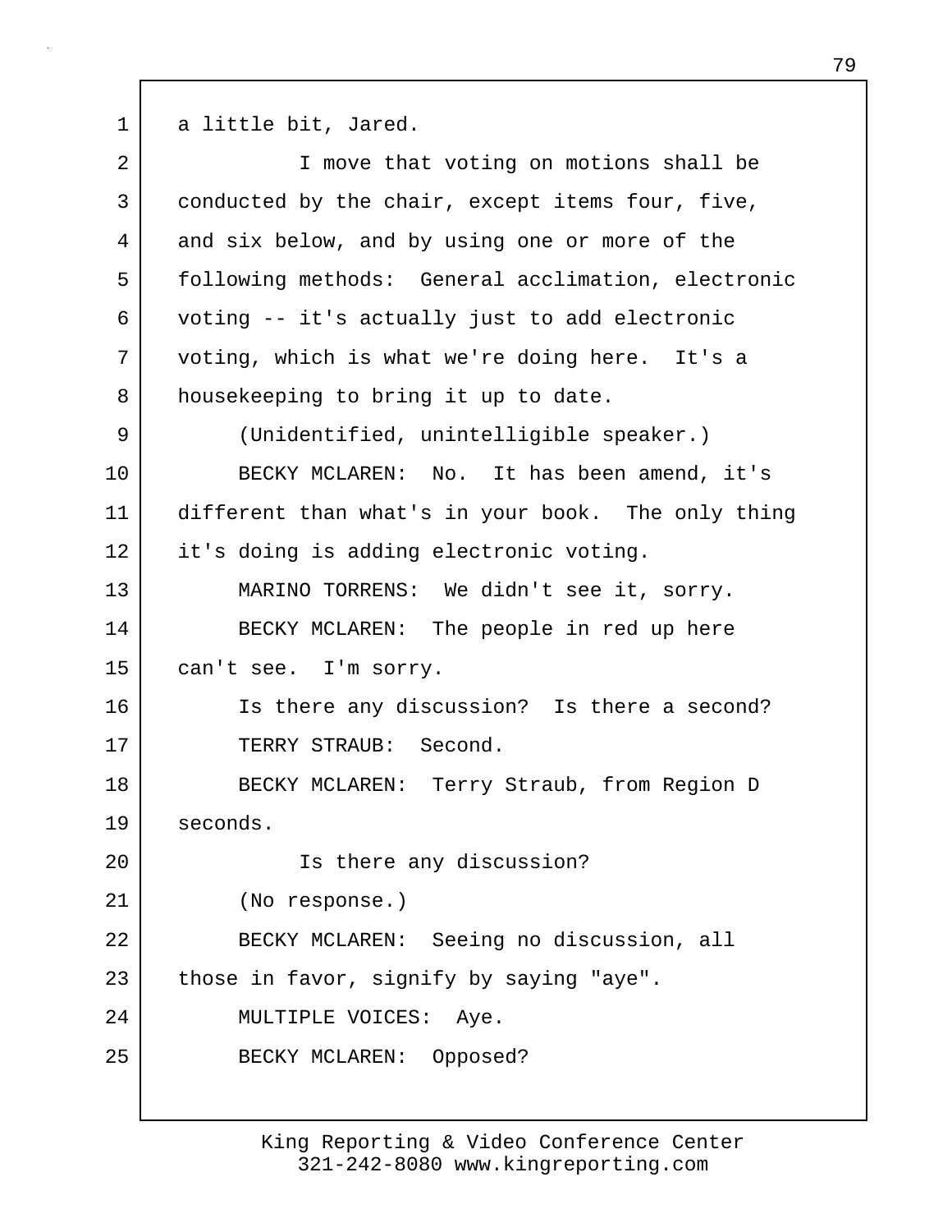a little bit, Jared.

I move that voting on motions shall be conducted by the chair, except items four, five, and six below, and by using one or more of the following methods: General acclimation, electronic voting -- it's actually just to add electronic voting, which is what we're doing here. It's a housekeeping to bring it up to date.

(Unidentified, unintelligible speaker.)

BECKY MCLAREN: No. It has been amend, it's different than what's in your book. The only thing it's doing is adding electronic voting.

MARINO TORRENS: We didn't see it, sorry.

BECKY MCLAREN: The people in red up here can't see. I'm sorry.

Is there any discussion? Is there a second?

TERRY STRAUB: Second.

BECKY MCLAREN: Terry Straub, from Region D seconds.

Is there any discussion?

(No response.)

BECKY MCLAREN: Seeing no discussion, all those in favor, signify by saying "aye".

MULTIPLE VOICES: Aye.

BECKY MCLAREN: Opposed?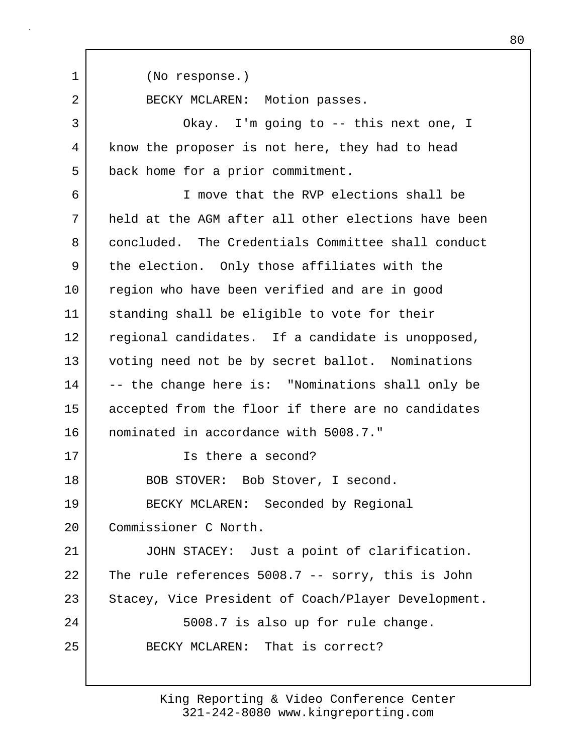1 (No response.)

2 BECKY MCLAREN: Motion passes.

3 Okay. I'm going to -- this next one, I
4 know the proposer is not here, they had to head
5 back home for a prior commitment.

6 I move that the RVP elections shall be
7 held at the AGM after all other elections have been
8 concluded. The Credentials Committee shall conduct
9 the election. Only those affiliates with the
10 region who have been verified and are in good
11 standing shall be eligible to vote for their
12 regional candidates. If a candidate is unopposed,
13 voting need not be by secret ballot. Nominations
14 -- the change here is: "Nominations shall only be
15 accepted from the floor if there are no candidates
16 nominated in accordance with 5008.7."

17 Is there a second?

18 BOB STOVER: Bob Stover, I second.

19 BECKY MCLAREN: Seconded by Regional
20 Commissioner C North.

21 JOHN STACEY: Just a point of clarification.
22 The rule references 5008.7 -- sorry, this is John
23 Stacey, Vice President of Coach/Player Development.

24 5008.7 is also up for rule change.

25 BECKY MCLAREN: That is correct?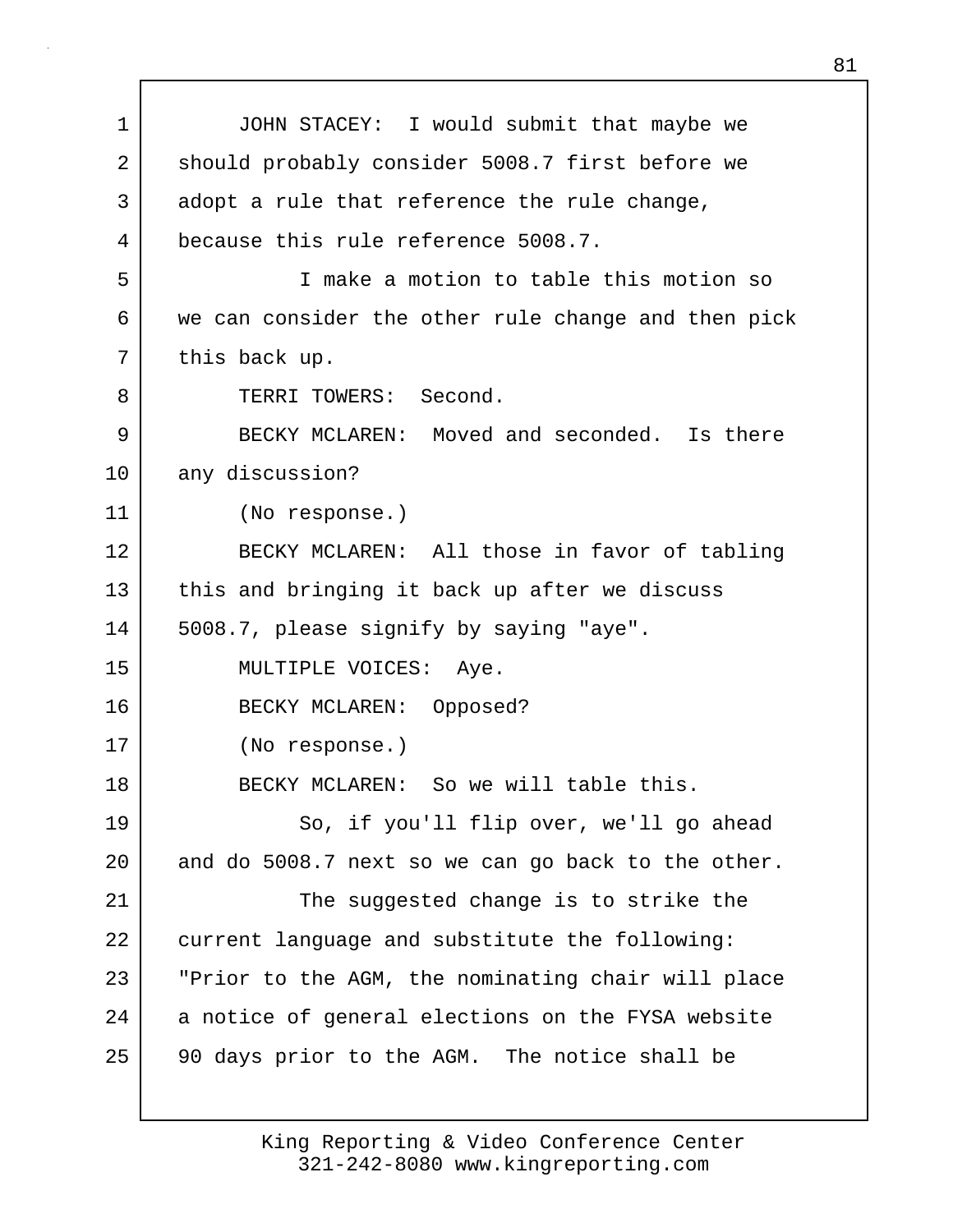JOHN STACEY: I would submit that maybe we should probably consider 5008.7 first before we adopt a rule that reference the rule change, because this rule reference 5008.7.

I make a motion to table this motion so we can consider the other rule change and then pick this back up.

TERRI TOWERS: Second.

BECKY MCLAREN: Moved and seconded. Is there any discussion?

(No response.)

BECKY MCLAREN: All those in favor of tabling this and bringing it back up after we discuss 5008.7, please signify by saying "aye".

MULTIPLE VOICES: Aye.

BECKY MCLAREN: Opposed?

(No response.)

BECKY MCLAREN: So we will table this.

So, if you'll flip over, we'll go ahead and do 5008.7 next so we can go back to the other.

The suggested change is to strike the current language and substitute the following: "Prior to the AGM, the nominating chair will place a notice of general elections on the FYSA website 90 days prior to the AGM. The notice shall be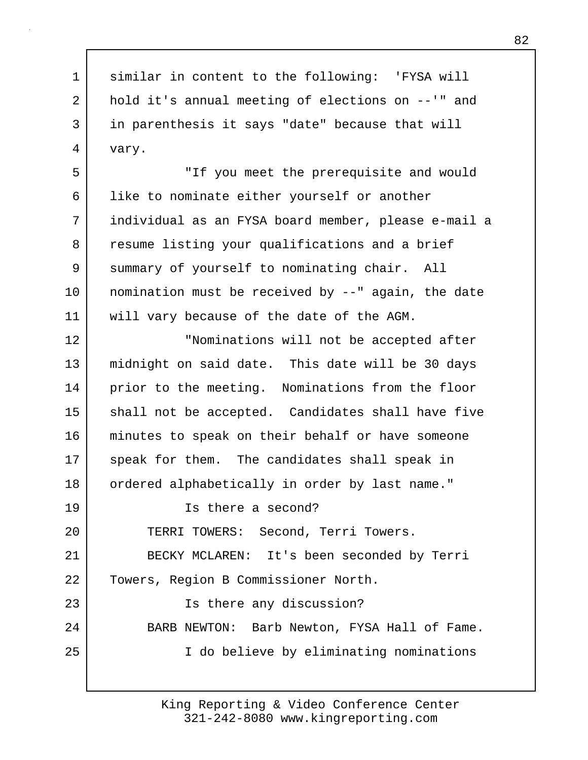similar in content to the following: 'FYSA will hold it's annual meeting of elections on --'" and in parenthesis it says "date" because that will vary.

"If you meet the prerequisite and would like to nominate either yourself or another individual as an FYSA board member, please e-mail a resume listing your qualifications and a brief summary of yourself to nominating chair. All nomination must be received by --" again, the date will vary because of the date of the AGM.

"Nominations will not be accepted after midnight on said date. This date will be 30 days prior to the meeting. Nominations from the floor shall not be accepted. Candidates shall have five minutes to speak on their behalf or have someone speak for them. The candidates shall speak in ordered alphabetically in order by last name."

Is there a second?

TERRI TOWERS: Second, Terri Towers.

BECKY MCLAREN: It's been seconded by Terri Towers, Region B Commissioner North.

Is there any discussion?

BARB NEWTON: Barb Newton, FYSA Hall of Fame.

I do believe by eliminating nominations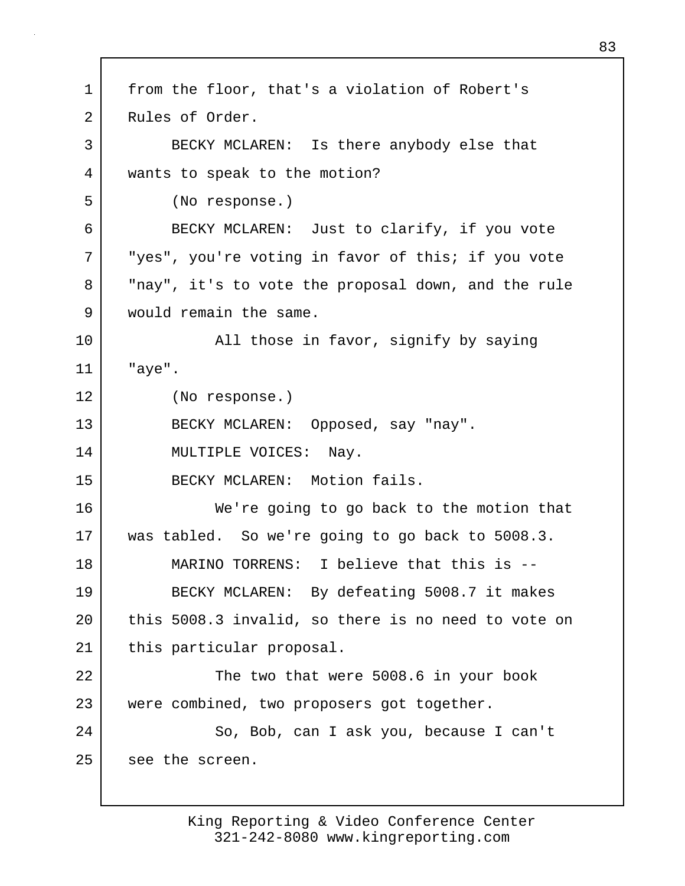from the floor, that's a violation of Robert's Rules of Order.

BECKY MCLAREN: Is there anybody else that wants to speak to the motion?

(No response.)

BECKY MCLAREN: Just to clarify, if you vote "yes", you're voting in favor of this; if you vote "nay", it's to vote the proposal down, and the rule would remain the same.

All those in favor, signify by saying "aye".

(No response.)

BECKY MCLAREN: Opposed, say "nay".

MULTIPLE VOICES: Nay.

BECKY MCLAREN: Motion fails.

We're going to go back to the motion that was tabled. So we're going to go back to 5008.3.

MARINO TORRENS: I believe that this is --

BECKY MCLAREN: By defeating 5008.7 it makes this 5008.3 invalid, so there is no need to vote on this particular proposal.

The two that were 5008.6 in your book were combined, two proposers got together.

So, Bob, can I ask you, because I can't see the screen.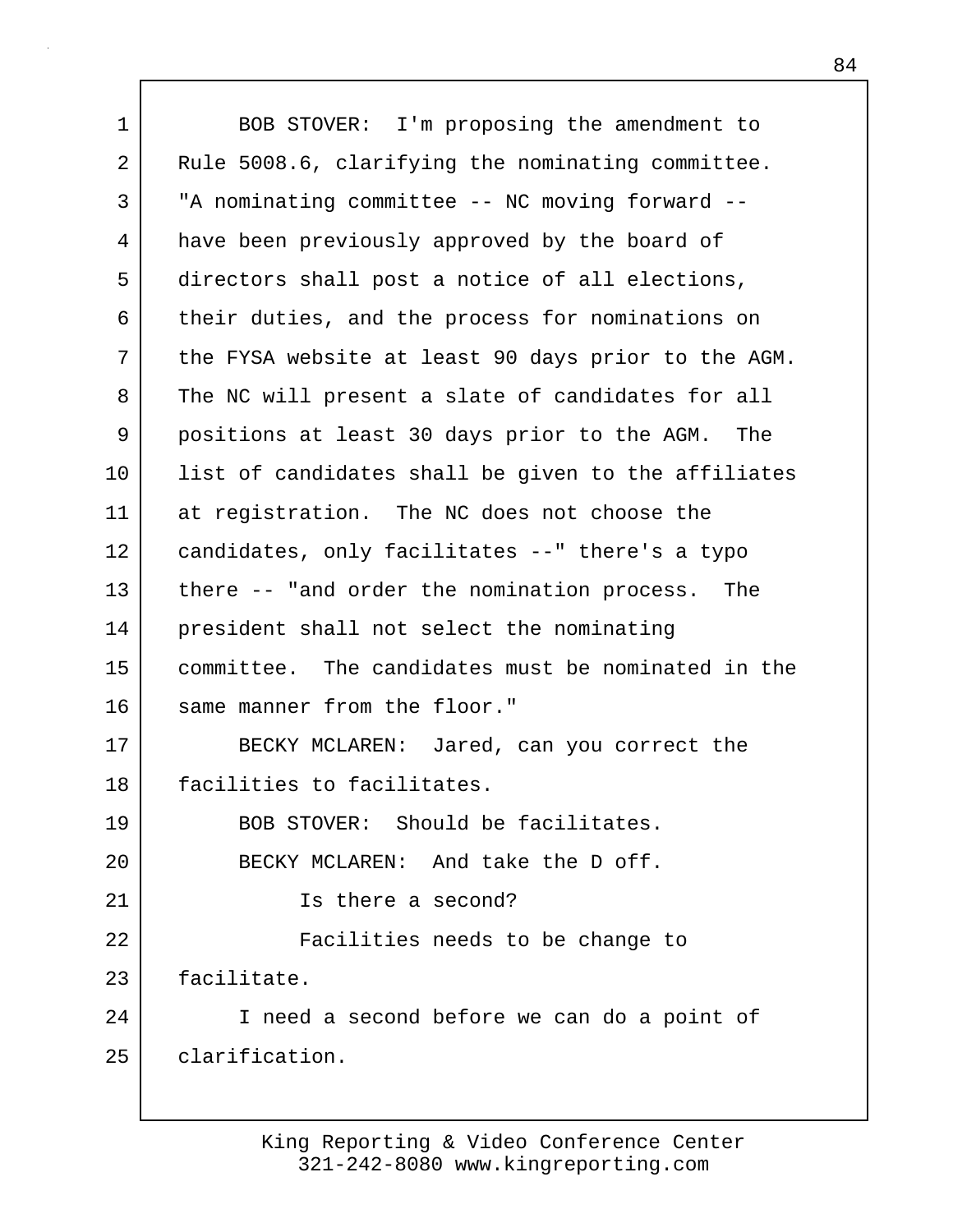BOB STOVER: I'm proposing the amendment to Rule 5008.6, clarifying the nominating committee. "A nominating committee -- NC moving forward -- have been previously approved by the board of directors shall post a notice of all elections, their duties, and the process for nominations on the FYSA website at least 90 days prior to the AGM. The NC will present a slate of candidates for all positions at least 30 days prior to the AGM. The list of candidates shall be given to the affiliates at registration. The NC does not choose the candidates, only facilitates --" there's a typo there -- "and order the nomination process. The president shall not select the nominating committee. The candidates must be nominated in the same manner from the floor."

BECKY MCLAREN: Jared, can you correct the facilities to facilitates.

BOB STOVER: Should be facilitates.

BECKY MCLAREN: And take the D off.

Is there a second?

Facilities needs to be change to facilitate.

I need a second before we can do a point of clarification.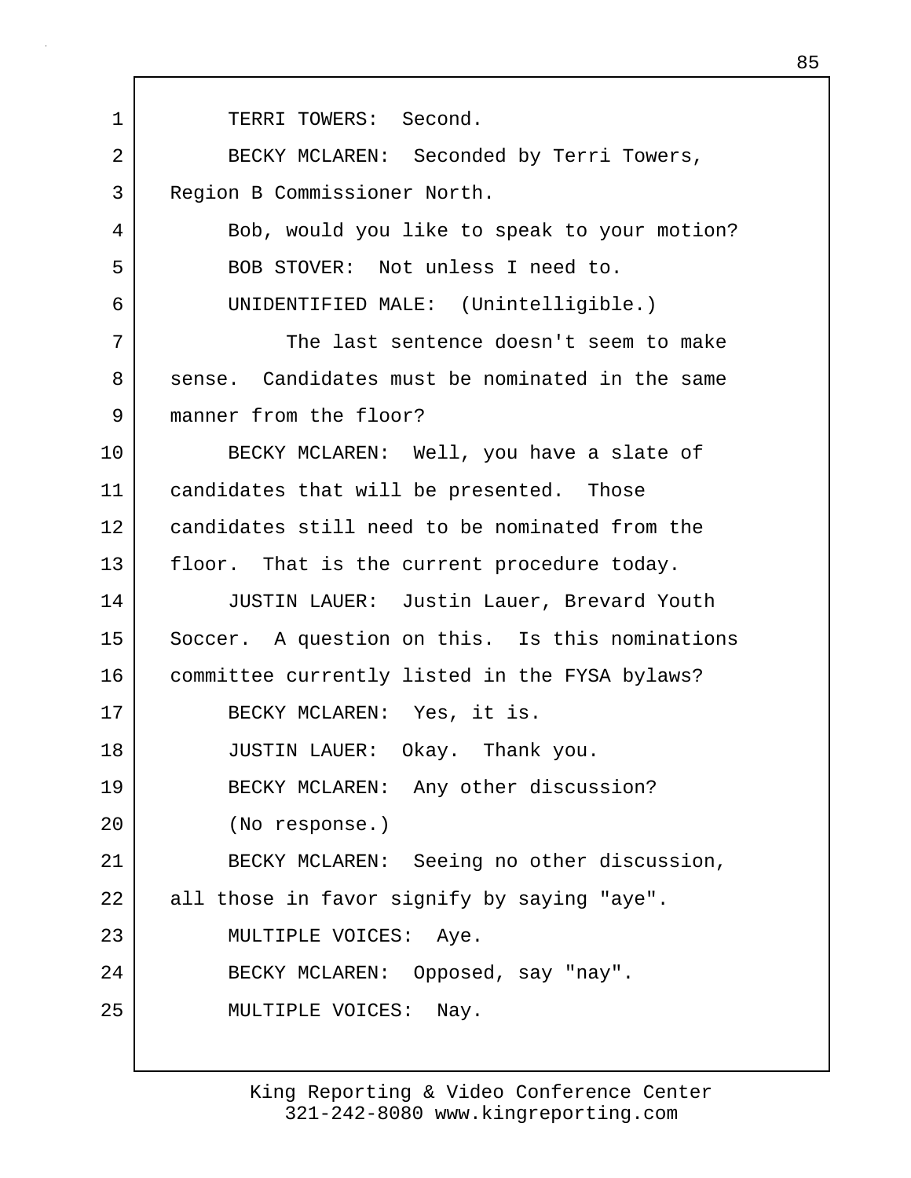TERRI TOWERS: Second.

BECKY MCLAREN: Seconded by Terri Towers, Region B Commissioner North.

Bob, would you like to speak to your motion?

BOB STOVER: Not unless I need to.

UNIDENTIFIED MALE: (Unintelligible.)

The last sentence doesn't seem to make sense. Candidates must be nominated in the same manner from the floor?

BECKY MCLAREN: Well, you have a slate of candidates that will be presented. Those candidates still need to be nominated from the floor. That is the current procedure today.

JUSTIN LAUER: Justin Lauer, Brevard Youth Soccer. A question on this. Is this nominations committee currently listed in the FYSA bylaws?

BECKY MCLAREN: Yes, it is.

JUSTIN LAUER: Okay. Thank you.

BECKY MCLAREN: Any other discussion?

(No response.)

BECKY MCLAREN: Seeing no other discussion, all those in favor signify by saying "aye".

MULTIPLE VOICES: Aye.

BECKY MCLAREN: Opposed, say "nay".

MULTIPLE VOICES: Nay.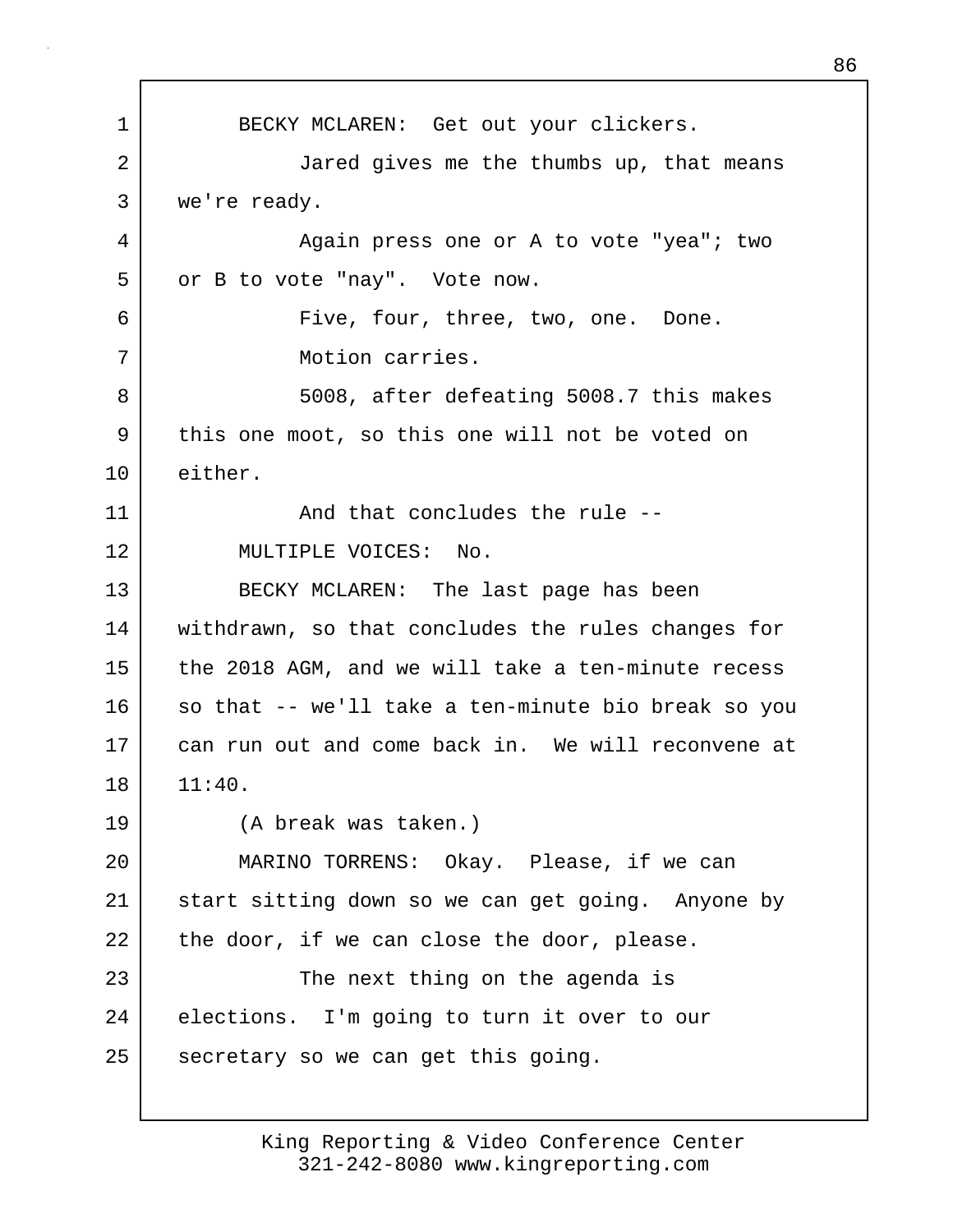BECKY MCLAREN: Get out your clickers.

Jared gives me the thumbs up, that means we're ready.

Again press one or A to vote "yea"; two or B to vote "nay". Vote now.

Five, four, three, two, one. Done.

Motion carries.

5008, after defeating 5008.7 this makes this one moot, so this one will not be voted on either.

And that concludes the rule --

MULTIPLE VOICES: No.

BECKY MCLAREN: The last page has been withdrawn, so that concludes the rules changes for the 2018 AGM, and we will take a ten-minute recess so that -- we'll take a ten-minute bio break so you can run out and come back in. We will reconvene at 11:40.

(A break was taken.)

MARINO TORRENS: Okay. Please, if we can start sitting down so we can get going. Anyone by the door, if we can close the door, please.

The next thing on the agenda is elections. I'm going to turn it over to our secretary so we can get this going.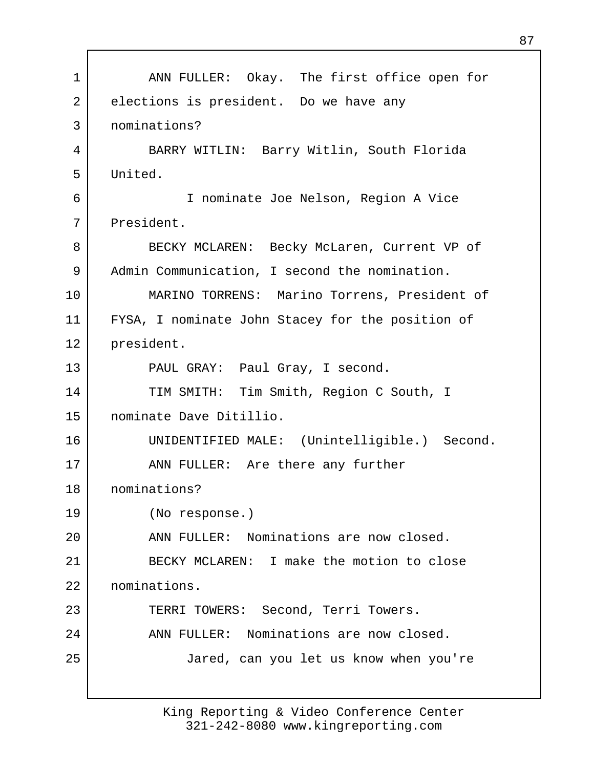ANN FULLER: Okay. The first office open for elections is president. Do we have any nominations?

BARRY WITLIN: Barry Witlin, South Florida United.

I nominate Joe Nelson, Region A Vice President.

BECKY MCLAREN: Becky McLaren, Current VP of Admin Communication, I second the nomination.

MARINO TORRENS: Marino Torrens, President of FYSA, I nominate John Stacey for the position of president.

PAUL GRAY: Paul Gray, I second.

TIM SMITH: Tim Smith, Region C South, I nominate Dave Ditillio.

UNIDENTIFIED MALE: (Unintelligible.) Second.

ANN FULLER: Are there any further nominations?

(No response.)

ANN FULLER: Nominations are now closed.

BECKY MCLAREN: I make the motion to close nominations.

TERRI TOWERS: Second, Terri Towers.

ANN FULLER: Nominations are now closed.

Jared, can you let us know when you're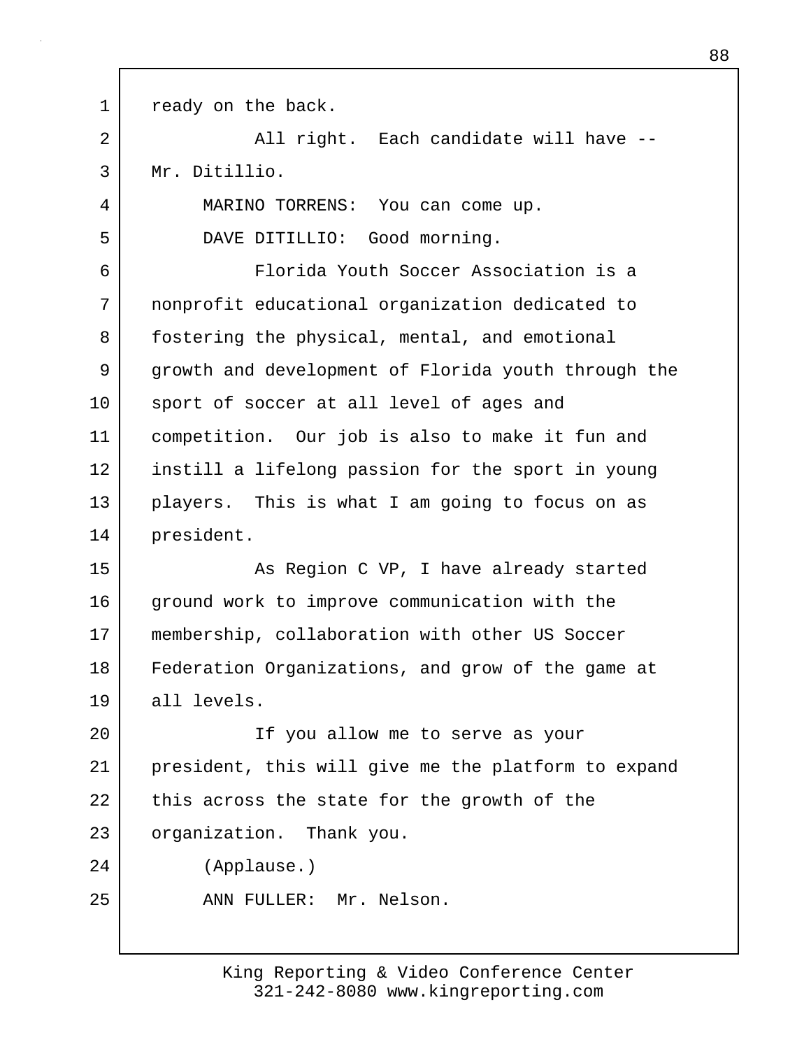ready on the back.

All right. Each candidate will have -- Mr. Ditillio.

MARINO TORRENS: You can come up.

DAVE DITILLIO: Good morning.

Florida Youth Soccer Association is a nonprofit educational organization dedicated to fostering the physical, mental, and emotional growth and development of Florida youth through the sport of soccer at all level of ages and competition. Our job is also to make it fun and instill a lifelong passion for the sport in young players. This is what I am going to focus on as president.

As Region C VP, I have already started ground work to improve communication with the membership, collaboration with other US Soccer Federation Organizations, and grow of the game at all levels.

If you allow me to serve as your president, this will give me the platform to expand this across the state for the growth of the organization. Thank you.

(Applause.)

ANN FULLER: Mr. Nelson.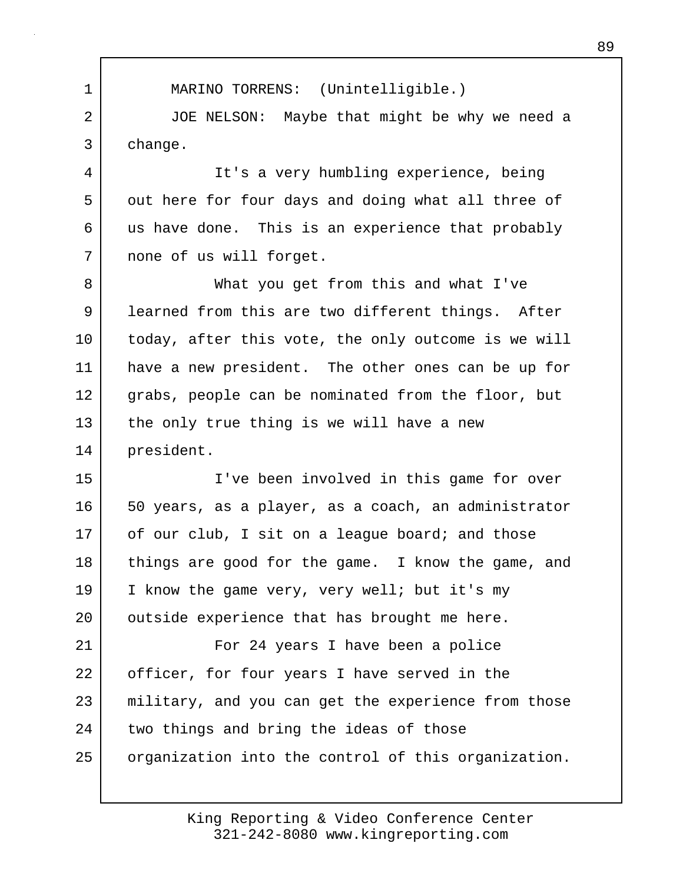MARINO TORRENS: (Unintelligible.)

JOE NELSON: Maybe that might be why we need a change.

It's a very humbling experience, being out here for four days and doing what all three of us have done. This is an experience that probably none of us will forget.

What you get from this and what I've learned from this are two different things. After today, after this vote, the only outcome is we will have a new president. The other ones can be up for grabs, people can be nominated from the floor, but the only true thing is we will have a new president.

I've been involved in this game for over 50 years, as a player, as a coach, an administrator of our club, I sit on a league board; and those things are good for the game. I know the game, and I know the game very, very well; but it's my outside experience that has brought me here.

For 24 years I have been a police officer, for four years I have served in the military, and you can get the experience from those two things and bring the ideas of those organization into the control of this organization.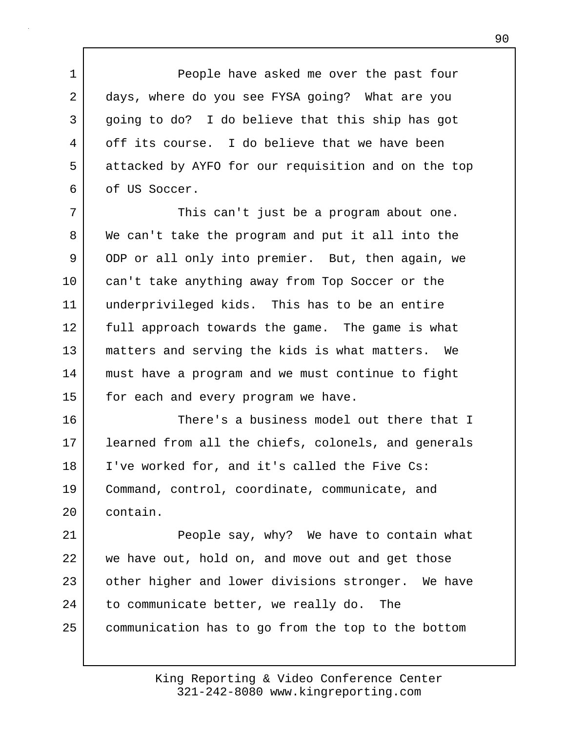People have asked me over the past four days, where do you see FYSA going? What are you going to do? I do believe that this ship has got off its course. I do believe that we have been attacked by AYFO for our requisition and on the top of US Soccer.

This can't just be a program about one. We can't take the program and put it all into the ODP or all only into premier. But, then again, we can't take anything away from Top Soccer or the underprivileged kids. This has to be an entire full approach towards the game. The game is what matters and serving the kids is what matters. We must have a program and we must continue to fight for each and every program we have.

There's a business model out there that I learned from all the chiefs, colonels, and generals I've worked for, and it's called the Five Cs: Command, control, coordinate, communicate, and contain.

People say, why? We have to contain what we have out, hold on, and move out and get those other higher and lower divisions stronger. We have to communicate better, we really do. The communication has to go from the top to the bottom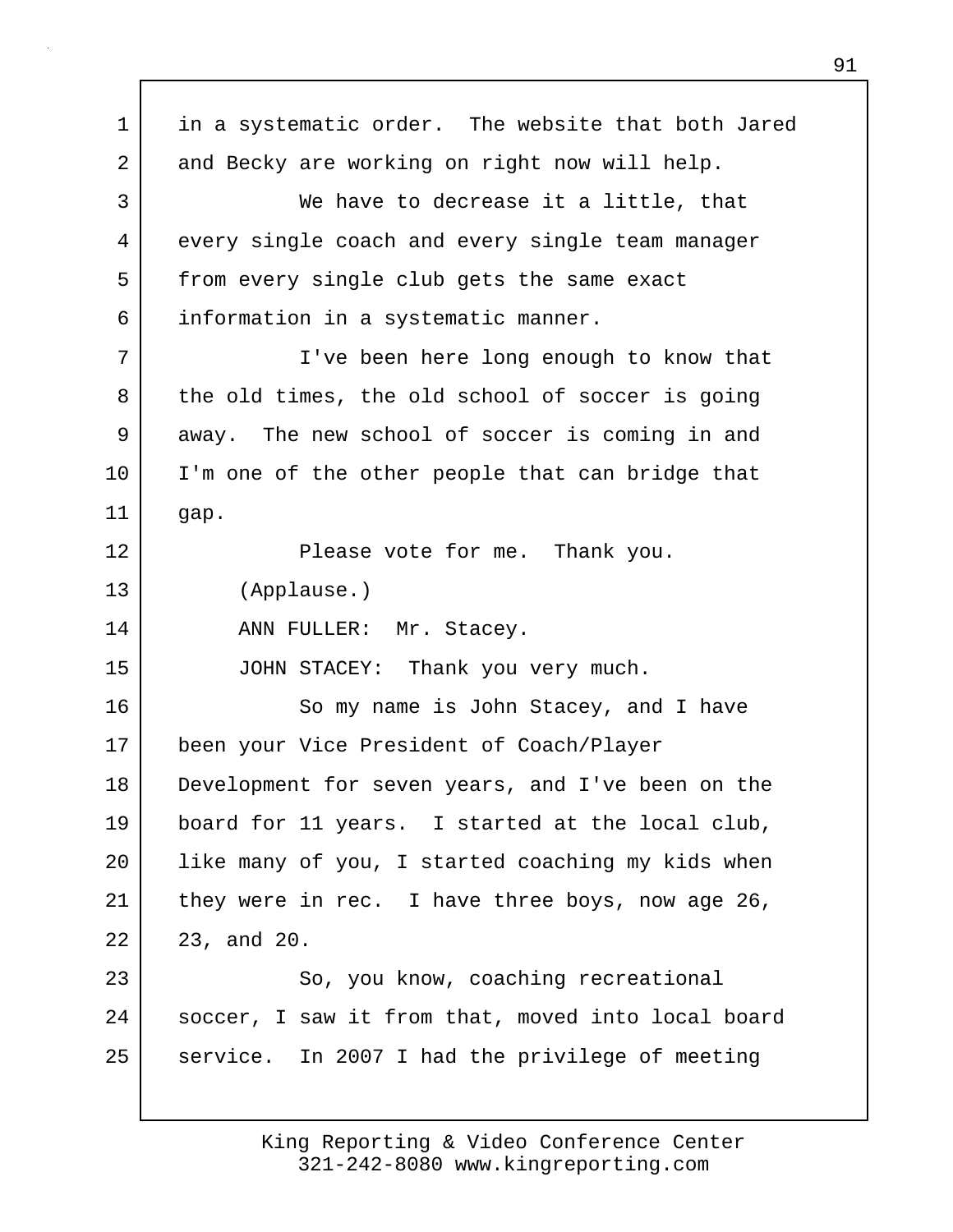in a systematic order. The website that both Jared and Becky are working on right now will help.

We have to decrease it a little, that every single coach and every single team manager from every single club gets the same exact information in a systematic manner.

I've been here long enough to know that the old times, the old school of soccer is going away. The new school of soccer is coming in and I'm one of the other people that can bridge that gap.

Please vote for me. Thank you.

(Applause.)

ANN FULLER: Mr. Stacey.

JOHN STACEY: Thank you very much.

So my name is John Stacey, and I have been your Vice President of Coach/Player Development for seven years, and I've been on the board for 11 years. I started at the local club, like many of you, I started coaching my kids when they were in rec. I have three boys, now age 26, 23, and 20.

So, you know, coaching recreational soccer, I saw it from that, moved into local board service. In 2007 I had the privilege of meeting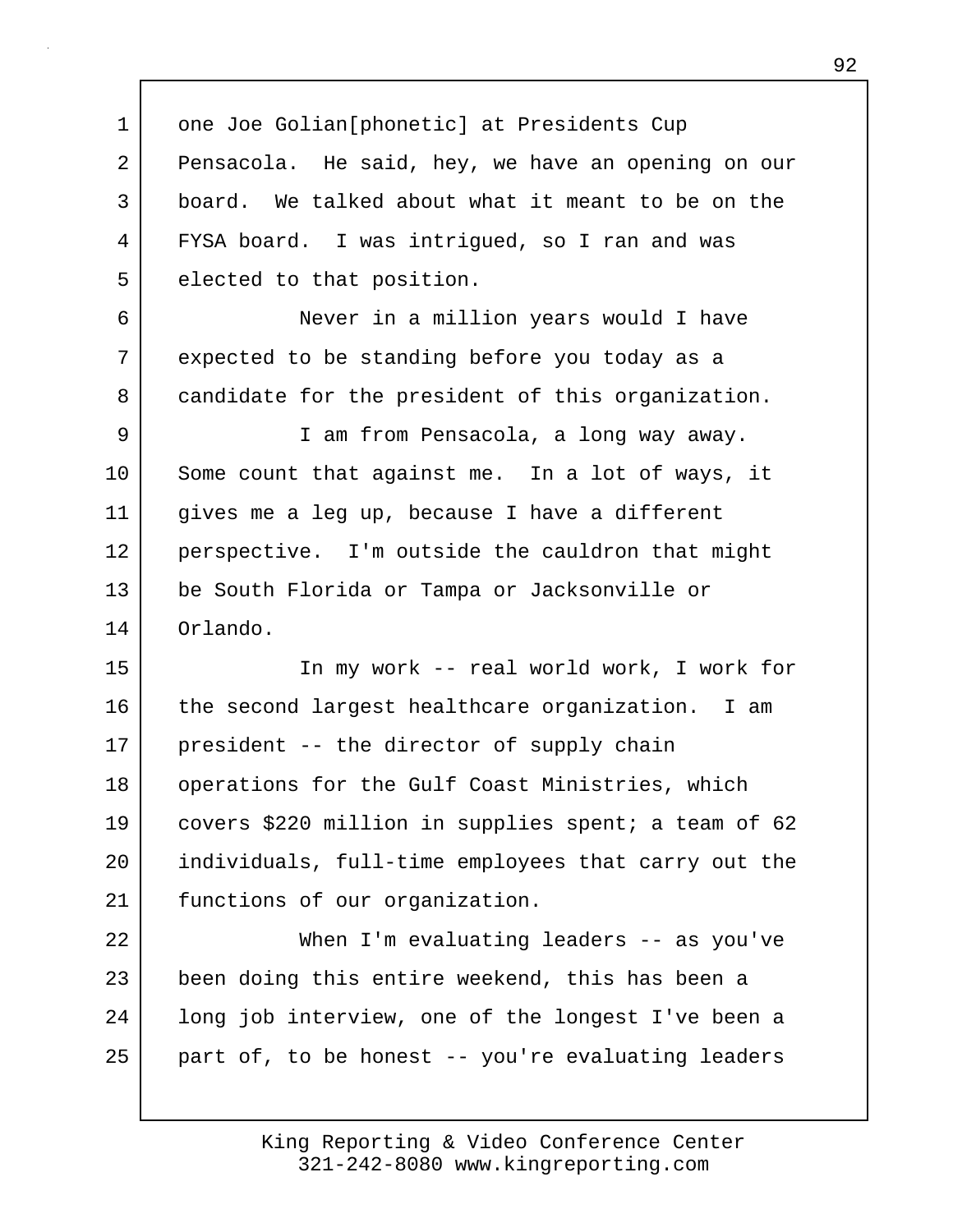one Joe Golian[phonetic] at Presidents Cup Pensacola. He said, hey, we have an opening on our board. We talked about what it meant to be on the FYSA board. I was intrigued, so I ran and was elected to that position.

Never in a million years would I have expected to be standing before you today as a candidate for the president of this organization.

I am from Pensacola, a long way away. Some count that against me. In a lot of ways, it gives me a leg up, because I have a different perspective. I'm outside the cauldron that might be South Florida or Tampa or Jacksonville or Orlando.

In my work -- real world work, I work for the second largest healthcare organization. I am president -- the director of supply chain operations for the Gulf Coast Ministries, which covers $220 million in supplies spent; a team of 62 individuals, full-time employees that carry out the functions of our organization.

When I'm evaluating leaders -- as you've been doing this entire weekend, this has been a long job interview, one of the longest I've been a part of, to be honest -- you're evaluating leaders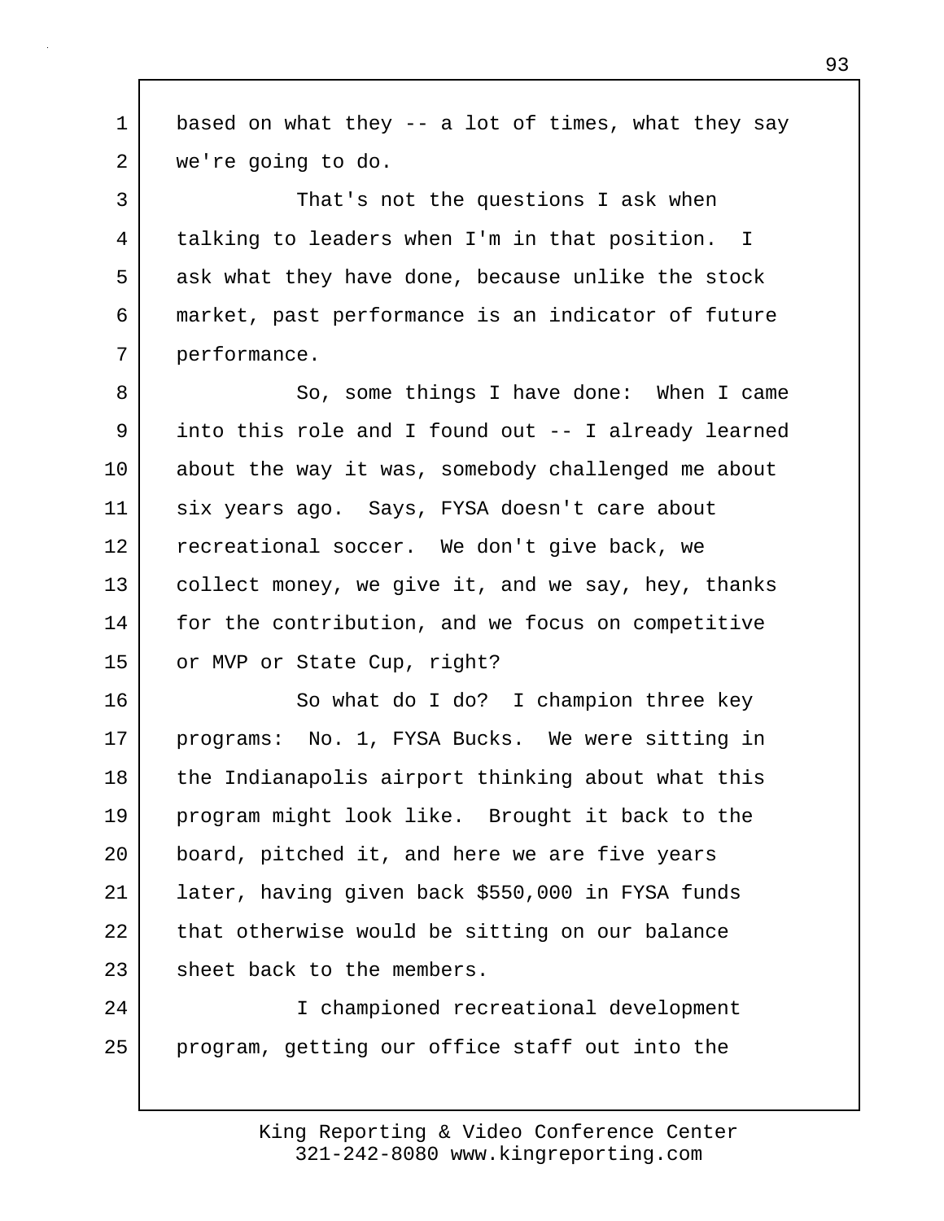based on what they -- a lot of times, what they say we're going to do.

That's not the questions I ask when talking to leaders when I'm in that position. I ask what they have done, because unlike the stock market, past performance is an indicator of future performance.

So, some things I have done: When I came into this role and I found out -- I already learned about the way it was, somebody challenged me about six years ago. Says, FYSA doesn't care about recreational soccer. We don't give back, we collect money, we give it, and we say, hey, thanks for the contribution, and we focus on competitive or MVP or State Cup, right?

So what do I do? I champion three key programs: No. 1, FYSA Bucks. We were sitting in the Indianapolis airport thinking about what this program might look like. Brought it back to the board, pitched it, and here we are five years later, having given back $550,000 in FYSA funds that otherwise would be sitting on our balance sheet back to the members.

I championed recreational development program, getting our office staff out into the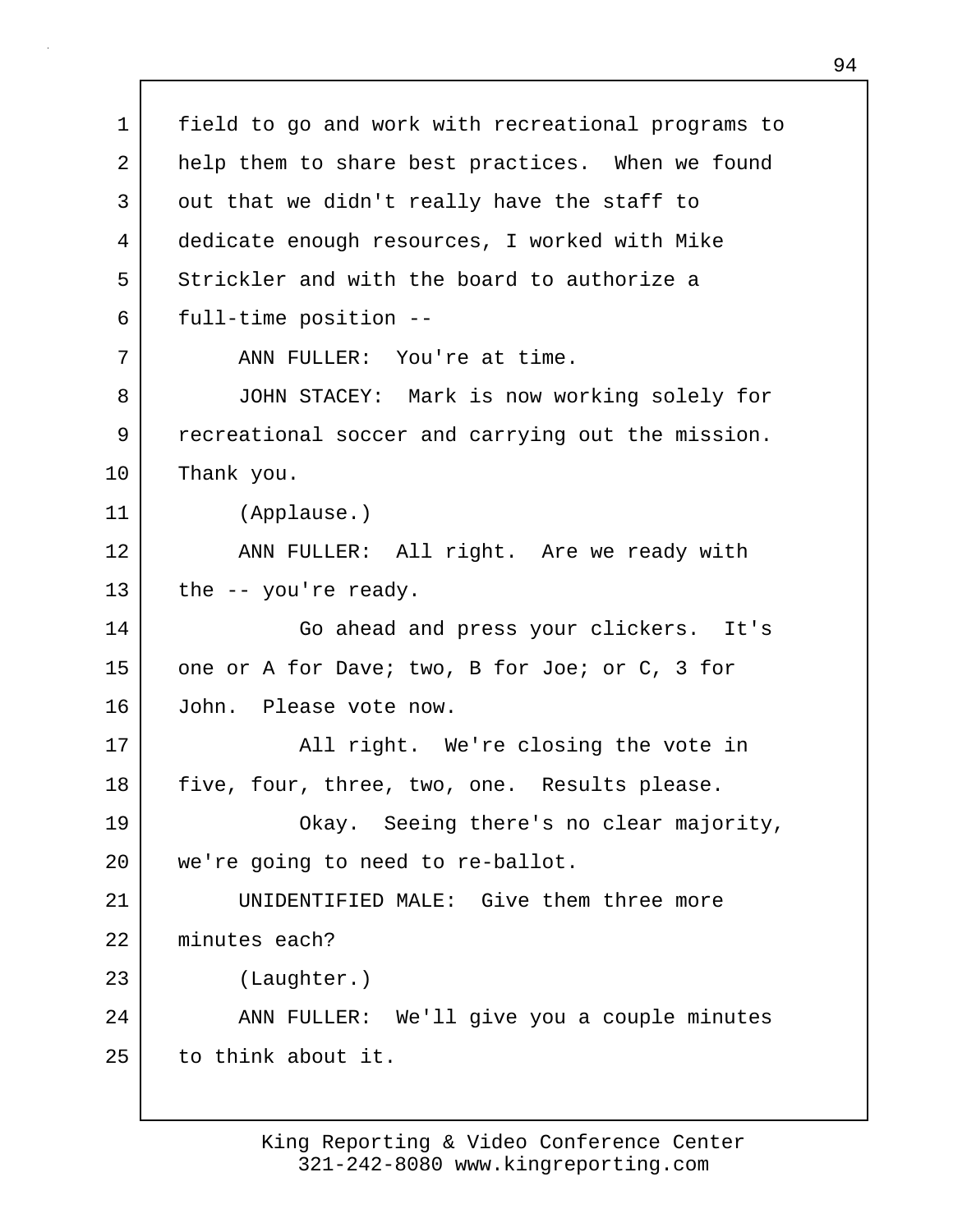field to go and work with recreational programs to help them to share best practices. When we found out that we didn't really have the staff to dedicate enough resources, I worked with Mike Strickler and with the board to authorize a full-time position --

ANN FULLER: You're at time.

JOHN STACEY: Mark is now working solely for recreational soccer and carrying out the mission. Thank you.

(Applause.)

ANN FULLER: All right. Are we ready with the -- you're ready.

Go ahead and press your clickers. It's one or A for Dave; two, B for Joe; or C, 3 for John. Please vote now.

All right. We're closing the vote in five, four, three, two, one. Results please.

Okay. Seeing there's no clear majority, we're going to need to re-ballot.

UNIDENTIFIED MALE: Give them three more minutes each?

(Laughter.)

ANN FULLER: We'll give you a couple minutes to think about it.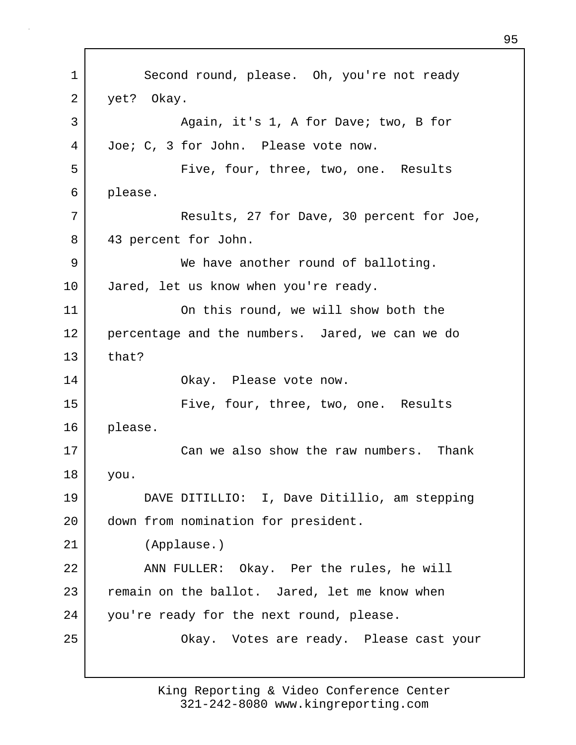Second round, please. Oh, you're not ready yet? Okay.

Again, it's 1, A for Dave; two, B for Joe; C, 3 for John. Please vote now.

Five, four, three, two, one. Results please.

Results, 27 for Dave, 30 percent for Joe, 43 percent for John.

We have another round of balloting. Jared, let us know when you're ready.

On this round, we will show both the percentage and the numbers. Jared, we can we do that?

Okay. Please vote now.

Five, four, three, two, one. Results please.

Can we also show the raw numbers. Thank you.

DAVE DITILLIO: I, Dave Ditillio, am stepping down from nomination for president.

(Applause.)

ANN FULLER: Okay. Per the rules, he will remain on the ballot. Jared, let me know when you're ready for the next round, please.

Okay. Votes are ready. Please cast your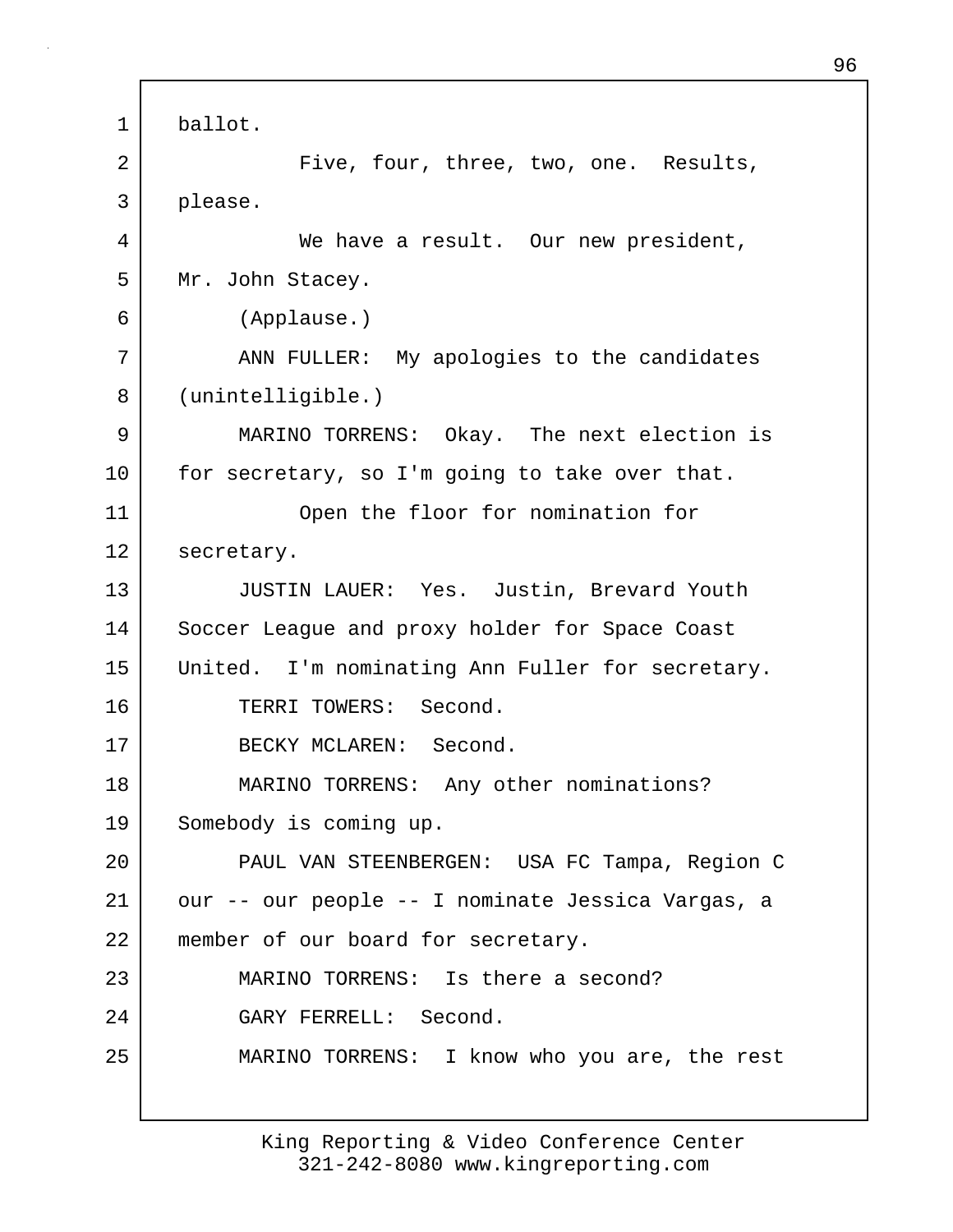ballot.

Five, four, three, two, one. Results, please.

We have a result. Our new president, Mr. John Stacey.

(Applause.)

ANN FULLER: My apologies to the candidates (unintelligible.)

MARINO TORRENS: Okay. The next election is for secretary, so I'm going to take over that.

Open the floor for nomination for secretary.

JUSTIN LAUER: Yes. Justin, Brevard Youth Soccer League and proxy holder for Space Coast United. I'm nominating Ann Fuller for secretary.

TERRI TOWERS: Second.

BECKY MCLAREN: Second.

MARINO TORRENS: Any other nominations? Somebody is coming up.

PAUL VAN STEENBERGEN: USA FC Tampa, Region C our -- our people -- I nominate Jessica Vargas, a member of our board for secretary.

MARINO TORRENS: Is there a second?

GARY FERRELL: Second.

MARINO TORRENS: I know who you are, the rest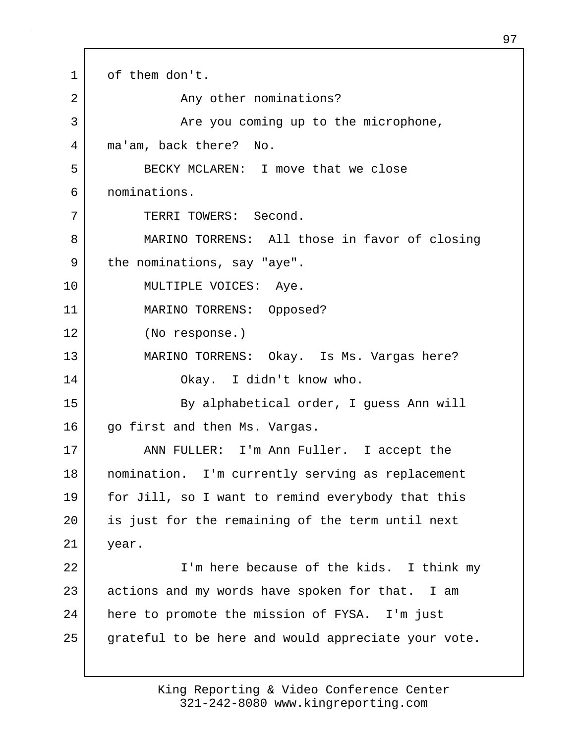of them don't.

Any other nominations?

Are you coming up to the microphone, ma'am, back there? No.

BECKY MCLAREN: I move that we close nominations.

TERRI TOWERS: Second.

MARINO TORRENS: All those in favor of closing the nominations, say "aye".

MULTIPLE VOICES: Aye.

MARINO TORRENS: Opposed?

(No response.)

MARINO TORRENS: Okay. Is Ms. Vargas here?

Okay. I didn't know who.

By alphabetical order, I guess Ann will go first and then Ms. Vargas.

ANN FULLER: I'm Ann Fuller. I accept the nomination. I'm currently serving as replacement for Jill, so I want to remind everybody that this is just for the remaining of the term until next year.

I'm here because of the kids. I think my actions and my words have spoken for that. I am here to promote the mission of FYSA. I'm just grateful to be here and would appreciate your vote.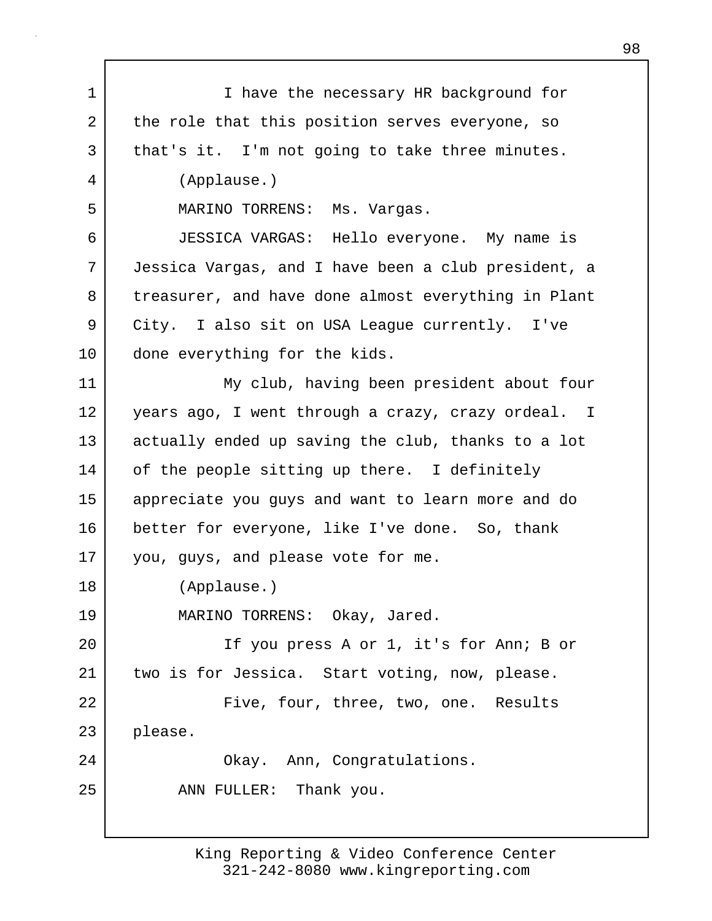I have the necessary HR background for the role that this position serves everyone, so that's it. I'm not going to take three minutes.

(Applause.)

MARINO TORRENS: Ms. Vargas.

JESSICA VARGAS: Hello everyone. My name is Jessica Vargas, and I have been a club president, a treasurer, and have done almost everything in Plant City. I also sit on USA League currently. I've done everything for the kids.

My club, having been president about four years ago, I went through a crazy, crazy ordeal. I actually ended up saving the club, thanks to a lot of the people sitting up there. I definitely appreciate you guys and want to learn more and do better for everyone, like I've done. So, thank you, guys, and please vote for me.

(Applause.)

MARINO TORRENS: Okay, Jared.

If you press A or 1, it's for Ann; B or two is for Jessica. Start voting, now, please.

Five, four, three, two, one. Results please.

Okay. Ann, Congratulations.

ANN FULLER: Thank you.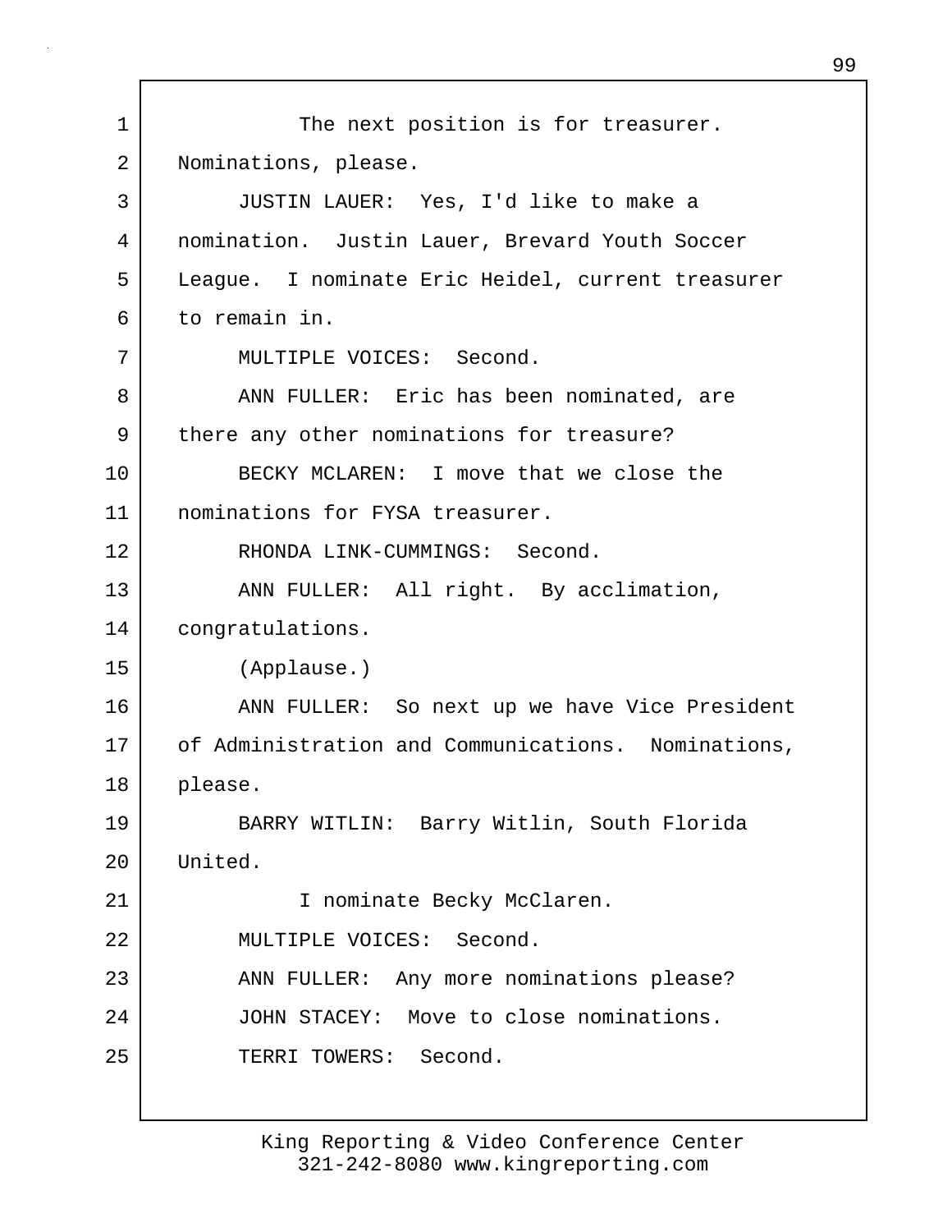The next position is for treasurer. Nominations, please.

JUSTIN LAUER: Yes, I'd like to make a nomination. Justin Lauer, Brevard Youth Soccer League. I nominate Eric Heidel, current treasurer to remain in.

MULTIPLE VOICES: Second.

ANN FULLER: Eric has been nominated, are there any other nominations for treasure?

BECKY MCLAREN: I move that we close the nominations for FYSA treasurer.

RHONDA LINK-CUMMINGS: Second.

ANN FULLER: All right. By acclimation, congratulations.

(Applause.)

ANN FULLER: So next up we have Vice President of Administration and Communications. Nominations, please.

BARRY WITLIN: Barry Witlin, South Florida United.

I nominate Becky McClaren.

MULTIPLE VOICES: Second.

ANN FULLER: Any more nominations please?

JOHN STACEY: Move to close nominations.

TERRI TOWERS: Second.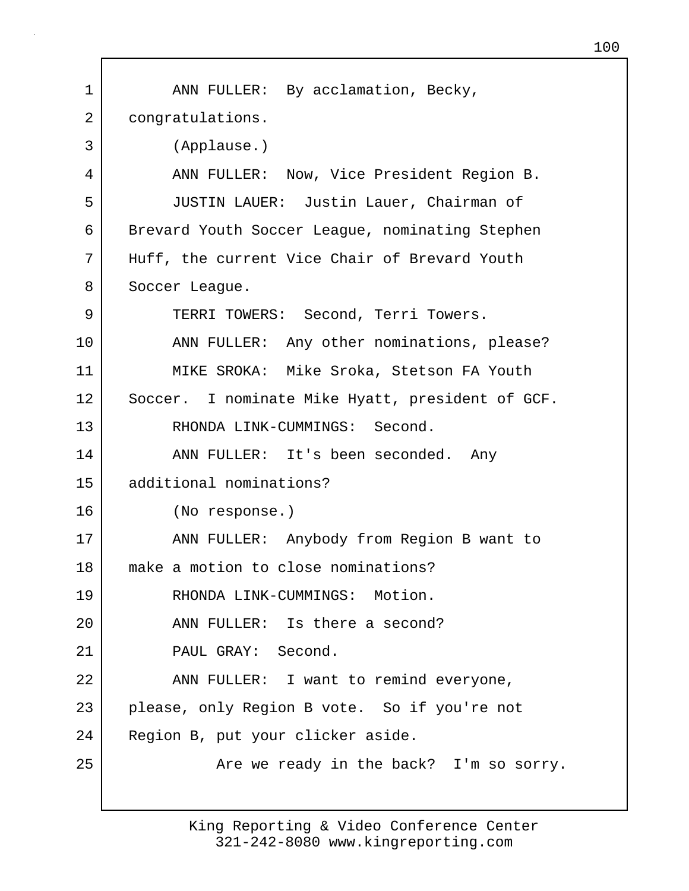ANN FULLER: By acclamation, Becky, congratulations.

(Applause.)

ANN FULLER: Now, Vice President Region B.

JUSTIN LAUER: Justin Lauer, Chairman of Brevard Youth Soccer League, nominating Stephen Huff, the current Vice Chair of Brevard Youth Soccer League.

TERRI TOWERS: Second, Terri Towers.

ANN FULLER: Any other nominations, please?

MIKE SROKA: Mike Sroka, Stetson FA Youth Soccer. I nominate Mike Hyatt, president of GCF.

RHONDA LINK-CUMMINGS: Second.

ANN FULLER: It's been seconded. Any additional nominations?

(No response.)

ANN FULLER: Anybody from Region B want to make a motion to close nominations?

RHONDA LINK-CUMMINGS: Motion.

ANN FULLER: Is there a second?

PAUL GRAY: Second.

ANN FULLER: I want to remind everyone, please, only Region B vote. So if you're not Region B, put your clicker aside.

Are we ready in the back? I'm so sorry.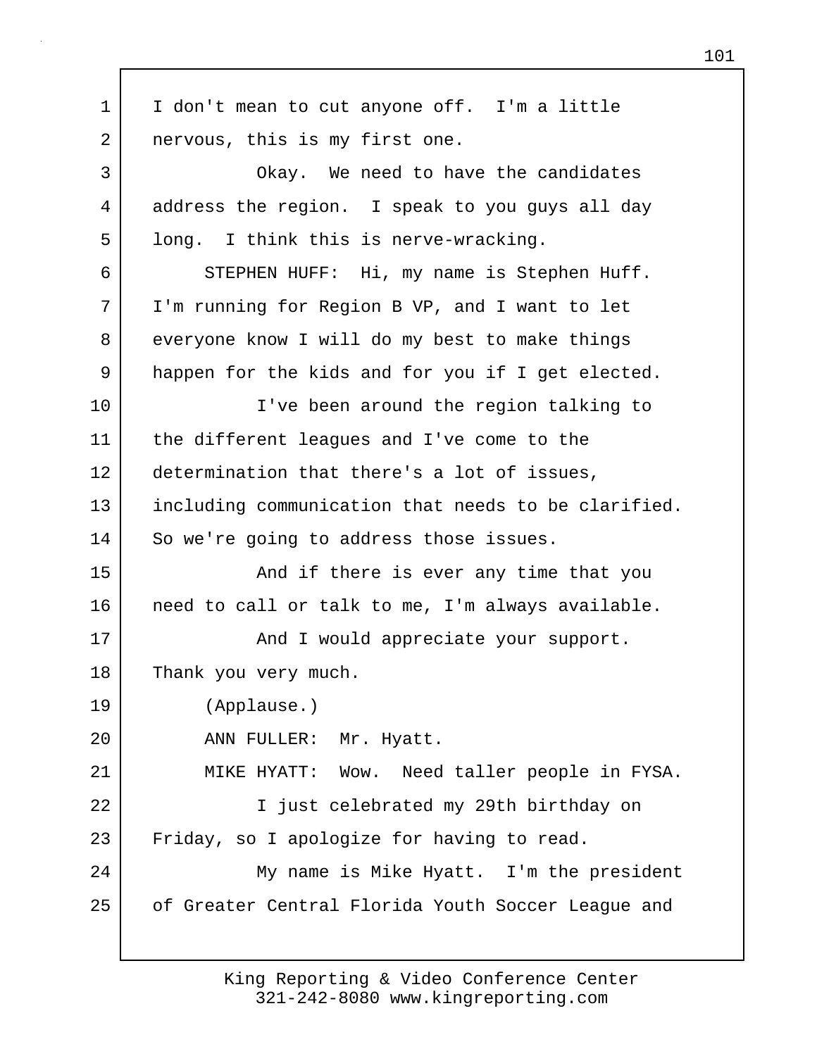I don't mean to cut anyone off. I'm a little nervous, this is my first one.

Okay. We need to have the candidates address the region. I speak to you guys all day long. I think this is nerve-wracking.

STEPHEN HUFF: Hi, my name is Stephen Huff. I'm running for Region B VP, and I want to let everyone know I will do my best to make things happen for the kids and for you if I get elected.

I've been around the region talking to the different leagues and I've come to the determination that there's a lot of issues, including communication that needs to be clarified. So we're going to address those issues.

And if there is ever any time that you need to call or talk to me, I'm always available.

And I would appreciate your support. Thank you very much.

(Applause.)

ANN FULLER: Mr. Hyatt.

MIKE HYATT: Wow. Need taller people in FYSA.

I just celebrated my 29th birthday on Friday, so I apologize for having to read.

My name is Mike Hyatt. I'm the president of Greater Central Florida Youth Soccer League and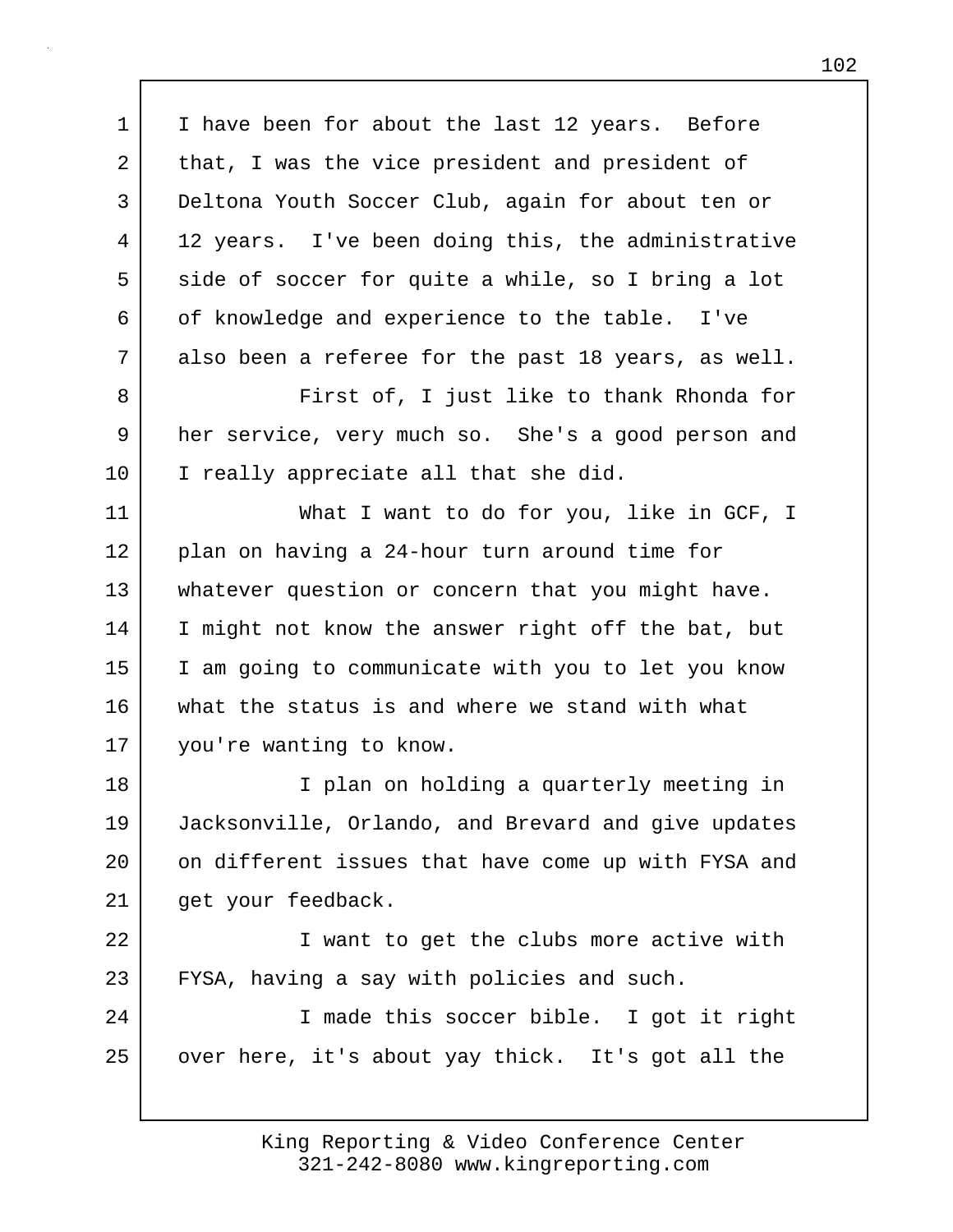I have been for about the last 12 years. Before that, I was the vice president and president of Deltona Youth Soccer Club, again for about ten or 12 years. I've been doing this, the administrative side of soccer for quite a while, so I bring a lot of knowledge and experience to the table. I've also been a referee for the past 18 years, as well.

First of, I just like to thank Rhonda for her service, very much so. She's a good person and I really appreciate all that she did.

What I want to do for you, like in GCF, I plan on having a 24-hour turn around time for whatever question or concern that you might have. I might not know the answer right off the bat, but I am going to communicate with you to let you know what the status is and where we stand with what you're wanting to know.

I plan on holding a quarterly meeting in Jacksonville, Orlando, and Brevard and give updates on different issues that have come up with FYSA and get your feedback.

I want to get the clubs more active with FYSA, having a say with policies and such.

I made this soccer bible. I got it right over here, it's about yay thick. It's got all the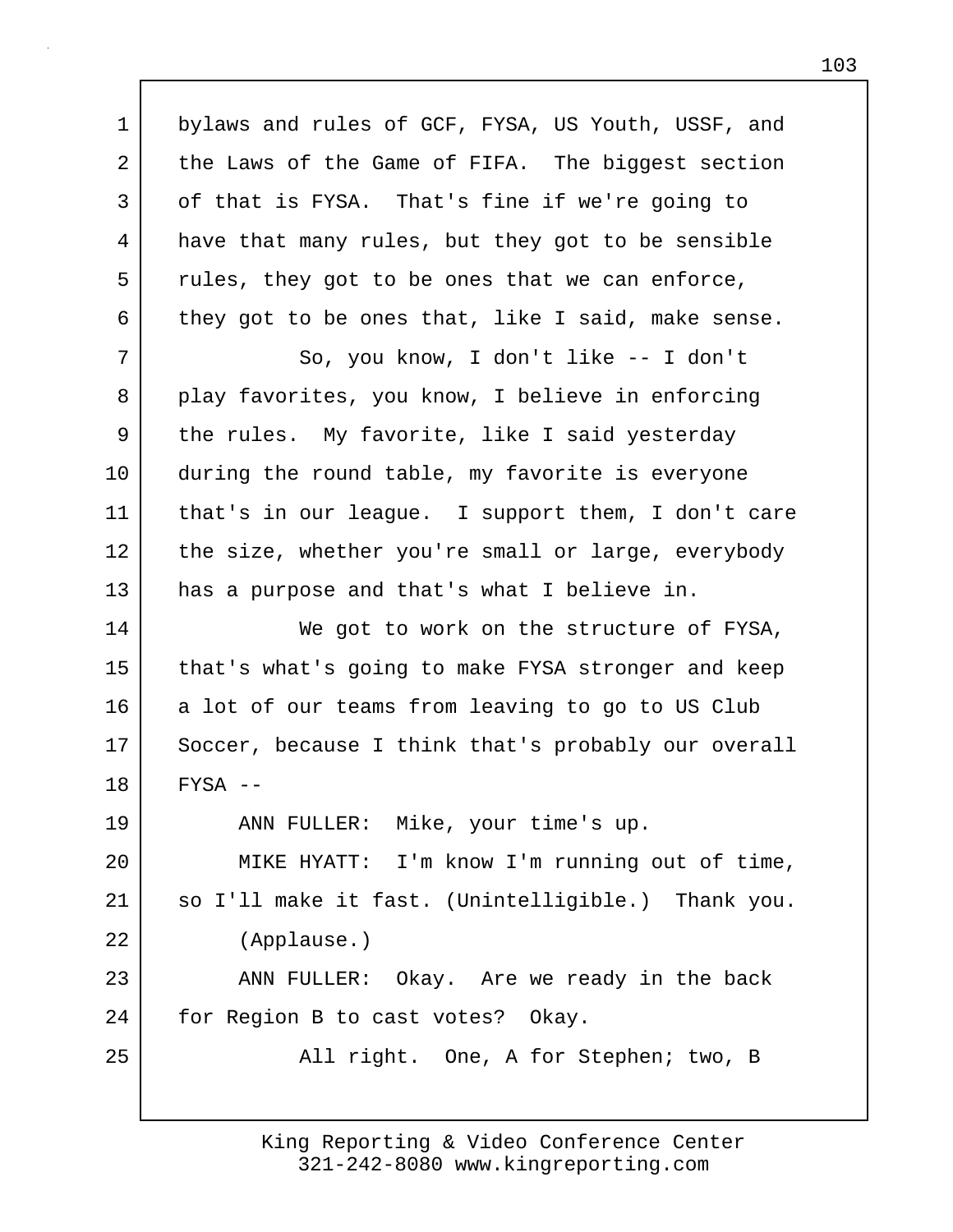bylaws and rules of GCF, FYSA, US Youth, USSF, and the Laws of the Game of FIFA. The biggest section of that is FYSA. That's fine if we're going to have that many rules, but they got to be sensible rules, they got to be ones that we can enforce, they got to be ones that, like I said, make sense.

So, you know, I don't like -- I don't play favorites, you know, I believe in enforcing the rules. My favorite, like I said yesterday during the round table, my favorite is everyone that's in our league. I support them, I don't care the size, whether you're small or large, everybody has a purpose and that's what I believe in.

We got to work on the structure of FYSA, that's what's going to make FYSA stronger and keep a lot of our teams from leaving to go to US Club Soccer, because I think that's probably our overall FYSA --

ANN FULLER: Mike, your time's up.

MIKE HYATT: I'm know I'm running out of time, so I'll make it fast. (Unintelligible.) Thank you.

(Applause.)

ANN FULLER: Okay. Are we ready in the back for Region B to cast votes? Okay.

All right. One, A for Stephen; two, B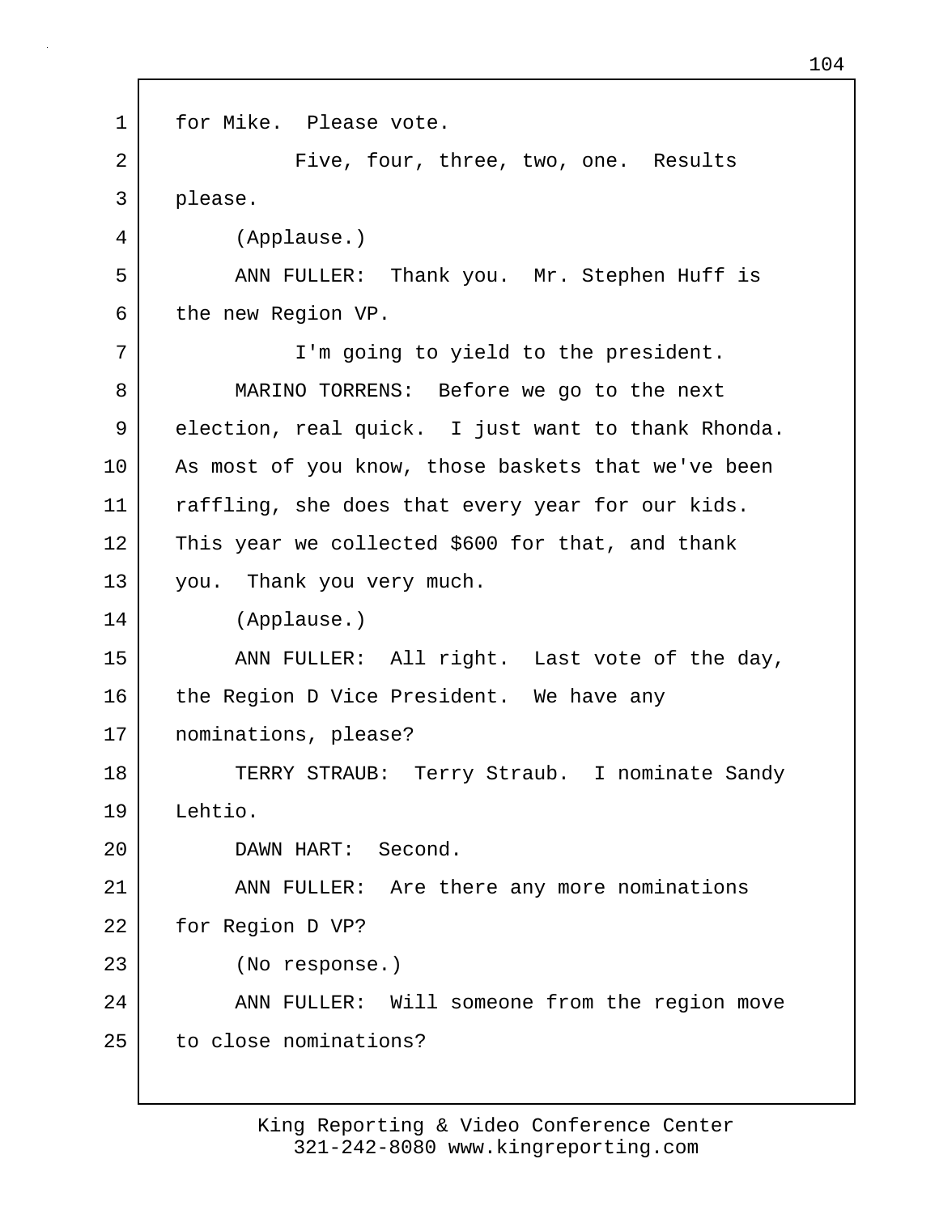for Mike. Please vote.

Five, four, three, two, one. Results please.

(Applause.)

ANN FULLER: Thank you. Mr. Stephen Huff is the new Region VP.

I'm going to yield to the president.

MARINO TORRENS: Before we go to the next election, real quick. I just want to thank Rhonda. As most of you know, those baskets that we've been raffling, she does that every year for our kids. This year we collected $600 for that, and thank you. Thank you very much.

(Applause.)

ANN FULLER: All right. Last vote of the day, the Region D Vice President. We have any nominations, please?

TERRY STRAUB: Terry Straub. I nominate Sandy Lehtio.

DAWN HART: Second.

ANN FULLER: Are there any more nominations for Region D VP?

(No response.)

ANN FULLER: Will someone from the region move to close nominations?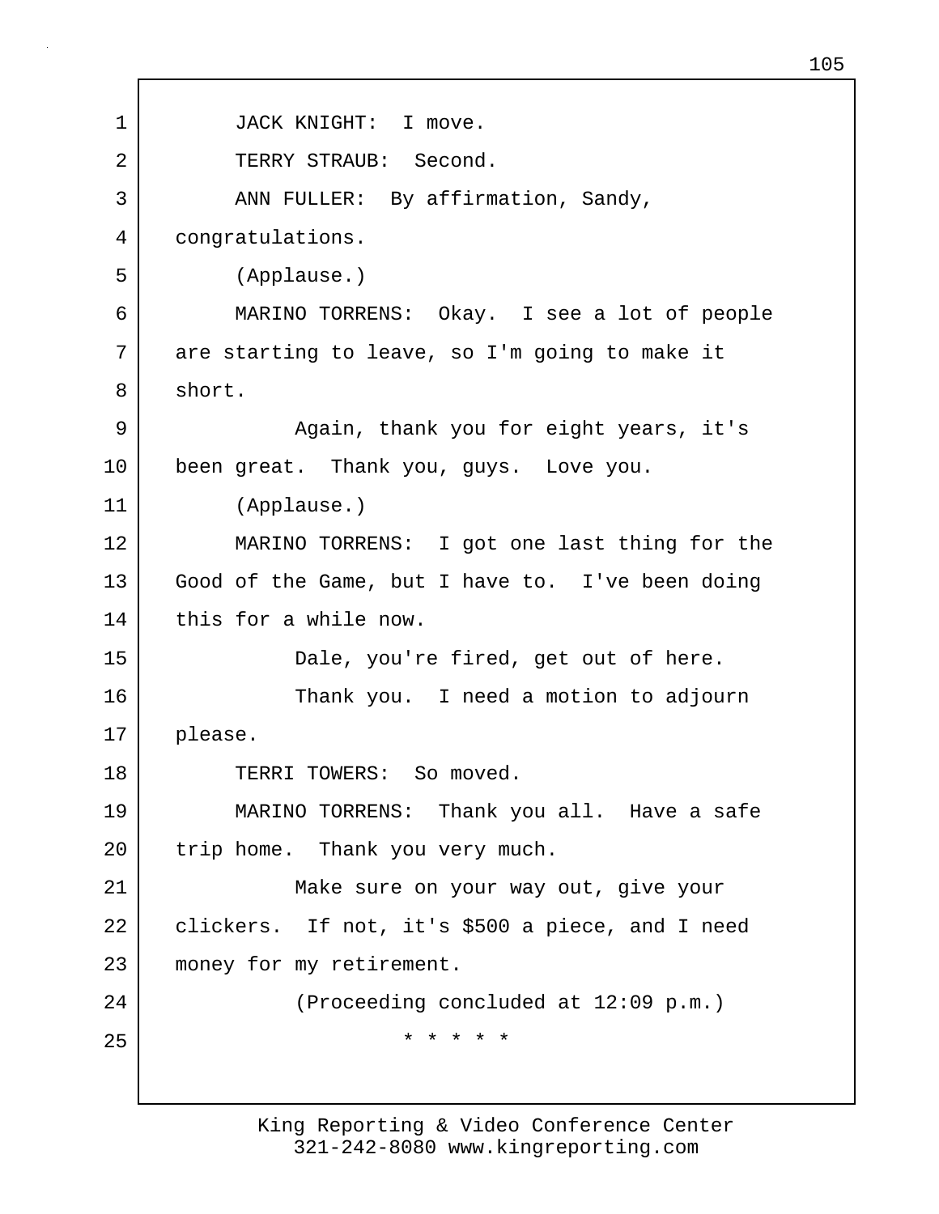JACK KNIGHT: I move.

TERRY STRAUB: Second.

ANN FULLER: By affirmation, Sandy, congratulations.

(Applause.)

MARINO TORRENS: Okay. I see a lot of people are starting to leave, so I'm going to make it short.

Again, thank you for eight years, it's been great. Thank you, guys. Love you.

(Applause.)

MARINO TORRENS: I got one last thing for the Good of the Game, but I have to. I've been doing this for a while now.

Dale, you're fired, get out of here.

Thank you. I need a motion to adjourn please.

TERRI TOWERS: So moved.

MARINO TORRENS: Thank you all. Have a safe trip home. Thank you very much.

Make sure on your way out, give your clickers. If not, it's $500 a piece, and I need money for my retirement.

(Proceeding concluded at 12:09 p.m.)

* * * * *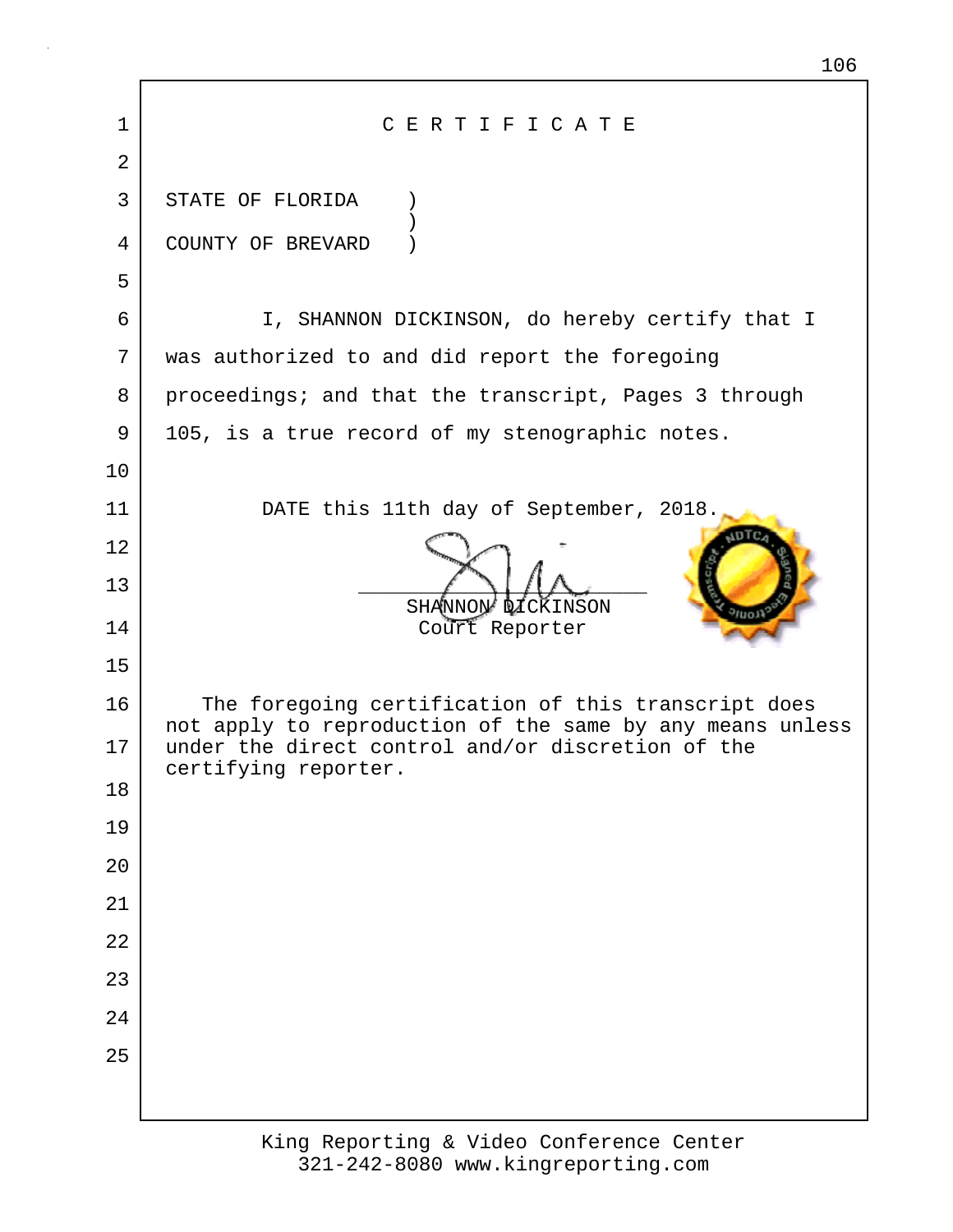# C E R T I F I C A T E

STATE OF FLORIDA )
COUNTY OF BREVARD )

I, SHANNON DICKINSON, do hereby certify that I was authorized to and did report the foregoing proceedings; and that the transcript, Pages 3 through 105, is a true record of my stenographic notes.

DATE this 11th day of September, 2018.

SHANNON DICKINSON
Court Reporter

The foregoing certification of this transcript does not apply to reproduction of the same by any means unless under the direct control and/or discretion of the certifying reporter.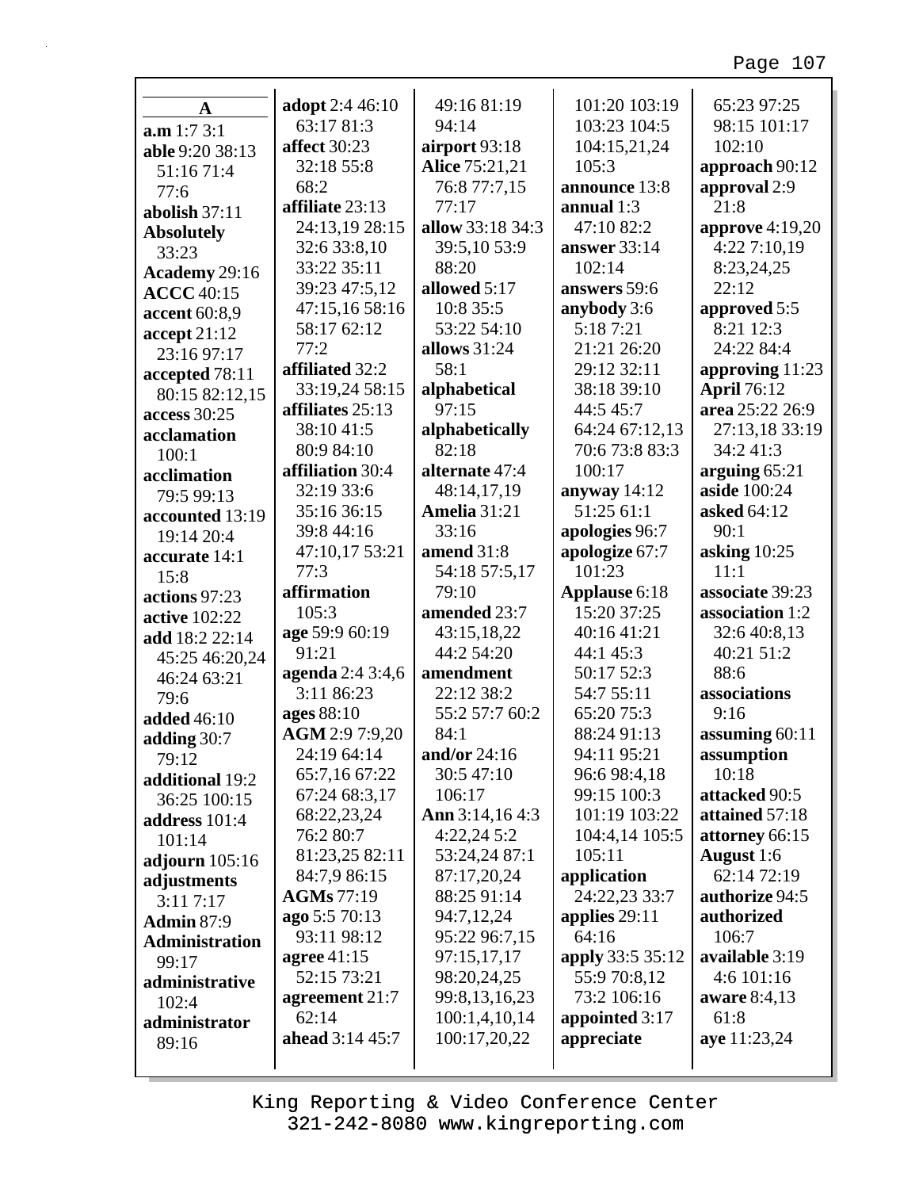**A**

**a.m** 1:7 3:1
**able** 9:20 38:13 51:16 71:4 77:6
**abolish** 37:11
**Absolutely** 33:23
**Academy** 29:16
**ACCC** 40:15
**accent** 60:8,9
**accept** 21:12 23:16 97:17
**accepted** 78:11 80:15 82:12,15
**access** 30:25
**acclamation** 100:1
**acclimation** 79:5 99:13
**accounted** 13:19 19:14 20:4
**accurate** 14:1 15:8
**actions** 97:23
**active** 102:22
**add** 18:2 22:14 45:25 46:20,24 46:24 63:21 79:6
**added** 46:10
**adding** 30:7 79:12
**additional** 19:2 36:25 100:15
**address** 101:4 101:14
**adjourn** 105:16
**adjustments** 3:11 7:17
**Admin** 87:9
**Administration** 99:17
**administrative** 102:4
**administrator** 89:16
**adopt** 2:4 46:10 63:17 81:3
**affect** 30:23 32:18 55:8 68:2
**affiliate** 23:13 24:13,19 28:15 32:6 33:8,10 33:22 35:11 39:23 47:5,12 47:15,16 58:16 58:17 62:12 77:2
**affiliated** 32:2 33:19,24 58:15
**affiliates** 25:13 38:10 41:5 80:9 84:10
**affiliation** 30:4 32:19 33:6 35:16 36:15 39:8 44:16 47:10,17 53:21 77:3
**affirmation** 105:3
**age** 59:9 60:19 91:21
**agenda** 2:4 3:4,6 3:11 86:23
**ages** 88:10
**AGM** 2:9 7:9,20 24:19 64:14 65:7,16 67:22 67:24 68:3,17 68:22,23,24 76:2 80:7 81:23,25 82:11 84:7,9 86:15
**AGMs** 77:19
**ago** 5:5 70:13 93:11 98:12
**agree** 41:15 52:15 73:21
**agreement** 21:7 62:14
**ahead** 3:14 45:7 49:16 81:19 94:14
**airport** 93:18
**Alice** 75:21,21 76:8 77:7,15 77:17
**allow** 33:18 34:3 39:5,10 53:9 88:20
**allowed** 5:17 10:8 35:5 53:22 54:10
**allows** 31:24 58:1
**alphabetical** 97:15
**alphabetically** 82:18
**alternate** 47:4 48:14,17,19
**Amelia** 31:21 33:16
**amend** 31:8 54:18 57:5,17 79:10
**amended** 23:7 43:15,18,22 44:2 54:20
**amendment** 22:12 38:2 55:2 57:7 60:2 84:1
**and/or** 24:16 30:5 47:10 106:17
**Ann** 3:14,16 4:3 4:22,24 5:2 53:24,24 87:1 87:17,20,24 88:25 91:14 94:7,12,24 95:22 96:7,15 97:15,17,17 98:20,24,25 99:8,13,16,23 100:1,4,10,14 100:17,20,22 101:20 103:19 103:23 104:5 104:15,21,24 105:3
**announce** 13:8
**annual** 1:3 47:10 82:2
**answer** 33:14 102:14
**answers** 59:6
**anybody** 3:6 5:18 7:21 21:21 26:20 29:12 32:11 38:18 39:10 44:5 45:7 64:24 67:12,13 70:6 73:8 83:3 100:17
**anyway** 14:12 51:25 61:1
**apologies** 96:7
**apologize** 67:7 101:23
**Applause** 6:18 15:20 37:25 40:16 41:21 44:1 45:3 50:17 52:3 54:7 55:11 65:20 75:3 88:24 91:13 94:11 95:21 96:6 98:4,18 99:15 100:3 101:19 103:22 104:4,14 105:5 105:11
**application** 24:22,23 33:7
**applies** 29:11 64:16
**apply** 33:5 35:12 55:9 70:8,12 73:2 106:16
**appointed** 3:17
**appreciate** 65:23 97:25 98:15 101:17 102:10
**approach** 90:12
**approval** 2:9 21:8
**approve** 4:19,20 4:22 7:10,19 8:23,24,25 22:12
**approved** 5:5 8:21 12:3 24:22 84:4
**approving** 11:23
**April** 76:12
**area** 25:22 26:9 27:13,18 33:19 34:2 41:3
**arguing** 65:21
**aside** 100:24
**asked** 64:12 90:1
**asking** 10:25 11:1
**associate** 39:23
**association** 1:2 32:6 40:8,13 40:21 51:2 88:6
**associations** 9:16
**assuming** 60:11
**assumption** 10:18
**attacked** 90:5
**attained** 57:18
**attorney** 66:15
**August** 1:6 62:14 72:19
**authorize** 94:5
**authorized** 106:7
**available** 3:19 4:6 101:16
**aware** 8:4,13 61:8
**aye** 11:23,24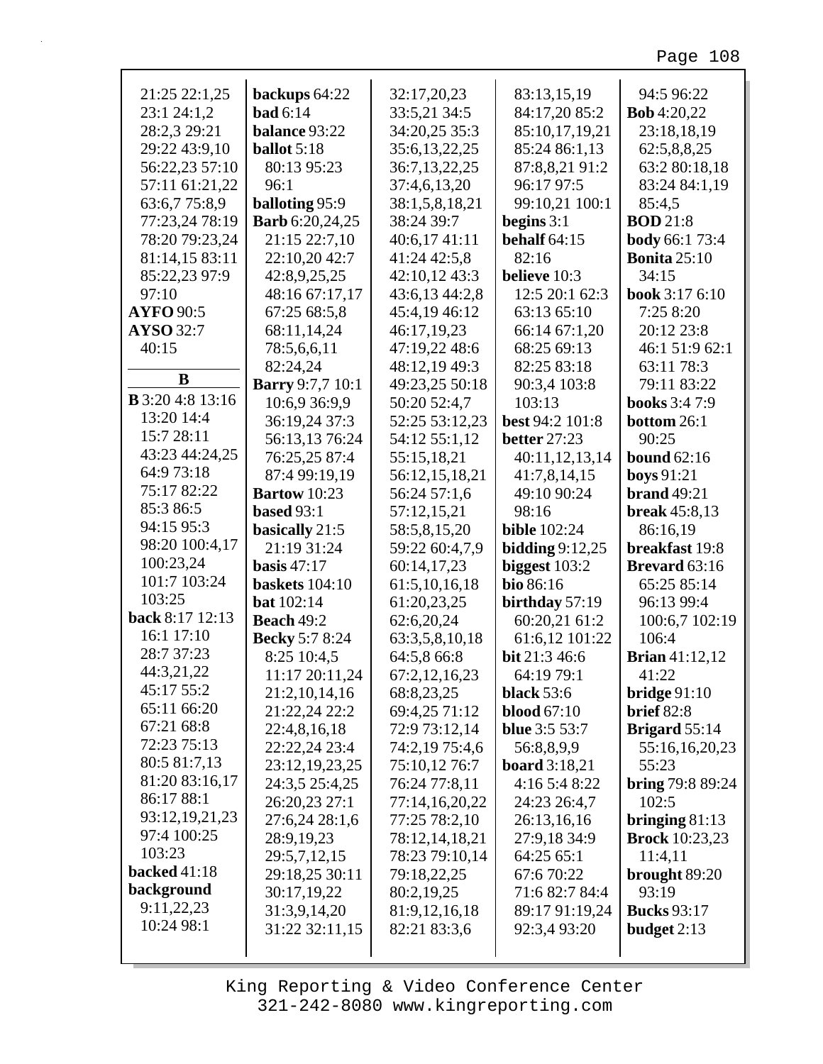21:25 22:1,25
23:1 24:1,2
28:2,3 29:21
29:22 43:9,10
56:22,23 57:10
57:11 61:21,22
63:6,7 75:8,9
77:23,24 78:19
78:20 79:23,24
81:14,15 83:11
85:22,23 97:9
97:10

**AYFO** 90:5
**AYSO** 32:7
40:15

## B

**B** 3:20 4:8 13:16
13:20 14:4
15:7 28:11
43:23 44:24,25
64:9 73:18
75:17 82:22
85:3 86:5
94:15 95:3
98:20 100:4,17
100:23,24
101:7 103:24
103:25

**back** 8:17 12:13
16:1 17:10
28:7 37:23
44:3,21,22
45:17 55:2
65:11 66:20
67:21 68:8
72:23 75:13
80:5 81:7,13
81:20 83:16,17
86:17 88:1
93:12,19,21,23
97:4 100:25
103:23

**backed** 41:18
**background**
9:11,22,23
10:24 98:1

**backups** 64:22
**bad** 6:14
**balance** 93:22
**ballot** 5:18
80:13 95:23
96:1

**balloting** 95:9
**Barb** 6:20,24,25
21:15 22:7,10
22:10,20 42:7
42:8,9,25,25
48:16 67:17,17
67:25 68:5,8
68:11,14,24
78:5,6,6,11
82:24,24

**Barry** 9:7,7 10:1
10:6,9 36:9,9
36:19,24 37:3
56:13,13 76:24
76:25,25 87:4
87:4 99:19,19

**Bartow** 10:23
**based** 93:1
**basically** 21:5
21:19 31:24
**basis** 47:17
**baskets** 104:10
**bat** 102:14
**Beach** 49:2
**Becky** 5:7 8:24
8:25 10:4,5
11:17 20:11,24
21:2,10,14,16
21:22,24 22:2
22:4,8,16,18
22:22,24 23:4
23:12,19,23,25
24:3,5 25:4,25
26:20,23 27:1
27:6,24 28:1,6
28:9,19,23
29:5,7,12,15
29:18,25 30:11
30:17,19,22
31:3,9,14,20
31:22 32:11,15
32:17,20,23
33:5,21 34:5
34:20,25 35:3
35:6,13,22,25
36:7,13,22,25
37:4,6,13,20
38:1,5,8,18,21
38:24 39:7
40:6,17 41:11
41:24 42:5,8
42:10,12 43:3
43:6,13 44:2,8
45:4,19 46:12
46:17,19,23
47:19,22 48:6
48:12,19 49:3
49:23,25 50:18
50:20 52:4,7
52:25 53:12,23
54:12 55:1,12
55:15,18,21
56:12,15,18,21
56:24 57:1,6
57:12,15,21
58:5,8,15,20
59:22 60:4,7,9
60:14,17,23
61:5,10,16,18
61:20,23,25
62:6,20,24
63:3,5,8,10,18
64:5,8 66:8
67:2,12,16,23
68:8,23,25
69:4,25 71:12
72:9 73:12,14
74:2,19 75:4,6
75:10,12 76:7
76:24 77:8,11
77:14,16,20,22
77:25 78:2,10
78:12,14,18,21
78:23 79:10,14
79:18,22,25
80:2,19,25
81:9,12,16,18
82:21 83:3,6
83:13,15,19
84:17,20 85:2
85:10,17,19,21
85:24 86:1,13
87:8,8,21 91:2
96:17 97:5
99:10,21 100:1

**begins** 3:1
**behalf** 64:15
82:16
**believe** 10:3
12:5 20:1 62:3
63:13 65:10
66:14 67:1,20
68:25 69:13
82:25 83:18
90:3,4 103:8
103:13

**best** 94:2 101:8
**better** 27:23
40:11,12,13,14
41:7,8,14,15
49:10 90:24
98:16

**bible** 102:24
**bidding** 9:12,25
**biggest** 103:2
**bio** 86:16
**birthday** 57:19
60:20,21 61:2
61:6,12 101:22
**bit** 21:3 46:6
64:19 79:1
**black** 53:6
**blood** 67:10
**blue** 3:5 53:7
56:8,8,9,9
**board** 3:18,21
4:16 5:4 8:22
24:23 26:4,7
26:13,16,16
27:9,18 34:9
64:25 65:1
67:6 70:22
71:6 82:7 84:4
89:17 91:19,24
92:3,4 93:20

94:5 96:22
**Bob** 4:20,22
23:18,18,19
62:5,8,8,25
63:2 80:18,18
83:24 84:1,19
85:4,5

**BOD** 21:8
**body** 66:1 73:4
**Bonita** 25:10
34:15
**book** 3:17 6:10
7:25 8:20
20:12 23:8
46:1 51:9 62:1
63:11 78:3
79:11 83:22
**books** 3:4 7:9
**bottom** 26:1
90:25
**bound** 62:16
**boys** 91:21
**brand** 49:21
**break** 45:8,13
86:16,19
**breakfast** 19:8
**Brevard** 63:16
65:25 85:14
96:13 99:4
100:6,7 102:19
106:4
**Brian** 41:12,12
41:22
**bridge** 91:10
**brief** 82:8
**Brigard** 55:14
55:16,16,20,23
55:23
**bring** 79:8 89:24
102:5
**bringing** 81:13
**Brock** 10:23,23
11:4,11
**brought** 89:20
93:19
**Bucks** 93:17
**budget** 2:13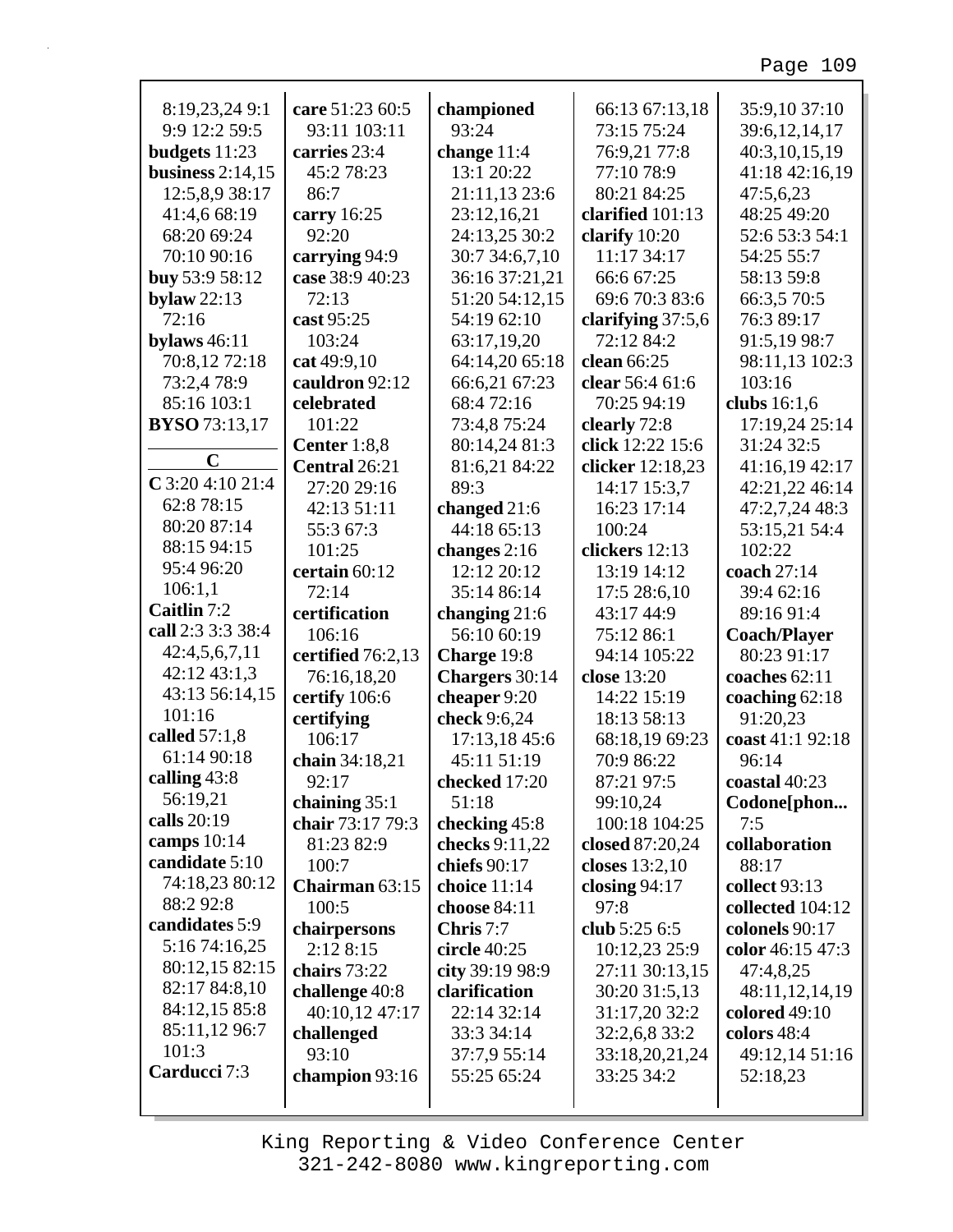8:19,23,24 9:1
9:9 12:2 59:5
**budgets** 11:23
**business** 2:14,15
12:5,8,9 38:17
41:4,6 68:19
68:20 69:24
70:10 90:16
**buy** 53:9 58:12
**bylaw** 22:13
72:16
**bylaws** 46:11
70:8,12 72:18
73:2,4 78:9
85:16 103:1
**BYSO** 73:13,17

**C**

**C** 3:20 4:10 21:4
62:8 78:15
80:20 87:14
88:15 94:15
95:4 96:20
106:1,1
**Caitlin** 7:2
**call** 2:3 3:3 38:4
42:4,5,6,7,11
42:12 43:1,3
43:13 56:14,15
101:16
**called** 57:1,8
61:14 90:18
**calling** 43:8
56:19,21
**calls** 20:19
**camps** 10:14
**candidate** 5:10
74:18,23 80:12
88:2 92:8
**candidates** 5:9
5:16 74:16,25
80:12,15 82:15
82:17 84:8,10
84:12,15 85:8
85:11,12 96:7
101:3
**Carducci** 7:3

**care** 51:23 60:5
93:11 103:11
**carries** 23:4
45:2 78:23
86:7
**carry** 16:25
92:20
**carrying** 94:9
**case** 38:9 40:23
72:13
**cast** 95:25
103:24
**cat** 49:9,10
**cauldron** 92:12
**celebrated**
101:22
**Center** 1:8,8
**Central** 26:21
27:20 29:16
42:13 51:11
55:3 67:3
101:25
**certain** 60:12
72:14
**certification**
106:16
**certified** 76:2,13
76:16,18,20
**certify** 106:6
**certifying**
106:17
**chain** 34:18,21
92:17
**chaining** 35:1
**chair** 73:17 79:3
81:23 82:9
100:7
**Chairman** 63:15
100:5
**chairpersons**
2:12 8:15
**chairs** 73:22
**challenge** 40:8
40:10,12 47:17
**challenged**
93:10
**champion** 93:16

**championed**
93:24
**change** 11:4
13:1 20:22
21:11,13 23:6
23:12,16,21
24:13,25 30:2
30:7 34:6,7,10
36:16 37:21,21
51:20 54:12,15
54:19 62:10
63:17,19,20
64:14,20 65:18
66:6,21 67:23
68:4 72:16
73:4,8 75:24
80:14,24 81:3
81:6,21 84:22
89:3
**changed** 21:6
44:18 65:13
**changes** 2:16
12:12 20:12
35:14 86:14
**changing** 21:6
56:10 60:19
**Charge** 19:8
**Chargers** 30:14
**cheaper** 9:20
**check** 9:6,24
17:13,18 45:6
45:11 51:19
**checked** 17:20
51:18
**checking** 45:8
**checks** 9:11,22
**chiefs** 90:17
**choice** 11:14
**choose** 84:11
**Chris** 7:7
**circle** 40:25
**city** 39:19 98:9
**clarification**
22:14 32:14
33:3 34:14
37:7,9 55:14
55:25 65:24

66:13 67:13,18
73:15 75:24
76:9,21 77:8
77:10 78:9
80:21 84:25
**clarified** 101:13
**clarify** 10:20
11:17 34:17
66:6 67:25
69:6 70:3 83:6
**clarifying** 37:5,6
72:12 84:2
**clean** 66:25
**clear** 56:4 61:6
70:25 94:19
**clearly** 72:8
**click** 12:22 15:6
**clicker** 12:18,23
14:17 15:3,7
16:23 17:14
100:24
**clickers** 12:13
13:19 14:12
17:5 28:6,10
43:17 44:9
75:12 86:1
94:14 105:22
**close** 13:20
14:22 15:19
18:13 58:13
68:18,19 69:23
70:9 86:22
87:21 97:5
99:10,24
100:18 104:25
**closed** 87:20,24
**closes** 13:2,10
**closing** 94:17
97:8
**club** 5:25 6:5
10:12,23 25:9
27:11 30:13,15
30:20 31:5,13
31:17,20 32:2
32:2,6,8 33:2
33:18,20,21,24
33:25 34:2

35:9,10 37:10
39:6,12,14,17
40:3,10,15,19
41:18 42:16,19
47:5,6,23
48:25 49:20
52:6 53:3 54:1
54:25 55:7
58:13 59:8
66:3,5 70:5
76:3 89:17
91:5,19 98:7
98:11,13 102:3
103:16
**clubs** 16:1,6
17:19,24 25:14
31:24 32:5
41:16,19 42:17
42:21,22 46:14
47:2,7,24 48:3
53:15,21 54:4
102:22
**coach** 27:14
39:4 62:16
89:16 91:4
**Coach/Player**
80:23 91:17
**coaches** 62:11
**coaching** 62:18
91:20,23
**coast** 41:1 92:18
96:14
**coastal** 40:23
**Codone[phon...**
7:5
**collaboration**
88:17
**collect** 93:13
**collected** 104:12
**colonels** 90:17
**color** 46:15 47:3
47:4,8,25
48:11,12,14,19
**colored** 49:10
**colors** 48:4
49:12,14 51:16
52:18,23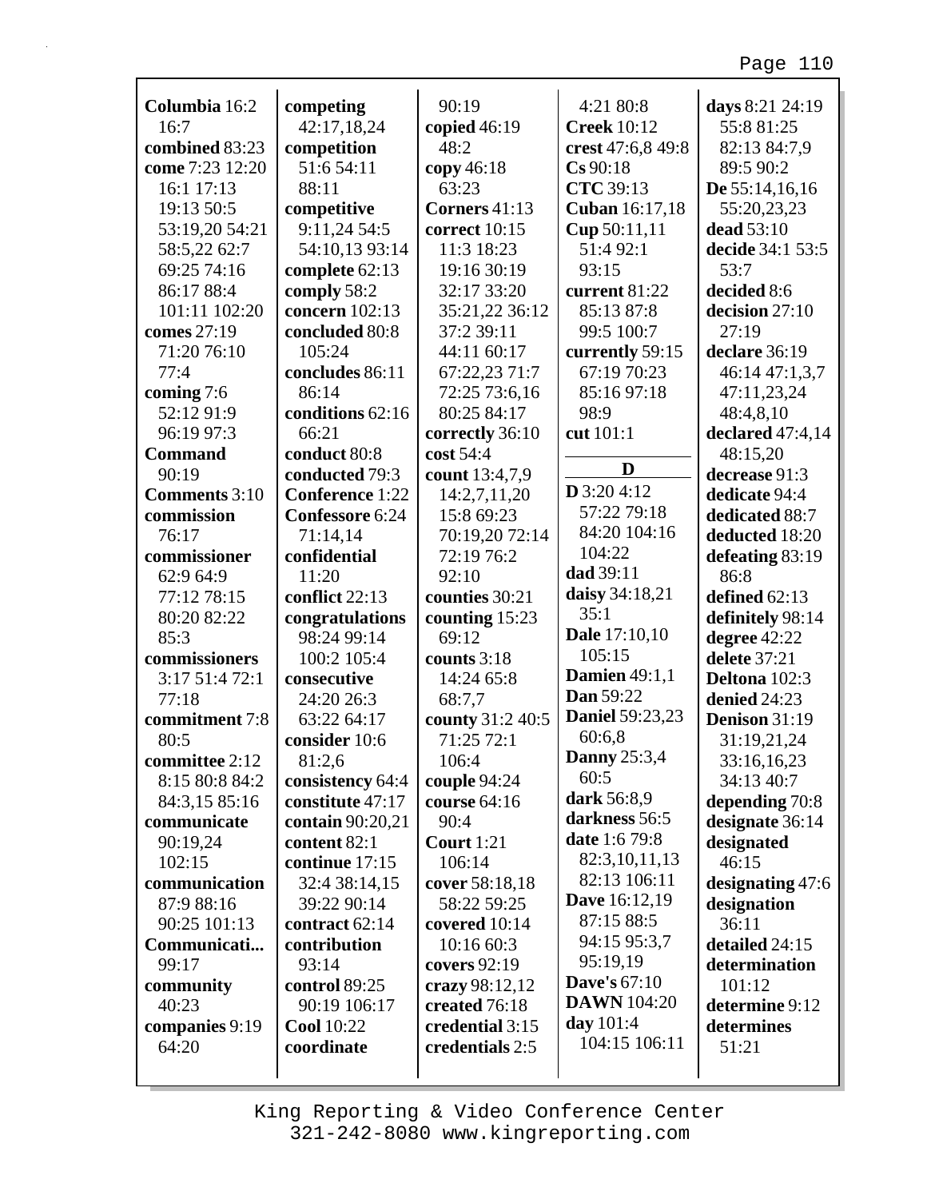**Columbia** 16:2 16:7
**combined** 83:23
**come** 7:23 12:20 16:1 17:13 19:13 50:5 53:19,20 54:21 58:5,22 62:7 69:25 74:16 86:17 88:4 101:11 102:20
**comes** 27:19 71:20 76:10 77:4
**coming** 7:6 52:12 91:9 96:19 97:3
**Command** 90:19
**Comments** 3:10
**commission** 76:17
**commissioner** 62:9 64:9 77:12 78:15 80:20 82:22 85:3
**commissioners** 3:17 51:4 72:1 77:18
**commitment** 7:8 80:5
**committee** 2:12 8:15 80:8 84:2 84:3,15 85:16
**communicate** 90:19,24 102:15
**communication** 87:9 88:16 90:25 101:13
**Communicati...** 99:17
**community** 40:23
**companies** 9:19 64:20
**competing** 42:17,18,24
**competition** 51:6 54:11 88:11
**competitive** 9:11,24 54:5 54:10,13 93:14
**complete** 62:13
**comply** 58:2
**concern** 102:13
**concluded** 80:8 105:24
**concludes** 86:11 86:14
**conditions** 62:16 66:21
**conduct** 80:8
**conducted** 79:3
**Conference** 1:22
**Confessore** 6:24 71:14,14
**confidential** 11:20
**conflict** 22:13
**congratulations** 98:24 99:14 100:2 105:4
**consecutive** 24:20 26:3 63:22 64:17
**consider** 10:6 81:2,6
**consistency** 64:4
**constitute** 47:17
**contain** 90:20,21
**content** 82:1
**continue** 17:15 32:4 38:14,15 39:22 90:14
**contract** 62:14
**contribution** 93:14
**control** 89:25 90:19 106:17
**Cool** 10:22
**coordinate** 90:19
**copied** 46:19 48:2
**copy** 46:18 63:23
**Corners** 41:13
**correct** 10:15 11:3 18:23 19:16 30:19 32:17 33:20 35:21,22 36:12 37:2 39:11 44:11 60:17 67:22,23 71:7 72:25 73:6,16 80:25 84:17
**correctly** 36:10
**cost** 54:4
**count** 13:4,7,9 14:2,7,11,20 15:8 69:23 70:19,20 72:14 72:19 76:2 92:10
**counties** 30:21
**counting** 15:23 69:12
**counts** 3:18 14:24 65:8 68:7,7
**county** 31:2 40:5 71:25 72:1 106:4
**couple** 94:24
**course** 64:16 90:4
**Court** 1:21 106:14
**cover** 58:18,18 58:22 59:25
**covered** 10:14 10:16 60:3
**covers** 92:19
**crazy** 98:12,12
**created** 76:18
**credential** 3:15
**credentials** 2:5
4:21 80:8
**Creek** 10:12
**crest** 47:6,8 49:8
**Cs** 90:18
**CTC** 39:13
**Cuban** 16:17,18
**Cup** 50:11,11 51:4 92:1 93:15
**current** 81:22 85:13 87:8 99:5 100:7
**currently** 59:15 67:19 70:23 85:16 97:18 98:9
**cut** 101:1

## D

**D** 3:20 4:12 57:22 79:18 84:20 104:16 104:22
**dad** 39:11
**daisy** 34:18,21 35:1
**Dale** 17:10,10 105:15
**Damien** 49:1,1
**Dan** 59:22
**Daniel** 59:23,23 60:6,8
**Danny** 25:3,4 60:5
**dark** 56:8,9
**darkness** 56:5
**date** 1:6 79:8 82:3,10,11,13 82:13 106:11
**Dave** 16:12,19 87:15 88:5 94:15 95:3,7 95:19,19
**Dave's** 67:10
**DAWN** 104:20
**day** 101:4 104:15 106:11
**days** 8:21 24:19 55:8 81:25 82:13 84:7,9 89:5 90:2
**De** 55:14,16,16 55:20,23,23
**dead** 53:10
**decide** 34:1 53:5 53:7
**decided** 8:6
**decision** 27:10 27:19
**declare** 36:19 46:14 47:1,3,7 47:11,23,24 48:4,8,10
**declared** 47:4,14 48:15,20
**decrease** 91:3
**dedicate** 94:4
**dedicated** 88:7
**deducted** 18:20
**defeating** 83:19 86:8
**defined** 62:13
**definitely** 98:14
**degree** 42:22
**delete** 37:21
**Deltona** 102:3
**denied** 24:23
**Denison** 31:19 31:19,21,24 33:16,16,23 34:13 40:7
**depending** 70:8
**designate** 36:14
**designated** 46:15
**designating** 47:6
**designation** 36:11
**detailed** 24:15
**determination** 101:12
**determine** 9:12
**determines** 51:21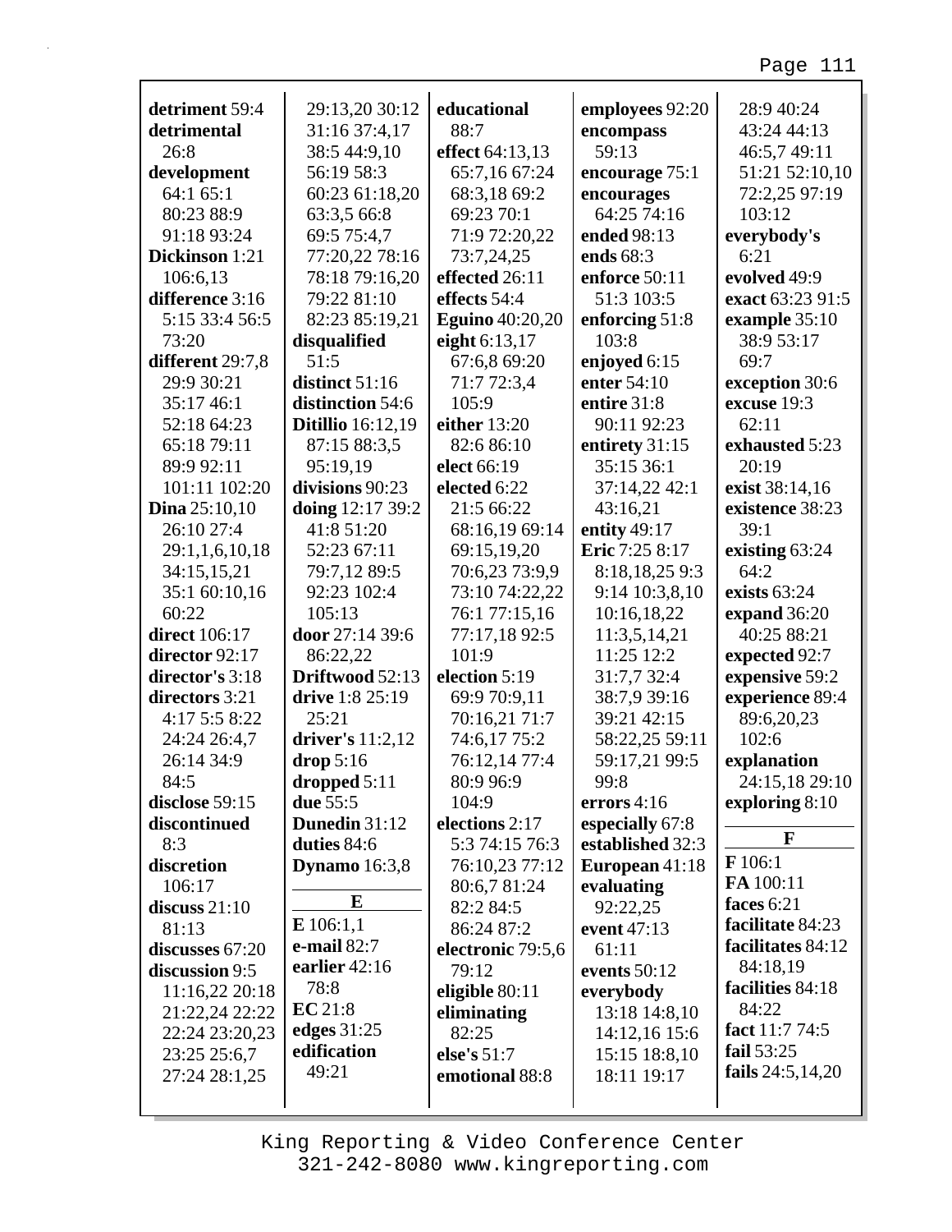**detriment** 59:4
**detrimental** 26:8
**development** 64:1 65:1 80:23 88:9 91:18 93:24
**Dickinson** 1:21 106:6,13
**difference** 3:16 5:15 33:4 56:5 73:20
**different** 29:7,8 29:9 30:21 35:17 46:1 52:18 64:23 65:18 79:11 89:9 92:11 101:11 102:20
**Dina** 25:10,10 26:10 27:4 29:1,1,6,10,18 34:15,15,21 35:1 60:10,16 60:22
**direct** 106:17
**director** 92:17
**director's** 3:18
**directors** 3:21 4:17 5:5 8:22 24:24 26:4,7 26:14 34:9 84:5
**disclose** 59:15
**discontinued** 8:3
**discretion** 106:17
**discuss** 21:10 81:13
**discusses** 67:20
**discussion** 9:5 11:16,22 20:18 21:22,24 22:22 22:24 23:20,23 23:25 25:6,7 27:24 28:1,25 29:13,20 30:12 31:16 37:4,17 38:5 44:9,10 56:19 58:3 60:23 61:18,20 63:3,5 66:8 69:5 75:4,7 77:20,22 78:16 78:18 79:16,20 79:22 81:10 82:23 85:19,21
**disqualified** 51:5
**distinct** 51:16
**distinction** 54:6
**Ditillio** 16:12,19 87:15 88:3,5 95:19,19
**divisions** 90:23
**doing** 12:17 39:2 41:8 51:20 52:23 67:11 79:7,12 89:5 92:23 102:4 105:13
**door** 27:14 39:6 86:22,22
**Driftwood** 52:13
**drive** 1:8 25:19 25:21
**driver's** 11:2,12
**drop** 5:16
**dropped** 5:11
**due** 55:5
**Dunedin** 31:12
**duties** 84:6
**Dynamo** 16:3,8

**E**

**E** 106:1,1
**e-mail** 82:7
**earlier** 42:16 78:8
**EC** 21:8
**edges** 31:25
**edification** 49:21
**educational** 88:7
**effect** 64:13,13 65:7,16 67:24 68:3,18 69:2 69:23 70:1 71:9 72:20,22 73:7,24,25
**effected** 26:11
**effects** 54:4
**Eguino** 40:20,20
**eight** 6:13,17 67:6,8 69:20 71:7 72:3,4 105:9
**either** 13:20 82:6 86:10
**elect** 66:19
**elected** 6:22 21:5 66:22 68:16,19 69:14 69:15,19,20 70:6,23 73:9,9 73:10 74:22,22 76:1 77:15,16 77:17,18 92:5 101:9
**election** 5:19 69:9 70:9,11 70:16,21 71:7 74:6,17 75:2 76:12,14 77:4 80:9 96:9 104:9
**elections** 2:17 5:3 74:15 76:3 76:10,23 77:12 80:6,7 81:24 82:2 84:5 86:24 87:2
**electronic** 79:5,6 79:12
**eligible** 80:11
**eliminating** 82:25
**else's** 51:7
**emotional** 88:8
**employees** 92:20
**encompass** 59:13
**encourage** 75:1
**encourages** 64:25 74:16
**ended** 98:13
**ends** 68:3
**enforce** 50:11 51:3 103:5
**enforcing** 51:8 103:8
**enjoyed** 6:15
**enter** 54:10
**entire** 31:8 90:11 92:23
**entirety** 31:15 35:15 36:1 37:14,22 42:1 43:16,21
**entity** 49:17
**Eric** 7:25 8:17 8:18,18,25 9:3 9:14 10:3,8,10 10:16,18,22 11:3,5,14,21 11:25 12:2 31:7,7 32:4 38:7,9 39:16 39:21 42:15 58:22,25 59:11 59:17,21 99:5 99:8
**errors** 4:16
**especially** 67:8
**established** 32:3
**European** 41:18
**evaluating** 92:22,25
**event** 47:13 61:11
**events** 50:12
**everybody** 13:18 14:8,10 14:12,16 15:6 15:15 18:8,10 18:11 19:17 28:9 40:24 43:24 44:13 46:5,7 49:11 51:21 52:10,10 72:2,25 97:19 103:12
**everybody's** 6:21
**evolved** 49:9
**exact** 63:23 91:5
**example** 35:10 38:9 53:17 69:7
**exception** 30:6
**excuse** 19:3 62:11
**exhausted** 5:23 20:19
**exist** 38:14,16
**existence** 38:23 39:1
**existing** 63:24 64:2
**exists** 63:24
**expand** 36:20 40:25 88:21
**expected** 92:7
**expensive** 59:2
**experience** 89:4 89:6,20,23 102:6
**explanation** 24:15,18 29:10
**exploring** 8:10

**F**

**F** 106:1
**FA** 100:11
**faces** 6:21
**facilitate** 84:23
**facilitates** 84:12 84:18,19
**facilities** 84:18 84:22
**fact** 11:7 74:5
**fail** 53:25
**fails** 24:5,14,20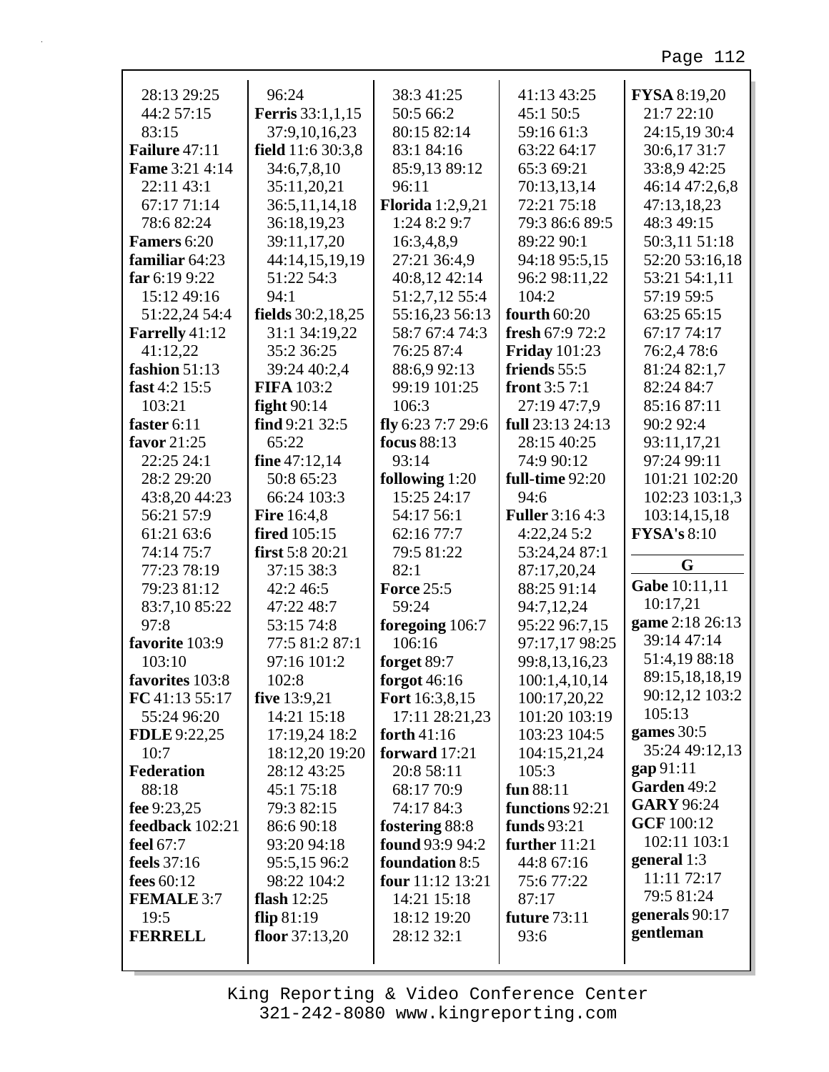28:13 29:25
44:2 57:15
83:15

**Failure** 47:11

**Fame** 3:21 4:14
22:11 43:1
67:17 71:14
78:6 82:24

**Famers** 6:20

**familiar** 64:23

**far** 6:19 9:22
15:12 49:16
51:22,24 54:4

**Farrelly** 41:12
41:12,22

**fashion** 51:13

**fast** 4:2 15:5
103:21

**faster** 6:11

**favor** 21:25
22:25 24:1
28:2 29:20
43:8,20 44:23
56:21 57:9
61:21 63:6
74:14 75:7
77:23 78:19
79:23 81:12
83:7,10 85:22
97:8

**favorite** 103:9
103:10

**favorites** 103:8

**FC** 41:13 55:17
55:24 96:20

**FDLE** 9:22,25
10:7

**Federation**
88:18

**fee** 9:23,25

**feedback** 102:21

**feel** 67:7

**feels** 37:16

**fees** 60:12

**FEMALE** 3:7
19:5

**FERRELL**
96:24

**Ferris** 33:1,1,15
37:9,10,16,23

**field** 11:6 30:3,8
34:6,7,8,10
35:11,20,21
36:5,11,14,18
36:18,19,23
39:11,17,20
44:14,15,19,19
51:22 54:3
94:1

**fields** 30:2,18,25
31:1 34:19,22
35:2 36:25
39:24 40:2,4

**FIFA** 103:2

**fight** 90:14

**find** 9:21 32:5
65:22

**fine** 47:12,14
50:8 65:23
66:24 103:3

**Fire** 16:4,8

**fired** 105:15

**first** 5:8 20:21
37:15 38:3
42:2 46:5
47:22 48:7
53:15 74:8
77:5 81:2 87:1
97:16 101:2
102:8

**five** 13:9,21
14:21 15:18
17:19,24 18:2
18:12,20 19:20
28:12 43:25
45:1 75:18
79:3 82:15
86:6 90:18
93:20 94:18
95:5,15 96:2
98:22 104:2

**flash** 12:25

**flip** 81:19

**floor** 37:13,20
38:3 41:25
50:5 66:2
80:15 82:14
83:1 84:16
85:9,13 89:12
96:11

**Florida** 1:2,9,21
1:24 8:2 9:7
16:3,4,8,9
27:21 36:4,9
40:8,12 42:14
51:2,7,12 55:4
55:16,23 56:13
58:7 67:4 74:3
76:25 87:4
88:6,9 92:13
99:19 101:25
106:3

**fly** 6:23 7:7 29:6

**focus** 88:13
93:14

**following** 1:20
15:25 24:17
54:17 56:1
62:16 77:7
79:5 81:22
82:1

**Force** 25:5
59:24

**foregoing** 106:7
106:16

**forget** 89:7

**forgot** 46:16

**Fort** 16:3,8,15
17:11 28:21,23

**forth** 41:16

**forward** 17:21
20:8 58:11
68:17 70:9
74:17 84:3

**fostering** 88:8

**found** 93:9 94:2

**foundation** 8:5

**four** 11:12 13:21
14:21 15:18
18:12 19:20
28:12 32:1
41:13 43:25
45:1 50:5
59:16 61:3
63:22 64:17
65:3 69:21
70:13,13,14
72:21 75:18
79:3 86:6 89:5
89:22 90:1
94:18 95:5,15
96:2 98:11,22
104:2

**fourth** 60:20

**fresh** 67:9 72:2

**Friday** 101:23

**friends** 55:5

**front** 3:5 7:1
27:19 47:7,9

**full** 23:13 24:13
28:15 40:25
74:9 90:12

**full-time** 92:20
94:6

**Fuller** 3:16 4:3
4:22,24 5:2
53:24,24 87:1
87:17,20,24
88:25 91:14
94:7,12,24
95:22 96:7,15
97:17,17 98:25
99:8,13,16,23
100:1,4,10,14
100:17,20,22
101:20 103:19
103:23 104:5
104:15,21,24
105:3

**fun** 88:11

**functions** 92:21

**funds** 93:21

**further** 11:21
44:8 67:16
75:6 77:22
87:17

**future** 73:11
93:6

**FYSA** 8:19,20
21:7 22:10
24:15,19 30:4
30:6,17 31:7
33:8,9 42:25
46:14 47:2,6,8
47:13,18,23
48:3 49:15
50:3,11 51:18
52:20 53:16,18
53:21 54:1,11
57:19 59:5
63:25 65:15
67:17 74:17
76:2,4 78:6
81:24 82:1,7
82:24 84:7
85:16 87:11
90:2 92:4
93:11,17,21
97:24 99:11
101:21 102:20
102:23 103:1,3
103:14,15,18

**FYSA's** 8:10

## G

**Gabe** 10:11,11
10:17,21

**game** 2:18 26:13
39:14 47:14
51:4,19 88:18
89:15,18,18,19
90:12,12 103:2
105:13

**games** 30:5
35:24 49:12,13

**gap** 91:11

**Garden** 49:2

**GARY** 96:24

**GCF** 100:12
102:11 103:1

**general** 1:3
11:11 72:17
79:5 81:24

**generals** 90:17

**gentleman**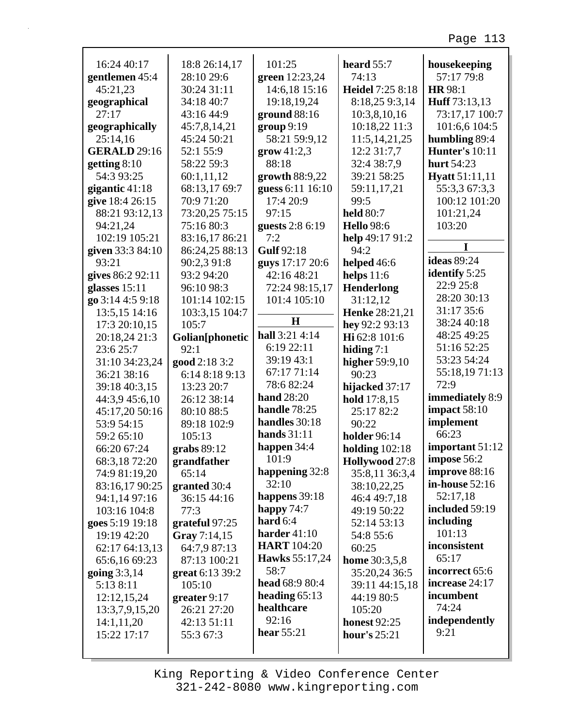16:24 40:17
**gentlemen** 45:4
45:21,23
**geographical**
27:17
**geographically**
25:14,16
**GERALD** 29:16
**getting** 8:10
54:3 93:25
**gigantic** 41:18
**give** 18:4 26:15
88:21 93:12,13
94:21,24
102:19 105:21
**given** 33:3 84:10
93:21
**gives** 86:2 92:11
**glasses** 15:11
**go** 3:14 4:5 9:18
13:5,15 14:16
17:3 20:10,15
20:18,24 21:3
23:6 25:7
31:10 34:23,24
36:21 38:16
39:18 40:3,15
44:3,9 45:6,10
45:17,20 50:16
53:9 54:15
59:2 65:10
66:20 67:24
68:3,18 72:20
74:9 81:19,20
83:16,17 90:25
94:1,14 97:16
103:16 104:8
**goes** 5:19 19:18
19:19 42:20
62:17 64:13,13
65:6,16 69:23
**going** 3:3,14
5:13 8:11
12:12,15,24
13:3,7,9,15,20
14:1,11,20
15:22 17:17
18:8 26:14,17
28:10 29:6
30:24 31:11
34:18 40:7
43:16 44:9
45:7,8,14,21
45:24 50:21
52:1 55:9
58:22 59:3
60:1,11,12
68:13,17 69:7
70:9 71:20
73:20,25 75:15
75:16 80:3
83:16,17 86:21
86:24,25 88:13
90:2,3 91:8
93:2 94:20
96:10 98:3
101:14 102:15
103:3,15 104:7
105:7
**Golian[phonetic**
92:1
**good** 2:18 3:2
6:14 8:18 9:13
13:23 20:7
26:12 38:14
80:10 88:5
89:18 102:9
105:13
**grabs** 89:12
**grandfather**
65:14
**granted** 30:4
36:15 44:16
77:3
**grateful** 97:25
**Gray** 7:14,15
64:7,9 87:13
87:13 100:21
**great** 6:13 39:2
105:10
**greater** 9:17
26:21 27:20
42:13 51:11
55:3 67:3
101:25
**green** 12:23,24
14:6,18 15:16
19:18,19,24
**ground** 88:16
**group** 9:19
58:21 59:9,12
**grow** 41:2,3
88:18
**growth** 88:9,22
**guess** 6:11 16:10
17:4 20:9
97:15
**guests** 2:8 6:19
7:2
**Gulf** 92:18
**guys** 17:17 20:6
42:16 48:21
72:24 98:15,17
101:4 105:10

**H**

**hall** 3:21 4:14
6:19 22:11
39:19 43:1
67:17 71:14
78:6 82:24
**hand** 28:20
**handle** 78:25
**handles** 30:18
**hands** 31:11
**happen** 34:4
101:9
**happening** 32:8
32:10
**happens** 39:18
**happy** 74:7
**hard** 6:4
**harder** 41:10
**HART** 104:20
**Hawks** 55:17,24
58:7
**head** 68:9 80:4
**heading** 65:13
**healthcare**
92:16
**hear** 55:21
**heard** 55:7
74:13
**Heidel** 7:25 8:18
8:18,25 9:3,14
10:3,8,10,16
10:18,22 11:3
11:5,14,21,25
12:2 31:7,7
32:4 38:7,9
39:21 58:25
59:11,17,21
99:5
**held** 80:7
**Hello** 98:6
**help** 49:17 91:2
94:2
**helped** 46:6
**helps** 11:6
**Henderlong**
31:12,12
**Henke** 28:21,21
**hey** 92:2 93:13
**Hi** 62:8 101:6
**hiding** 7:1
**higher** 59:9,10
90:23
**hijacked** 37:17
**hold** 17:8,15
25:17 82:2
90:22
**holder** 96:14
**holding** 102:18
**Hollywood** 27:8
35:8,11 36:3,4
38:10,22,25
46:4 49:7,18
49:19 50:22
52:14 53:13
54:8 55:6
60:25
**home** 30:3,5,8
35:20,24 36:5
39:11 44:15,18
44:19 80:5
105:20
**honest** 92:25
**hour's** 25:21
**housekeeping**
57:17 79:8
**HR** 98:1
**Huff** 73:13,13
73:17,17 100:7
101:6,6 104:5
**humbling** 89:4
**Hunter's** 10:11
**hurt** 54:23
**Hyatt** 51:11,11
55:3,3 67:3,3
100:12 101:20
101:21,24
103:20

**I**

**ideas** 89:24
**identify** 5:25
22:9 25:8
28:20 30:13
31:17 35:6
38:24 40:18
48:25 49:25
51:16 52:25
53:23 54:24
55:18,19 71:13
72:9
**immediately** 8:9
**impact** 58:10
**implement**
66:23
**important** 51:12
**impose** 56:2
**improve** 88:16
**in-house** 52:16
52:17,18
**included** 59:19
**including**
101:13
**inconsistent**
65:17
**incorrect** 65:6
**increase** 24:17
**incumbent**
74:24
**independently**
9:21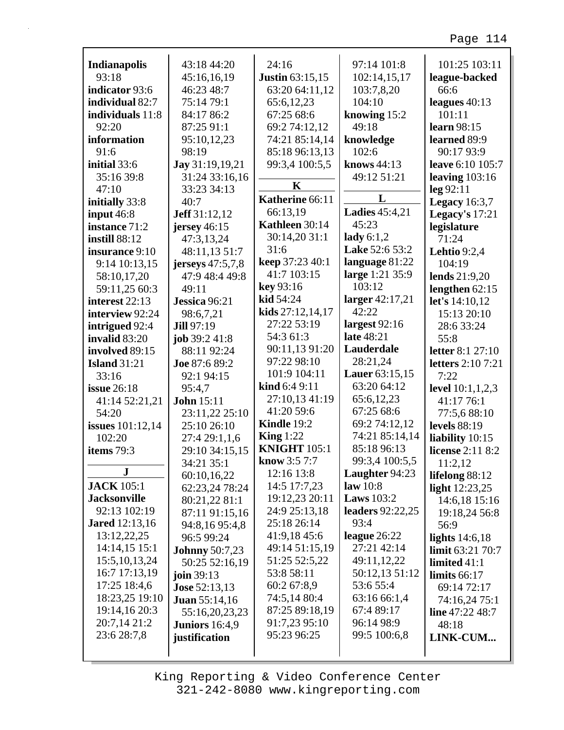**Indianapolis** 93:18
**indicator** 93:6
**individual** 82:7
**individuals** 11:8 92:20
**information** 91:6
**initial** 33:6 35:16 39:8 47:10
**initially** 33:8
**input** 46:8
**instance** 71:2
**instill** 88:12
**insurance** 9:10 9:14 10:13,15 58:10,17,20 59:11,25 60:3
**interest** 22:13
**interview** 92:24
**intrigued** 92:4
**invalid** 83:20
**involved** 89:15
**Island** 31:21 33:16
**issue** 26:18 41:14 52:21,21 54:20
**issues** 101:12,14 102:20
**items** 79:3

**J**

**JACK** 105:1
**Jacksonville** 92:13 102:19
**Jared** 12:13,16 13:12,22,25 14:14,15 15:1 15:5,10,13,24 16:7 17:13,19 17:25 18:4,6 18:23,25 19:10 19:14,16 20:3 20:7,14 21:2 23:6 28:7,8 43:18 44:20 45:16,16,19 46:23 48:7 75:14 79:1 84:17 86:2 87:25 91:1 95:10,12,23 98:19
**Jay** 31:19,19,21 31:24 33:16,16 33:23 34:13 40:7
**Jeff** 31:12,12
**jersey** 46:15 47:3,13,24 48:11,13 51:7
**jerseys** 47:5,7,8 47:9 48:4 49:8 49:11
**Jessica** 96:21 98:6,7,21
**Jill** 97:19
**job** 39:2 41:8 88:11 92:24
**Joe** 87:6 89:2 92:1 94:15 95:4,7
**John** 15:11 23:11,22 25:10 25:10 26:10 27:4 29:1,1,6 29:10 34:15,15 34:21 35:1 60:10,16,22 62:23,24 78:24 80:21,22 81:1 87:11 91:15,16 94:8,16 95:4,8 96:5 99:24
**Johnny** 50:7,23 50:25 52:16,19
**join** 39:13
**Jose** 52:13,13
**Juan** 55:14,16 55:16,20,23,23
**Juniors** 16:4,9
**justification** 24:16
**Justin** 63:15,15 63:20 64:11,12 65:6,12,23 67:25 68:6 69:2 74:12,12 74:21 85:14,14 85:18 96:13,13 99:3,4 100:5,5

**K**

**Katherine** 66:11 66:13,19
**Kathleen** 30:14 30:14,20 31:1 31:6
**keep** 37:23 40:1 41:7 103:15
**key** 93:16
**kid** 54:24
**kids** 27:12,14,17 27:22 53:19 54:3 61:3 90:11,13 91:20 97:22 98:10 101:9 104:11
**kind** 6:4 9:11 27:10,13 41:19 41:20 59:6
**Kindle** 19:2
**King** 1:22
**KNIGHT** 105:1
**know** 3:5 7:7 12:16 13:8 14:5 17:7,23 19:12,23 20:11 24:9 25:13,18 25:18 26:14 41:9,18 45:6 49:14 51:15,19 51:25 52:5,22 53:8 58:11 60:2 67:8,9 74:5,14 80:4 87:25 89:18,19 91:7,23 95:10 95:23 96:25 97:14 101:8 102:14,15,17 103:7,8,20 104:10
**knowing** 15:2 49:18
**knowledge** 102:6
**knows** 44:13 49:12 51:21

**L**

**Ladies** 45:4,21 45:23
**lady** 6:1,2
**Lake** 52:6 53:2
**language** 81:22
**large** 1:21 35:9 103:12
**larger** 42:17,21 42:22
**largest** 92:16
**late** 48:21
**Lauderdale** 28:21,24
**Lauer** 63:15,15 63:20 64:12 65:6,12,23 67:25 68:6 69:2 74:12,12 74:21 85:14,14 85:18 96:13 99:3,4 100:5,5
**Laughter** 94:23
**law** 10:8
**Laws** 103:2
**leaders** 92:22,25 93:4
**league** 26:22 27:21 42:14 49:11,12,22 50:12,13 51:12 53:6 55:4 63:16 66:1,4 67:4 89:17 96:14 98:9 99:5 100:6,8 101:25 103:11
**league-backed** 66:6
**leagues** 40:13 101:11
**learn** 98:15
**learned** 89:9 90:17 93:9
**leave** 6:10 105:7
**leaving** 103:16
**leg** 92:11
**Legacy** 16:3,7
**Legacy's** 17:21
**legislature** 71:24
**Lehtio** 9:2,4 104:19
**lends** 21:9,20
**lengthen** 62:15
**let's** 14:10,12 15:13 20:10 28:6 33:24 55:8
**letter** 8:1 27:10
**letters** 2:10 7:21 7:22
**level** 10:1,1,2,3 41:17 76:1 77:5,6 88:10
**levels** 88:19
**liability** 10:15
**license** 2:11 8:2 11:2,12
**lifelong** 88:12
**light** 12:23,25 14:6,18 15:16 19:18,24 56:8 56:9
**lights** 14:6,18
**limit** 63:21 70:7
**limited** 41:1
**limits** 66:17 69:14 72:17 74:16,24 75:1
**line** 47:22 48:7 48:18
**LINK-CUM...**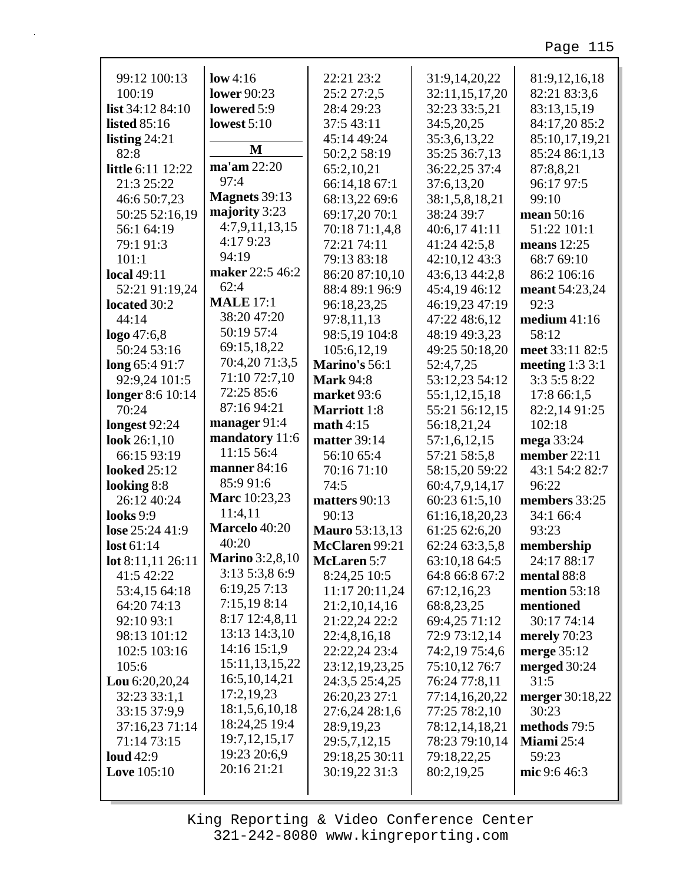99:12 100:13 100:19
**list** 34:12 84:10
**listed** 85:16
**listing** 24:21 82:8
**little** 6:11 12:22 21:3 25:22 46:6 50:7,23 50:25 52:16,19 56:1 64:19 79:1 91:3 101:1
**local** 49:11 52:21 91:19,24
**located** 30:2 44:14
**logo** 47:6,8 50:24 53:16
**long** 65:4 91:7 92:9,24 101:5
**longer** 8:6 10:14 70:24
**longest** 92:24
**look** 26:1,10 66:15 93:19
**looked** 25:12
**looking** 8:8 26:12 40:24
**looks** 9:9
**lose** 25:24 41:9
**lost** 61:14
**lot** 8:11,11 26:11 41:5 42:22 53:4,15 64:18 64:20 74:13 92:10 93:1 98:13 101:12 102:5 103:16 105:6
**Lou** 6:20,20,24 32:23 33:1,1 33:15 37:9,9 37:16,23 71:14 71:14 73:15
**loud** 42:9
**Love** 105:10
**low** 4:16
**lower** 90:23
**lowered** 5:9
**lowest** 5:10

## M

**ma'am** 22:20 97:4
**Magnets** 39:13
**majority** 3:23 4:7,9,11,13,15 4:17 9:23 94:19
**maker** 22:5 46:2 62:4
**MALE** 17:1 38:20 47:20 50:19 57:4 69:15,18,22 70:4,20 71:3,5 71:10 72:7,10 72:25 85:6 87:16 94:21
**manager** 91:4
**mandatory** 11:6 11:15 56:4
**manner** 84:16 85:9 91:6
**Marc** 10:23,23 11:4,11
**Marcelo** 40:20 40:20
**Marino** 3:2,8,10 3:13 5:3,8 6:9 6:19,25 7:13 7:15,19 8:14 8:17 12:4,8,11 13:13 14:3,10 14:16 15:1,9 15:11,13,15,22 16:5,10,14,21 17:2,19,23 18:1,5,6,10,18 18:24,25 19:4 19:7,12,15,17 19:23 20:6,9 20:16 21:21 22:21 23:2 25:2 27:2,5 28:4 29:23 37:5 43:11 45:14 49:24 50:2,2 58:19 65:2,10,21 66:14,18 67:1 68:13,22 69:6 69:17,20 70:1 70:18 71:1,4,8 72:21 74:11 79:13 83:18 86:20 87:10,10 88:4 89:1 96:9 96:18,23,25 97:8,11,13 98:5,19 104:8 105:6,12,19
**Marino's** 56:1
**Mark** 94:8
**market** 93:6
**Marriott** 1:8
**math** 4:15
**matter** 39:14 56:10 65:4 70:16 71:10 74:5
**matters** 90:13 90:13
**Mauro** 53:13,13
**McClaren** 99:21
**McLaren** 5:7 8:24,25 10:5 11:17 20:11,24 21:2,10,14,16 21:22,24 22:2 22:4,8,16,18 22:22,24 23:4 23:12,19,23,25 24:3,5 25:4,25 26:20,23 27:1 27:6,24 28:1,6 28:9,19,23 29:5,7,12,15 29:18,25 30:11 30:19,22 31:3 31:9,14,20,22 32:11,15,17,20 32:23 33:5,21 34:5,20,25 35:3,6,13,22 35:25 36:7,13 36:22,25 37:4 37:6,13,20 38:1,5,8,18,21 38:24 39:7 40:6,17 41:11 41:24 42:5,8 42:10,12 43:3 43:6,13 44:2,8 45:4,19 46:12 46:19,23 47:19 47:22 48:6,12 48:19 49:3,23 49:25 50:18,20 52:4,7,25 53:12,23 54:12 55:1,12,15,18 55:21 56:12,15 56:18,21,24 57:1,6,12,15 57:21 58:5,8 58:15,20 59:22 60:4,7,9,14,17 60:23 61:5,10 61:16,18,20,23 61:25 62:6,20 62:24 63:3,5,8 63:10,18 64:5 64:8 66:8 67:2 67:12,16,23 68:8,23,25 69:4,25 71:12 72:9 73:12,14 74:2,19 75:4,6 75:10,12 76:7 76:24 77:8,11 77:14,16,20,22 77:25 78:2,10 78:12,14,18,21 78:23 79:10,14 79:18,22,25 80:2,19,25 81:9,12,16,18 82:21 83:3,6 83:13,15,19 84:17,20 85:2 85:10,17,19,21 85:24 86:1,13 87:8,8,21 96:17 97:5 99:10
**mean** 50:16 51:22 101:1
**means** 12:25 68:7 69:10 86:2 106:16
**meant** 54:23,24 92:3
**medium** 41:16 58:12
**meet** 33:11 82:5
**meeting** 1:3 3:1 3:3 5:5 8:22 17:8 66:1,5 82:2,14 91:25 102:18
**mega** 33:24
**member** 22:11 43:1 54:2 82:7 96:22
**members** 33:25 34:1 66:4 93:23
**membership** 24:17 88:17
**mental** 88:8
**mention** 53:18
**mentioned** 30:17 74:14
**merely** 70:23
**merge** 35:12
**merged** 30:24 31:5
**merger** 30:18,22 30:23
**methods** 79:5
**Miami** 25:4 59:23
**mic** 9:6 46:3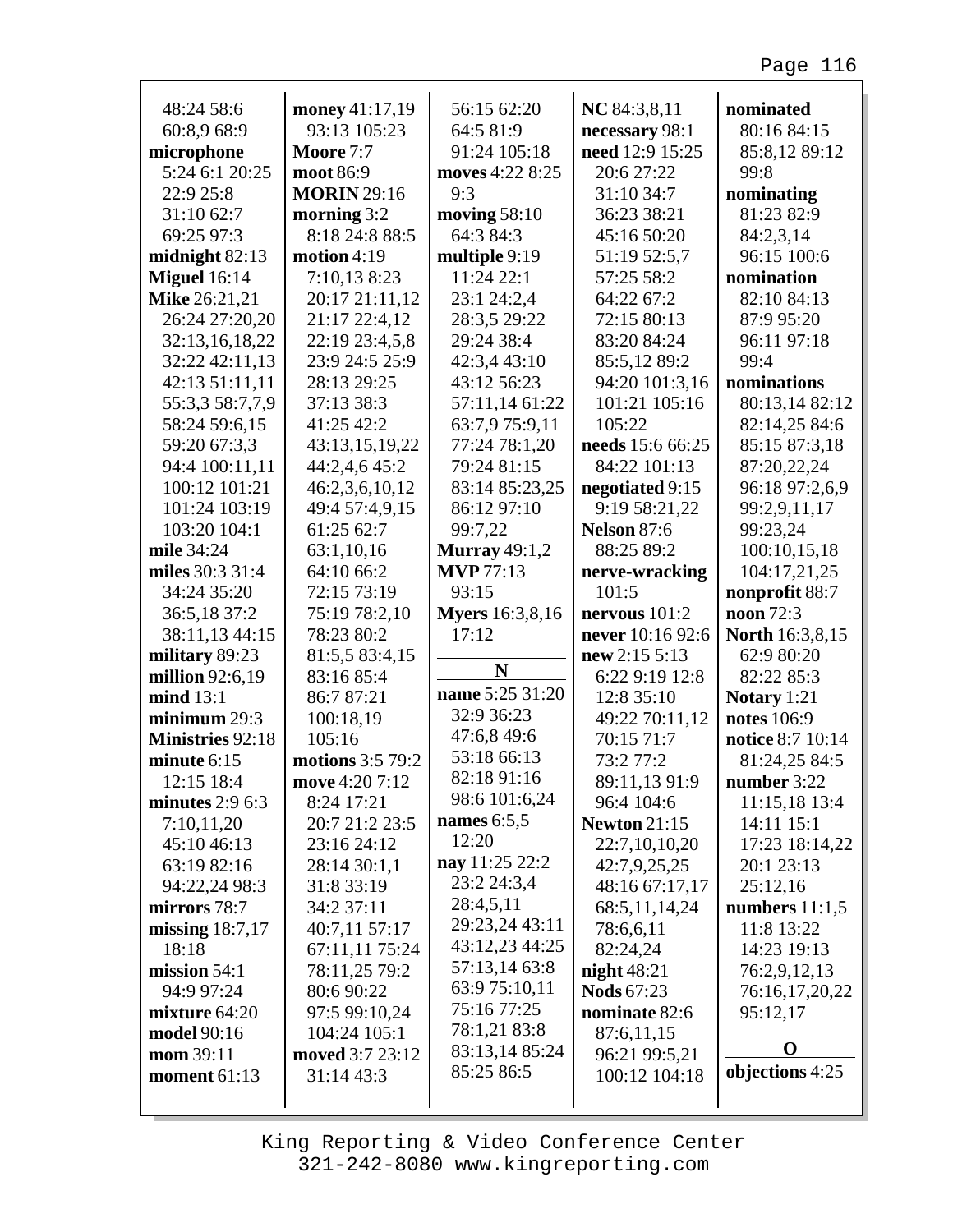48:24 58:6
60:8,9 68:9
**microphone** 5:24 6:1 20:25 22:9 25:8 31:10 62:7 69:25 97:3
**midnight** 82:13
**Miguel** 16:14
**Mike** 26:21,21 26:24 27:20,20 32:13,16,18,22 32:22 42:11,13 42:13 51:11,11 55:3,3 58:7,7,9 58:24 59:6,15 59:20 67:3,3 94:4 100:11,11 100:12 101:21 101:24 103:19 103:20 104:1
**mile** 34:24
**miles** 30:3 31:4 34:24 35:20 36:5,18 37:2 38:11,13 44:15
**military** 89:23
**million** 92:6,19
**mind** 13:1
**minimum** 29:3
**Ministries** 92:18
**minute** 6:15 12:15 18:4
**minutes** 2:9 6:3 7:10,11,20 45:10 46:13 63:19 82:16 94:22,24 98:3
**mirrors** 78:7
**missing** 18:7,17 18:18
**mission** 54:1 94:9 97:24
**mixture** 64:20
**model** 90:16
**mom** 39:11
**moment** 61:13

**money** 41:17,19 93:13 105:23
**Moore** 7:7
**moot** 86:9
**MORIN** 29:16
**morning** 3:2 8:18 24:8 88:5
**motion** 4:19 7:10,13 8:23 20:17 21:11,12 21:17 22:4,12 22:19 23:4,5,8 23:9 24:5 25:9 28:13 29:25 37:13 38:3 41:25 42:2 43:13,15,19,22 44:2,4,6 45:2 46:2,3,6,10,12 49:4 57:4,9,15 61:25 62:7 63:1,10,16 64:10 66:2 72:15 73:19 75:19 78:2,10 78:23 80:2 81:5,5 83:4,15 83:16 85:4 86:7 87:21 100:18,19 105:16
**motions** 3:5 79:2
**move** 4:20 7:12 8:24 17:21 20:7 21:2 23:5 23:16 24:12 28:14 30:1,1 31:8 33:19 34:2 37:11 40:7,11 57:17 67:11,11 75:24 78:11,25 79:2 80:6 90:22 97:5 99:10,24 104:24 105:1
**moved** 3:7 23:12 31:14 43:3

56:15 62:20 64:5 81:9 91:24 105:18
**moves** 4:22 8:25 9:3
**moving** 58:10 64:3 84:3
**multiple** 9:19 11:24 22:1 23:1 24:2,4 28:3,5 29:22 29:24 38:4 42:3,4 43:10 43:12 56:23 57:11,14 61:22 63:7,9 75:9,11 77:24 78:1,20 79:24 81:15 83:14 85:23,25 86:12 97:10 99:7,22
**Murray** 49:1,2
**MVP** 77:13 93:15
**Myers** 16:3,8,16 17:12

**N**

**name** 5:25 31:20 32:9 36:23 47:6,8 49:6 53:18 66:13 82:18 91:16 98:6 101:6,24
**names** 6:5,5 12:20
**nay** 11:25 22:2 23:2 24:3,4 28:4,5,11 29:23,24 43:11 43:12,23 44:25 57:13,14 63:8 63:9 75:10,11 75:16 77:25 78:1,21 83:8 83:13,14 85:24 85:25 86:5

**NC** 84:3,8,11
**necessary** 98:1
**need** 12:9 15:25 20:6 27:22 31:10 34:7 36:23 38:21 45:16 50:20 51:19 52:5,7 57:25 58:2 64:22 67:2 72:15 80:13 83:20 84:24 85:5,12 89:2 94:20 101:3,16 101:21 105:16 105:22
**needs** 15:6 66:25 84:22 101:13
**negotiated** 9:15 9:19 58:21,22
**Nelson** 87:6 88:25 89:2
**nerve-wracking** 101:5
**nervous** 101:2
**never** 10:16 92:6
**new** 2:15 5:13 6:22 9:19 12:8 12:8 35:10 49:22 70:11,12 70:15 71:7 73:2 77:2 89:11,13 91:9 96:4 104:6
**Newton** 21:15 22:7,10,10,20 42:7,9,25,25 48:16 67:17,17 68:5,11,14,24 78:6,6,11 82:24,24
**night** 48:21
**Nods** 67:23
**nominate** 82:6 87:6,11,15 96:21 99:5,21 100:12 104:18

**nominated** 80:16 84:15 85:8,12 89:12 99:8
**nominating** 81:23 82:9 84:2,3,14 96:15 100:6
**nomination** 82:10 84:13 87:9 95:20 96:11 97:18 99:4
**nominations** 80:13,14 82:12 82:14,25 84:6 85:15 87:3,18 87:20,22,24 96:18 97:2,6,9 99:2,9,11,17 99:23,24 100:10,15,18 104:17,21,25
**nonprofit** 88:7
**noon** 72:3
**North** 16:3,8,15 62:9 80:20 82:22 85:3
**Notary** 1:21
**notes** 106:9
**notice** 8:7 10:14 81:24,25 84:5
**number** 3:22 11:15,18 13:4 14:11 15:1 17:23 18:14,22 20:1 23:13 25:12,16
**numbers** 11:1,5 11:8 13:22 14:23 19:13 76:2,9,12,13 76:16,17,20,22 95:12,17

**O**

**objections** 4:25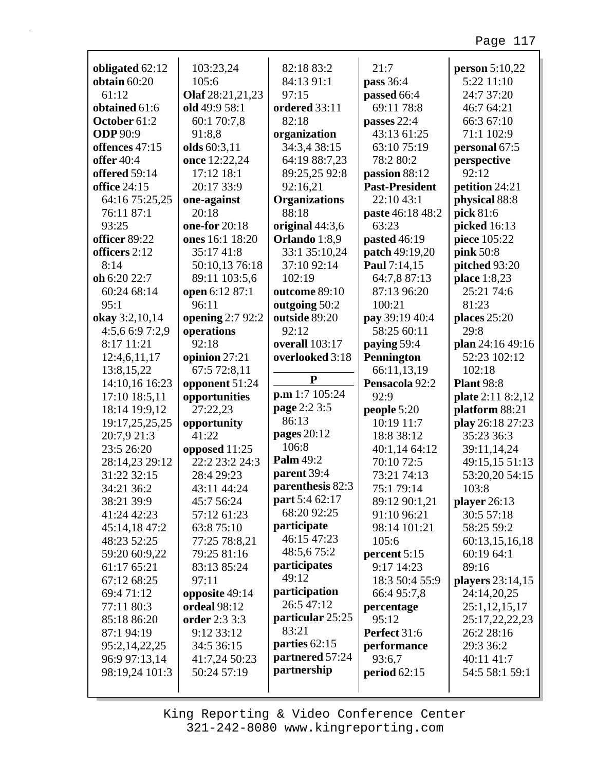**obligated** 62:12
**obtain** 60:20 61:12
**obtained** 61:6
**October** 61:2
**ODP** 90:9
**offences** 47:15
**offer** 40:4
**offered** 59:14
**office** 24:15 64:16 75:25,25 76:11 87:1 93:25
**officer** 89:22
**officers** 2:12 8:14
**oh** 6:20 22:7 60:24 68:14 95:1
**okay** 3:2,10,14 4:5,6 6:9 7:2,9 8:17 11:21 12:4,6,11,17 13:8,15,22 14:10,16 16:23 17:10 18:5,11 18:14 19:9,12 19:17,25,25,25 20:7,9 21:3 23:5 26:20 28:14,23 29:12 31:22 32:15 34:21 36:2 38:21 39:9 41:24 42:23 45:14,18 47:2 48:23 52:25 59:20 60:9,22 61:17 65:21 67:12 68:25 69:4 71:12 77:11 80:3 85:18 86:20 87:1 94:19 95:2,14,22,25 96:9 97:13,14 98:19,24 101:3 103:23,24 105:6
**Olaf** 28:21,21,23
**old** 49:9 58:1 60:1 70:7,8 91:8,8
**olds** 60:3,11
**once** 12:22,24 17:12 18:1 20:17 33:9
**one-against** 20:18
**one-for** 20:18
**ones** 16:1 18:20 35:17 41:8 50:10,13 76:18 89:11 103:5,6
**open** 6:12 87:1 96:11
**opening** 2:7 92:2
**operations** 92:18
**opinion** 27:21 67:5 72:8,11
**opponent** 51:24
**opportunities** 27:22,23
**opportunity** 41:22
**opposed** 11:25 22:2 23:2 24:3 28:4 29:23 43:11 44:24 45:7 56:24 57:12 61:23 63:8 75:10 77:25 78:8,21 79:25 81:16 83:13 85:24 97:11
**opposite** 49:14
**ordeal** 98:12
**order** 2:3 3:3 9:12 33:12 34:5 36:15 41:7,24 50:23 50:24 57:19 82:18 83:2 84:13 91:1 97:15
**ordered** 33:11 82:18
**organization** 34:3,4 38:15 64:19 88:7,23 89:25,25 92:8 92:16,21
**Organizations** 88:18
**original** 44:3,6
**Orlando** 1:8,9 33:1 35:10,24 37:10 92:14 102:19
**outcome** 89:10
**outgoing** 50:2
**outside** 89:20 92:12
**overall** 103:17
**overlooked** 3:18

**P**

**p.m** 1:7 105:24
**page** 2:2 3:5 86:13
**pages** 20:12 106:8
**Palm** 49:2
**parent** 39:4
**parenthesis** 82:3
**part** 5:4 62:17 68:20 92:25
**participate** 46:15 47:23 48:5,6 75:2
**participates** 49:12
**participation** 26:5 47:12
**particular** 25:25 83:21
**parties** 62:15
**partnered** 57:24
**partnership** 21:7
**pass** 36:4
**passed** 66:4 69:11 78:8
**passes** 22:4 43:13 61:25 63:10 75:19 78:2 80:2
**passion** 88:12
**Past-President** 22:10 43:1
**paste** 46:18 48:2 63:23
**pasted** 46:19
**patch** 49:19,20
**Paul** 7:14,15 64:7,8 87:13 87:13 96:20 100:21
**pay** 39:19 40:4 58:25 60:11
**paying** 59:4
**Pennington** 66:11,13,19
**Pensacola** 92:2 92:9
**people** 5:20 10:19 11:7 18:8 38:12 40:1,14 64:12 70:10 72:5 73:21 74:13 75:1 79:14 89:12 90:1,21 91:10 96:21 98:14 101:21 105:6
**percent** 5:15 9:17 14:23 18:3 50:4 55:9 66:4 95:7,8
**percentage** 95:12
**Perfect** 31:6
**performance** 93:6,7
**period** 62:15
**person** 5:10,22 5:22 11:10 24:7 37:20 46:7 64:21 66:3 67:10 71:1 102:9
**personal** 67:5
**perspective** 92:12
**petition** 24:21
**physical** 88:8
**pick** 81:6
**picked** 16:13
**piece** 105:22
**pink** 50:8
**pitched** 93:20
**place** 1:8,23 25:21 74:6 81:23
**places** 25:20 29:8
**plan** 24:16 49:16 52:23 102:12 102:18
**Plant** 98:8
**plate** 2:11 8:2,12
**platform** 88:21
**play** 26:18 27:23 35:23 36:3 39:11,14,24 49:15,15 51:13 53:20,20 54:15 103:8
**player** 26:13 30:5 57:18 58:25 59:2 60:13,15,16,18 60:19 64:1 89:16
**players** 23:14,15 24:14,20,25 25:1,12,15,17 25:17,22,22,23 26:2 28:16 29:3 36:2 40:11 41:7 54:5 58:1 59:1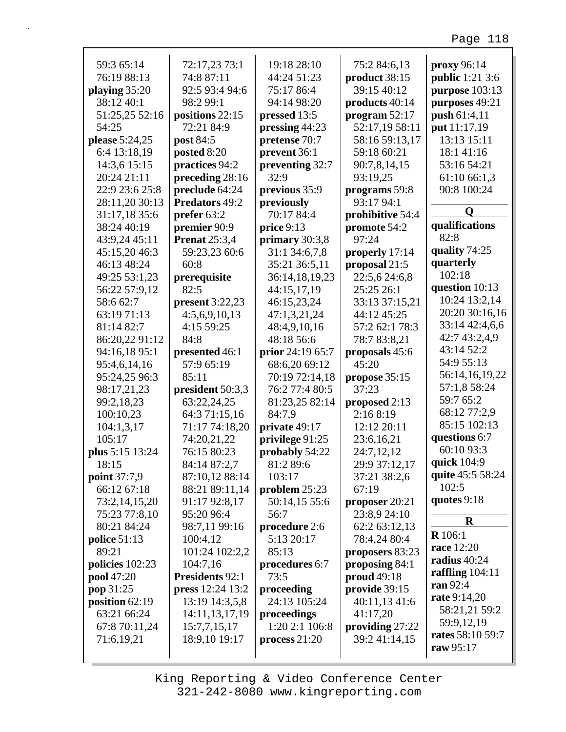59:3 65:14
76:19 88:13
**playing** 35:20
38:12 40:1
51:25,25 52:16
54:25
**please** 5:24,25
6:4 13:18,19
14:3,6 15:15
20:24 21:11
22:9 23:6 25:8
28:11,20 30:13
31:17,18 35:6
38:24 40:19
43:9,24 45:11
45:15,20 46:3
46:13 48:24
49:25 53:1,23
56:22 57:9,12
58:6 62:7
63:19 71:13
81:14 82:7
86:20,22 91:12
94:16,18 95:1
95:4,6,14,16
95:24,25 96:3
98:17,21,23
99:2,18,23
100:10,23
104:1,3,17
105:17
**plus** 5:15 13:24
18:15
**point** 37:7,9
66:12 67:18
73:2,14,15,20
75:23 77:8,10
80:21 84:24
**police** 51:13
89:21
**policies** 102:23
**pool** 47:20
**pop** 31:25
**position** 62:19
63:21 66:24
67:8 70:11,24
71:6,19,21
72:17,23 73:1
74:8 87:11
92:5 93:4 94:6
98:2 99:1
**positions** 22:15
72:21 84:9
**post** 84:5
**posted** 8:20
**practices** 94:2
**preceding** 28:16
**preclude** 64:24
**Predators** 49:2
**prefer** 63:2
**premier** 90:9
**Prenat** 25:3,4
59:23,23 60:6
60:8
**prerequisite**
82:5
**present** 3:22,23
4:5,6,9,10,13
4:15 59:25
84:8
**presented** 46:1
57:9 65:19
85:11
**president** 50:3,3
63:22,24,25
64:3 71:15,16
71:17 74:18,20
74:20,21,22
76:15 80:23
84:14 87:2,7
87:10,12 88:14
88:21 89:11,14
91:17 92:8,17
95:20 96:4
98:7,11 99:16
100:4,12
101:24 102:2,2
104:7,16
**Presidents** 92:1
**press** 12:24 13:2
13:19 14:3,5,8
14:11,13,17,19
15:7,7,15,17
18:9,10 19:17
19:18 28:10
44:24 51:23
75:17 86:4
94:14 98:20
**pressed** 13:5
**pressing** 44:23
**pretense** 70:7
**prevent** 36:1
**preventing** 32:7
32:9
**previous** 35:9
**previously**
70:17 84:4
**price** 9:13
**primary** 30:3,8
31:1 34:6,7,8
35:21 36:5,11
36:14,18,19,23
44:15,17,19
46:15,23,24
47:1,3,21,24
48:4,9,10,16
48:18 56:6
**prior** 24:19 65:7
68:6,20 69:12
70:19 72:14,18
76:2 77:4 80:5
81:23,25 82:14
84:7,9
**private** 49:17
**privilege** 91:25
**probably** 54:22
81:2 89:6
103:17
**problem** 25:23
50:14,15 55:6
56:7
**procedure** 2:6
5:13 20:17
85:13
**procedures** 6:7
73:5
**proceeding**
24:13 105:24
**proceedings**
1:20 2:1 106:8
**process** 21:20
75:2 84:6,13
**product** 38:15
39:15 40:12
**products** 40:14
**program** 52:17
52:17,19 58:11
58:16 59:13,17
59:18 60:21
90:7,8,14,15
93:19,25
**programs** 59:8
93:17 94:1
**prohibitive** 54:4
**promote** 54:2
97:24
**properly** 17:14
**proposal** 21:5
22:5,6 24:6,8
25:25 26:1
33:13 37:15,21
44:12 45:25
57:2 62:1 78:3
78:7 83:8,21
**proposals** 45:6
45:20
**propose** 35:15
37:23
**proposed** 2:13
2:16 8:19
12:12 20:11
23:6,16,21
24:7,12,12
29:9 37:12,17
37:21 38:2,6
67:19
**proposer** 20:21
23:8,9 24:10
62:2 63:12,13
78:4,24 80:4
**proposers** 83:23
**proposing** 84:1
**proud** 49:18
**provide** 39:15
40:11,13 41:6
41:17,20
**providing** 27:22
39:2 41:14,15
**proxy** 96:14
**public** 1:21 3:6
**purpose** 103:13
**purposes** 49:21
**push** 61:4,11
**put** 11:17,19
13:13 15:11
18:1 41:16
53:16 54:21
61:10 66:1,3
90:8 100:24

## Q

**qualifications**
82:8
**quality** 74:25
**quarterly**
102:18
**question** 10:13
10:24 13:2,14
20:20 30:16,16
33:14 42:4,6,6
42:7 43:2,4,9
43:14 52:2
54:9 55:13
56:14,16,19,22
57:1,8 58:24
59:7 65:2
68:12 77:2,9
85:15 102:13
**questions** 6:7
60:10 93:3
**quick** 104:9
**quite** 45:5 58:24
102:5
**quotes** 9:18

## R

**R** 106:1
**race** 12:20
**radius** 40:24
**raffling** 104:11
**ran** 92:4
**rate** 9:14,20
58:21,21 59:2
59:9,12,19
**rates** 58:10 59:7
**raw** 95:17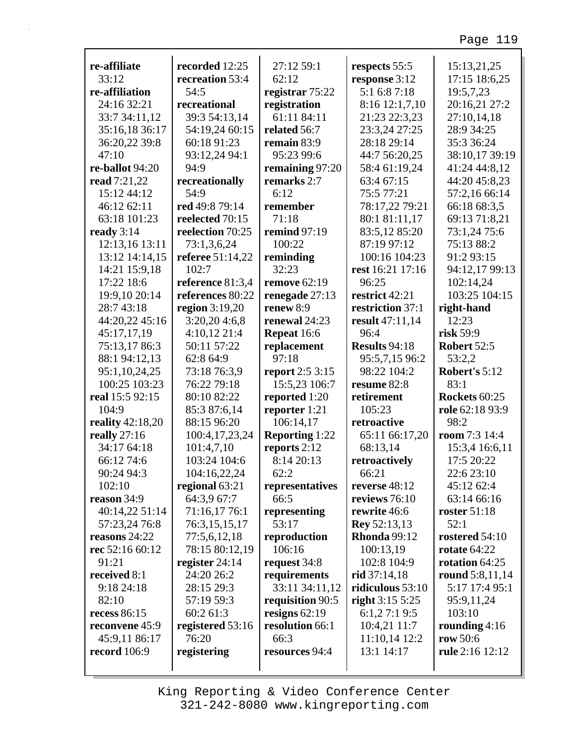**re-affiliate** 33:12
**re-affiliation** 24:16 32:21 33:7 34:11,12 35:16,18 36:17 36:20,22 39:8 47:10
**re-ballot** 94:20
**read** 7:21,22 15:12 44:12 46:12 62:11 63:18 101:23
**ready** 3:14 12:13,16 13:11 13:12 14:14,15 14:21 15:9,18 17:22 18:6 19:9,10 20:14 28:7 43:18 44:20,22 45:16 45:17,17,19 75:13,17 86:3 88:1 94:12,13 95:1,10,24,25 100:25 103:23
**real** 15:5 92:15 104:9
**reality** 42:18,20
**really** 27:16 34:17 64:18 66:12 74:6 90:24 94:3 102:10
**reason** 34:9 40:14,22 51:14 57:23,24 76:8
**reasons** 24:22
**rec** 52:16 60:12 91:21
**received** 8:1 9:18 24:18 82:10
**recess** 86:15
**reconvene** 45:9 45:9,11 86:17
**record** 106:9
**recorded** 12:25
**recreation** 53:4 54:5
**recreational** 39:3 54:13,14 54:19,24 60:15 60:18 91:23 93:12,24 94:1 94:9
**recreationally** 54:9
**red** 49:8 79:14
**reelected** 70:15
**reelection** 70:25 73:1,3,6,24
**referee** 51:14,22 102:7
**reference** 81:3,4
**references** 80:22
**region** 3:19,20 3:20,20 4:6,8 4:10,12 21:4 50:11 57:22 62:8 64:9 73:18 76:3,9 76:22 79:18 80:10 82:22 85:3 87:6,14 88:15 96:20 100:4,17,23,24 101:4,7,10 103:24 104:6 104:16,22,24
**regional** 63:21 64:3,9 67:7 71:16,17 76:1 76:3,15,15,17 77:5,6,12,18 78:15 80:12,19
**register** 24:14 24:20 26:2 28:15 29:3 57:19 59:3 60:2 61:3
**registered** 53:16 76:20
**registering** 27:12 59:1 62:12
**registrar** 75:22
**registration** 61:11 84:11
**related** 56:7
**remain** 83:9 95:23 99:6
**remaining** 97:20
**remarks** 2:7 6:12
**remember** 71:18
**remind** 97:19 100:22
**reminding** 32:23
**remove** 62:19
**renegade** 27:13
**renew** 8:9
**renewal** 24:23
**Repeat** 16:6
**replacement** 97:18
**report** 2:5 3:15 15:5,23 106:7
**reported** 1:20
**reporter** 1:21 106:14,17
**Reporting** 1:22
**reports** 2:12 8:14 20:13 62:2
**representatives** 66:5
**representing** 53:17
**reproduction** 106:16
**request** 34:8
**requirements** 33:11 34:11,12
**requisition** 90:5
**resigns** 62:19
**resolution** 66:1 66:3
**resources** 94:4
**respects** 55:5
**response** 3:12 5:1 6:8 7:18 8:16 12:1,7,10 21:23 22:3,23 23:3,24 27:25 28:18 29:14 44:7 56:20,25 58:4 61:19,24 63:4 67:15 75:5 77:21 78:17,22 79:21 80:1 81:11,17 83:5,12 85:20 87:19 97:12 100:16 104:23
**rest** 16:21 17:16 96:25
**restrict** 42:21
**restriction** 37:1
**result** 47:11,14 96:4
**Results** 94:18 95:5,7,15 96:2 98:22 104:2
**resume** 82:8
**retirement** 105:23
**retroactive** 65:11 66:17,20 68:13,14
**retroactively** 66:21
**reverse** 48:12
**reviews** 76:10
**rewrite** 46:6
**Rey** 52:13,13
**Rhonda** 99:12 100:13,19 102:8 104:9
**rid** 37:14,18
**ridiculous** 53:10
**right** 3:15 5:25 6:1,2 7:1 9:5 10:4,21 11:7 11:10,14 12:2 13:1 14:17 15:13,21,25 17:15 18:6,25 19:5,7,23 20:16,21 27:2 27:10,14,18 28:9 34:25 35:3 36:24 38:10,17 39:19 41:24 44:8,12 44:20 45:8,23 57:2,16 66:14 66:18 68:3,5 69:13 71:8,21 73:1,24 75:6 75:13 88:2 91:2 93:15 94:12,17 99:13 102:14,24 103:25 104:15
**right-hand** 12:23
**risk** 59:9
**Robert** 52:5 53:2,2
**Robert's** 5:12 83:1
**Rockets** 60:25
**role** 62:18 93:9 98:2
**room** 7:3 14:4 15:3,4 16:6,11 17:5 20:22 22:6 23:10 45:12 62:4 63:14 66:16
**roster** 51:18 52:1
**rostered** 54:10
**rotate** 64:22
**rotation** 64:25
**round** 5:8,11,14 5:17 17:4 95:1 95:9,11,24 103:10
**rounding** 4:16
**row** 50:6
**rule** 2:16 12:12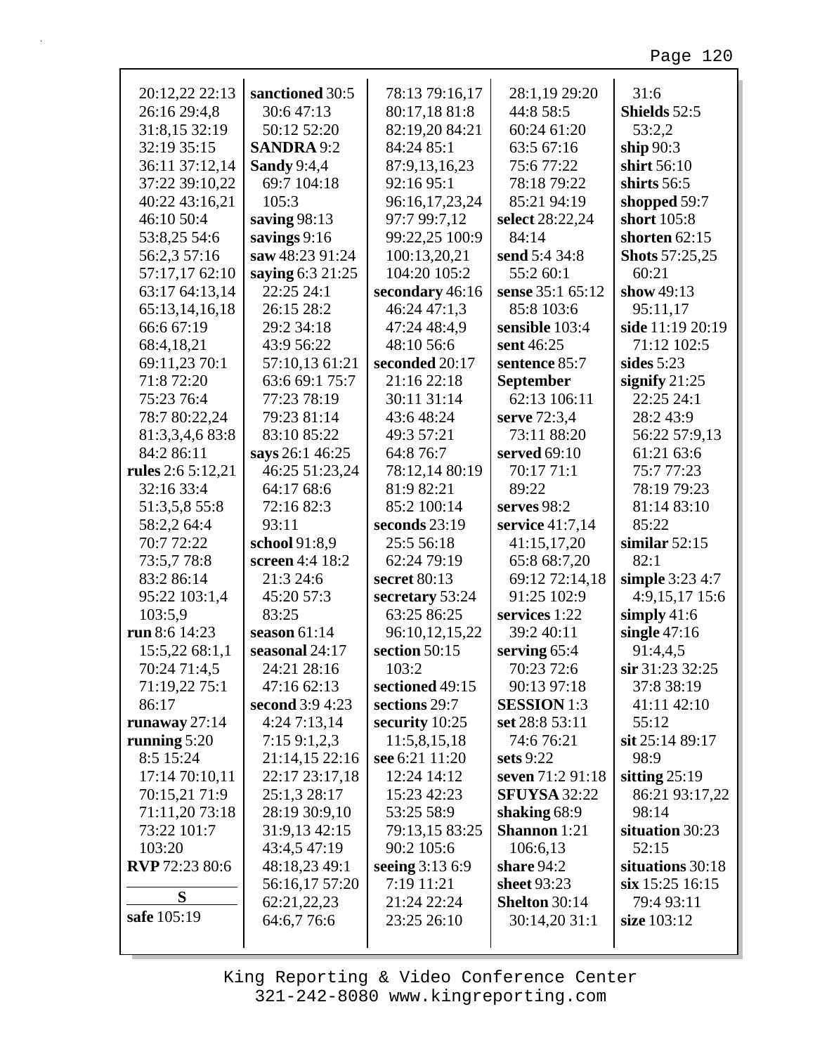20:12,22 22:13
26:16 29:4,8
31:8,15 32:19
32:19 35:15
36:11 37:12,14
37:22 39:10,22
40:22 43:16,21
46:10 50:4
53:8,25 54:6
56:2,3 57:16
57:17,17 62:10
63:17 64:13,14
65:13,14,16,18
66:6 67:19
68:4,18,21
69:11,23 70:1
71:8 72:20
75:23 76:4
78:7 80:22,24
81:3,3,4,6 83:8
84:2 86:11

**rules** 2:6 5:12,21
32:16 33:4
51:3,5,8 55:8
58:2,2 64:4
70:7 72:22
73:5,7 78:8
83:2 86:14
95:22 103:1,4
103:5,9

**run** 8:6 14:23
15:5,22 68:1,1
70:24 71:4,5
71:19,22 75:1
86:17

**runaway** 27:14

**running** 5:20
8:5 15:24
17:14 70:10,11
70:15,21 71:9
71:11,20 73:18
73:22 101:7
103:20

**RVP** 72:23 80:6

## S

**safe** 105:19

**sanctioned** 30:5
30:6 47:13
50:12 52:20

**SANDRA** 9:2

**Sandy** 9:4,4
69:7 104:18
105:3

**saving** 98:13

**savings** 9:16

**saw** 48:23 91:24

**saying** 6:3 21:25
22:25 24:1
26:15 28:2
29:2 34:18
43:9 56:22
57:10,13 61:21
63:6 69:1 75:7
77:23 78:19
79:23 81:14
83:10 85:22

**says** 26:1 46:25
46:25 51:23,24
64:17 68:6
72:16 82:3
93:11

**school** 91:8,9

**screen** 4:4 18:2
21:3 24:6
45:20 57:3
83:25

**season** 61:14

**seasonal** 24:17
24:21 28:16
47:16 62:13

**second** 3:9 4:23
4:24 7:13,14
7:15 9:1,2,3
21:14,15 22:16
22:17 23:17,18
25:1,3 28:17
28:19 30:9,10
31:9,13 42:15
43:4,5 47:19
48:18,23 49:1
56:16,17 57:20
62:21,22,23
64:6,7 76:6
78:13 79:16,17
80:17,18 81:8
82:19,20 84:21
84:24 85:1
87:9,13,16,23
92:16 95:1
96:16,17,23,24
97:7 99:7,12
99:22,25 100:9
100:13,20,21
104:20 105:2

**secondary** 46:16
46:24 47:1,3
47:24 48:4,9
48:10 56:6

**seconded** 20:17
21:16 22:18
30:11 31:14
43:6 48:24
49:3 57:21
64:8 76:7
78:12,14 80:19
81:9 82:21
85:2 100:14

**seconds** 23:19
25:5 56:18
62:24 79:19

**secret** 80:13

**secretary** 53:24
63:25 86:25
96:10,12,15,22

**section** 50:15
103:2

**sectioned** 49:15

**sections** 29:7

**security** 10:25
11:5,8,15,18

**see** 6:21 11:20
12:24 14:12
15:23 42:23
53:25 58:9
79:13,15 83:25
90:2 105:6

**seeing** 3:13 6:9
7:19 11:21
21:24 22:24
23:25 26:10
28:1,19 29:20
44:8 58:5
60:24 61:20
63:5 67:16
75:6 77:22
78:18 79:22
85:21 94:19

**select** 28:22,24
84:14

**send** 5:4 34:8
55:2 60:1

**sense** 35:1 65:12
85:8 103:6

**sensible** 103:4

**sent** 46:25

**sentence** 85:7

**September**
62:13 106:11

**serve** 72:3,4
73:11 88:20

**served** 69:10
70:17 71:1
89:22

**serves** 98:2

**service** 41:7,14
41:15,17,20
65:8 68:7,20
69:12 72:14,18
91:25 102:9

**services** 1:22
39:2 40:11

**serving** 65:4
70:23 72:6
90:13 97:18

**SESSION** 1:3

**set** 28:8 53:11
74:6 76:21

**sets** 9:22

**seven** 71:2 91:18

**SFUYSA** 32:22

**shaking** 68:9

**Shannon** 1:21
106:6,13

**share** 94:2

**sheet** 93:23

**Shelton** 30:14
30:14,20 31:1
31:6

**Shields** 52:5
53:2,2

**ship** 90:3

**shirt** 56:10

**shirts** 56:5

**shopped** 59:7

**short** 105:8

**shorten** 62:15

**Shots** 57:25,25
60:21

**show** 49:13
95:11,17

**side** 11:19 20:19
71:12 102:5

**sides** 5:23

**signify** 21:25
22:25 24:1
28:2 43:9
56:22 57:9,13
61:21 63:6
75:7 77:23
78:19 79:23
81:14 83:10
85:22

**similar** 52:15
82:1

**simple** 3:23 4:7
4:9,15,17 15:6

**simply** 41:6

**single** 47:16
91:4,4,5

**sir** 31:23 32:25
37:8 38:19
41:11 42:10
55:12

**sit** 25:14 89:17
98:9

**sitting** 25:19
86:21 93:17,22
98:14

**situation** 30:23
52:15

**situations** 30:18

**six** 15:25 16:15
79:4 93:11

**size** 103:12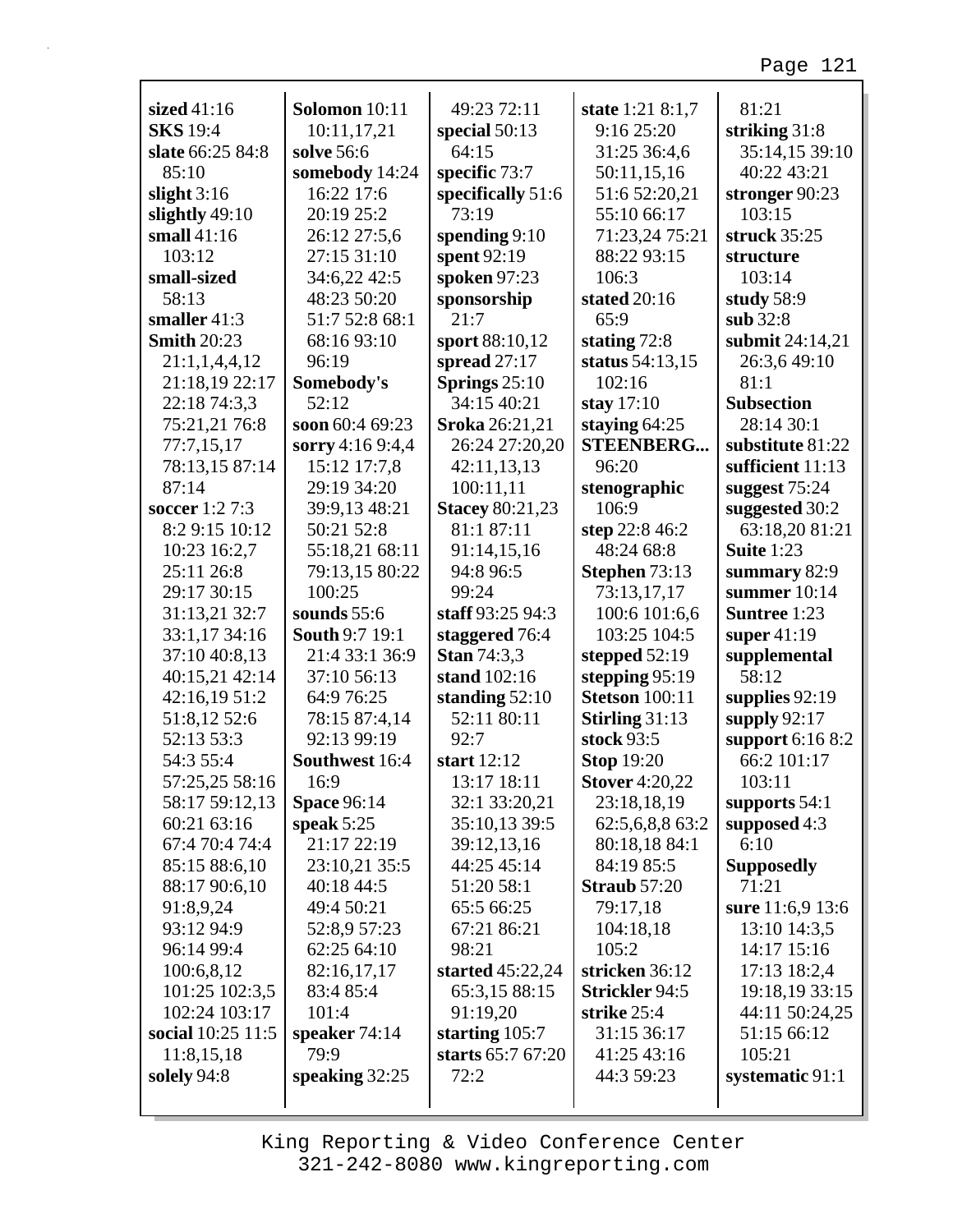**sized** 41:16
**SKS** 19:4
**slate** 66:25 84:8 85:10
**slight** 3:16
**slightly** 49:10
**small** 41:16 103:12
**small-sized** 58:13
**smaller** 41:3
**Smith** 20:23 21:1,1,4,4,12 21:18,19 22:17 22:18 74:3,3 75:21,21 76:8 77:7,15,17 78:13,15 87:14 87:14
**soccer** 1:2 7:3 8:2 9:15 10:12 10:23 16:2,7 25:11 26:8 29:17 30:15 31:13,21 32:7 33:1,17 34:16 37:10 40:8,13 40:15,21 42:14 42:16,19 51:2 51:8,12 52:6 52:13 53:3 54:3 55:4 57:25,25 58:16 58:17 59:12,13 60:21 63:16 67:4 70:4 74:4 85:15 88:6,10 88:17 90:6,10 91:8,9,24 93:12 94:9 96:14 99:4 100:6,8,12 101:25 102:3,5 102:24 103:17
**social** 10:25 11:5 11:8,15,18
**solely** 94:8
**Solomon** 10:11 10:11,17,21
**solve** 56:6
**somebody** 14:24 16:22 17:6 20:19 25:2 26:12 27:5,6 27:15 31:10 34:6,22 42:5 48:23 50:20 51:7 52:8 68:1 68:16 93:10 96:19
**Somebody's** 52:12
**soon** 60:4 69:23
**sorry** 4:16 9:4,4 15:12 17:7,8 29:19 34:20 39:9,13 48:21 50:21 52:8 55:18,21 68:11 79:13,15 80:22 100:25
**sounds** 55:6
**South** 9:7 19:1 21:4 33:1 36:9 37:10 56:13 64:9 76:25 78:15 87:4,14 92:13 99:19
**Southwest** 16:4 16:9
**Space** 96:14
**speak** 5:25 21:17 22:19 23:10,21 35:5 40:18 44:5 49:4 50:21 52:8,9 57:23 62:25 64:10 82:16,17,17 83:4 85:4 101:4
**speaker** 74:14 79:9
**speaking** 32:25
49:23 72:11
**special** 50:13 64:15
**specific** 73:7
**specifically** 51:6 73:19
**spending** 9:10
**spent** 92:19
**spoken** 97:23
**sponsorship** 21:7
**sport** 88:10,12
**spread** 27:17
**Springs** 25:10 34:15 40:21
**Sroka** 26:21,21 26:24 27:20,20 42:11,13,13 100:11,11
**Stacey** 80:21,23 81:1 87:11 91:14,15,16 94:8 96:5 99:24
**staff** 93:25 94:3
**staggered** 76:4
**Stan** 74:3,3
**stand** 102:16
**standing** 52:10 52:11 80:11 92:7
**start** 12:12 13:17 18:11 32:1 33:20,21 35:10,13 39:5 39:12,13,16 44:25 45:14 51:20 58:1 65:5 66:25 67:21 86:21 98:21
**started** 45:22,24 65:3,15 88:15 91:19,20
**starting** 105:7
**starts** 65:7 67:20 72:2
**state** 1:21 8:1,7 9:16 25:20 31:25 36:4,6 50:11,15,16 51:6 52:20,21 55:10 66:17 71:23,24 75:21 88:22 93:15 106:3
**stated** 20:16 65:9
**stating** 72:8
**status** 54:13,15 102:16
**stay** 17:10
**staying** 64:25
**STEENBERG...** 96:20
**stenographic** 106:9
**step** 22:8 46:2 48:24 68:8
**Stephen** 73:13 73:13,17,17 100:6 101:6,6 103:25 104:5
**stepped** 52:19
**stepping** 95:19
**Stetson** 100:11
**Stirling** 31:13
**stock** 93:5
**Stop** 19:20
**Stover** 4:20,22 23:18,18,19 62:5,6,8,8 63:2 80:18,18 84:1 84:19 85:5
**Straub** 57:20 79:17,18 104:18,18 105:2
**stricken** 36:12
**Strickler** 94:5
**strike** 25:4 31:15 36:17 41:25 43:16 44:3 59:23
81:21
**striking** 31:8 35:14,15 39:10 40:22 43:21
**stronger** 90:23 103:15
**struck** 35:25
**structure** 103:14
**study** 58:9
**sub** 32:8
**submit** 24:14,21 26:3,6 49:10 81:1
**Subsection** 28:14 30:1
**substitute** 81:22
**sufficient** 11:13
**suggest** 75:24
**suggested** 30:2 63:18,20 81:21
**Suite** 1:23
**summary** 82:9
**summer** 10:14
**Suntree** 1:23
**super** 41:19
**supplemental** 58:12
**supplies** 92:19
**supply** 92:17
**support** 6:16 8:2 66:2 101:17 103:11
**supports** 54:1
**supposed** 4:3 6:10
**Supposedly** 71:21
**sure** 11:6,9 13:6 13:10 14:3,5 14:17 15:16 17:13 18:2,4 19:18,19 33:15 44:11 50:24,25 51:15 66:12 105:21
**systematic** 91:1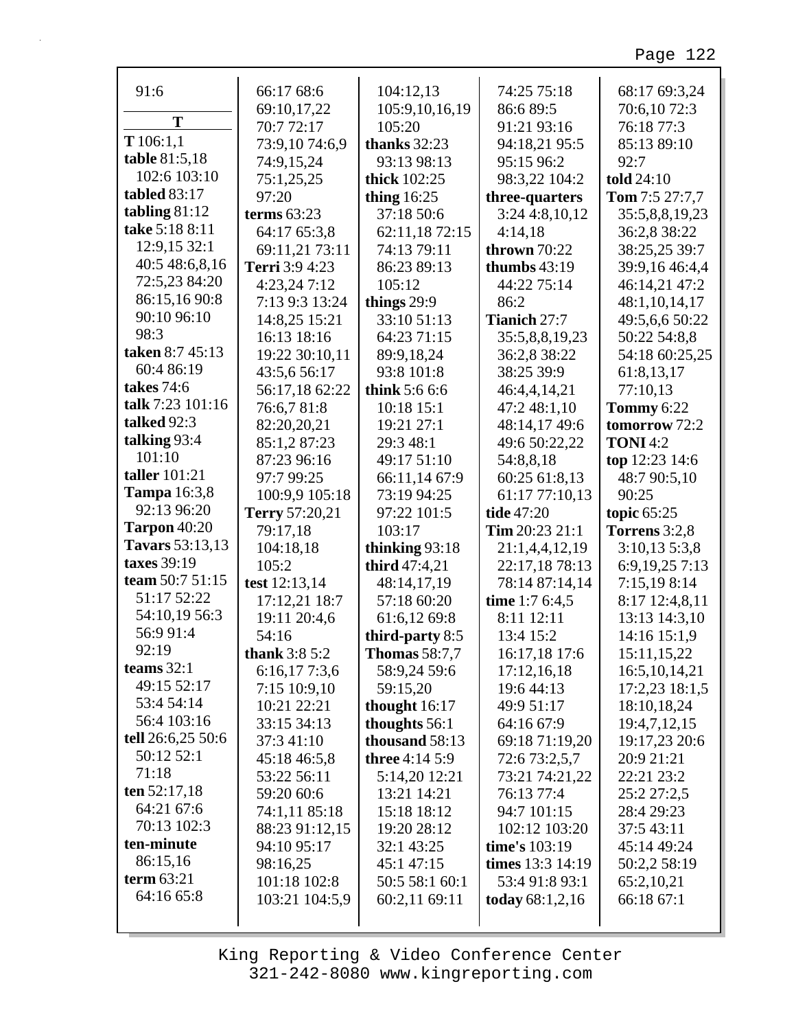91:6

**T**

**T** 106:1,1
**table** 81:5,18 102:6 103:10
**tabled** 83:17
**tabling** 81:12
**take** 5:18 8:11 12:9,15 32:1 40:5 48:6,8,16 72:5,23 84:20 86:15,16 90:8 90:10 96:10 98:3
**taken** 8:7 45:13 60:4 86:19
**takes** 74:6
**talk** 7:23 101:16
**talked** 92:3
**talking** 93:4 101:10
**taller** 101:21
**Tampa** 16:3,8 92:13 96:20
**Tarpon** 40:20
**Tavars** 53:13,13
**taxes** 39:19
**team** 50:7 51:15 51:17 52:22 54:10,19 56:3 56:9 91:4 92:19
**teams** 32:1 49:15 52:17 53:4 54:14 56:4 103:16
**tell** 26:6,25 50:6 50:12 52:1 71:18
**ten** 52:17,18 64:21 67:6 70:13 102:3
**ten-minute** 86:15,16
**term** 63:21 64:16 65:8 66:17 68:6 69:10,17,22 70:7 72:17 73:9,10 74:6,9 74:9,15,24 75:1,25,25 97:20
**terms** 63:23 64:17 65:3,8 69:11,21 73:11
**Terri** 3:9 4:23 4:23,24 7:12 7:13 9:3 13:24 14:8,25 15:21 16:13 18:16 19:22 30:10,11 43:5,6 56:17 56:17,18 62:22 76:6,7 81:8 82:20,20,21 85:1,2 87:23 87:23 96:16 97:7 99:25 100:9,9 105:18
**Terry** 57:20,21 79:17,18 104:18,18 105:2
**test** 12:13,14 17:12,21 18:7 19:11 20:4,6 54:16
**thank** 3:8 5:2 6:16,17 7:3,6 7:15 10:9,10 10:21 22:21 33:15 34:13 37:3 41:10 45:18 46:5,8 53:22 56:11 59:20 60:6 74:1,11 85:18 88:23 91:12,15 94:10 95:17 98:16,25 101:18 102:8 103:21 104:5,9 104:12,13 105:9,10,16,19 105:20
**thanks** 32:23 93:13 98:13
**thick** 102:25
**thing** 16:25 37:18 50:6 62:11,18 72:15 74:13 79:11 86:23 89:13 105:12
**things** 29:9 33:10 51:13 64:23 71:15 89:9,18,24 93:8 101:8
**think** 5:6 6:6 10:18 15:1 19:21 27:1 29:3 48:1 49:17 51:10 66:11,14 67:9 73:19 94:25 97:22 101:5 103:17
**thinking** 93:18
**third** 47:4,21 48:14,17,19 57:18 60:20 61:6,12 69:8
**third-party** 8:5
**Thomas** 58:7,7 58:9,24 59:6 59:15,20
**thought** 16:17
**thoughts** 56:1
**thousand** 58:13
**three** 4:14 5:9 5:14,20 12:21 13:21 14:21 15:18 18:12 19:20 28:12 32:1 43:25 45:1 47:15 50:5 58:1 60:1 60:2,11 69:11 74:25 75:18 86:6 89:5 91:21 93:16 94:18,21 95:5 95:15 96:2 98:3,22 104:2
**three-quarters** 3:24 4:8,10,12 4:14,18
**thrown** 70:22
**thumbs** 43:19 44:22 75:14 86:2
**Tianich** 27:7 35:5,8,8,19,23 36:2,8 38:22 38:25 39:9 46:4,4,14,21 47:2 48:1,10 48:14,17 49:6 49:6 50:22,22 54:8,8,18 60:25 61:8,13 61:17 77:10,13
**tide** 47:20
**Tim** 20:23 21:1 21:1,4,4,12,19 22:17,18 78:13 78:14 87:14,14
**time** 1:7 6:4,5 8:11 12:11 13:4 15:2 16:17,18 17:6 17:12,16,18 19:6 44:13 49:9 51:17 64:16 67:9 69:18 71:19,20 72:6 73:2,5,7 73:21 74:21,22 76:13 77:4 94:7 101:15 102:12 103:20
**time's** 103:19
**times** 13:3 14:19 53:4 91:8 93:1
**today** 68:1,2,16 68:17 69:3,24 70:6,10 72:3 76:18 77:3 85:13 89:10 92:7
**told** 24:10
**Tom** 7:5 27:7,7 35:5,8,8,19,23 36:2,8 38:22 38:25,25 39:7 39:9,16 46:4,4 46:14,21 47:2 48:1,10,14,17 49:5,6,6 50:22 50:22 54:8,8 54:18 60:25,25 61:8,13,17 77:10,13
**Tommy** 6:22
**tomorrow** 72:2
**TONI** 4:2
**top** 12:23 14:6 48:7 90:5,10 90:25
**topic** 65:25
**Torrens** 3:2,8 3:10,13 5:3,8 6:9,19,25 7:13 7:15,19 8:14 8:17 12:4,8,11 13:13 14:3,10 14:16 15:1,9 15:11,15,22 16:5,10,14,21 17:2,23 18:1,5 18:10,18,24 19:4,7,12,15 19:17,23 20:6 20:9 21:21 22:21 23:2 25:2 27:2,5 28:4 29:23 37:5 43:11 45:14 49:24 50:2,2 58:19 65:2,10,21 66:18 67:1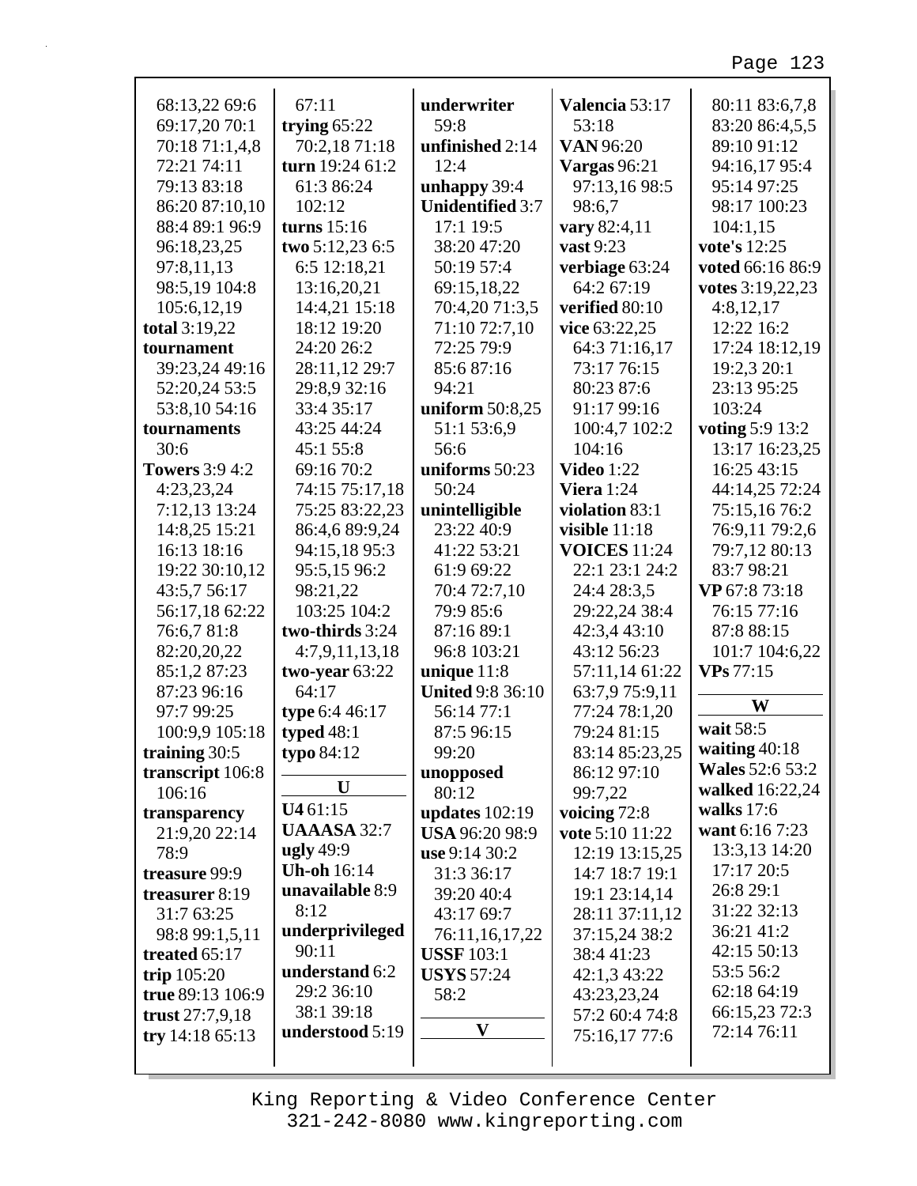68:13,22 69:6
69:17,20 70:1
70:18 71:1,4,8
72:21 74:11
79:13 83:18
86:20 87:10,10
88:4 89:1 96:9
96:18,23,25
97:8,11,13
98:5,19 104:8
105:6,12,19

**total** 3:19,22

**tournament** 39:23,24 49:16 52:20,24 53:5 53:8,10 54:16

**tournaments** 30:6

**Towers** 3:9 4:2 4:23,23,24 7:12,13 13:24 14:8,25 15:21 16:13 18:16 19:22 30:10,12 43:5,7 56:17 56:17,18 62:22 76:6,7 81:8 82:20,20,22 85:1,2 87:23 87:23 96:16 97:7 99:25 100:9,9 105:18

**training** 30:5

**transcript** 106:8 106:16

**transparency** 21:9,20 22:14 78:9

**treasure** 99:9

**treasurer** 8:19 31:7 63:25 98:8 99:1,5,11

**treated** 65:17

**trip** 105:20

**true** 89:13 106:9

**trust** 27:7,9,18

**try** 14:18 65:13
67:11

**trying** 65:22 70:2,18 71:18

**turn** 19:24 61:2 61:3 86:24 102:12

**turns** 15:16

**two** 5:12,23 6:5 6:5 12:18,21 13:16,20,21 14:4,21 15:18 18:12 19:20 24:20 26:2 28:11,12 29:7 29:8,9 32:16 33:4 35:17 43:25 44:24 45:1 55:8 69:16 70:2 74:15 75:17,18 75:25 83:22,23 86:4,6 89:9,24 94:15,18 95:3 95:5,15 96:2 98:21,22 103:25 104:2

**two-thirds** 3:24 4:7,9,11,13,18

**two-year** 63:22 64:17

**type** 6:4 46:17

**typed** 48:1

**typo** 84:12

## U

**U4** 61:15

**UAAASA** 32:7

**ugly** 49:9

**Uh-oh** 16:14

**unavailable** 8:9 8:12

**underprivileged** 90:11

**understand** 6:2 29:2 36:10 38:1 39:18

**understood** 5:19

**underwriter** 59:8

**unfinished** 2:14 12:4

**unhappy** 39:4

**Unidentified** 3:7 17:1 19:5 38:20 47:20 50:19 57:4 69:15,18,22 70:4,20 71:3,5 71:10 72:7,10 72:25 79:9 85:6 87:16 94:21

**uniform** 50:8,25 51:1 53:6,9 56:6

**uniforms** 50:23 50:24

**unintelligible** 23:22 40:9 41:22 53:21 61:9 69:22 70:4 72:7,10 79:9 85:6 87:16 89:1 96:8 103:21

**unique** 11:8

**United** 9:8 36:10 56:14 77:1 87:5 96:15 99:20

**unopposed** 80:12

**updates** 102:19

**USA** 96:20 98:9

**use** 9:14 30:2 31:3 36:17 39:20 40:4 43:17 69:7 76:11,16,17,22

**USSF** 103:1

**USYS** 57:24 58:2

## V

**Valencia** 53:17 53:18

**VAN** 96:20

**Vargas** 96:21 97:13,16 98:5 98:6,7

**vary** 82:4,11

**vast** 9:23

**verbiage** 63:24 64:2 67:19

**verified** 80:10

**vice** 63:22,25 64:3 71:16,17 73:17 76:15 80:23 87:6 91:17 99:16 100:4,7 102:2 104:16

**Video** 1:22

**Viera** 1:24

**violation** 83:1

**visible** 11:18

**VOICES** 11:24 22:1 23:1 24:2 24:4 28:3,5 29:22,24 38:4 42:3,4 43:10 43:12 56:23 57:11,14 61:22 63:7,9 75:9,11 77:24 78:1,20 79:24 81:15 83:14 85:23,25 86:12 97:10 99:7,22

**voicing** 72:8

**vote** 5:10 11:22 12:19 13:15,25 14:7 18:7 19:1 19:1 23:14,14 28:11 37:11,12 37:15,24 38:2 38:4 41:23 42:1,3 43:22 43:23,23,24 57:2 60:4 74:8 75:16,17 77:6
80:11 83:6,7,8 83:20 86:4,5,5 89:10 91:12 94:16,17 95:4 95:14 97:25 98:17 100:23 104:1,15

**vote's** 12:25

**voted** 66:16 86:9

**votes** 3:19,22,23 4:8,12,17 12:22 16:2 17:24 18:12,19 19:2,3 20:1 23:13 95:25 103:24

**voting** 5:9 13:2 13:17 16:23,25 16:25 43:15 44:14,25 72:24 75:15,16 76:2 76:9,11 79:2,6 79:7,12 80:13 83:7 98:21

**VP** 67:8 73:18 76:15 77:16 87:8 88:15 101:7 104:6,22

**VPs** 77:15

## W

**wait** 58:5

**waiting** 40:18

**Wales** 52:6 53:2

**walked** 16:22,24

**walks** 17:6

**want** 6:16 7:23 13:3,13 14:20 17:17 20:5 26:8 29:1 31:22 32:13 36:21 41:2 42:15 50:13 53:5 56:2 62:18 64:19 66:15,23 72:3 72:14 76:11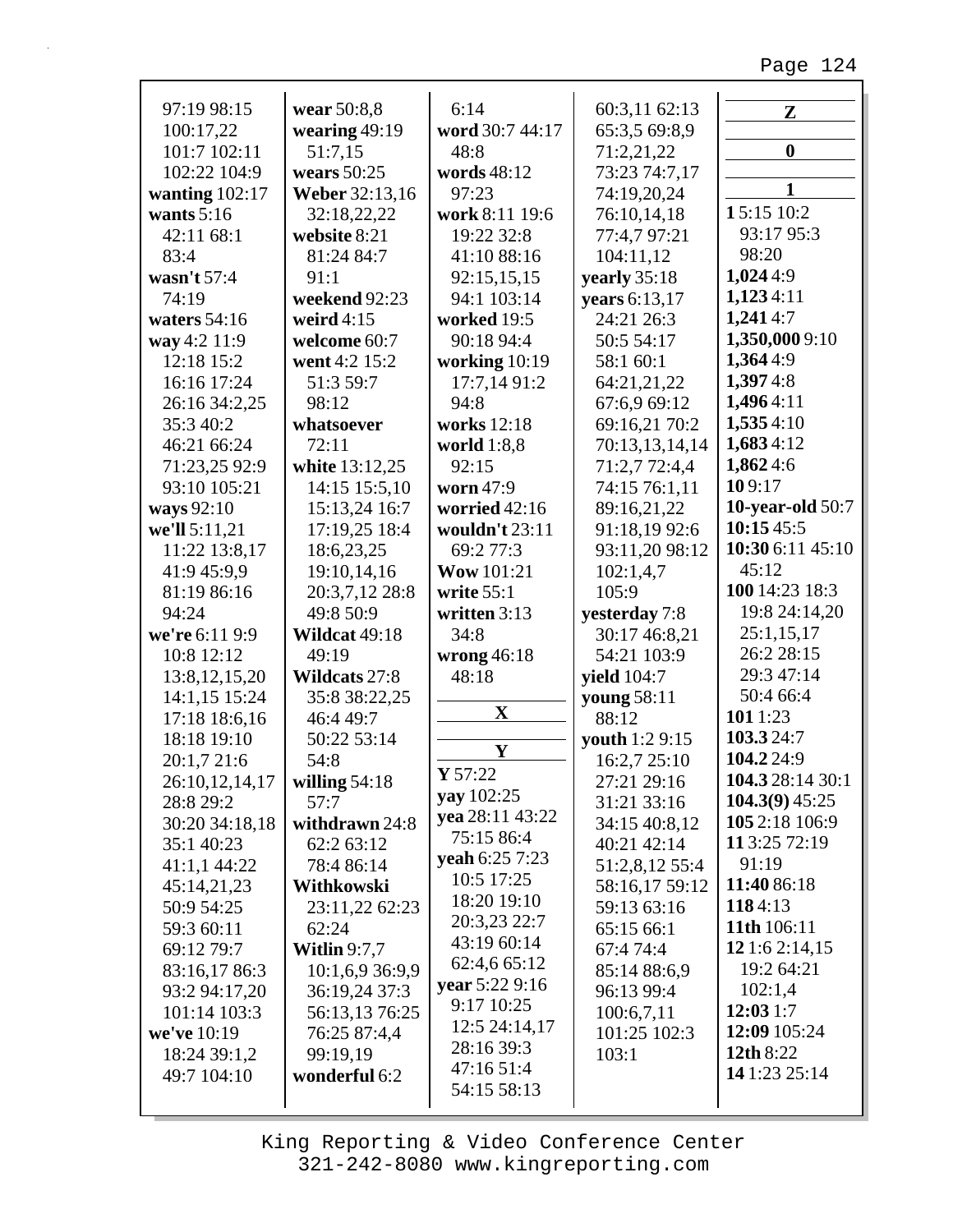97:19 98:15
100:17,22
101:7 102:11
102:22 104:9
**wanting** 102:17
**wants** 5:16
42:11 68:1
83:4
**wasn't** 57:4
74:19
**waters** 54:16
**way** 4:2 11:9
12:18 15:2
16:16 17:24
26:16 34:2,25
35:3 40:2
46:21 66:24
71:23,25 92:9
93:10 105:21
**ways** 92:10
**we'll** 5:11,21
11:22 13:8,17
41:9 45:9,9
81:19 86:16
94:24
**we're** 6:11 9:9
10:8 12:12
13:8,12,15,20
14:1,15 15:24
17:18 18:6,16
18:18 19:10
20:1,7 21:6
26:10,12,14,17
28:8 29:2
30:20 34:18,18
35:1 40:23
41:1,1 44:22
45:14,21,23
50:9 54:25
59:3 60:11
69:12 79:7
83:16,17 86:3
93:2 94:17,20
101:14 103:3
**we've** 10:19
18:24 39:1,2
49:7 104:10

**wear** 50:8,8
**wearing** 49:19
51:7,15
**wears** 50:25
**Weber** 32:13,16
32:18,22,22
**website** 8:21
81:24 84:7
91:1
**weekend** 92:23
**weird** 4:15
**welcome** 60:7
**went** 4:2 15:2
51:3 59:7
98:12
**whatsoever**
72:11
**white** 13:12,25
14:15 15:5,10
15:13,24 16:7
17:19,25 18:4
18:6,23,25
19:10,14,16
20:3,7,12 28:8
49:8 50:9
**Wildcat** 49:18
49:19
**Wildcats** 27:8
35:8 38:22,25
46:4 49:7
50:22 53:14
54:8
**willing** 54:18
57:7
**withdrawn** 24:8
62:2 63:12
78:4 86:14
**Withkowski**
23:11,22 62:23
62:24
**Witlin** 9:7,7
10:1,6,9 36:9,9
36:19,24 37:3
56:13,13 76:25
76:25 87:4,4
99:19,19
**wonderful** 6:2

6:14
**word** 30:7 44:17
48:8
**words** 48:12
97:23
**work** 8:11 19:6
19:22 32:8
41:10 88:16
92:15,15,15
94:1 103:14
**worked** 19:5
90:18 94:4
**working** 10:19
17:7,14 91:2
94:8
**works** 12:18
**world** 1:8,8
92:15
**worn** 47:9
**worried** 42:16
**wouldn't** 23:11
69:2 77:3
**Wow** 101:21
**write** 55:1
**written** 3:13
34:8
**wrong** 46:18
48:18

**X**

**Y**

**Y** 57:22
**yay** 102:25
**yea** 28:11 43:22
75:15 86:4
**yeah** 6:25 7:23
10:5 17:25
18:20 19:10
20:3,23 22:7
43:19 60:14
62:4,6 65:12
**year** 5:22 9:16
9:17 10:25
12:5 24:14,17
28:16 39:3
47:16 51:4
54:15 58:13

60:3,11 62:13
65:3,5 69:8,9
71:2,21,22
73:23 74:7,17
74:19,20,24
76:10,14,18
77:4,7 97:21
104:11,12
**yearly** 35:18
**years** 6:13,17
24:21 26:3
50:5 54:17
58:1 60:1
64:21,21,22
67:6,9 69:12
69:16,21 70:2
70:13,13,14,14
71:2,7 72:4,4
74:15 76:1,11
89:16,21,22
91:18,19 92:6
93:11,20 98:12
102:1,4,7
105:9
**yesterday** 7:8
30:17 46:8,21
54:21 103:9
**yield** 104:7
**young** 58:11
88:12
**youth** 1:2 9:15
16:2,7 25:10
27:21 29:16
31:21 33:16
34:15 40:8,12
40:21 42:14
51:2,8,12 55:4
58:16,17 59:12
59:13 63:16
65:15 66:1
67:4 74:4
85:14 88:6,9
96:13 99:4
100:6,7,11
101:25 102:3
103:1

**Z**

**0**

**1**

**1** 5:15 10:2
93:17 95:3
98:20
**1,024** 4:9
**1,123** 4:11
**1,241** 4:7
**1,350,000** 9:10
**1,364** 4:9
**1,397** 4:8
**1,496** 4:11
**1,535** 4:10
**1,683** 4:12
**1,862** 4:6
**10** 9:17
**10-year-old** 50:7
**10:15** 45:5
**10:30** 6:11 45:10
45:12
**100** 14:23 18:3
19:8 24:14,20
25:1,15,17
26:2 28:15
29:3 47:14
50:4 66:4
**101** 1:23
**103.3** 24:7
**104.2** 24:9
**104.3** 28:14 30:1
**104.3(9)** 45:25
**105** 2:18 106:9
**11** 3:25 72:19
91:19
**11:40** 86:18
**118** 4:13
**11th** 106:11
**12** 1:6 2:14,15
19:2 64:21
102:1,4
**12:03** 1:7
**12:09** 105:24
**12th** 8:22
**14** 1:23 25:14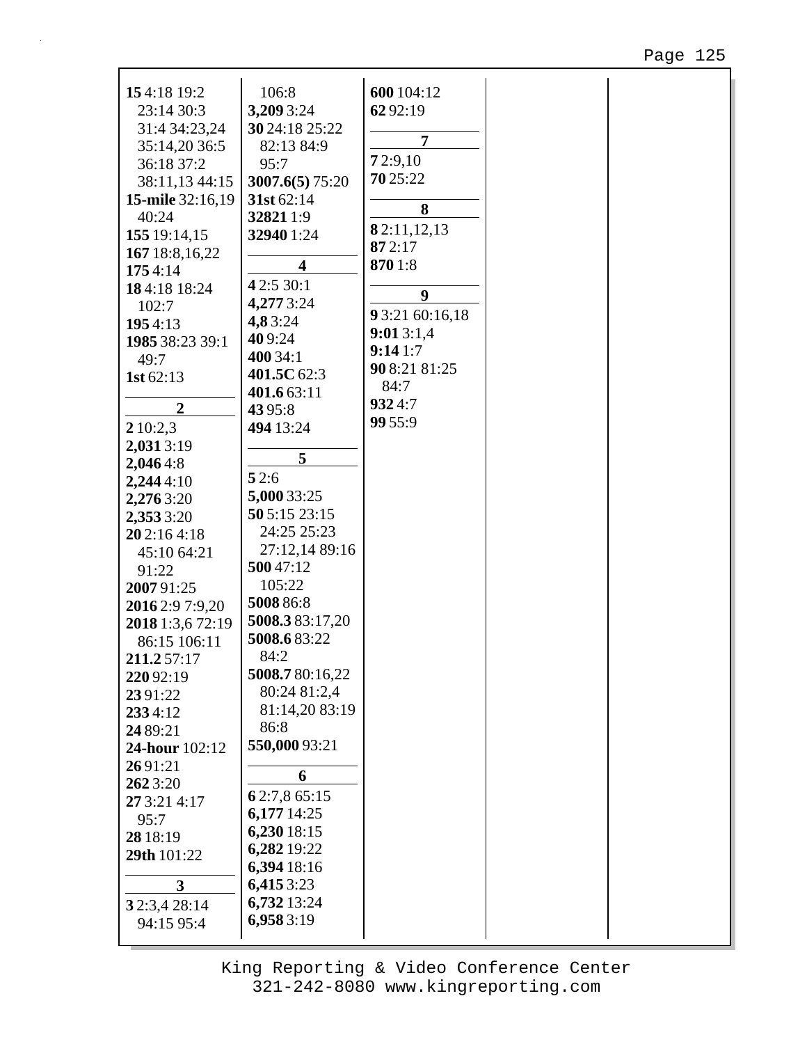**15** 4:18 19:2 23:14 30:3 31:4 34:23,24 35:14,20 36:5 36:18 37:2 38:11,13 44:15
**15-mile** 32:16,19 40:24
**155** 19:14,15
**167** 18:8,16,22
**175** 4:14
**18** 4:18 18:24 102:7
**195** 4:13
**1985** 38:23 39:1 49:7
**1st** 62:13

**2**

**2** 10:2,3
**2,031** 3:19
**2,046** 4:8
**2,244** 4:10
**2,276** 3:20
**2,353** 3:20
**20** 2:16 4:18 45:10 64:21 91:22
**2007** 91:25
**2016** 2:9 7:9,20
**2018** 1:3,6 72:19 86:15 106:11
**211.2** 57:17
**220** 92:19
**23** 91:22
**233** 4:12
**24** 89:21
**24-hour** 102:12
**26** 91:21
**262** 3:20
**27** 3:21 4:17 95:7
**28** 18:19
**29th** 101:22

**3**

**3** 2:3,4 28:14 94:15 95:4 106:8
**3,209** 3:24
**30** 24:18 25:22 82:13 84:9 95:7
**3007.6(5)** 75:20
**31st** 62:14
**32821** 1:9
**32940** 1:24

**4**

**4** 2:5 30:1
**4,277** 3:24
**4,8** 3:24
**40** 9:24
**400** 34:1
**401.5C** 62:3
**401.6** 63:11
**43** 95:8
**494** 13:24

**5**

**5** 2:6
**5,000** 33:25
**50** 5:15 23:15 24:25 25:23 27:12,14 89:16
**500** 47:12 105:22
**5008** 86:8
**5008.3** 83:17,20
**5008.6** 83:22 84:2
**5008.7** 80:16,22 80:24 81:2,4 81:14,20 83:19 86:8
**550,000** 93:21

**6**

**6** 2:7,8 65:15
**6,177** 14:25
**6,230** 18:15
**6,282** 19:22
**6,394** 18:16
**6,415** 3:23
**6,732** 13:24
**6,958** 3:19
**600** 104:12
**62** 92:19

**7**

**7** 2:9,10
**70** 25:22

**8**

**8** 2:11,12,13
**87** 2:17
**870** 1:8

**9**

**9** 3:21 60:16,18
**9:01** 3:1,4
**9:14** 1:7
**90** 8:21 81:25 84:7
**932** 4:7
**99** 55:9